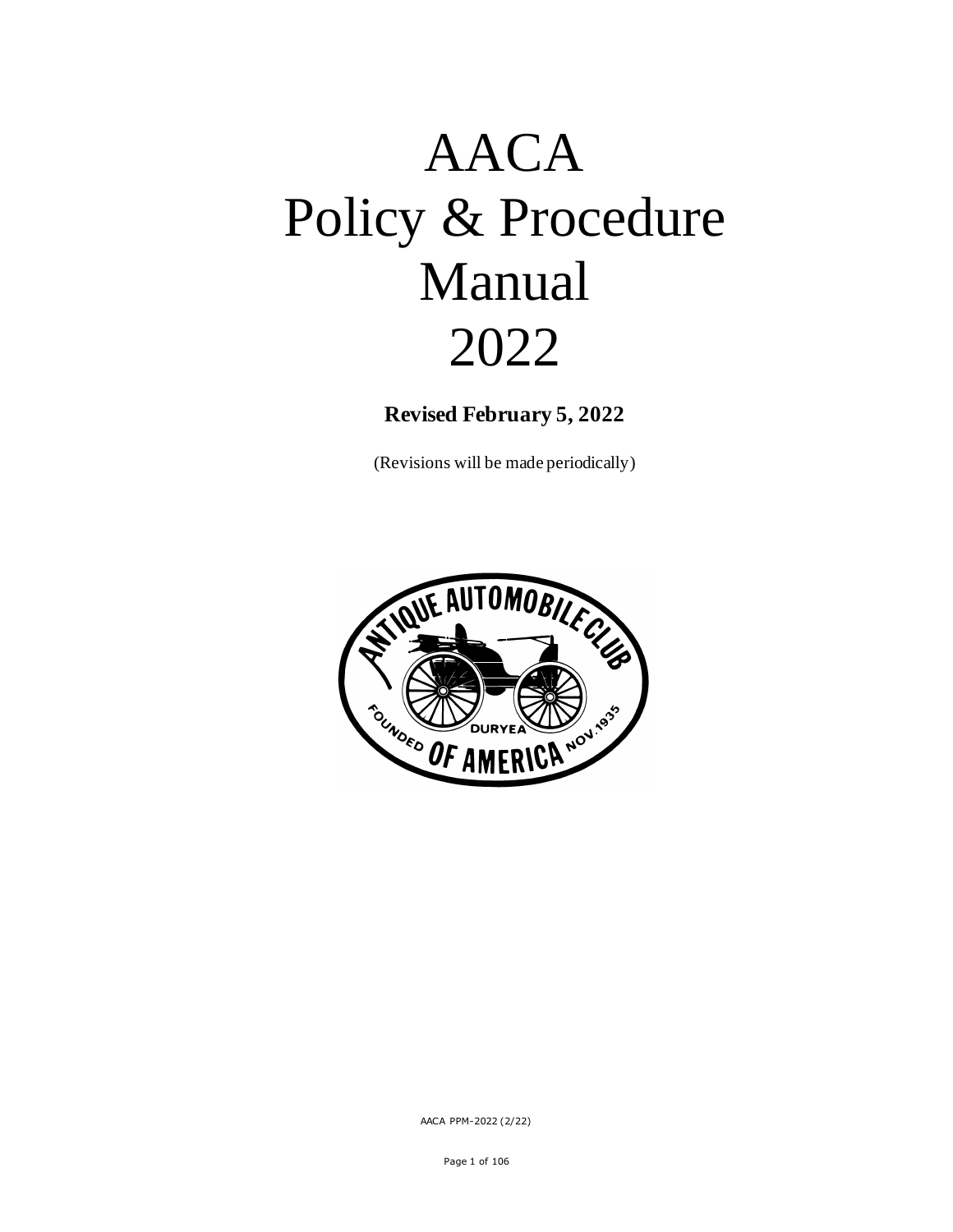# AACA Policy & Procedure Manual 2022

**Revised February 5, 2022**

(Revisions will be made periodically)

AACA PPM-2022 (2/22)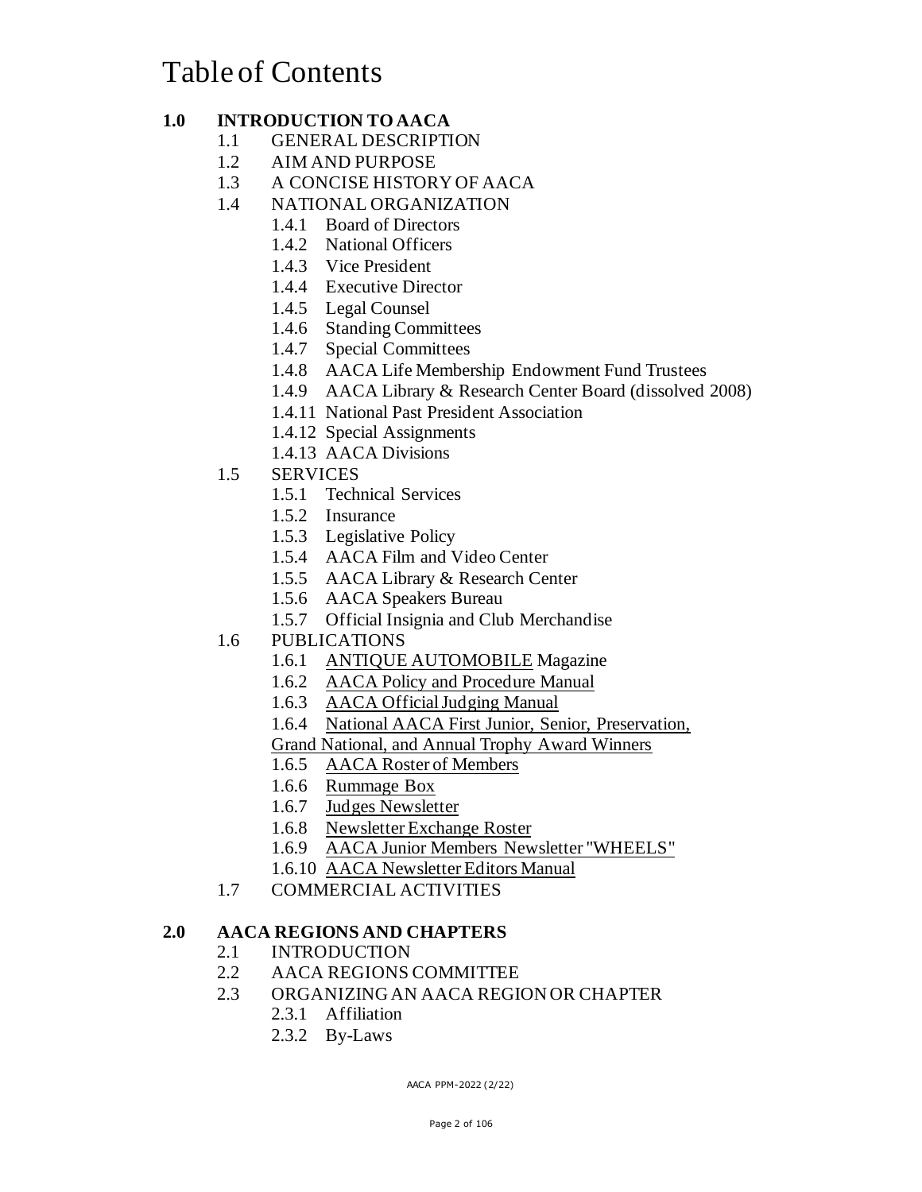# Table of Contents

**1.0 INTRODUCTION TO AACA**

- 1.1 GENERAL DESCRIPTION
- 1.2 AIM AND PURPOSE
- 1.3 A CONCISE HISTORY OF AACA
- 1.4 NATIONAL ORGANIZATION
  - 1.4.1 Board of Directors
  - 1.4.2 National Officers
  - 1.4.3 Vice President
  - 1.4.4 Executive Director
  - 1.4.5 Legal Counsel
  - 1.4.6 Standing Committees
  - 1.4.7 Special Committees
  - 1.4.8 AACA Life Membership Endowment Fund Trustees
  - 1.4.9 AACA Library & Research Center Board (dissolved 2008)
  - 1.4.11 National Past President Association
  - 1.4.12 Special Assignments
  - 1.4.13 AACA Divisions
- 1.5 SERVICES
  - 1.5.1 Technical Services
  - 1.5.2 Insurance
  - 1.5.3 Legislative Policy
  - 1.5.4 AACA Film and Video Center
  - 1.5.5 AACA Library & Research Center
  - 1.5.6 AACA Speakers Bureau
  - 1.5.7 Official Insignia and Club Merchandise
- 1.6 PUBLICATIONS
  - 1.6.1 ANTIQUE AUTOMOBILE Magazine
  - 1.6.2 AACA Policy and Procedure Manual
  - 1.6.3 AACA Official Judging Manual
  - 1.6.4 National AACA First Junior, Senior, Preservation, Grand National, and Annual Trophy Award Winners
  - 1.6.5 AACA Roster of Members
  - 1.6.6 Rummage Box
  - 1.6.7 Judges Newsletter
  - 1.6.8 Newsletter Exchange Roster
  - 1.6.9 AACA Junior Members Newsletter "WHEELS"
  - 1.6.10 AACA Newsletter Editors Manual
- 1.7 COMMERCIAL ACTIVITIES

**2.0 AACA REGIONS AND CHAPTERS**

- 2.1 INTRODUCTION
- 2.2 AACA REGIONS COMMITTEE
- 2.3 ORGANIZING AN AACA REGION OR CHAPTER
  - 2.3.1 Affiliation
  - 2.3.2 By-Laws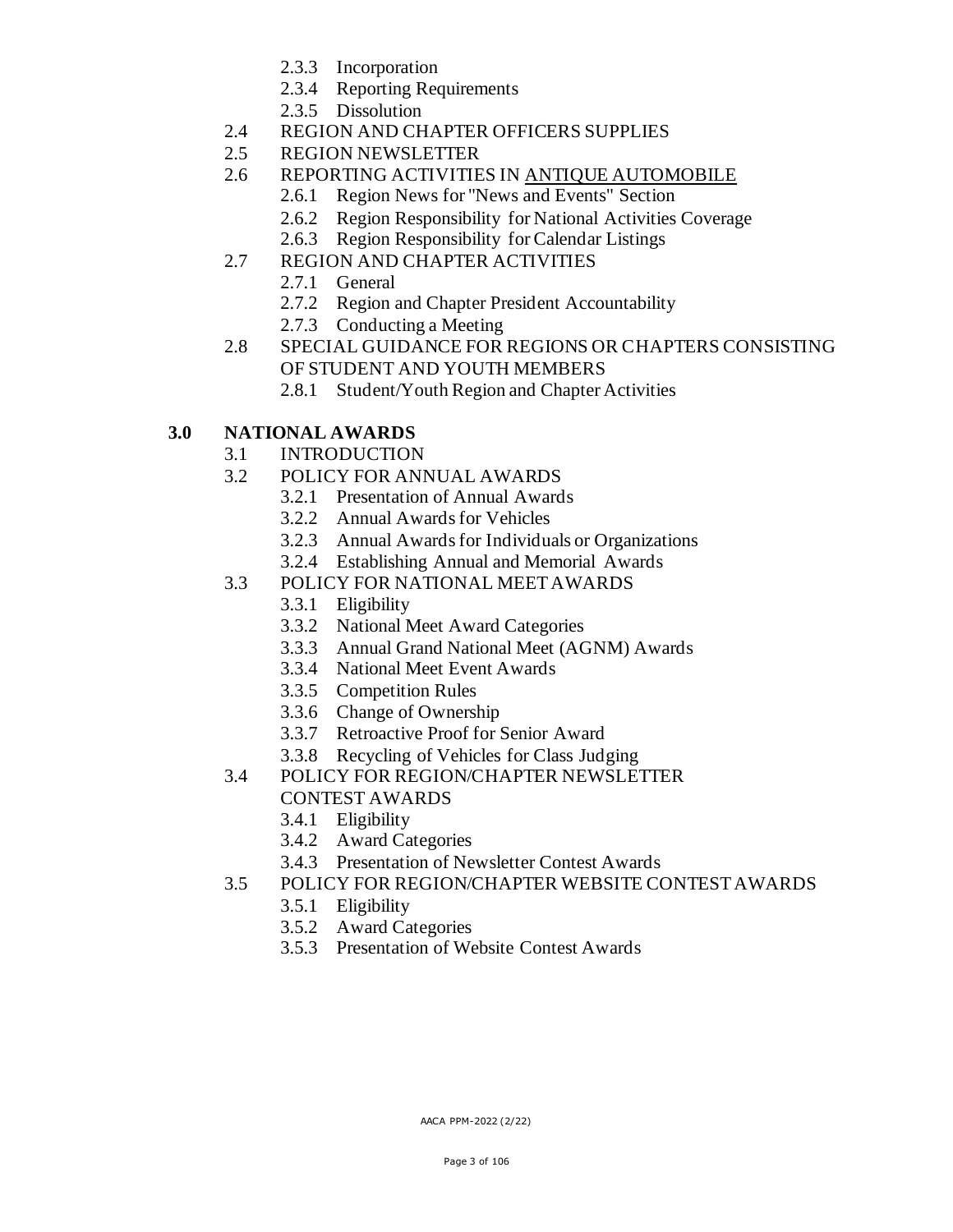- 2.3.3 Incorporation
- 2.3.4 Reporting Requirements
- 2.3.5 Dissolution

2.4 REGION AND CHAPTER OFFICERS SUPPLIES

2.5 REGION NEWSLETTER

2.6 REPORTING ACTIVITIES IN <u>ANTIQUE AUTOMOBILE</u>

- 2.6.1 Region News for "News and Events" Section
- 2.6.2 Region Responsibility for National Activities Coverage
- 2.6.3 Region Responsibility for Calendar Listings

2.7 REGION AND CHAPTER ACTIVITIES

- 2.7.1 General
- 2.7.2 Region and Chapter President Accountability
- 2.7.3 Conducting a Meeting

2.8 SPECIAL GUIDANCE FOR REGIONS OR CHAPTERS CONSISTING OF STUDENT AND YOUTH MEMBERS

- 2.8.1 Student/Youth Region and Chapter Activities

**3.0 NATIONAL AWARDS**

3.1 INTRODUCTION

3.2 POLICY FOR ANNUAL AWARDS

- 3.2.1 Presentation of Annual Awards
- 3.2.2 Annual Awards for Vehicles
- 3.2.3 Annual Awards for Individuals or Organizations
- 3.2.4 Establishing Annual and Memorial Awards

3.3 POLICY FOR NATIONAL MEET AWARDS

- 3.3.1 Eligibility
- 3.3.2 National Meet Award Categories
- 3.3.3 Annual Grand National Meet (AGNM) Awards
- 3.3.4 National Meet Event Awards
- 3.3.5 Competition Rules
- 3.3.6 Change of Ownership
- 3.3.7 Retroactive Proof for Senior Award
- 3.3.8 Recycling of Vehicles for Class Judging

3.4 POLICY FOR REGION/CHAPTER NEWSLETTER CONTEST AWARDS

- 3.4.1 Eligibility
- 3.4.2 Award Categories
- 3.4.3 Presentation of Newsletter Contest Awards

3.5 POLICY FOR REGION/CHAPTER WEBSITE CONTEST AWARDS

- 3.5.1 Eligibility
- 3.5.2 Award Categories
- 3.5.3 Presentation of Website Contest Awards

AACA PPM-2022 (2/22)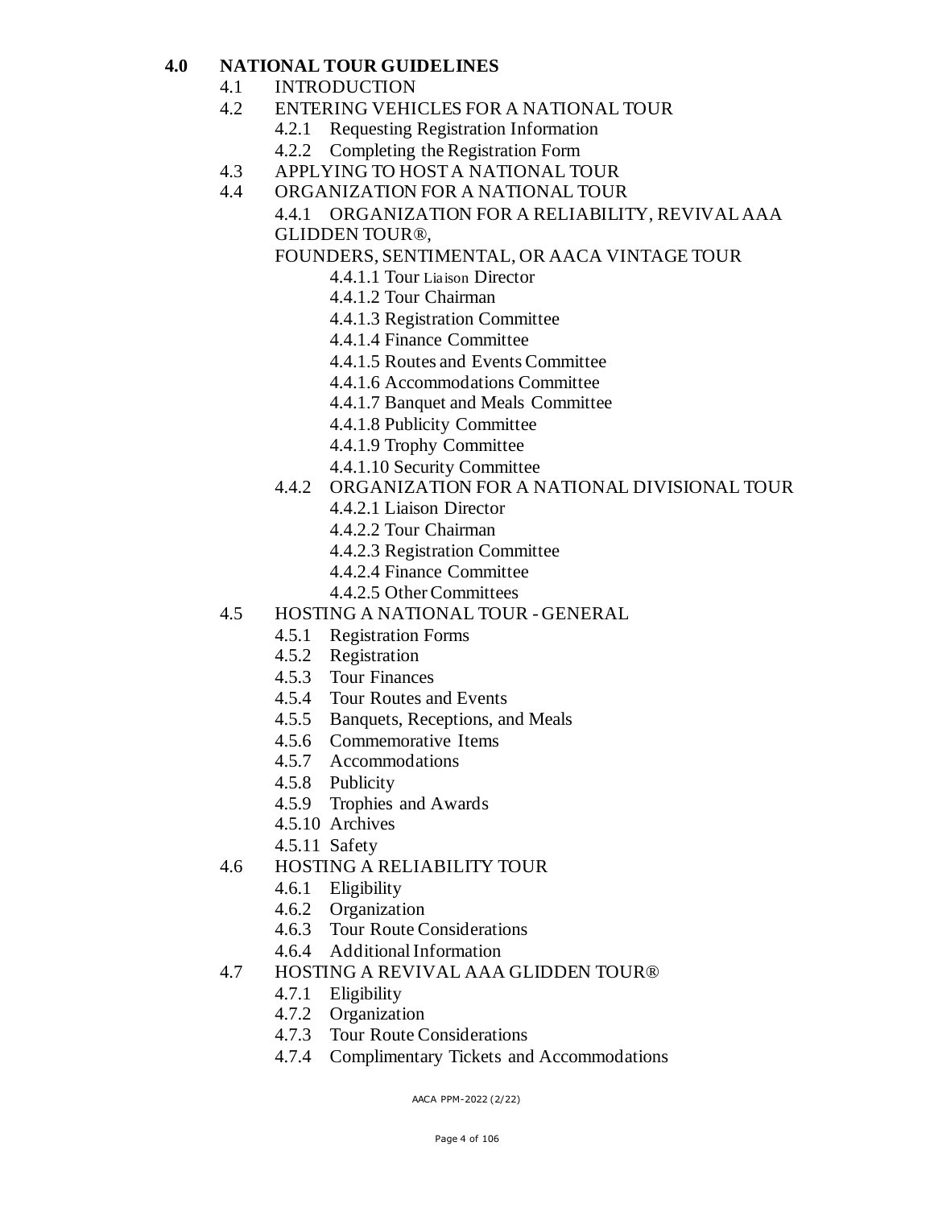**4.0 NATIONAL TOUR GUIDELINES**

- 4.1 INTRODUCTION
- 4.2 ENTERING VEHICLES FOR A NATIONAL TOUR
  - 4.2.1 Requesting Registration Information
  - 4.2.2 Completing the Registration Form
- 4.3 APPLYING TO HOST A NATIONAL TOUR
- 4.4 ORGANIZATION FOR A NATIONAL TOUR
  - 4.4.1 ORGANIZATION FOR A RELIABILITY, REVIVAL AAA GLIDDEN TOUR®, FOUNDERS, SENTIMENTAL, OR AACA VINTAGE TOUR
    - 4.4.1.1 Tour Liaison Director
    - 4.4.1.2 Tour Chairman
    - 4.4.1.3 Registration Committee
    - 4.4.1.4 Finance Committee
    - 4.4.1.5 Routes and Events Committee
    - 4.4.1.6 Accommodations Committee
    - 4.4.1.7 Banquet and Meals Committee
    - 4.4.1.8 Publicity Committee
    - 4.4.1.9 Trophy Committee
    - 4.4.1.10 Security Committee
  - 4.4.2 ORGANIZATION FOR A NATIONAL DIVISIONAL TOUR
    - 4.4.2.1 Liaison Director
    - 4.4.2.2 Tour Chairman
    - 4.4.2.3 Registration Committee
    - 4.4.2.4 Finance Committee
    - 4.4.2.5 Other Committees
- 4.5 HOSTING A NATIONAL TOUR - GENERAL
  - 4.5.1 Registration Forms
  - 4.5.2 Registration
  - 4.5.3 Tour Finances
  - 4.5.4 Tour Routes and Events
  - 4.5.5 Banquets, Receptions, and Meals
  - 4.5.6 Commemorative Items
  - 4.5.7 Accommodations
  - 4.5.8 Publicity
  - 4.5.9 Trophies and Awards
  - 4.5.10 Archives
  - 4.5.11 Safety
- 4.6 HOSTING A RELIABILITY TOUR
  - 4.6.1 Eligibility
  - 4.6.2 Organization
  - 4.6.3 Tour Route Considerations
  - 4.6.4 Additional Information
- 4.7 HOSTING A REVIVAL AAA GLIDDEN TOUR®
  - 4.7.1 Eligibility
  - 4.7.2 Organization
  - 4.7.3 Tour Route Considerations
  - 4.7.4 Complimentary Tickets and Accommodations

AACA PPM-2022 (2/22)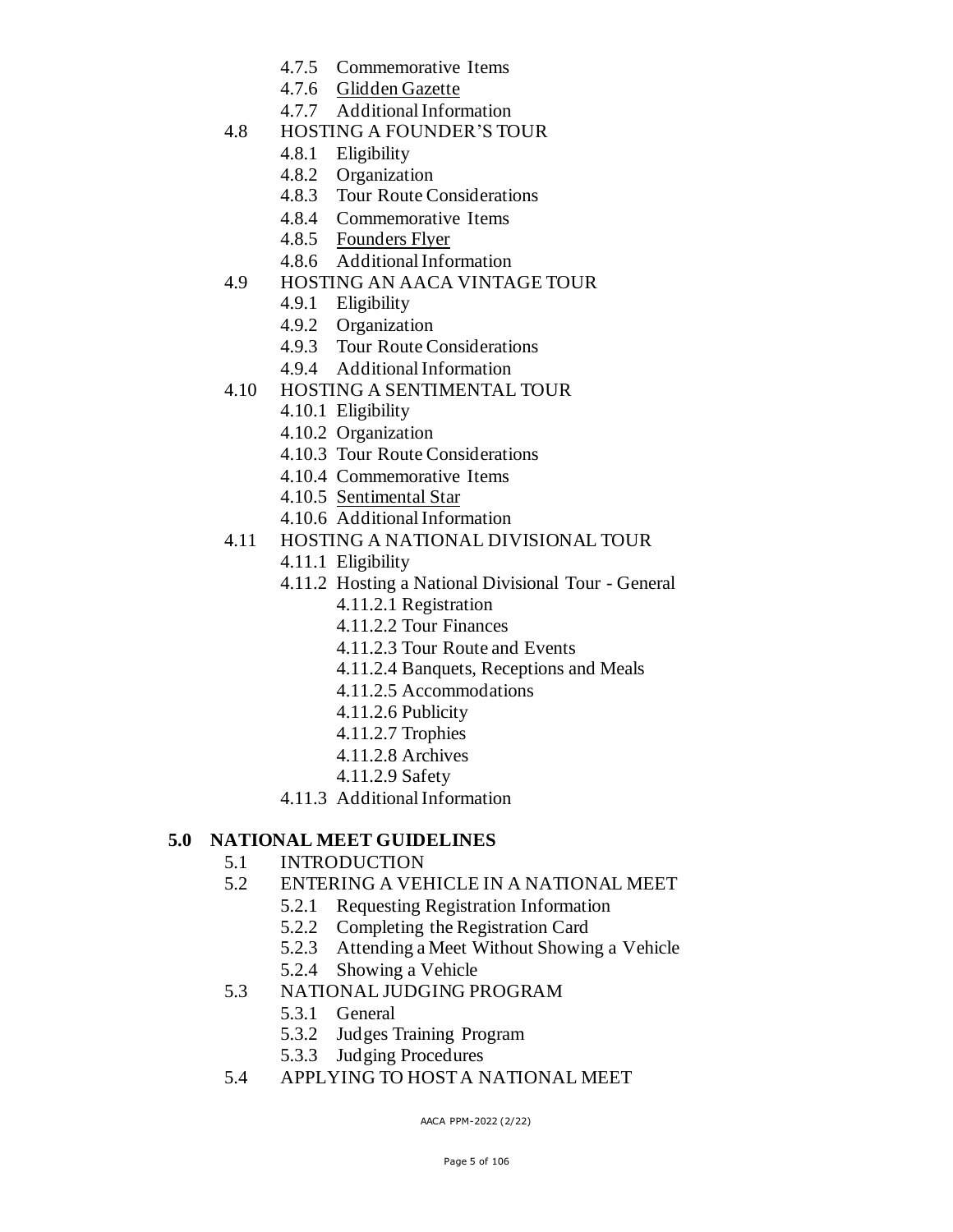- 4.7.5 Commemorative Items
- 4.7.6 Glidden Gazette
- 4.7.7 Additional Information

4.8 HOSTING A FOUNDER'S TOUR
- 4.8.1 Eligibility
- 4.8.2 Organization
- 4.8.3 Tour Route Considerations
- 4.8.4 Commemorative Items
- 4.8.5 Founders Flyer
- 4.8.6 Additional Information

4.9 HOSTING AN AACA VINTAGE TOUR
- 4.9.1 Eligibility
- 4.9.2 Organization
- 4.9.3 Tour Route Considerations
- 4.9.4 Additional Information

4.10 HOSTING A SENTIMENTAL TOUR
- 4.10.1 Eligibility
- 4.10.2 Organization
- 4.10.3 Tour Route Considerations
- 4.10.4 Commemorative Items
- 4.10.5 Sentimental Star
- 4.10.6 Additional Information

4.11 HOSTING A NATIONAL DIVISIONAL TOUR
- 4.11.1 Eligibility
- 4.11.2 Hosting a National Divisional Tour - General
  - 4.11.2.1 Registration
  - 4.11.2.2 Tour Finances
  - 4.11.2.3 Tour Route and Events
  - 4.11.2.4 Banquets, Receptions and Meals
  - 4.11.2.5 Accommodations
  - 4.11.2.6 Publicity
  - 4.11.2.7 Trophies
  - 4.11.2.8 Archives
  - 4.11.2.9 Safety
- 4.11.3 Additional Information

**5.0 NATIONAL MEET GUIDELINES**

5.1 INTRODUCTION

5.2 ENTERING A VEHICLE IN A NATIONAL MEET
- 5.2.1 Requesting Registration Information
- 5.2.2 Completing the Registration Card
- 5.2.3 Attending a Meet Without Showing a Vehicle
- 5.2.4 Showing a Vehicle

5.3 NATIONAL JUDGING PROGRAM
- 5.3.1 General
- 5.3.2 Judges Training Program
- 5.3.3 Judging Procedures

5.4 APPLYING TO HOST A NATIONAL MEET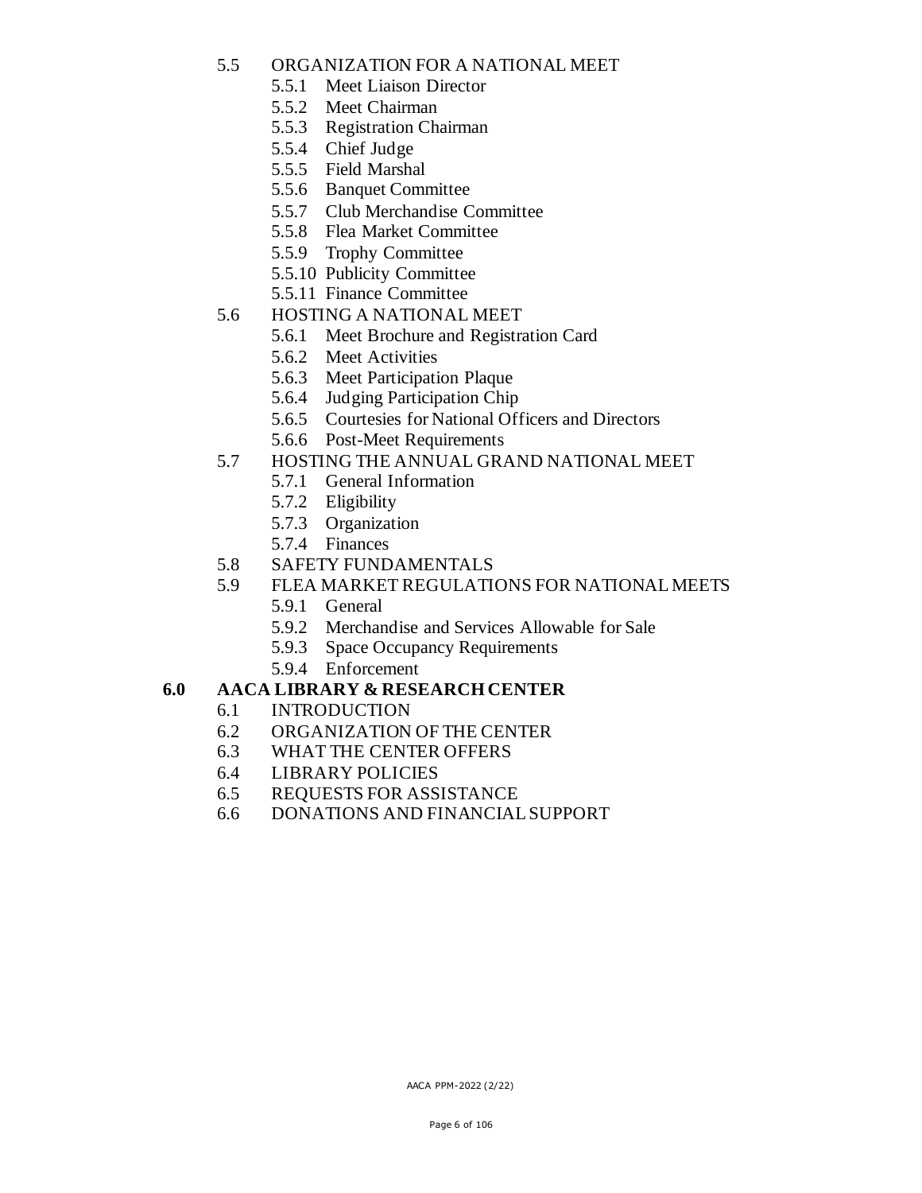- 5.5 ORGANIZATION FOR A NATIONAL MEET
  - 5.5.1 Meet Liaison Director
  - 5.5.2 Meet Chairman
  - 5.5.3 Registration Chairman
  - 5.5.4 Chief Judge
  - 5.5.5 Field Marshal
  - 5.5.6 Banquet Committee
  - 5.5.7 Club Merchandise Committee
  - 5.5.8 Flea Market Committee
  - 5.5.9 Trophy Committee
  - 5.5.10 Publicity Committee
  - 5.5.11 Finance Committee
- 5.6 HOSTING A NATIONAL MEET
  - 5.6.1 Meet Brochure and Registration Card
  - 5.6.2 Meet Activities
  - 5.6.3 Meet Participation Plaque
  - 5.6.4 Judging Participation Chip
  - 5.6.5 Courtesies for National Officers and Directors
  - 5.6.6 Post-Meet Requirements
- 5.7 HOSTING THE ANNUAL GRAND NATIONAL MEET
  - 5.7.1 General Information
  - 5.7.2 Eligibility
  - 5.7.3 Organization
  - 5.7.4 Finances
- 5.8 SAFETY FUNDAMENTALS
- 5.9 FLEA MARKET REGULATIONS FOR NATIONAL MEETS
  - 5.9.1 General
  - 5.9.2 Merchandise and Services Allowable for Sale
  - 5.9.3 Space Occupancy Requirements
  - 5.9.4 Enforcement

**6.0 AACA LIBRARY & RESEARCH CENTER**

- 6.1 INTRODUCTION
- 6.2 ORGANIZATION OF THE CENTER
- 6.3 WHAT THE CENTER OFFERS
- 6.4 LIBRARY POLICIES
- 6.5 REQUESTS FOR ASSISTANCE
- 6.6 DONATIONS AND FINANCIAL SUPPORT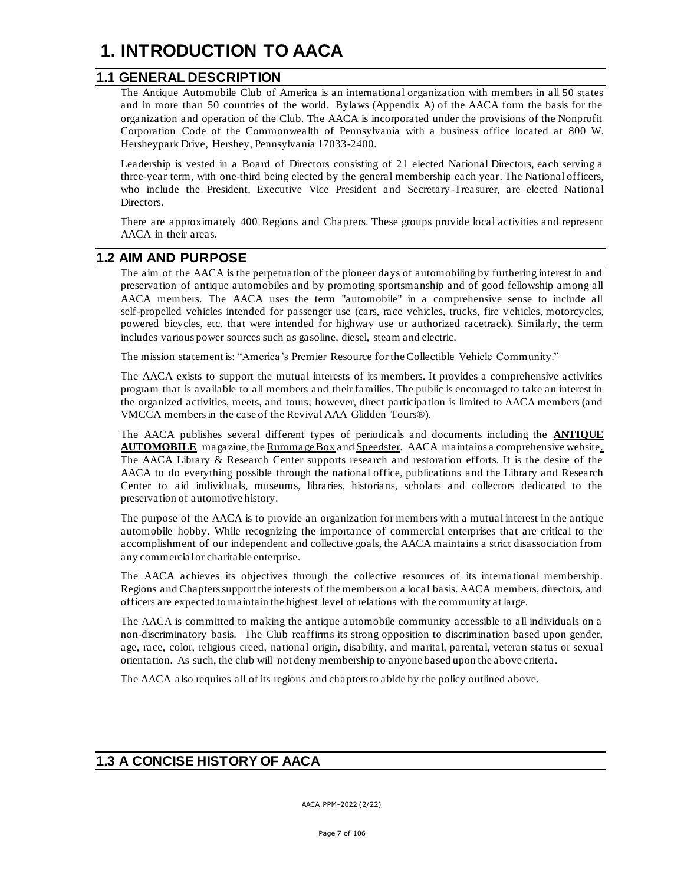# 1. INTRODUCTION TO AACA

## 1.1 GENERAL DESCRIPTION

The Antique Automobile Club of America is an international organization with members in all 50 states and in more than 50 countries of the world. Bylaws (Appendix A) of the AACA form the basis for the organization and operation of the Club. The AACA is incorporated under the provisions of the Nonprofit Corporation Code of the Commonwealth of Pennsylvania with a business office located at 800 W. Hersheypark Drive, Hershey, Pennsylvania 17033-2400.

Leadership is vested in a Board of Directors consisting of 21 elected National Directors, each serving a three-year term, with one-third being elected by the general membership each year. The National officers, who include the President, Executive Vice President and Secretary-Treasurer, are elected National Directors.

There are approximately 400 Regions and Chapters. These groups provide local activities and represent AACA in their areas.

## 1.2 AIM AND PURPOSE

The aim of the AACA is the perpetuation of the pioneer days of automobiling by furthering interest in and preservation of antique automobiles and by promoting sportsmanship and of good fellowship among all AACA members. The AACA uses the term "automobile" in a comprehensive sense to include all self-propelled vehicles intended for passenger use (cars, race vehicles, trucks, fire vehicles, motorcycles, powered bicycles, etc. that were intended for highway use or authorized racetrack). Similarly, the term includes various power sources such as gasoline, diesel, steam and electric.

The mission statement is: "America's Premier Resource for the Collectible Vehicle Community."

The AACA exists to support the mutual interests of its members. It provides a comprehensive activities program that is available to all members and their families. The public is encouraged to take an interest in the organized activities, meets, and tours; however, direct participation is limited to AACA members (and VMCCA members in the case of the Revival AAA Glidden Tours®).

The AACA publishes several different types of periodicals and documents including the **ANTIQUE AUTOMOBILE** magazine, the Rummage Box and Speedster. AACA maintains a comprehensive website. The AACA Library & Research Center supports research and restoration efforts. It is the desire of the AACA to do everything possible through the national office, publications and the Library and Research Center to aid individuals, museums, libraries, historians, scholars and collectors dedicated to the preservation of automotive history.

The purpose of the AACA is to provide an organization for members with a mutual interest in the antique automobile hobby. While recognizing the importance of commercial enterprises that are critical to the accomplishment of our independent and collective goals, the AACA maintains a strict disassociation from any commercial or charitable enterprise.

The AACA achieves its objectives through the collective resources of its international membership. Regions and Chapters support the interests of the members on a local basis. AACA members, directors, and officers are expected to maintain the highest level of relations with the community at large.

The AACA is committed to making the antique automobile community accessible to all individuals on a non-discriminatory basis. The Club reaffirms its strong opposition to discrimination based upon gender, age, race, color, religious creed, national origin, disability, and marital, parental, veteran status or sexual orientation. As such, the club will not deny membership to anyone based upon the above criteria.

The AACA also requires all of its regions and chapters to abide by the policy outlined above.

## 1.3 A CONCISE HISTORY OF AACA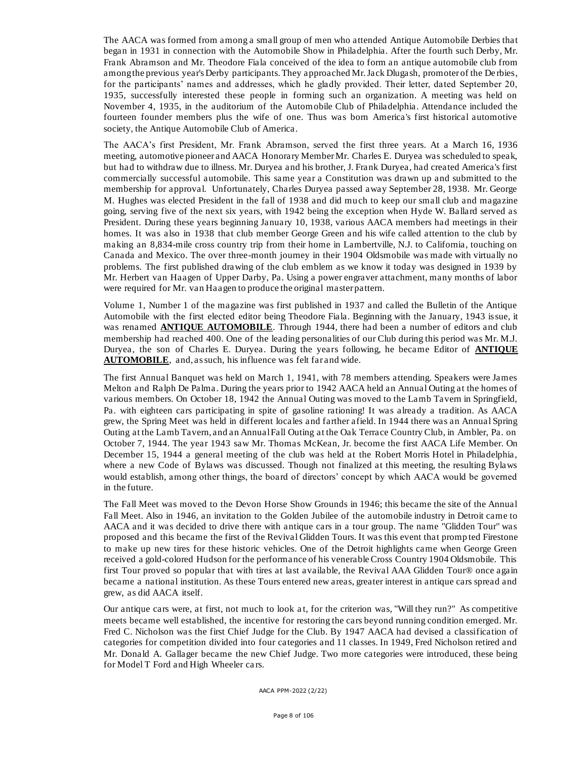The AACA was formed from among a small group of men who attended Antique Automobile Derbies that began in 1931 in connection with the Automobile Show in Philadelphia. After the fourth such Derby, Mr. Frank Abramson and Mr. Theodore Fiala conceived of the idea to form an antique automobile club from among the previous year's Derby participants. They approached Mr. Jack Dlugash, promoter of the Derbies, for the participants' names and addresses, which he gladly provided. Their letter, dated September 20, 1935, successfully interested these people in forming such an organization. A meeting was held on November 4, 1935, in the auditorium of the Automobile Club of Philadelphia. Attendance included the fourteen founder members plus the wife of one. Thus was born America's first historical automotive society, the Antique Automobile Club of America.

The AACA's first President, Mr. Frank Abramson, served the first three years. At a March 16, 1936 meeting, automotive pioneer and AACA Honorary Member Mr. Charles E. Duryea was scheduled to speak, but had to withdraw due to illness. Mr. Duryea and his brother, J. Frank Duryea, had created America's first commercially successful automobile. This same year a Constitution was drawn up and submitted to the membership for approval. Unfortunately, Charles Duryea passed away September 28, 1938. Mr. George M. Hughes was elected President in the fall of 1938 and did much to keep our small club and magazine going, serving five of the next six years, with 1942 being the exception when Hyde W. Ballard served as President. During these years beginning January 10, 1938, various AACA members had meetings in their homes. It was also in 1938 that club member George Green and his wife called attention to the club by making an 8,834-mile cross country trip from their home in Lambertville, N.J. to California, touching on Canada and Mexico. The over three-month journey in their 1904 Oldsmobile was made with virtually no problems. The first published drawing of the club emblem as we know it today was designed in 1939 by Mr. Herbert van Haagen of Upper Darby, Pa. Using a power engraver attachment, many months of labor were required for Mr. van Haagen to produce the original master pattern.

Volume 1, Number 1 of the magazine was first published in 1937 and called the Bulletin of the Antique Automobile with the first elected editor being Theodore Fiala. Beginning with the January, 1943 issue, it was renamed **ANTIQUE AUTOMOBILE**. Through 1944, there had been a number of editors and club membership had reached 400. One of the leading personalities of our Club during this period was Mr. M.J. Duryea, the son of Charles E. Duryea. During the years following, he became Editor of **ANTIQUE AUTOMOBILE**, and, as such, his influence was felt far and wide.

The first Annual Banquet was held on March 1, 1941, with 78 members attending. Speakers were James Melton and Ralph De Palma. During the years prior to 1942 AACA held an Annual Outing at the homes of various members. On October 18, 1942 the Annual Outing was moved to the Lamb Tavern in Springfield, Pa. with eighteen cars participating in spite of gasoline rationing! It was already a tradition. As AACA grew, the Spring Meet was held in different locales and farther afield. In 1944 there was an Annual Spring Outing at the Lamb Tavern, and an Annual Fall Outing at the Oak Terrace Country Club, in Ambler, Pa. on October 7, 1944. The year 1943 saw Mr. Thomas McKean, Jr. become the first AACA Life Member. On December 15, 1944 a general meeting of the club was held at the Robert Morris Hotel in Philadelphia, where a new Code of Bylaws was discussed. Though not finalized at this meeting, the resulting Bylaws would establish, among other things, the board of directors' concept by which AACA would be governed in the future.

The Fall Meet was moved to the Devon Horse Show Grounds in 1946; this became the site of the Annual Fall Meet. Also in 1946, an invitation to the Golden Jubilee of the automobile industry in Detroit came to AACA and it was decided to drive there with antique cars in a tour group. The name "Glidden Tour" was proposed and this became the first of the Revival Glidden Tours. It was this event that prompted Firestone to make up new tires for these historic vehicles. One of the Detroit highlights came when George Green received a gold-colored Hudson for the performance of his venerable Cross Country 1904 Oldsmobile. This first Tour proved so popular that with tires at last available, the Revival AAA Glidden Tour® once again became a national institution. As these Tours entered new areas, greater interest in antique cars spread and grew, as did AACA itself.

Our antique cars were, at first, not much to look at, for the criterion was, "Will they run?" As competitive meets became well established, the incentive for restoring the cars beyond running condition emerged. Mr. Fred C. Nicholson was the first Chief Judge for the Club. By 1947 AACA had devised a classification of categories for competition divided into four categories and 11 classes. In 1949, Fred Nicholson retired and Mr. Donald A. Gallager became the new Chief Judge. Two more categories were introduced, these being for Model T Ford and High Wheeler cars.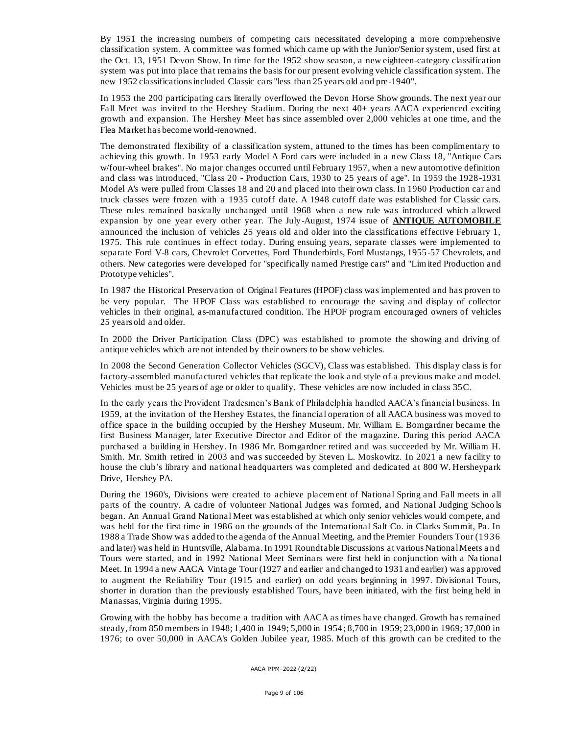By 1951 the increasing numbers of competing cars necessitated developing a more comprehensive classification system. A committee was formed which came up with the Junior/Senior system, used first at the Oct. 13, 1951 Devon Show. In time for the 1952 show season, a new eighteen-category classification system was put into place that remains the basis for our present evolving vehicle classification system. The new 1952 classifications included Classic cars "less than 25 years old and pre-1940".

In 1953 the 200 participating cars literally overflowed the Devon Horse Show grounds. The next year our Fall Meet was invited to the Hershey Stadium. During the next 40+ years AACA experienced exciting growth and expansion. The Hershey Meet has since assembled over 2,000 vehicles at one time, and the Flea Market has become world-renowned.

The demonstrated flexibility of a classification system, attuned to the times has been complimentary to achieving this growth. In 1953 early Model A Ford cars were included in a new Class 18, "Antique Cars w/four-wheel brakes". No major changes occurred until February 1957, when a new automotive definition and class was introduced, "Class 20 - Production Cars, 1930 to 25 years of age". In 1959 the 1928-1931 Model A's were pulled from Classes 18 and 20 and placed into their own class. In 1960 Production car and truck classes were frozen with a 1935 cutoff date. A 1948 cutoff date was established for Classic cars. These rules remained basically unchanged until 1968 when a new rule was introduced which allowed expansion by one year every other year. The July-August, 1974 issue of **ANTIQUE AUTOMOBILE** announced the inclusion of vehicles 25 years old and older into the classifications effective February 1, 1975. This rule continues in effect today. During ensuing years, separate classes were implemented to separate Ford V-8 cars, Chevrolet Corvettes, Ford Thunderbirds, Ford Mustangs, 1955-57 Chevrolets, and others. New categories were developed for "specifically named Prestige cars" and "Limited Production and Prototype vehicles".

In 1987 the Historical Preservation of Original Features (HPOF) class was implemented and has proven to be very popular. The HPOF Class was established to encourage the saving and display of collector vehicles in their original, as-manufactured condition. The HPOF program encouraged owners of vehicles 25 years old and older.

In 2000 the Driver Participation Class (DPC) was established to promote the showing and driving of antique vehicles which are not intended by their owners to be show vehicles.

In 2008 the Second Generation Collector Vehicles (SGCV), Class was established. This display class is for factory-assembled manufactured vehicles that replicate the look and style of a previous make and model. Vehicles must be 25 years of age or older to qualify. These vehicles are now included in class 35C.

In the early years the Provident Tradesmen's Bank of Philadelphia handled AACA's financial business. In 1959, at the invitation of the Hershey Estates, the financial operation of all AACA business was moved to office space in the building occupied by the Hershey Museum. Mr. William E. Bomgardner became the first Business Manager, later Executive Director and Editor of the magazine. During this period AACA purchased a building in Hershey. In 1986 Mr. Bomgardner retired and was succeeded by Mr. William H. Smith. Mr. Smith retired in 2003 and was succeeded by Steven L. Moskowitz. In 2021 a new facility to house the club's library and national headquarters was completed and dedicated at 800 W. Hersheypark Drive, Hershey PA.

During the 1960's, Divisions were created to achieve placement of National Spring and Fall meets in all parts of the country. A cadre of volunteer National Judges was formed, and National Judging Schools began. An Annual Grand National Meet was established at which only senior vehicles would compete, and was held for the first time in 1986 on the grounds of the International Salt Co. in Clarks Summit, Pa. In 1988 a Trade Show was added to the agenda of the Annual Meeting, and the Premier Founders Tour (1936 and later) was held in Huntsville, Alabama. In 1991 Roundtable Discussions at various National Meets and Tours were started, and in 1992 National Meet Seminars were first held in conjunction with a National Meet. In 1994 a new AACA Vintage Tour (1927 and earlier and changed to 1931 and earlier) was approved to augment the Reliability Tour (1915 and earlier) on odd years beginning in 1997. Divisional Tours, shorter in duration than the previously established Tours, have been initiated, with the first being held in Manassas, Virginia during 1995.

Growing with the hobby has become a tradition with AACA as times have changed. Growth has remained steady, from 850 members in 1948; 1,400 in 1949; 5,000 in 1954; 8,700 in 1959; 23,000 in 1969; 37,000 in 1976; to over 50,000 in AACA's Golden Jubilee year, 1985. Much of this growth can be credited to the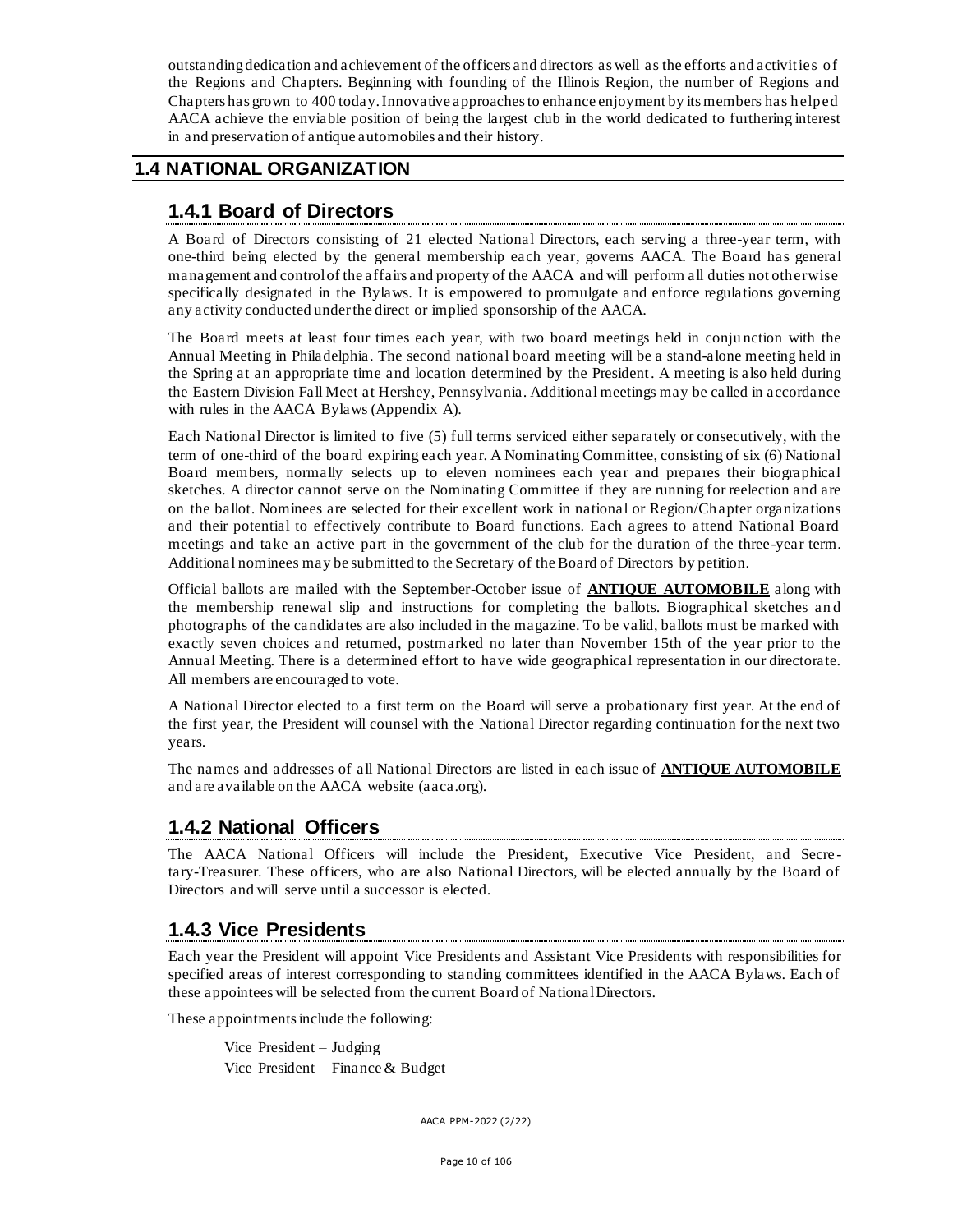outstanding dedication and achievement of the officers and directors as well as the efforts and activities of the Regions and Chapters. Beginning with founding of the Illinois Region, the number of Regions and Chapters has grown to 400 today. Innovative approaches to enhance enjoyment by its members has helped AACA achieve the enviable position of being the largest club in the world dedicated to furthering interest in and preservation of antique automobiles and their history.

## 1.4 NATIONAL ORGANIZATION

### 1.4.1 Board of Directors

A Board of Directors consisting of 21 elected National Directors, each serving a three-year term, with one-third being elected by the general membership each year, governs AACA. The Board has general management and control of the affairs and property of the AACA and will perform all duties not otherwise specifically designated in the Bylaws. It is empowered to promulgate and enforce regulations governing any activity conducted under the direct or implied sponsorship of the AACA.

The Board meets at least four times each year, with two board meetings held in conjunction with the Annual Meeting in Philadelphia. The second national board meeting will be a stand-alone meeting held in the Spring at an appropriate time and location determined by the President. A meeting is also held during the Eastern Division Fall Meet at Hershey, Pennsylvania. Additional meetings may be called in accordance with rules in the AACA Bylaws (Appendix A).

Each National Director is limited to five (5) full terms serviced either separately or consecutively, with the term of one-third of the board expiring each year. A Nominating Committee, consisting of six (6) National Board members, normally selects up to eleven nominees each year and prepares their biographical sketches. A director cannot serve on the Nominating Committee if they are running for reelection and are on the ballot. Nominees are selected for their excellent work in national or Region/Chapter organizations and their potential to effectively contribute to Board functions. Each agrees to attend National Board meetings and take an active part in the government of the club for the duration of the three-year term. Additional nominees may be submitted to the Secretary of the Board of Directors by petition.

Official ballots are mailed with the September-October issue of **ANTIQUE AUTOMOBILE** along with the membership renewal slip and instructions for completing the ballots. Biographical sketches and photographs of the candidates are also included in the magazine. To be valid, ballots must be marked with exactly seven choices and returned, postmarked no later than November 15th of the year prior to the Annual Meeting. There is a determined effort to have wide geographical representation in our directorate. All members are encouraged to vote.

A National Director elected to a first term on the Board will serve a probationary first year. At the end of the first year, the President will counsel with the National Director regarding continuation for the next two years.

The names and addresses of all National Directors are listed in each issue of **ANTIQUE AUTOMOBILE** and are available on the AACA website (aaca.org).

### 1.4.2 National Officers

The AACA National Officers will include the President, Executive Vice President, and Secretary-Treasurer. These officers, who are also National Directors, will be elected annually by the Board of Directors and will serve until a successor is elected.

### 1.4.3 Vice Presidents

Each year the President will appoint Vice Presidents and Assistant Vice Presidents with responsibilities for specified areas of interest corresponding to standing committees identified in the AACA Bylaws. Each of these appointees will be selected from the current Board of National Directors.

These appointments include the following:

Vice President – Judging
Vice President – Finance & Budget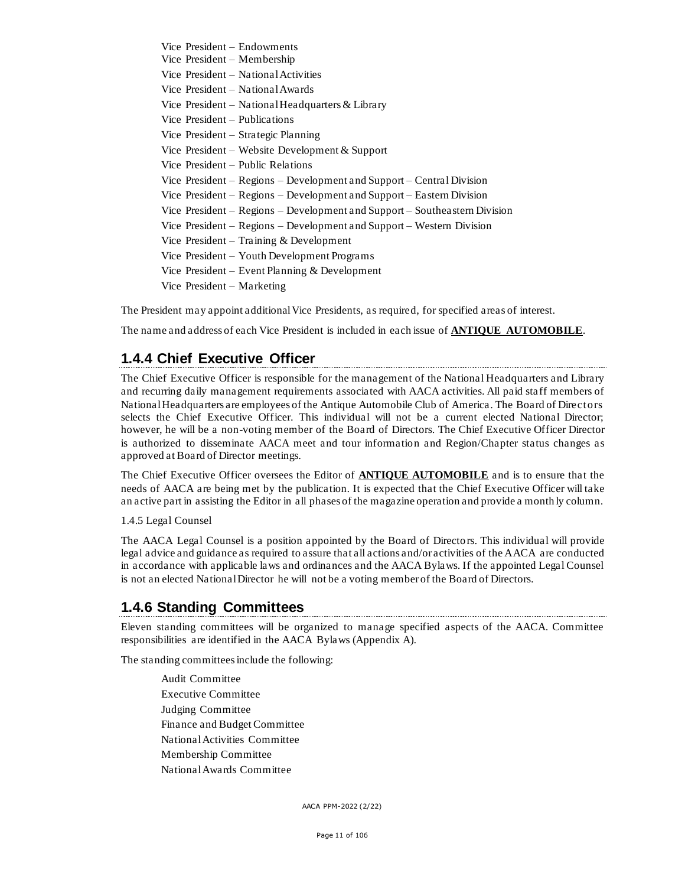Vice President – Endowments
Vice President – Membership
Vice President – National Activities
Vice President – National Awards
Vice President – National Headquarters & Library
Vice President – Publications
Vice President – Strategic Planning
Vice President – Website Development & Support
Vice President – Public Relations
Vice President – Regions – Development and Support – Central Division
Vice President – Regions – Development and Support – Eastern Division
Vice President – Regions – Development and Support – Southeastern Division
Vice President – Regions – Development and Support – Western Division
Vice President – Training & Development
Vice President – Youth Development Programs
Vice President – Event Planning & Development
Vice President – Marketing

The President may appoint additional Vice Presidents, as required, for specified areas of interest.

The name and address of each Vice President is included in each issue of **ANTIQUE AUTOMOBILE**.

## 1.4.4 Chief Executive Officer

The Chief Executive Officer is responsible for the management of the National Headquarters and Library and recurring daily management requirements associated with AACA activities. All paid staff members of National Headquarters are employees of the Antique Automobile Club of America. The Board of Directors selects the Chief Executive Officer. This individual will not be a current elected National Director; however, he will be a non-voting member of the Board of Directors. The Chief Executive Officer Director is authorized to disseminate AACA meet and tour information and Region/Chapter status changes as approved at Board of Director meetings.

The Chief Executive Officer oversees the Editor of **ANTIQUE AUTOMOBILE** and is to ensure that the needs of AACA are being met by the publication. It is expected that the Chief Executive Officer will take an active part in assisting the Editor in all phases of the magazine operation and provide a monthly column.

1.4.5 Legal Counsel

The AACA Legal Counsel is a position appointed by the Board of Directors. This individual will provide legal advice and guidance as required to assure that all actions and/or activities of the AACA are conducted in accordance with applicable laws and ordinances and the AACA Bylaws. If the appointed Legal Counsel is not an elected National Director he will not be a voting member of the Board of Directors.

## 1.4.6 Standing Committees

Eleven standing committees will be organized to manage specified aspects of the AACA. Committee responsibilities are identified in the AACA Bylaws (Appendix A).

The standing committees include the following:

Audit Committee
Executive Committee
Judging Committee
Finance and Budget Committee
National Activities Committee
Membership Committee
National Awards Committee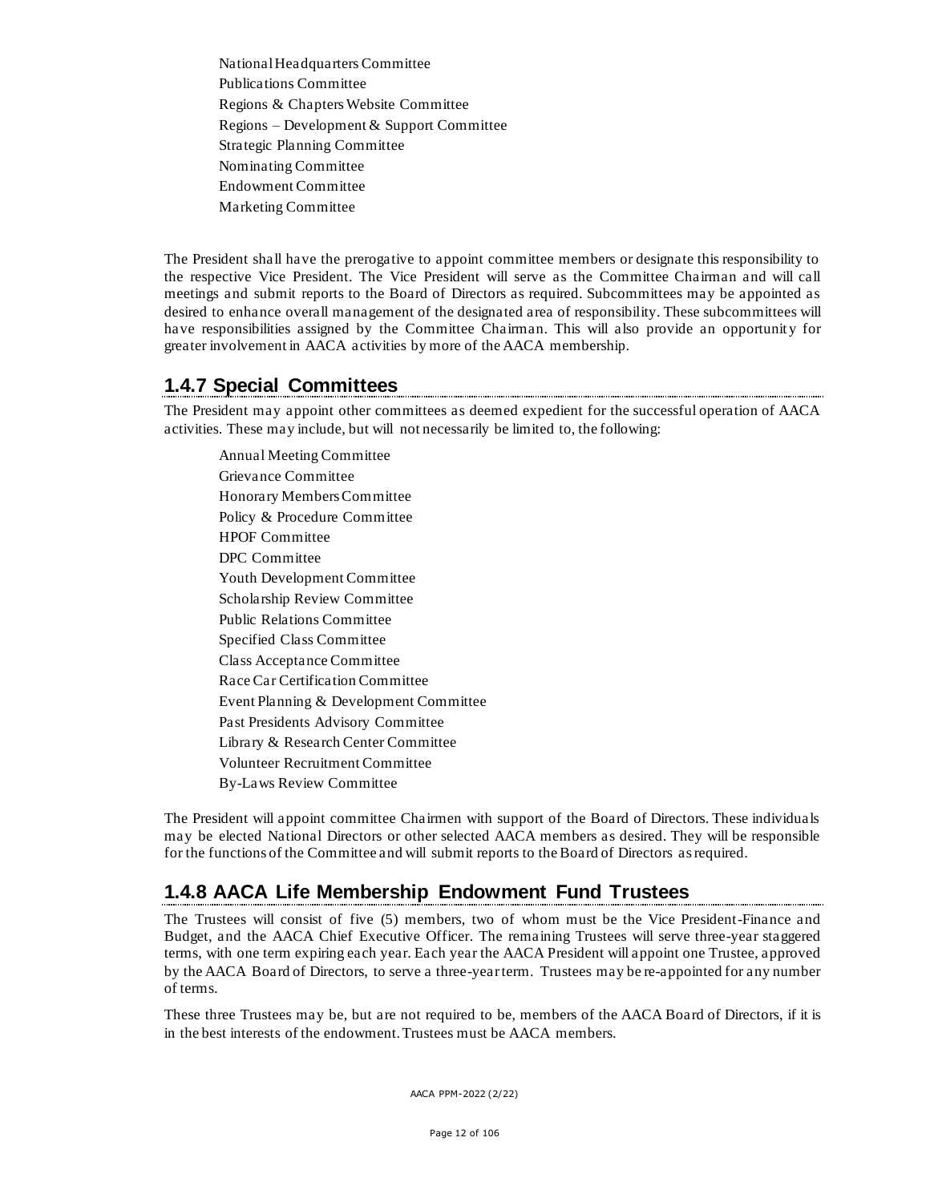National Headquarters Committee  
Publications Committee  
Regions & Chapters Website Committee  
Regions – Development & Support Committee  
Strategic Planning Committee  
Nominating Committee  
Endowment Committee  
Marketing Committee

The President shall have the prerogative to appoint committee members or designate this responsibility to the respective Vice President. The Vice President will serve as the Committee Chairman and will call meetings and submit reports to the Board of Directors as required. Subcommittees may be appointed as desired to enhance overall management of the designated area of responsibility. These subcommittees will have responsibilities assigned by the Committee Chairman. This will also provide an opportunity for greater involvement in AACA activities by more of the AACA membership.

## 1.4.7 Special Committees

The President may appoint other committees as deemed expedient for the successful operation of AACA activities. These may include, but will not necessarily be limited to, the following:

Annual Meeting Committee  
Grievance Committee  
Honorary Members Committee  
Policy & Procedure Committee  
HPOF Committee  
DPC Committee  
Youth Development Committee  
Scholarship Review Committee  
Public Relations Committee  
Specified Class Committee  
Class Acceptance Committee  
Race Car Certification Committee  
Event Planning & Development Committee  
Past Presidents Advisory Committee  
Library & Research Center Committee  
Volunteer Recruitment Committee  
By-Laws Review Committee

The President will appoint committee Chairmen with support of the Board of Directors. These individuals may be elected National Directors or other selected AACA members as desired. They will be responsible for the functions of the Committee and will submit reports to the Board of Directors as required.

## 1.4.8 AACA Life Membership Endowment Fund Trustees

The Trustees will consist of five (5) members, two of whom must be the Vice President-Finance and Budget, and the AACA Chief Executive Officer. The remaining Trustees will serve three-year staggered terms, with one term expiring each year. Each year the AACA President will appoint one Trustee, approved by the AACA Board of Directors, to serve a three-year term. Trustees may be re-appointed for any number of terms.

These three Trustees may be, but are not required to be, members of the AACA Board of Directors, if it is in the best interests of the endowment. Trustees must be AACA members.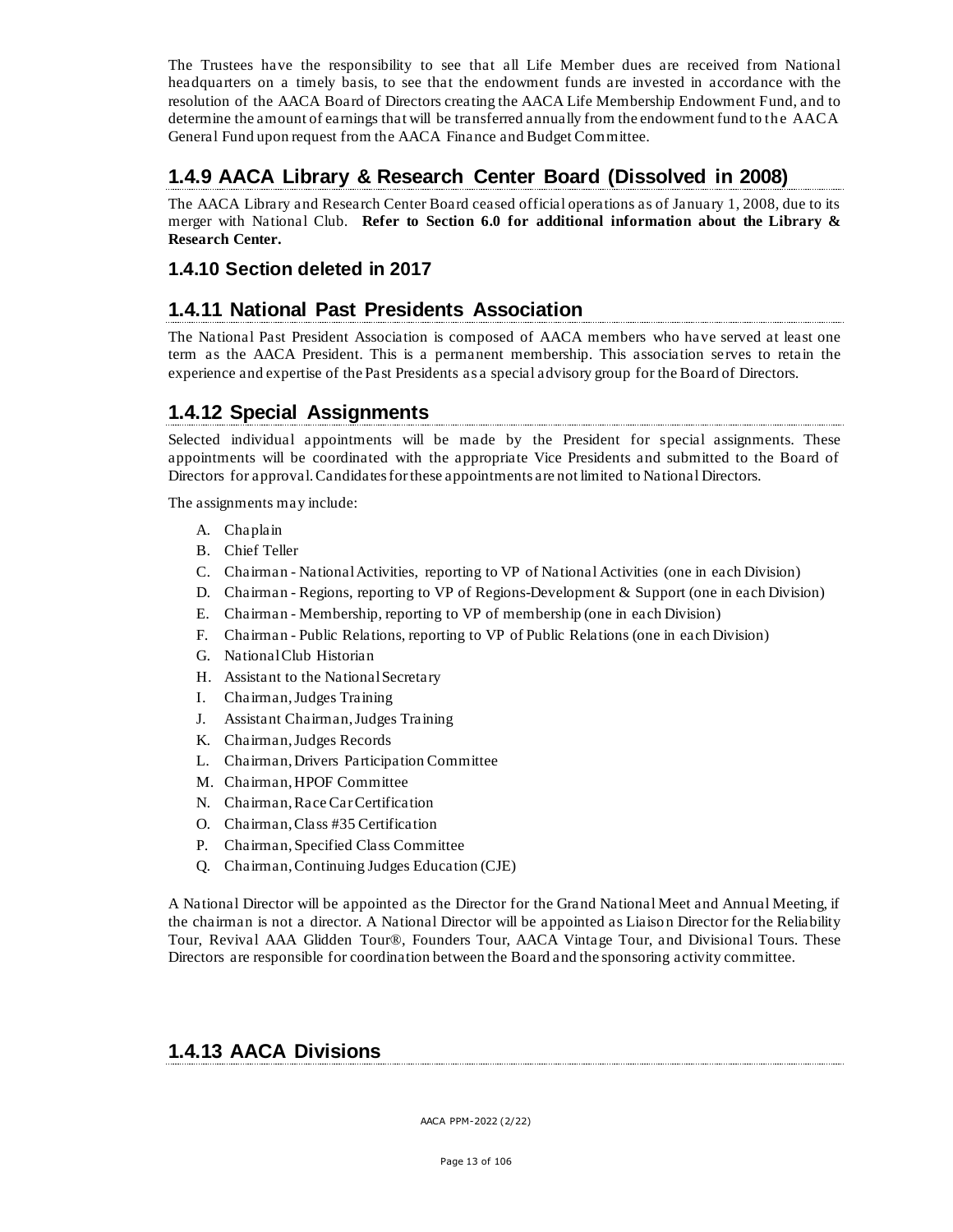The Trustees have the responsibility to see that all Life Member dues are received from National headquarters on a timely basis, to see that the endowment funds are invested in accordance with the resolution of the AACA Board of Directors creating the AACA Life Membership Endowment Fund, and to determine the amount of earnings that will be transferred annually from the endowment fund to the AACA General Fund upon request from the AACA Finance and Budget Committee.

## 1.4.9 AACA Library & Research Center Board (Dissolved in 2008)

The AACA Library and Research Center Board ceased official operations as of January 1, 2008, due to its merger with National Club. **Refer to Section 6.0 for additional information about the Library & Research Center.**

### 1.4.10 Section deleted in 2017

## 1.4.11 National Past Presidents Association

The National Past President Association is composed of AACA members who have served at least one term as the AACA President. This is a permanent membership. This association serves to retain the experience and expertise of the Past Presidents as a special advisory group for the Board of Directors.

## 1.4.12 Special Assignments

Selected individual appointments will be made by the President for special assignments. These appointments will be coordinated with the appropriate Vice Presidents and submitted to the Board of Directors for approval. Candidates for these appointments are not limited to National Directors.

The assignments may include:

A. Chaplain
B. Chief Teller
C. Chairman - National Activities, reporting to VP of National Activities (one in each Division)
D. Chairman - Regions, reporting to VP of Regions-Development & Support (one in each Division)
E. Chairman - Membership, reporting to VP of membership (one in each Division)
F. Chairman - Public Relations, reporting to VP of Public Relations (one in each Division)
G. National Club Historian
H. Assistant to the National Secretary
I. Chairman, Judges Training
J. Assistant Chairman, Judges Training
K. Chairman, Judges Records
L. Chairman, Drivers Participation Committee
M. Chairman, HPOF Committee
N. Chairman, Race Car Certification
O. Chairman, Class #35 Certification
P. Chairman, Specified Class Committee
Q. Chairman, Continuing Judges Education (CJE)

A National Director will be appointed as the Director for the Grand National Meet and Annual Meeting, if the chairman is not a director. A National Director will be appointed as Liaison Director for the Reliability Tour, Revival AAA Glidden Tour®, Founders Tour, AACA Vintage Tour, and Divisional Tours. These Directors are responsible for coordination between the Board and the sponsoring activity committee.

## 1.4.13 AACA Divisions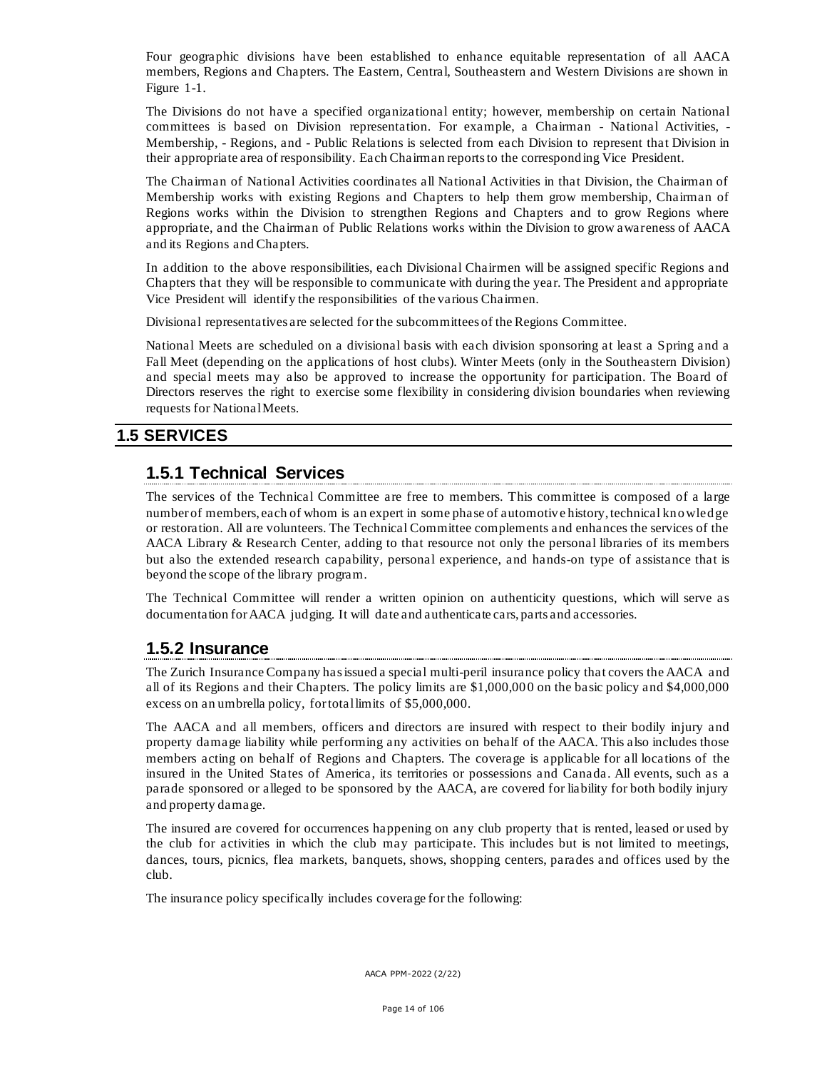Four geographic divisions have been established to enhance equitable representation of all AACA members, Regions and Chapters. The Eastern, Central, Southeastern and Western Divisions are shown in Figure 1-1.

The Divisions do not have a specified organizational entity; however, membership on certain National committees is based on Division representation. For example, a Chairman - National Activities, - Membership, - Regions, and - Public Relations is selected from each Division to represent that Division in their appropriate area of responsibility. Each Chairman reports to the corresponding Vice President.

The Chairman of National Activities coordinates all National Activities in that Division, the Chairman of Membership works with existing Regions and Chapters to help them grow membership, Chairman of Regions works within the Division to strengthen Regions and Chapters and to grow Regions where appropriate, and the Chairman of Public Relations works within the Division to grow awareness of AACA and its Regions and Chapters.

In addition to the above responsibilities, each Divisional Chairmen will be assigned specific Regions and Chapters that they will be responsible to communicate with during the year. The President and appropriate Vice President will identify the responsibilities of the various Chairmen.

Divisional representatives are selected for the subcommittees of the Regions Committee.

National Meets are scheduled on a divisional basis with each division sponsoring at least a Spring and a Fall Meet (depending on the applications of host clubs). Winter Meets (only in the Southeastern Division) and special meets may also be approved to increase the opportunity for participation. The Board of Directors reserves the right to exercise some flexibility in considering division boundaries when reviewing requests for National Meets.

## 1.5 SERVICES

### 1.5.1 Technical Services

The services of the Technical Committee are free to members. This committee is composed of a large number of members, each of whom is an expert in some phase of automotive history, technical knowledge or restoration. All are volunteers. The Technical Committee complements and enhances the services of the AACA Library & Research Center, adding to that resource not only the personal libraries of its members but also the extended research capability, personal experience, and hands-on type of assistance that is beyond the scope of the library program.

The Technical Committee will render a written opinion on authenticity questions, which will serve as documentation for AACA judging. It will date and authenticate cars, parts and accessories.

### 1.5.2 Insurance

The Zurich Insurance Company has issued a special multi-peril insurance policy that covers the AACA and all of its Regions and their Chapters. The policy limits are $1,000,000 on the basic policy and $4,000,000 excess on an umbrella policy, for total limits of $5,000,000.

The AACA and all members, officers and directors are insured with respect to their bodily injury and property damage liability while performing any activities on behalf of the AACA. This also includes those members acting on behalf of Regions and Chapters. The coverage is applicable for all locations of the insured in the United States of America, its territories or possessions and Canada. All events, such as a parade sponsored or alleged to be sponsored by the AACA, are covered for liability for both bodily injury and property damage.

The insured are covered for occurrences happening on any club property that is rented, leased or used by the club for activities in which the club may participate. This includes but is not limited to meetings, dances, tours, picnics, flea markets, banquets, shows, shopping centers, parades and offices used by the club.

The insurance policy specifically includes coverage for the following: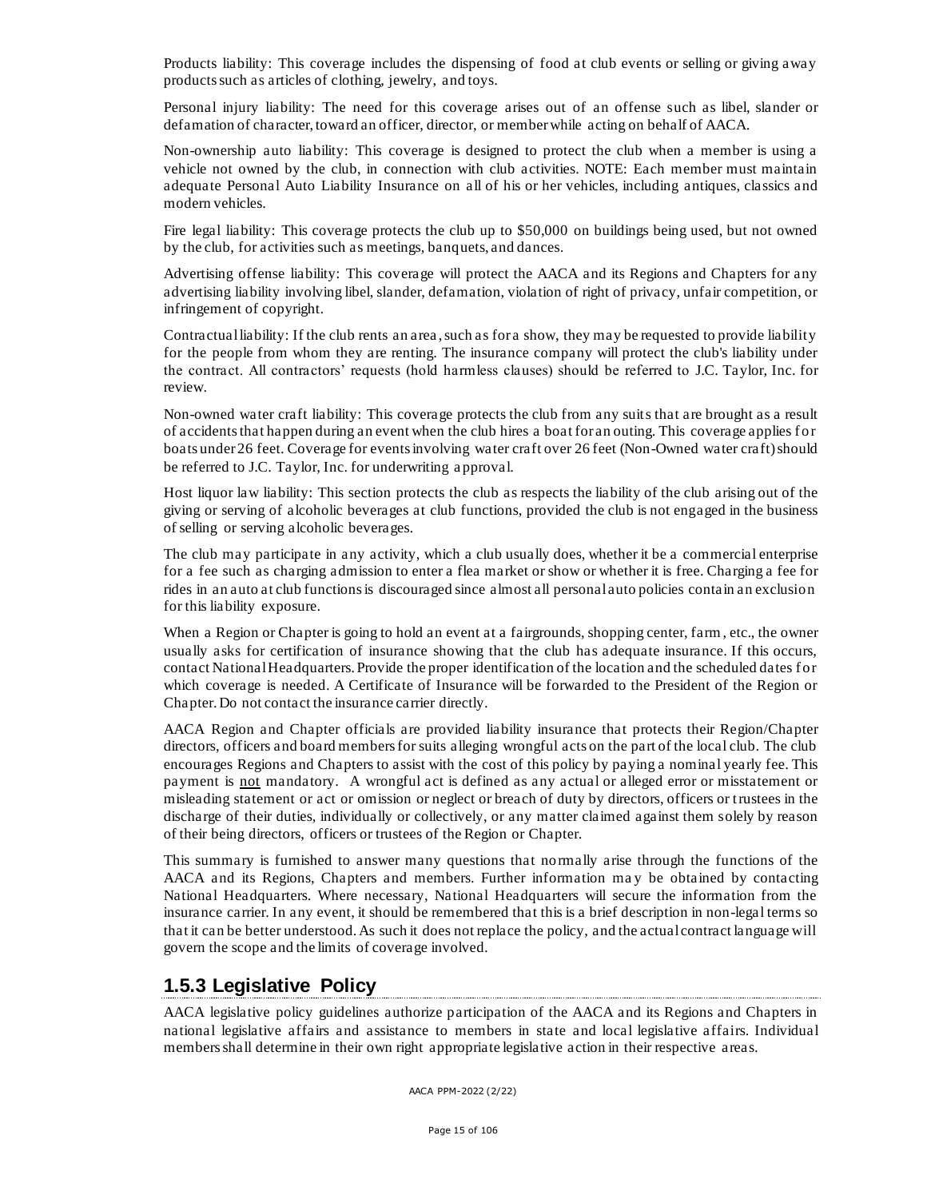Products liability: This coverage includes the dispensing of food at club events or selling or giving away products such as articles of clothing, jewelry, and toys.

Personal injury liability: The need for this coverage arises out of an offense such as libel, slander or defamation of character, toward an officer, director, or member while acting on behalf of AACA.

Non-ownership auto liability: This coverage is designed to protect the club when a member is using a vehicle not owned by the club, in connection with club activities. NOTE: Each member must maintain adequate Personal Auto Liability Insurance on all of his or her vehicles, including antiques, classics and modern vehicles.

Fire legal liability: This coverage protects the club up to $50,000 on buildings being used, but not owned by the club, for activities such as meetings, banquets, and dances.

Advertising offense liability: This coverage will protect the AACA and its Regions and Chapters for any advertising liability involving libel, slander, defamation, violation of right of privacy, unfair competition, or infringement of copyright.

Contractual liability: If the club rents an area, such as for a show, they may be requested to provide liability for the people from whom they are renting. The insurance company will protect the club's liability under the contract. All contractors' requests (hold harmless clauses) should be referred to J.C. Taylor, Inc. for review.

Non-owned water craft liability: This coverage protects the club from any suits that are brought as a result of accidents that happen during an event when the club hires a boat for an outing. This coverage applies for boats under 26 feet. Coverage for events involving water craft over 26 feet (Non-Owned water craft) should be referred to J.C. Taylor, Inc. for underwriting approval.

Host liquor law liability: This section protects the club as respects the liability of the club arising out of the giving or serving of alcoholic beverages at club functions, provided the club is not engaged in the business of selling or serving alcoholic beverages.

The club may participate in any activity, which a club usually does, whether it be a commercial enterprise for a fee such as charging admission to enter a flea market or show or whether it is free. Charging a fee for rides in an auto at club functions is discouraged since almost all personal auto policies contain an exclusion for this liability exposure.

When a Region or Chapter is going to hold an event at a fairgrounds, shopping center, farm, etc., the owner usually asks for certification of insurance showing that the club has adequate insurance. If this occurs, contact National Headquarters. Provide the proper identification of the location and the scheduled dates for which coverage is needed. A Certificate of Insurance will be forwarded to the President of the Region or Chapter. Do not contact the insurance carrier directly.

AACA Region and Chapter officials are provided liability insurance that protects their Region/Chapter directors, officers and board members for suits alleging wrongful acts on the part of the local club. The club encourages Regions and Chapters to assist with the cost of this policy by paying a nominal yearly fee. This payment is <u>not</u> mandatory. A wrongful act is defined as any actual or alleged error or misstatement or misleading statement or act or omission or neglect or breach of duty by directors, officers or trustees in the discharge of their duties, individually or collectively, or any matter claimed against them solely by reason of their being directors, officers or trustees of the Region or Chapter.

This summary is furnished to answer many questions that normally arise through the functions of the AACA and its Regions, Chapters and members. Further information may be obtained by contacting National Headquarters. Where necessary, National Headquarters will secure the information from the insurance carrier. In any event, it should be remembered that this is a brief description in non-legal terms so that it can be better understood. As such it does not replace the policy, and the actual contract language will govern the scope and the limits of coverage involved.

## 1.5.3 Legislative Policy

AACA legislative policy guidelines authorize participation of the AACA and its Regions and Chapters in national legislative affairs and assistance to members in state and local legislative affairs. Individual members shall determine in their own right appropriate legislative action in their respective areas.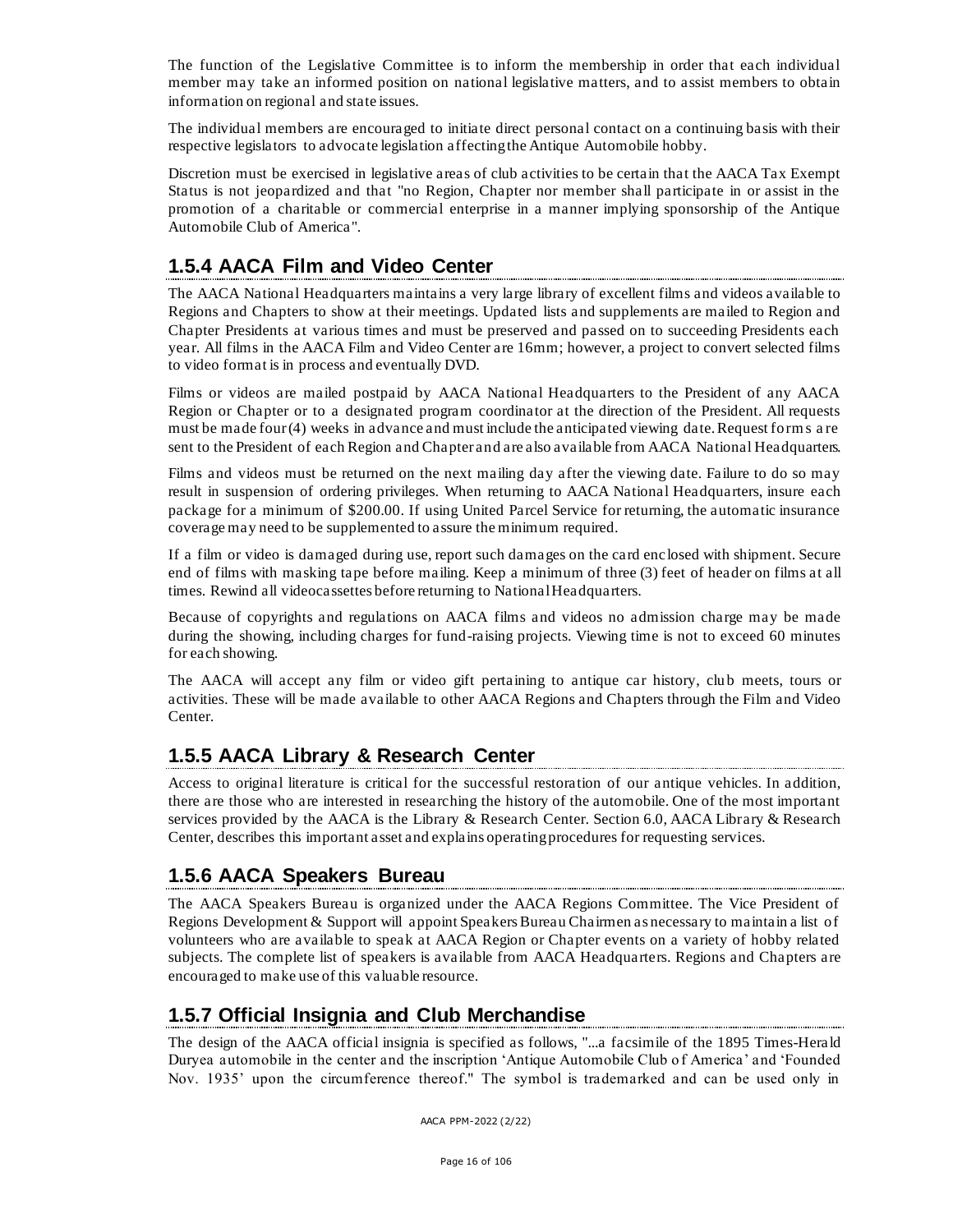The function of the Legislative Committee is to inform the membership in order that each individual member may take an informed position on national legislative matters, and to assist members to obtain information on regional and state issues.

The individual members are encouraged to initiate direct personal contact on a continuing basis with their respective legislators to advocate legislation affecting the Antique Automobile hobby.

Discretion must be exercised in legislative areas of club activities to be certain that the AACA Tax Exempt Status is not jeopardized and that "no Region, Chapter nor member shall participate in or assist in the promotion of a charitable or commercial enterprise in a manner implying sponsorship of the Antique Automobile Club of America".

## 1.5.4 AACA Film and Video Center

The AACA National Headquarters maintains a very large library of excellent films and videos available to Regions and Chapters to show at their meetings. Updated lists and supplements are mailed to Region and Chapter Presidents at various times and must be preserved and passed on to succeeding Presidents each year. All films in the AACA Film and Video Center are 16mm; however, a project to convert selected films to video format is in process and eventually DVD.

Films or videos are mailed postpaid by AACA National Headquarters to the President of any AACA Region or Chapter or to a designated program coordinator at the direction of the President. All requests must be made four (4) weeks in advance and must include the anticipated viewing date. Request forms are sent to the President of each Region and Chapter and are also available from AACA National Headquarters.

Films and videos must be returned on the next mailing day after the viewing date. Failure to do so may result in suspension of ordering privileges. When returning to AACA National Headquarters, insure each package for a minimum of $200.00. If using United Parcel Service for returning, the automatic insurance coverage may need to be supplemented to assure the minimum required.

If a film or video is damaged during use, report such damages on the card enclosed with shipment. Secure end of films with masking tape before mailing. Keep a minimum of three (3) feet of header on films at all times. Rewind all videocassettes before returning to National Headquarters.

Because of copyrights and regulations on AACA films and videos no admission charge may be made during the showing, including charges for fund-raising projects. Viewing time is not to exceed 60 minutes for each showing.

The AACA will accept any film or video gift pertaining to antique car history, club meets, tours or activities. These will be made available to other AACA Regions and Chapters through the Film and Video Center.

## 1.5.5 AACA Library & Research Center

Access to original literature is critical for the successful restoration of our antique vehicles. In addition, there are those who are interested in researching the history of the automobile. One of the most important services provided by the AACA is the Library & Research Center. Section 6.0, AACA Library & Research Center, describes this important asset and explains operating procedures for requesting services.

## 1.5.6 AACA Speakers Bureau

The AACA Speakers Bureau is organized under the AACA Regions Committee. The Vice President of Regions Development & Support will appoint Speakers Bureau Chairmen as necessary to maintain a list of volunteers who are available to speak at AACA Region or Chapter events on a variety of hobby related subjects. The complete list of speakers is available from AACA Headquarters. Regions and Chapters are encouraged to make use of this valuable resource.

## 1.5.7 Official Insignia and Club Merchandise

The design of the AACA official insignia is specified as follows, "...a facsimile of the 1895 Times-Herald Duryea automobile in the center and the inscription 'Antique Automobile Club of America' and 'Founded Nov. 1935' upon the circumference thereof." The symbol is trademarked and can be used only in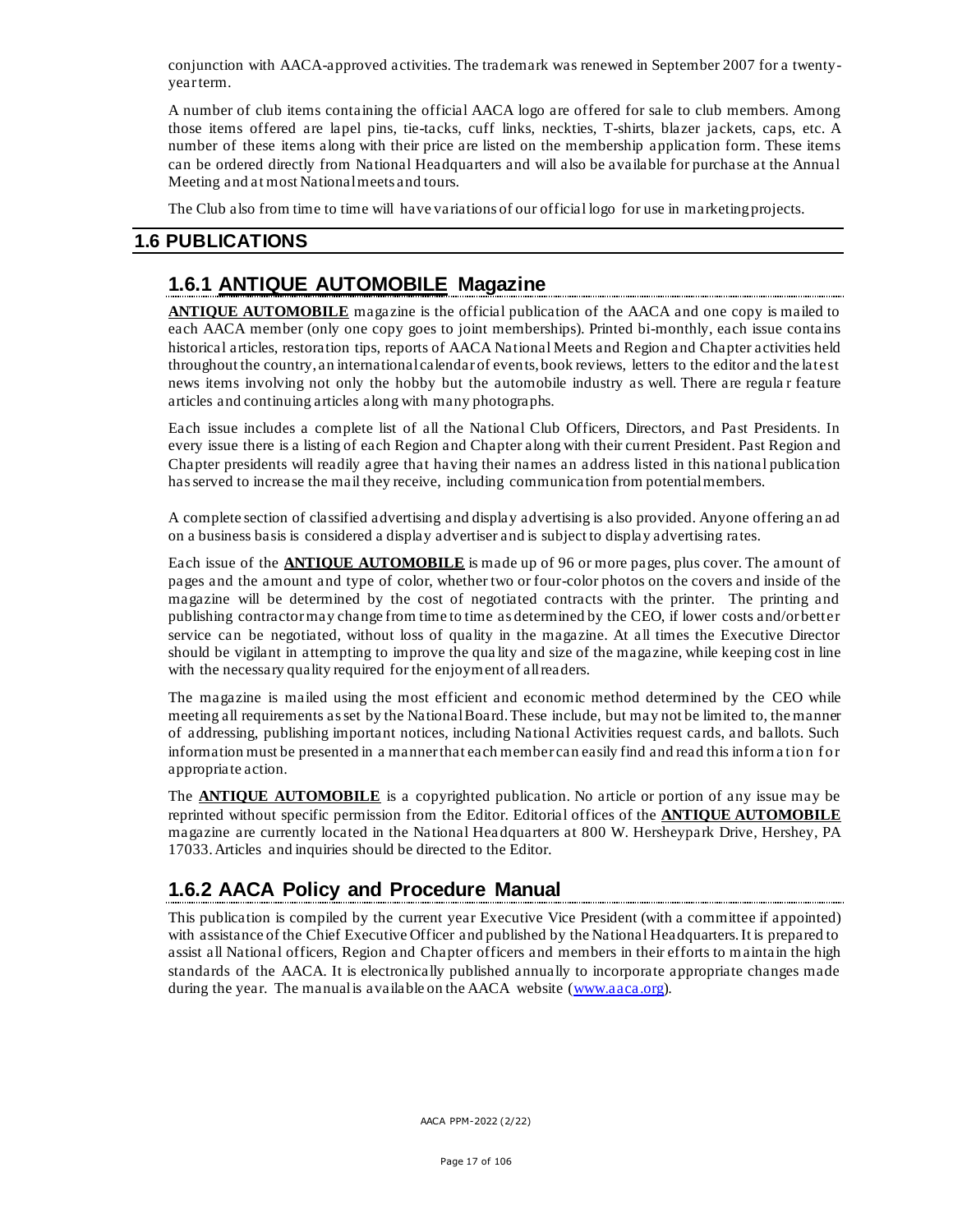conjunction with AACA-approved activities. The trademark was renewed in September 2007 for a twenty-year term.

A number of club items containing the official AACA logo are offered for sale to club members. Among those items offered are lapel pins, tie-tacks, cuff links, neckties, T-shirts, blazer jackets, caps, etc. A number of these items along with their price are listed on the membership application form. These items can be ordered directly from National Headquarters and will also be available for purchase at the Annual Meeting and at most National meets and tours.

The Club also from time to time will have variations of our official logo for use in marketing projects.

## 1.6 PUBLICATIONS

### 1.6.1 ANTIQUE AUTOMOBILE Magazine

**ANTIQUE AUTOMOBILE** magazine is the official publication of the AACA and one copy is mailed to each AACA member (only one copy goes to joint memberships). Printed bi-monthly, each issue contains historical articles, restoration tips, reports of AACA National Meets and Region and Chapter activities held throughout the country, an international calendar of events, book reviews, letters to the editor and the latest news items involving not only the hobby but the automobile industry as well. There are regular feature articles and continuing articles along with many photographs.

Each issue includes a complete list of all the National Club Officers, Directors, and Past Presidents. In every issue there is a listing of each Region and Chapter along with their current President. Past Region and Chapter presidents will readily agree that having their names an address listed in this national publication has served to increase the mail they receive, including communication from potential members.

A complete section of classified advertising and display advertising is also provided. Anyone offering an ad on a business basis is considered a display advertiser and is subject to display advertising rates.

Each issue of the **ANTIQUE AUTOMOBILE** is made up of 96 or more pages, plus cover. The amount of pages and the amount and type of color, whether two or four-color photos on the covers and inside of the magazine will be determined by the cost of negotiated contracts with the printer. The printing and publishing contractor may change from time to time as determined by the CEO, if lower costs and/or better service can be negotiated, without loss of quality in the magazine. At all times the Executive Director should be vigilant in attempting to improve the quality and size of the magazine, while keeping cost in line with the necessary quality required for the enjoyment of all readers.

The magazine is mailed using the most efficient and economic method determined by the CEO while meeting all requirements as set by the National Board. These include, but may not be limited to, the manner of addressing, publishing important notices, including National Activities request cards, and ballots. Such information must be presented in a manner that each member can easily find and read this information for appropriate action.

The **ANTIQUE AUTOMOBILE** is a copyrighted publication. No article or portion of any issue may be reprinted without specific permission from the Editor. Editorial offices of the **ANTIQUE AUTOMOBILE** magazine are currently located in the National Headquarters at 800 W. Hersheypark Drive, Hershey, PA 17033. Articles and inquiries should be directed to the Editor.

### 1.6.2 AACA Policy and Procedure Manual

This publication is compiled by the current year Executive Vice President (with a committee if appointed) with assistance of the Chief Executive Officer and published by the National Headquarters. It is prepared to assist all National officers, Region and Chapter officers and members in their efforts to maintain the high standards of the AACA. It is electronically published annually to incorporate appropriate changes made during the year. The manual is available on the AACA website (www.aaca.org).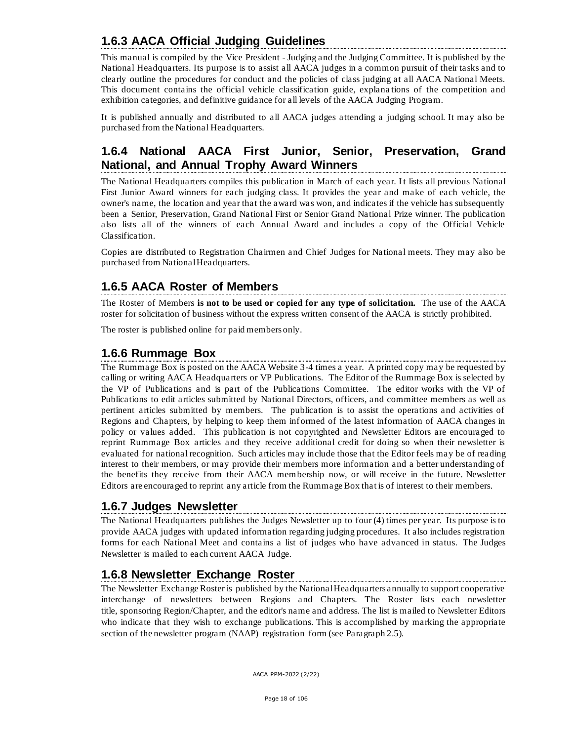### 1.6.3 AACA Official Judging Guidelines

This manual is compiled by the Vice President - Judging and the Judging Committee. It is published by the National Headquarters. Its purpose is to assist all AACA judges in a common pursuit of their tasks and to clearly outline the procedures for conduct and the policies of class judging at all AACA National Meets. This document contains the official vehicle classification guide, explanations of the competition and exhibition categories, and definitive guidance for all levels of the AACA Judging Program.

It is published annually and distributed to all AACA judges attending a judging school. It may also be purchased from the National Headquarters.

### 1.6.4 National AACA First Junior, Senior, Preservation, Grand National, and Annual Trophy Award Winners

The National Headquarters compiles this publication in March of each year. It lists all previous National First Junior Award winners for each judging class. It provides the year and make of each vehicle, the owner's name, the location and year that the award was won, and indicates if the vehicle has subsequently been a Senior, Preservation, Grand National First or Senior Grand National Prize winner. The publication also lists all of the winners of each Annual Award and includes a copy of the Official Vehicle Classification.

Copies are distributed to Registration Chairmen and Chief Judges for National meets. They may also be purchased from National Headquarters.

### 1.6.5 AACA Roster of Members

The Roster of Members **is not to be used or copied for any type of solicitation.** The use of the AACA roster for solicitation of business without the express written consent of the AACA is strictly prohibited.

The roster is published online for paid members only.

### 1.6.6 Rummage Box

The Rummage Box is posted on the AACA Website 3-4 times a year. A printed copy may be requested by calling or writing AACA Headquarters or VP Publications. The Editor of the Rummage Box is selected by the VP of Publications and is part of the Publications Committee. The editor works with the VP of Publications to edit articles submitted by National Directors, officers, and committee members as well as pertinent articles submitted by members. The publication is to assist the operations and activities of Regions and Chapters, by helping to keep them informed of the latest information of AACA changes in policy or values added. This publication is not copyrighted and Newsletter Editors are encouraged to reprint Rummage Box articles and they receive additional credit for doing so when their newsletter is evaluated for national recognition. Such articles may include those that the Editor feels may be of reading interest to their members, or may provide their members more information and a better understanding of the benefits they receive from their AACA membership now, or will receive in the future. Newsletter Editors are encouraged to reprint any article from the Rummage Box that is of interest to their members.

### 1.6.7 Judges Newsletter

The National Headquarters publishes the Judges Newsletter up to four (4) times per year. Its purpose is to provide AACA judges with updated information regarding judging procedures. It also includes registration forms for each National Meet and contains a list of judges who have advanced in status. The Judges Newsletter is mailed to each current AACA Judge.

### 1.6.8 Newsletter Exchange Roster

The Newsletter Exchange Roster is published by the National Headquarters annually to support cooperative interchange of newsletters between Regions and Chapters. The Roster lists each newsletter title, sponsoring Region/Chapter, and the editor's name and address. The list is mailed to Newsletter Editors who indicate that they wish to exchange publications. This is accomplished by marking the appropriate section of the newsletter program (NAAP) registration form (see Paragraph 2.5).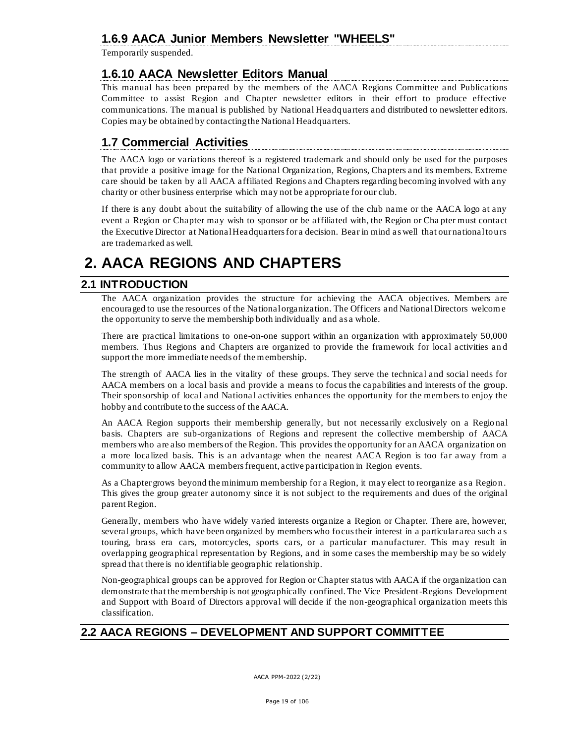### 1.6.9 AACA Junior Members Newsletter "WHEELS"

Temporarily suspended.

### 1.6.10 AACA Newsletter Editors Manual

This manual has been prepared by the members of the AACA Regions Committee and Publications Committee to assist Region and Chapter newsletter editors in their effort to produce effective communications. The manual is published by National Headquarters and distributed to newsletter editors. Copies may be obtained by contacting the National Headquarters.

## 1.7 Commercial Activities

The AACA logo or variations thereof is a registered trademark and should only be used for the purposes that provide a positive image for the National Organization, Regions, Chapters and its members. Extreme care should be taken by all AACA affiliated Regions and Chapters regarding becoming involved with any charity or other business enterprise which may not be appropriate for our club.

If there is any doubt about the suitability of allowing the use of the club name or the AACA logo at any event a Region or Chapter may wish to sponsor or be affiliated with, the Region or Chapter must contact the Executive Director at National Headquarters for a decision. Bear in mind as well that our national tours are trademarked as well.

# 2. AACA REGIONS AND CHAPTERS

## 2.1 INTRODUCTION

The AACA organization provides the structure for achieving the AACA objectives. Members are encouraged to use the resources of the National organization. The Officers and National Directors welcome the opportunity to serve the membership both individually and as a whole.

There are practical limitations to one-on-one support within an organization with approximately 50,000 members. Thus Regions and Chapters are organized to provide the framework for local activities and support the more immediate needs of the membership.

The strength of AACA lies in the vitality of these groups. They serve the technical and social needs for AACA members on a local basis and provide a means to focus the capabilities and interests of the group. Their sponsorship of local and National activities enhances the opportunity for the members to enjoy the hobby and contribute to the success of the AACA.

An AACA Region supports their membership generally, but not necessarily exclusively on a Regional basis. Chapters are sub-organizations of Regions and represent the collective membership of AACA members who are also members of the Region. This provides the opportunity for an AACA organization on a more localized basis. This is an advantage when the nearest AACA Region is too far away from a community to allow AACA members frequent, active participation in Region events.

As a Chapter grows beyond the minimum membership for a Region, it may elect to reorganize as a Region. This gives the group greater autonomy since it is not subject to the requirements and dues of the original parent Region.

Generally, members who have widely varied interests organize a Region or Chapter. There are, however, several groups, which have been organized by members who focus their interest in a particular area such as touring, brass era cars, motorcycles, sports cars, or a particular manufacturer. This may result in overlapping geographical representation by Regions, and in some cases the membership may be so widely spread that there is no identifiable geographic relationship.

Non-geographical groups can be approved for Region or Chapter status with AACA if the organization can demonstrate that the membership is not geographically confined. The Vice President-Regions Development and Support with Board of Directors approval will decide if the non-geographical organization meets this classification.

## 2.2 AACA REGIONS – DEVELOPMENT AND SUPPORT COMMITTEE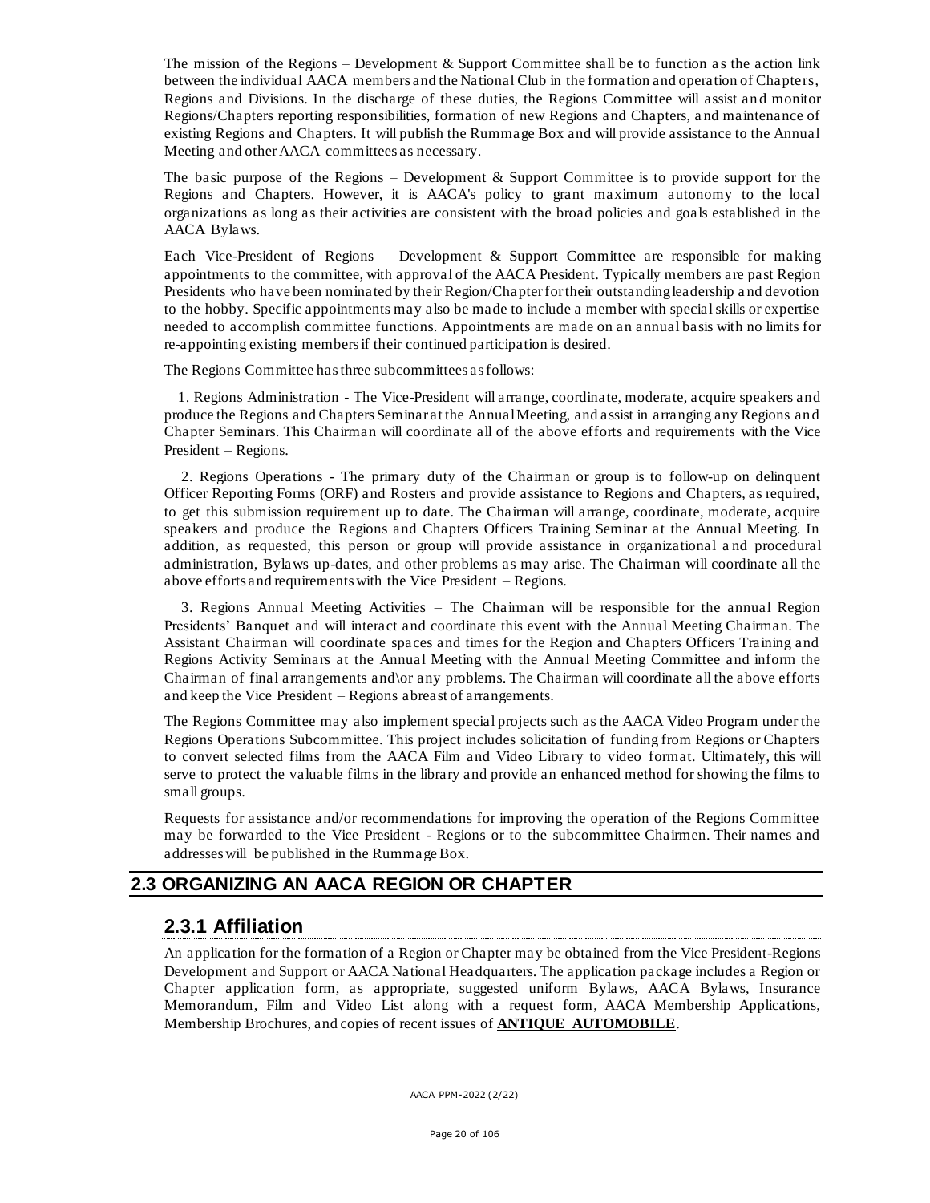The mission of the Regions – Development & Support Committee shall be to function as the action link between the individual AACA members and the National Club in the formation and operation of Chapters, Regions and Divisions. In the discharge of these duties, the Regions Committee will assist and monitor Regions/Chapters reporting responsibilities, formation of new Regions and Chapters, and maintenance of existing Regions and Chapters. It will publish the Rummage Box and will provide assistance to the Annual Meeting and other AACA committees as necessary.

The basic purpose of the Regions – Development & Support Committee is to provide support for the Regions and Chapters. However, it is AACA's policy to grant maximum autonomy to the local organizations as long as their activities are consistent with the broad policies and goals established in the AACA Bylaws.

Each Vice-President of Regions – Development & Support Committee are responsible for making appointments to the committee, with approval of the AACA President. Typically members are past Region Presidents who have been nominated by their Region/Chapter for their outstanding leadership and devotion to the hobby. Specific appointments may also be made to include a member with special skills or expertise needed to accomplish committee functions. Appointments are made on an annual basis with no limits for re-appointing existing members if their continued participation is desired.

The Regions Committee has three subcommittees as follows:

1. Regions Administration - The Vice-President will arrange, coordinate, moderate, acquire speakers and produce the Regions and Chapters Seminar at the Annual Meeting, and assist in arranging any Regions and Chapter Seminars. This Chairman will coordinate all of the above efforts and requirements with the Vice President – Regions.

2. Regions Operations - The primary duty of the Chairman or group is to follow-up on delinquent Officer Reporting Forms (ORF) and Rosters and provide assistance to Regions and Chapters, as required, to get this submission requirement up to date. The Chairman will arrange, coordinate, moderate, acquire speakers and produce the Regions and Chapters Officers Training Seminar at the Annual Meeting. In addition, as requested, this person or group will provide assistance in organizational and procedural administration, Bylaws up-dates, and other problems as may arise. The Chairman will coordinate all the above efforts and requirements with the Vice President – Regions.

3. Regions Annual Meeting Activities – The Chairman will be responsible for the annual Region Presidents' Banquet and will interact and coordinate this event with the Annual Meeting Chairman. The Assistant Chairman will coordinate spaces and times for the Region and Chapters Officers Training and Regions Activity Seminars at the Annual Meeting with the Annual Meeting Committee and inform the Chairman of final arrangements and\or any problems. The Chairman will coordinate all the above efforts and keep the Vice President – Regions abreast of arrangements.

The Regions Committee may also implement special projects such as the AACA Video Program under the Regions Operations Subcommittee. This project includes solicitation of funding from Regions or Chapters to convert selected films from the AACA Film and Video Library to video format. Ultimately, this will serve to protect the valuable films in the library and provide an enhanced method for showing the films to small groups.

Requests for assistance and/or recommendations for improving the operation of the Regions Committee may be forwarded to the Vice President - Regions or to the subcommittee Chairmen. Their names and addresses will be published in the Rummage Box.

## 2.3 ORGANIZING AN AACA REGION OR CHAPTER

### 2.3.1 Affiliation

An application for the formation of a Region or Chapter may be obtained from the Vice President-Regions Development and Support or AACA National Headquarters. The application package includes a Region or Chapter application form, as appropriate, suggested uniform Bylaws, AACA Bylaws, Insurance Memorandum, Film and Video List along with a request form, AACA Membership Applications, Membership Brochures, and copies of recent issues of **ANTIQUE AUTOMOBILE**.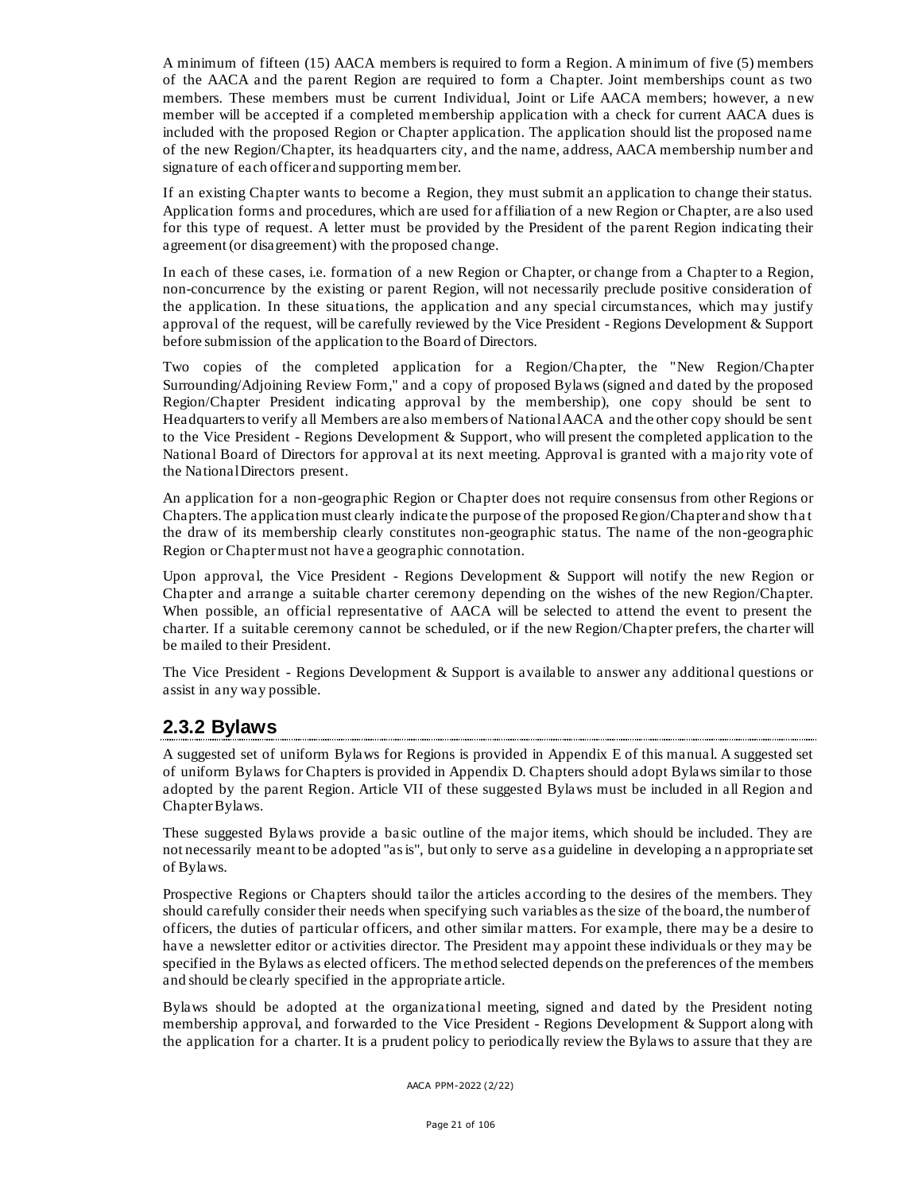A minimum of fifteen (15) AACA members is required to form a Region. A minimum of five (5) members of the AACA and the parent Region are required to form a Chapter. Joint memberships count as two members. These members must be current Individual, Joint or Life AACA members; however, a new member will be accepted if a completed membership application with a check for current AACA dues is included with the proposed Region or Chapter application. The application should list the proposed name of the new Region/Chapter, its headquarters city, and the name, address, AACA membership number and signature of each officer and supporting member.

If an existing Chapter wants to become a Region, they must submit an application to change their status. Application forms and procedures, which are used for affiliation of a new Region or Chapter, are also used for this type of request. A letter must be provided by the President of the parent Region indicating their agreement (or disagreement) with the proposed change.

In each of these cases, i.e. formation of a new Region or Chapter, or change from a Chapter to a Region, non-concurrence by the existing or parent Region, will not necessarily preclude positive consideration of the application. In these situations, the application and any special circumstances, which may justify approval of the request, will be carefully reviewed by the Vice President - Regions Development & Support before submission of the application to the Board of Directors.

Two copies of the completed application for a Region/Chapter, the "New Region/Chapter Surrounding/Adjoining Review Form," and a copy of proposed Bylaws (signed and dated by the proposed Region/Chapter President indicating approval by the membership), one copy should be sent to Headquarters to verify all Members are also members of National AACA and the other copy should be sent to the Vice President - Regions Development & Support, who will present the completed application to the National Board of Directors for approval at its next meeting. Approval is granted with a majority vote of the National Directors present.

An application for a non-geographic Region or Chapter does not require consensus from other Regions or Chapters. The application must clearly indicate the purpose of the proposed Region/Chapter and show that the draw of its membership clearly constitutes non-geographic status. The name of the non-geographic Region or Chapter must not have a geographic connotation.

Upon approval, the Vice President - Regions Development & Support will notify the new Region or Chapter and arrange a suitable charter ceremony depending on the wishes of the new Region/Chapter. When possible, an official representative of AACA will be selected to attend the event to present the charter. If a suitable ceremony cannot be scheduled, or if the new Region/Chapter prefers, the charter will be mailed to their President.

The Vice President - Regions Development & Support is available to answer any additional questions or assist in any way possible.

## 2.3.2 Bylaws

A suggested set of uniform Bylaws for Regions is provided in Appendix E of this manual. A suggested set of uniform Bylaws for Chapters is provided in Appendix D. Chapters should adopt Bylaws similar to those adopted by the parent Region. Article VII of these suggested Bylaws must be included in all Region and Chapter Bylaws.

These suggested Bylaws provide a basic outline of the major items, which should be included. They are not necessarily meant to be adopted "as is", but only to serve as a guideline in developing an appropriate set of Bylaws.

Prospective Regions or Chapters should tailor the articles according to the desires of the members. They should carefully consider their needs when specifying such variables as the size of the board, the number of officers, the duties of particular officers, and other similar matters. For example, there may be a desire to have a newsletter editor or activities director. The President may appoint these individuals or they may be specified in the Bylaws as elected officers. The method selected depends on the preferences of the members and should be clearly specified in the appropriate article.

Bylaws should be adopted at the organizational meeting, signed and dated by the President noting membership approval, and forwarded to the Vice President - Regions Development & Support along with the application for a charter. It is a prudent policy to periodically review the Bylaws to assure that they are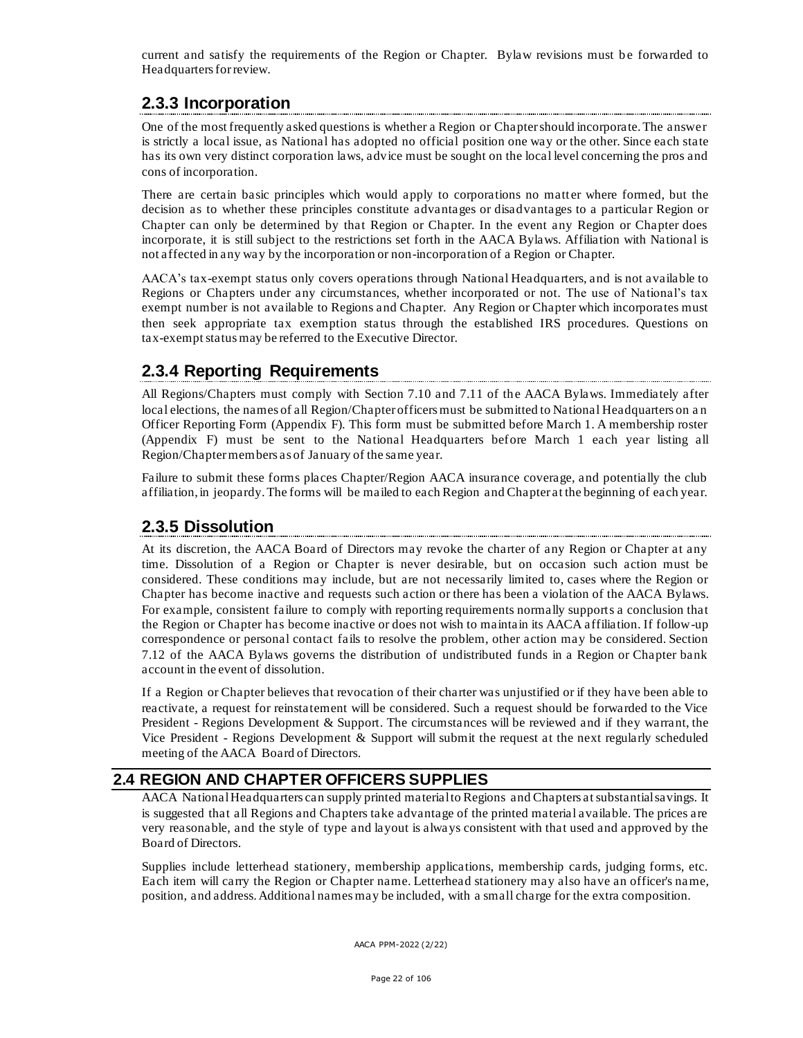current and satisfy the requirements of the Region or Chapter. Bylaw revisions must be forwarded to Headquarters for review.

### 2.3.3 Incorporation

One of the most frequently asked questions is whether a Region or Chapter should incorporate. The answer is strictly a local issue, as National has adopted no official position one way or the other. Since each state has its own very distinct corporation laws, advice must be sought on the local level concerning the pros and cons of incorporation.

There are certain basic principles which would apply to corporations no matter where formed, but the decision as to whether these principles constitute advantages or disadvantages to a particular Region or Chapter can only be determined by that Region or Chapter. In the event any Region or Chapter does incorporate, it is still subject to the restrictions set forth in the AACA Bylaws. Affiliation with National is not affected in any way by the incorporation or non-incorporation of a Region or Chapter.

AACA's tax-exempt status only covers operations through National Headquarters, and is not available to Regions or Chapters under any circumstances, whether incorporated or not. The use of National's tax exempt number is not available to Regions and Chapter. Any Region or Chapter which incorporates must then seek appropriate tax exemption status through the established IRS procedures. Questions on tax-exempt status may be referred to the Executive Director.

### 2.3.4 Reporting Requirements

All Regions/Chapters must comply with Section 7.10 and 7.11 of the AACA Bylaws. Immediately after local elections, the names of all Region/Chapter officers must be submitted to National Headquarters on an Officer Reporting Form (Appendix F). This form must be submitted before March 1. A membership roster (Appendix F) must be sent to the National Headquarters before March 1 each year listing all Region/Chapter members as of January of the same year.

Failure to submit these forms places Chapter/Region AACA insurance coverage, and potentially the club affiliation, in jeopardy. The forms will be mailed to each Region and Chapter at the beginning of each year.

### 2.3.5 Dissolution

At its discretion, the AACA Board of Directors may revoke the charter of any Region or Chapter at any time. Dissolution of a Region or Chapter is never desirable, but on occasion such action must be considered. These conditions may include, but are not necessarily limited to, cases where the Region or Chapter has become inactive and requests such action or there has been a violation of the AACA Bylaws. For example, consistent failure to comply with reporting requirements normally supports a conclusion that the Region or Chapter has become inactive or does not wish to maintain its AACA affiliation. If follow-up correspondence or personal contact fails to resolve the problem, other action may be considered. Section 7.12 of the AACA Bylaws governs the distribution of undistributed funds in a Region or Chapter bank account in the event of dissolution.

If a Region or Chapter believes that revocation of their charter was unjustified or if they have been able to reactivate, a request for reinstatement will be considered. Such a request should be forwarded to the Vice President - Regions Development & Support. The circumstances will be reviewed and if they warrant, the Vice President - Regions Development & Support will submit the request at the next regularly scheduled meeting of the AACA Board of Directors.

## 2.4 REGION AND CHAPTER OFFICERS SUPPLIES

AACA National Headquarters can supply printed material to Regions and Chapters at substantial savings. It is suggested that all Regions and Chapters take advantage of the printed material available. The prices are very reasonable, and the style of type and layout is always consistent with that used and approved by the Board of Directors.

Supplies include letterhead stationery, membership applications, membership cards, judging forms, etc. Each item will carry the Region or Chapter name. Letterhead stationery may also have an officer's name, position, and address. Additional names may be included, with a small charge for the extra composition.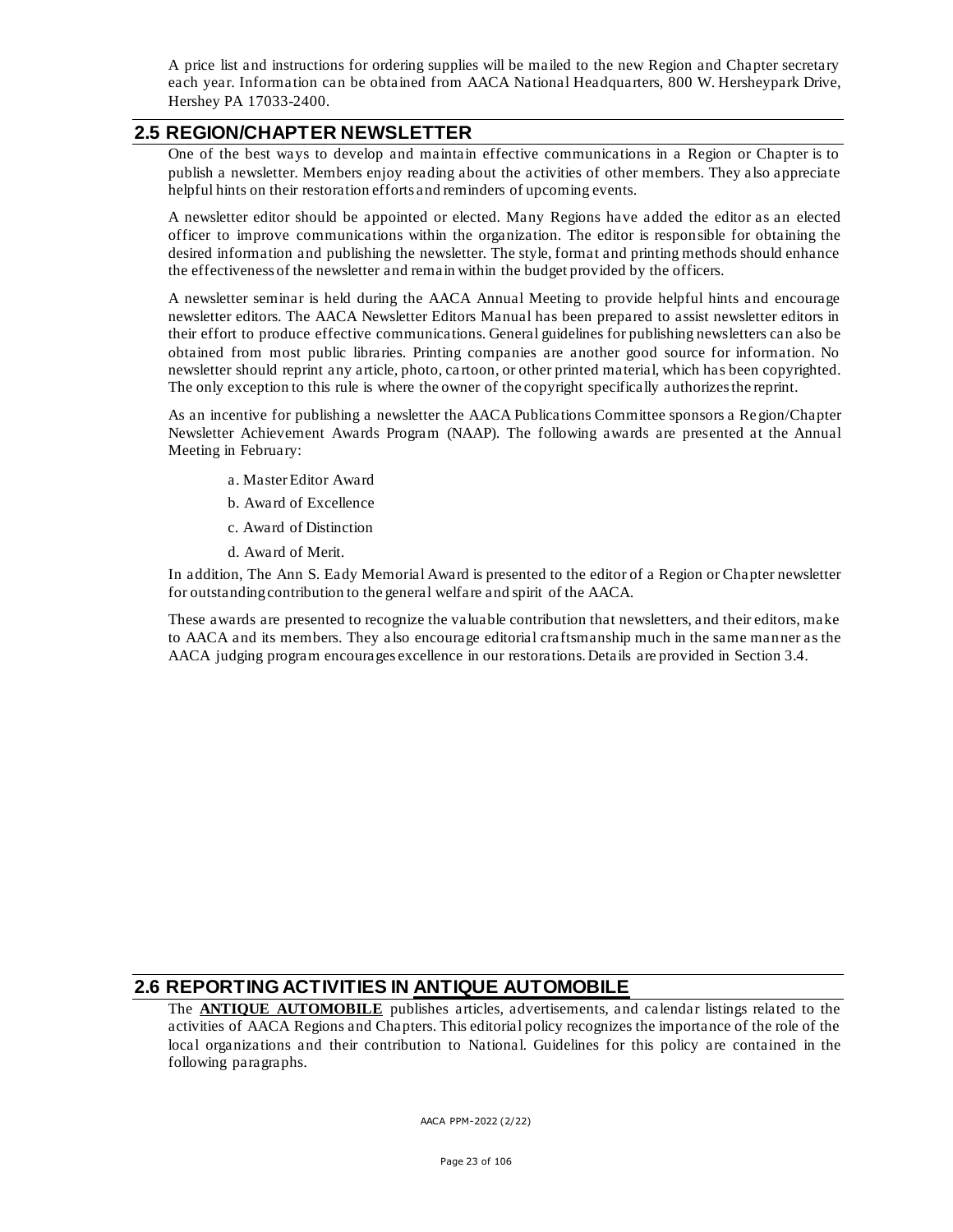A price list and instructions for ordering supplies will be mailed to the new Region and Chapter secretary each year. Information can be obtained from AACA National Headquarters, 800 W. Hersheypark Drive, Hershey PA 17033-2400.

## 2.5 REGION/CHAPTER NEWSLETTER

One of the best ways to develop and maintain effective communications in a Region or Chapter is to publish a newsletter. Members enjoy reading about the activities of other members. They also appreciate helpful hints on their restoration efforts and reminders of upcoming events.

A newsletter editor should be appointed or elected. Many Regions have added the editor as an elected officer to improve communications within the organization. The editor is responsible for obtaining the desired information and publishing the newsletter. The style, format and printing methods should enhance the effectiveness of the newsletter and remain within the budget provided by the officers.

A newsletter seminar is held during the AACA Annual Meeting to provide helpful hints and encourage newsletter editors. The AACA Newsletter Editors Manual has been prepared to assist newsletter editors in their effort to produce effective communications. General guidelines for publishing newsletters can also be obtained from most public libraries. Printing companies are another good source for information. No newsletter should reprint any article, photo, cartoon, or other printed material, which has been copyrighted. The only exception to this rule is where the owner of the copyright specifically authorizes the reprint.

As an incentive for publishing a newsletter the AACA Publications Committee sponsors a Region/Chapter Newsletter Achievement Awards Program (NAAP). The following awards are presented at the Annual Meeting in February:

a. Master Editor Award

b. Award of Excellence

c. Award of Distinction

d. Award of Merit.

In addition, The Ann S. Eady Memorial Award is presented to the editor of a Region or Chapter newsletter for outstanding contribution to the general welfare and spirit of the AACA.

These awards are presented to recognize the valuable contribution that newsletters, and their editors, make to AACA and its members. They also encourage editorial craftsmanship much in the same manner as the AACA judging program encourages excellence in our restorations. Details are provided in Section 3.4.

## 2.6 REPORTING ACTIVITIES IN ANTIQUE AUTOMOBILE

The **ANTIQUE AUTOMOBILE** publishes articles, advertisements, and calendar listings related to the activities of AACA Regions and Chapters. This editorial policy recognizes the importance of the role of the local organizations and their contribution to National. Guidelines for this policy are contained in the following paragraphs.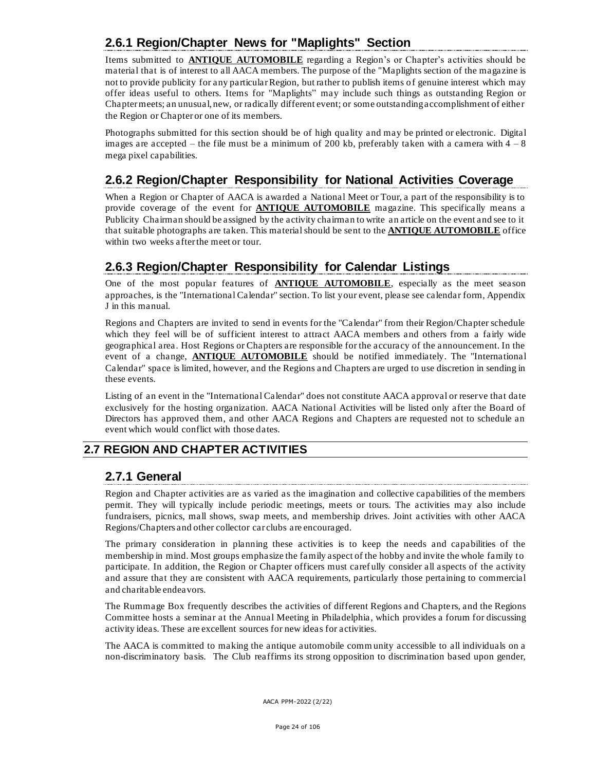### 2.6.1 Region/Chapter News for "Maplights" Section

Items submitted to **ANTIQUE AUTOMOBILE** regarding a Region's or Chapter's activities should be material that is of interest to all AACA members. The purpose of the "Maplights section of the magazine is not to provide publicity for any particular Region, but rather to publish items of genuine interest which may offer ideas useful to others. Items for "Maplights" may include such things as outstanding Region or Chapter meets; an unusual, new, or radically different event; or some outstanding accomplishment of either the Region or Chapter or one of its members.

Photographs submitted for this section should be of high quality and may be printed or electronic. Digital images are accepted – the file must be a minimum of 200 kb, preferably taken with a camera with 4 – 8 mega pixel capabilities.

### 2.6.2 Region/Chapter Responsibility for National Activities Coverage

When a Region or Chapter of AACA is awarded a National Meet or Tour, a part of the responsibility is to provide coverage of the event for **ANTIQUE AUTOMOBILE** magazine. This specifically means a Publicity Chairman should be assigned by the activity chairman to write an article on the event and see to it that suitable photographs are taken. This material should be sent to the **ANTIQUE AUTOMOBILE** office within two weeks after the meet or tour.

### 2.6.3 Region/Chapter Responsibility for Calendar Listings

One of the most popular features of **ANTIQUE AUTOMOBILE**, especially as the meet season approaches, is the "International Calendar" section. To list your event, please see calendar form, Appendix J in this manual.

Regions and Chapters are invited to send in events for the "Calendar" from their Region/Chapter schedule which they feel will be of sufficient interest to attract AACA members and others from a fairly wide geographical area. Host Regions or Chapters are responsible for the accuracy of the announcement. In the event of a change, **ANTIQUE AUTOMOBILE** should be notified immediately. The "International Calendar" space is limited, however, and the Regions and Chapters are urged to use discretion in sending in these events.

Listing of an event in the "International Calendar" does not constitute AACA approval or reserve that date exclusively for the hosting organization. AACA National Activities will be listed only after the Board of Directors has approved them, and other AACA Regions and Chapters are requested not to schedule an event which would conflict with those dates.

## 2.7 REGION AND CHAPTER ACTIVITIES

### 2.7.1 General

Region and Chapter activities are as varied as the imagination and collective capabilities of the members permit. They will typically include periodic meetings, meets or tours. The activities may also include fundraisers, picnics, mall shows, swap meets, and membership drives. Joint activities with other AACA Regions/Chapters and other collector car clubs are encouraged.

The primary consideration in planning these activities is to keep the needs and capabilities of the membership in mind. Most groups emphasize the family aspect of the hobby and invite the whole family to participate. In addition, the Region or Chapter officers must carefully consider all aspects of the activity and assure that they are consistent with AACA requirements, particularly those pertaining to commercial and charitable endeavors.

The Rummage Box frequently describes the activities of different Regions and Chapters, and the Regions Committee hosts a seminar at the Annual Meeting in Philadelphia, which provides a forum for discussing activity ideas. These are excellent sources for new ideas for activities.

The AACA is committed to making the antique automobile community accessible to all individuals on a non-discriminatory basis. The Club reaffirms its strong opposition to discrimination based upon gender,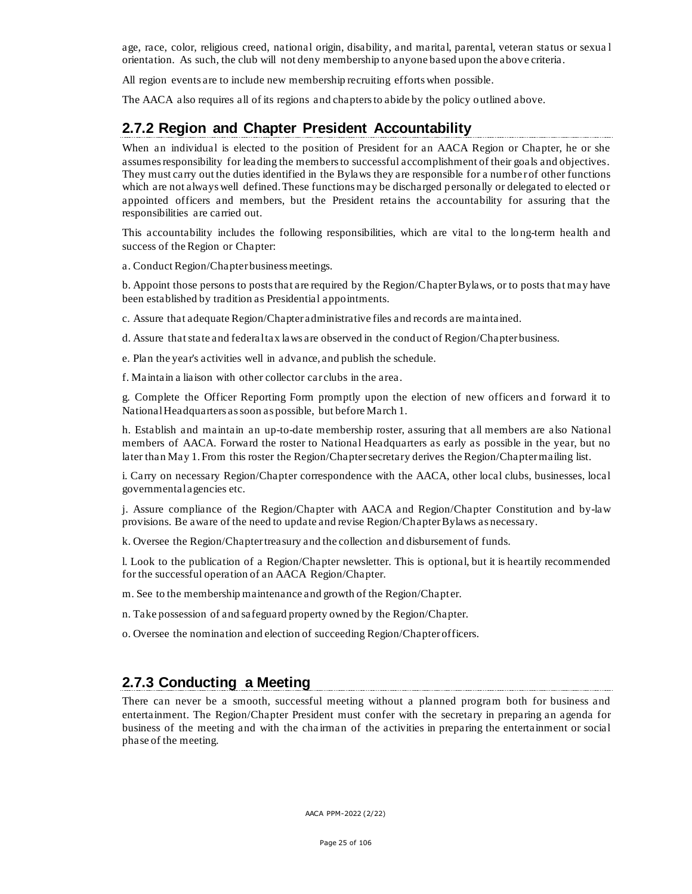age, race, color, religious creed, national origin, disability, and marital, parental, veteran status or sexual orientation. As such, the club will not deny membership to anyone based upon the above criteria.

All region events are to include new membership recruiting efforts when possible.

The AACA also requires all of its regions and chapters to abide by the policy outlined above.

## 2.7.2 Region and Chapter President Accountability

When an individual is elected to the position of President for an AACA Region or Chapter, he or she assumes responsibility for leading the members to successful accomplishment of their goals and objectives. They must carry out the duties identified in the Bylaws they are responsible for a number of other functions which are not always well defined. These functions may be discharged personally or delegated to elected or appointed officers and members, but the President retains the accountability for assuring that the responsibilities are carried out.

This accountability includes the following responsibilities, which are vital to the long-term health and success of the Region or Chapter:

a. Conduct Region/Chapter business meetings.

b. Appoint those persons to posts that are required by the Region/Chapter Bylaws, or to posts that may have been established by tradition as Presidential appointments.

c. Assure that adequate Region/Chapter administrative files and records are maintained.

d. Assure that state and federal tax laws are observed in the conduct of Region/Chapter business.

e. Plan the year's activities well in advance, and publish the schedule.

f. Maintain a liaison with other collector car clubs in the area.

g. Complete the Officer Reporting Form promptly upon the election of new officers and forward it to National Headquarters as soon as possible, but before March 1.

h. Establish and maintain an up-to-date membership roster, assuring that all members are also National members of AACA. Forward the roster to National Headquarters as early as possible in the year, but no later than May 1. From this roster the Region/Chapter secretary derives the Region/Chapter mailing list.

i. Carry on necessary Region/Chapter correspondence with the AACA, other local clubs, businesses, local governmental agencies etc.

j. Assure compliance of the Region/Chapter with AACA and Region/Chapter Constitution and by-law provisions. Be aware of the need to update and revise Region/Chapter Bylaws as necessary.

k. Oversee the Region/Chapter treasury and the collection and disbursement of funds.

l. Look to the publication of a Region/Chapter newsletter. This is optional, but it is heartily recommended for the successful operation of an AACA Region/Chapter.

m. See to the membership maintenance and growth of the Region/Chapter.

n. Take possession of and safeguard property owned by the Region/Chapter.

o. Oversee the nomination and election of succeeding Region/Chapter officers.

## 2.7.3 Conducting a Meeting

There can never be a smooth, successful meeting without a planned program both for business and entertainment. The Region/Chapter President must confer with the secretary in preparing an agenda for business of the meeting and with the chairman of the activities in preparing the entertainment or social phase of the meeting.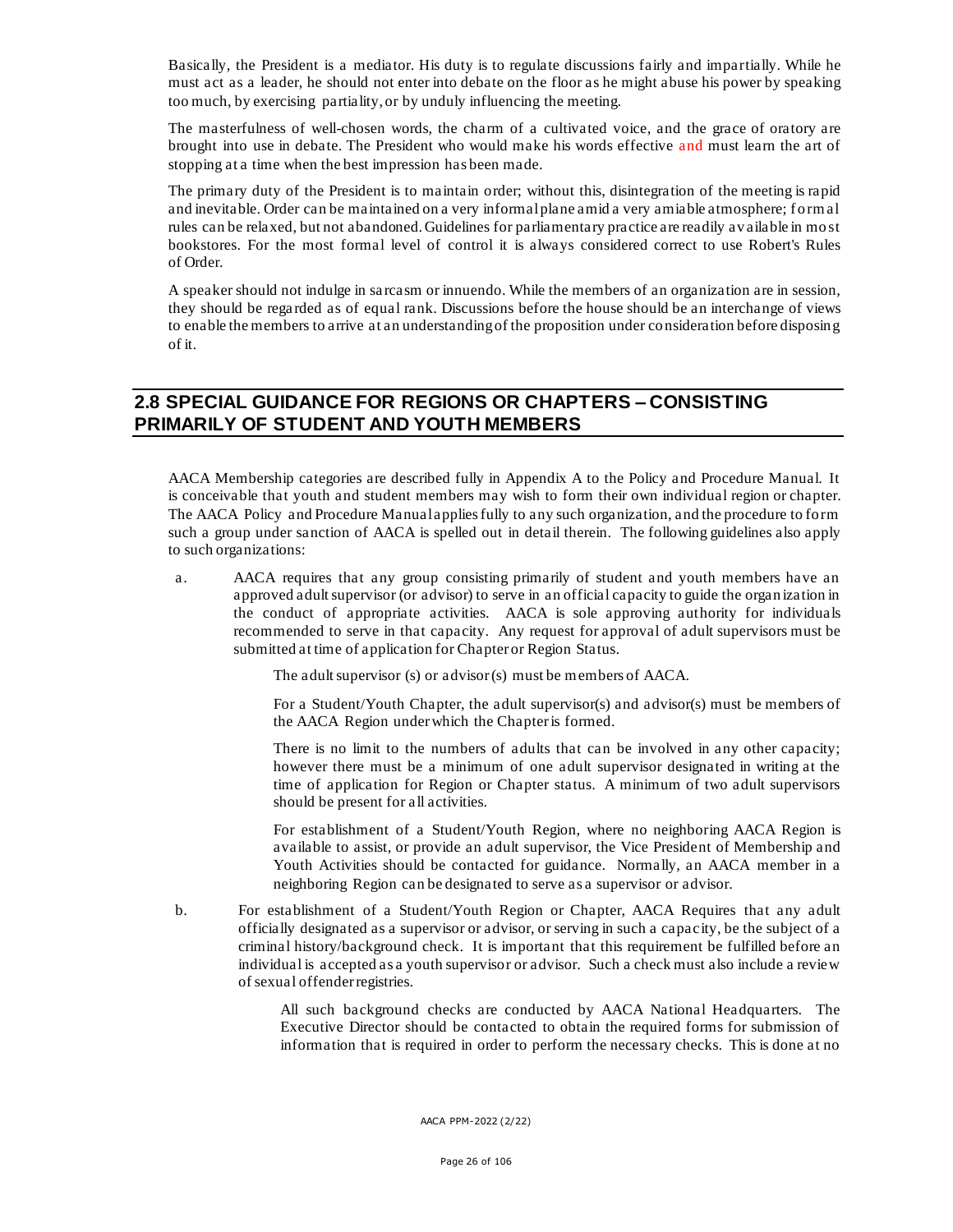Basically, the President is a mediator. His duty is to regulate discussions fairly and impartially. While he must act as a leader, he should not enter into debate on the floor as he might abuse his power by speaking too much, by exercising partiality, or by unduly influencing the meeting.

The masterfulness of well-chosen words, the charm of a cultivated voice, and the grace of oratory are brought into use in debate. The President who would make his words effective and must learn the art of stopping at a time when the best impression has been made.

The primary duty of the President is to maintain order; without this, disintegration of the meeting is rapid and inevitable. Order can be maintained on a very informal plane amid a very amiable atmosphere; formal rules can be relaxed, but not abandoned. Guidelines for parliamentary practice are readily available in most bookstores. For the most formal level of control it is always considered correct to use Robert's Rules of Order.

A speaker should not indulge in sarcasm or innuendo. While the members of an organization are in session, they should be regarded as of equal rank. Discussions before the house should be an interchange of views to enable the members to arrive at an understanding of the proposition under consideration before disposing of it.

## 2.8 SPECIAL GUIDANCE FOR REGIONS OR CHAPTERS – CONSISTING PRIMARILY OF STUDENT AND YOUTH MEMBERS

AACA Membership categories are described fully in Appendix A to the Policy and Procedure Manual. It is conceivable that youth and student members may wish to form their own individual region or chapter. The AACA Policy and Procedure Manual applies fully to any such organization, and the procedure to form such a group under sanction of AACA is spelled out in detail therein. The following guidelines also apply to such organizations:

a. AACA requires that any group consisting primarily of student and youth members have an approved adult supervisor (or advisor) to serve in an official capacity to guide the organization in the conduct of appropriate activities. AACA is sole approving authority for individuals recommended to serve in that capacity. Any request for approval of adult supervisors must be submitted at time of application for Chapter or Region Status.

   The adult supervisor (s) or advisor(s) must be members of AACA.

   For a Student/Youth Chapter, the adult supervisor(s) and advisor(s) must be members of the AACA Region under which the Chapter is formed.

   There is no limit to the numbers of adults that can be involved in any other capacity; however there must be a minimum of one adult supervisor designated in writing at the time of application for Region or Chapter status. A minimum of two adult supervisors should be present for all activities.

   For establishment of a Student/Youth Region, where no neighboring AACA Region is available to assist, or provide an adult supervisor, the Vice President of Membership and Youth Activities should be contacted for guidance. Normally, an AACA member in a neighboring Region can be designated to serve as a supervisor or advisor.

b. For establishment of a Student/Youth Region or Chapter, AACA Requires that any adult officially designated as a supervisor or advisor, or serving in such a capacity, be the subject of a criminal history/background check. It is important that this requirement be fulfilled before an individual is accepted as a youth supervisor or advisor. Such a check must also include a review of sexual offender registries.

   All such background checks are conducted by AACA National Headquarters. The Executive Director should be contacted to obtain the required forms for submission of information that is required in order to perform the necessary checks. This is done at no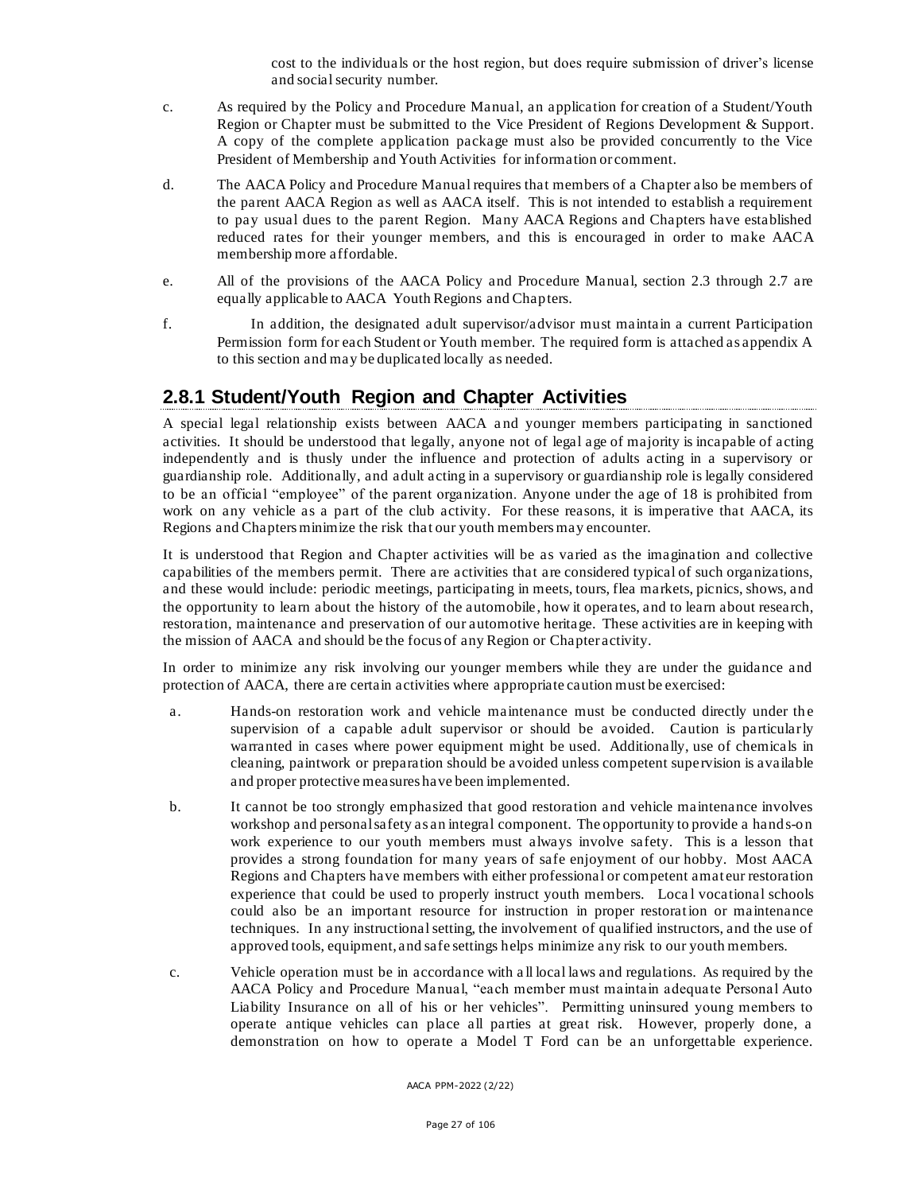cost to the individuals or the host region, but does require submission of driver's license and social security number.

c. As required by the Policy and Procedure Manual, an application for creation of a Student/Youth Region or Chapter must be submitted to the Vice President of Regions Development & Support. A copy of the complete application package must also be provided concurrently to the Vice President of Membership and Youth Activities for information or comment.

d. The AACA Policy and Procedure Manual requires that members of a Chapter also be members of the parent AACA Region as well as AACA itself. This is not intended to establish a requirement to pay usual dues to the parent Region. Many AACA Regions and Chapters have established reduced rates for their younger members, and this is encouraged in order to make AACA membership more affordable.

e. All of the provisions of the AACA Policy and Procedure Manual, section 2.3 through 2.7 are equally applicable to AACA Youth Regions and Chapters.

f. In addition, the designated adult supervisor/advisor must maintain a current Participation Permission form for each Student or Youth member. The required form is attached as appendix A to this section and may be duplicated locally as needed.

## 2.8.1 Student/Youth Region and Chapter Activities

A special legal relationship exists between AACA and younger members participating in sanctioned activities. It should be understood that legally, anyone not of legal age of majority is incapable of acting independently and is thusly under the influence and protection of adults acting in a supervisory or guardianship role. Additionally, and adult acting in a supervisory or guardianship role is legally considered to be an official "employee" of the parent organization. Anyone under the age of 18 is prohibited from work on any vehicle as a part of the club activity. For these reasons, it is imperative that AACA, its Regions and Chapters minimize the risk that our youth members may encounter.

It is understood that Region and Chapter activities will be as varied as the imagination and collective capabilities of the members permit. There are activities that are considered typical of such organizations, and these would include: periodic meetings, participating in meets, tours, flea markets, picnics, shows, and the opportunity to learn about the history of the automobile, how it operates, and to learn about research, restoration, maintenance and preservation of our automotive heritage. These activities are in keeping with the mission of AACA and should be the focus of any Region or Chapter activity.

In order to minimize any risk involving our younger members while they are under the guidance and protection of AACA, there are certain activities where appropriate caution must be exercised:

a. Hands-on restoration work and vehicle maintenance must be conducted directly under the supervision of a capable adult supervisor or should be avoided. Caution is particularly warranted in cases where power equipment might be used. Additionally, use of chemicals in cleaning, paintwork or preparation should be avoided unless competent supervision is available and proper protective measures have been implemented.

b. It cannot be too strongly emphasized that good restoration and vehicle maintenance involves workshop and personal safety as an integral component. The opportunity to provide a hands-on work experience to our youth members must always involve safety. This is a lesson that provides a strong foundation for many years of safe enjoyment of our hobby. Most AACA Regions and Chapters have members with either professional or competent amateur restoration experience that could be used to properly instruct youth members. Local vocational schools could also be an important resource for instruction in proper restoration or maintenance techniques. In any instructional setting, the involvement of qualified instructors, and the use of approved tools, equipment, and safe settings helps minimize any risk to our youth members.

c. Vehicle operation must be in accordance with all local laws and regulations. As required by the AACA Policy and Procedure Manual, "each member must maintain adequate Personal Auto Liability Insurance on all of his or her vehicles". Permitting uninsured young members to operate antique vehicles can place all parties at great risk. However, properly done, a demonstration on how to operate a Model T Ford can be an unforgettable experience.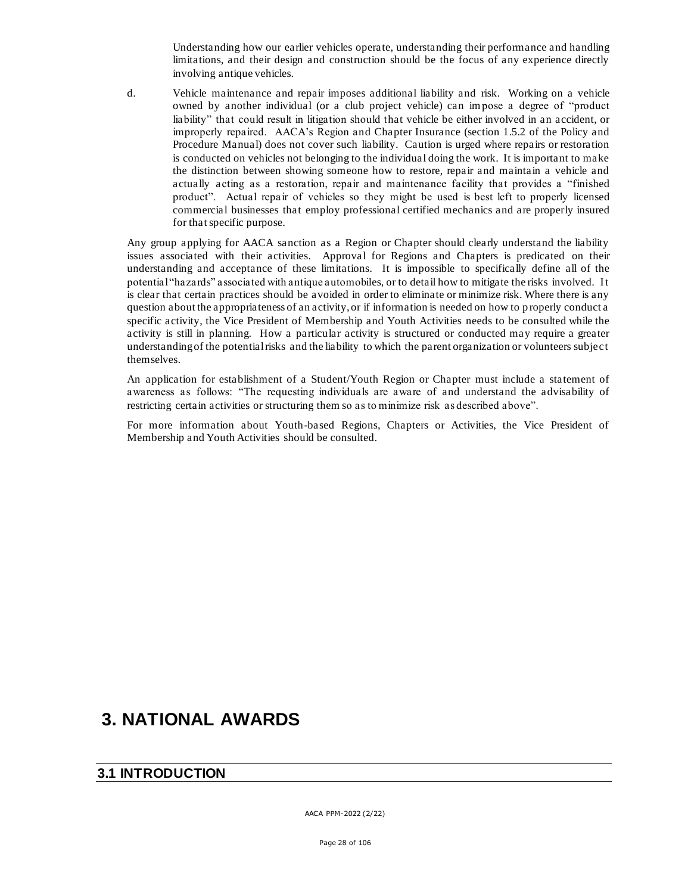Understanding how our earlier vehicles operate, understanding their performance and handling limitations, and their design and construction should be the focus of any experience directly involving antique vehicles.

d. Vehicle maintenance and repair imposes additional liability and risk. Working on a vehicle owned by another individual (or a club project vehicle) can impose a degree of "product liability" that could result in litigation should that vehicle be either involved in an accident, or improperly repaired. AACA's Region and Chapter Insurance (section 1.5.2 of the Policy and Procedure Manual) does not cover such liability. Caution is urged where repairs or restoration is conducted on vehicles not belonging to the individual doing the work. It is important to make the distinction between showing someone how to restore, repair and maintain a vehicle and actually acting as a restoration, repair and maintenance facility that provides a "finished product". Actual repair of vehicles so they might be used is best left to properly licensed commercial businesses that employ professional certified mechanics and are properly insured for that specific purpose.

Any group applying for AACA sanction as a Region or Chapter should clearly understand the liability issues associated with their activities. Approval for Regions and Chapters is predicated on their understanding and acceptance of these limitations. It is impossible to specifically define all of the potential "hazards" associated with antique automobiles, or to detail how to mitigate the risks involved. It is clear that certain practices should be avoided in order to eliminate or minimize risk. Where there is any question about the appropriateness of an activity, or if information is needed on how to properly conduct a specific activity, the Vice President of Membership and Youth Activities needs to be consulted while the activity is still in planning. How a particular activity is structured or conducted may require a greater understanding of the potential risks and the liability to which the parent organization or volunteers subject themselves.

An application for establishment of a Student/Youth Region or Chapter must include a statement of awareness as follows: "The requesting individuals are aware of and understand the advisability of restricting certain activities or structuring them so as to minimize risk as described above".

For more information about Youth-based Regions, Chapters or Activities, the Vice President of Membership and Youth Activities should be consulted.

# 3. NATIONAL AWARDS

## 3.1 INTRODUCTION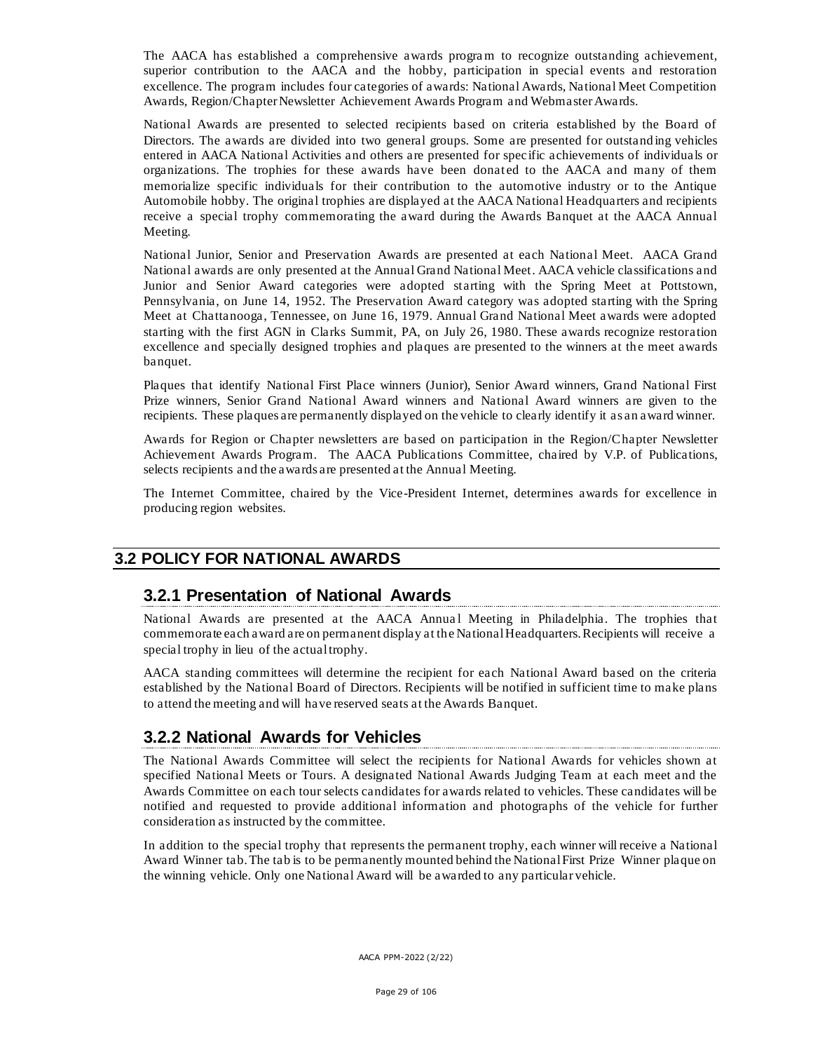The AACA has established a comprehensive awards program to recognize outstanding achievement, superior contribution to the AACA and the hobby, participation in special events and restoration excellence. The program includes four categories of awards: National Awards, National Meet Competition Awards, Region/Chapter Newsletter Achievement Awards Program and Webmaster Awards.

National Awards are presented to selected recipients based on criteria established by the Board of Directors. The awards are divided into two general groups. Some are presented for outstanding vehicles entered in AACA National Activities and others are presented for specific achievements of individuals or organizations. The trophies for these awards have been donated to the AACA and many of them memorialize specific individuals for their contribution to the automotive industry or to the Antique Automobile hobby. The original trophies are displayed at the AACA National Headquarters and recipients receive a special trophy commemorating the award during the Awards Banquet at the AACA Annual Meeting.

National Junior, Senior and Preservation Awards are presented at each National Meet. AACA Grand National awards are only presented at the Annual Grand National Meet. AACA vehicle classifications and Junior and Senior Award categories were adopted starting with the Spring Meet at Pottstown, Pennsylvania, on June 14, 1952. The Preservation Award category was adopted starting with the Spring Meet at Chattanooga, Tennessee, on June 16, 1979. Annual Grand National Meet awards were adopted starting with the first AGN in Clarks Summit, PA, on July 26, 1980. These awards recognize restoration excellence and specially designed trophies and plaques are presented to the winners at the meet awards banquet.

Plaques that identify National First Place winners (Junior), Senior Award winners, Grand National First Prize winners, Senior Grand National Award winners and National Award winners are given to the recipients. These plaques are permanently displayed on the vehicle to clearly identify it as an award winner.

Awards for Region or Chapter newsletters are based on participation in the Region/Chapter Newsletter Achievement Awards Program. The AACA Publications Committee, chaired by V.P. of Publications, selects recipients and the awards are presented at the Annual Meeting.

The Internet Committee, chaired by the Vice-President Internet, determines awards for excellence in producing region websites.

## 3.2 POLICY FOR NATIONAL AWARDS

### 3.2.1 Presentation of National Awards

National Awards are presented at the AACA Annual Meeting in Philadelphia. The trophies that commemorate each award are on permanent display at the National Headquarters. Recipients will receive a special trophy in lieu of the actual trophy.

AACA standing committees will determine the recipient for each National Award based on the criteria established by the National Board of Directors. Recipients will be notified in sufficient time to make plans to attend the meeting and will have reserved seats at the Awards Banquet.

### 3.2.2 National Awards for Vehicles

The National Awards Committee will select the recipients for National Awards for vehicles shown at specified National Meets or Tours. A designated National Awards Judging Team at each meet and the Awards Committee on each tour selects candidates for awards related to vehicles. These candidates will be notified and requested to provide additional information and photographs of the vehicle for further consideration as instructed by the committee.

In addition to the special trophy that represents the permanent trophy, each winner will receive a National Award Winner tab. The tab is to be permanently mounted behind the National First Prize Winner plaque on the winning vehicle. Only one National Award will be awarded to any particular vehicle.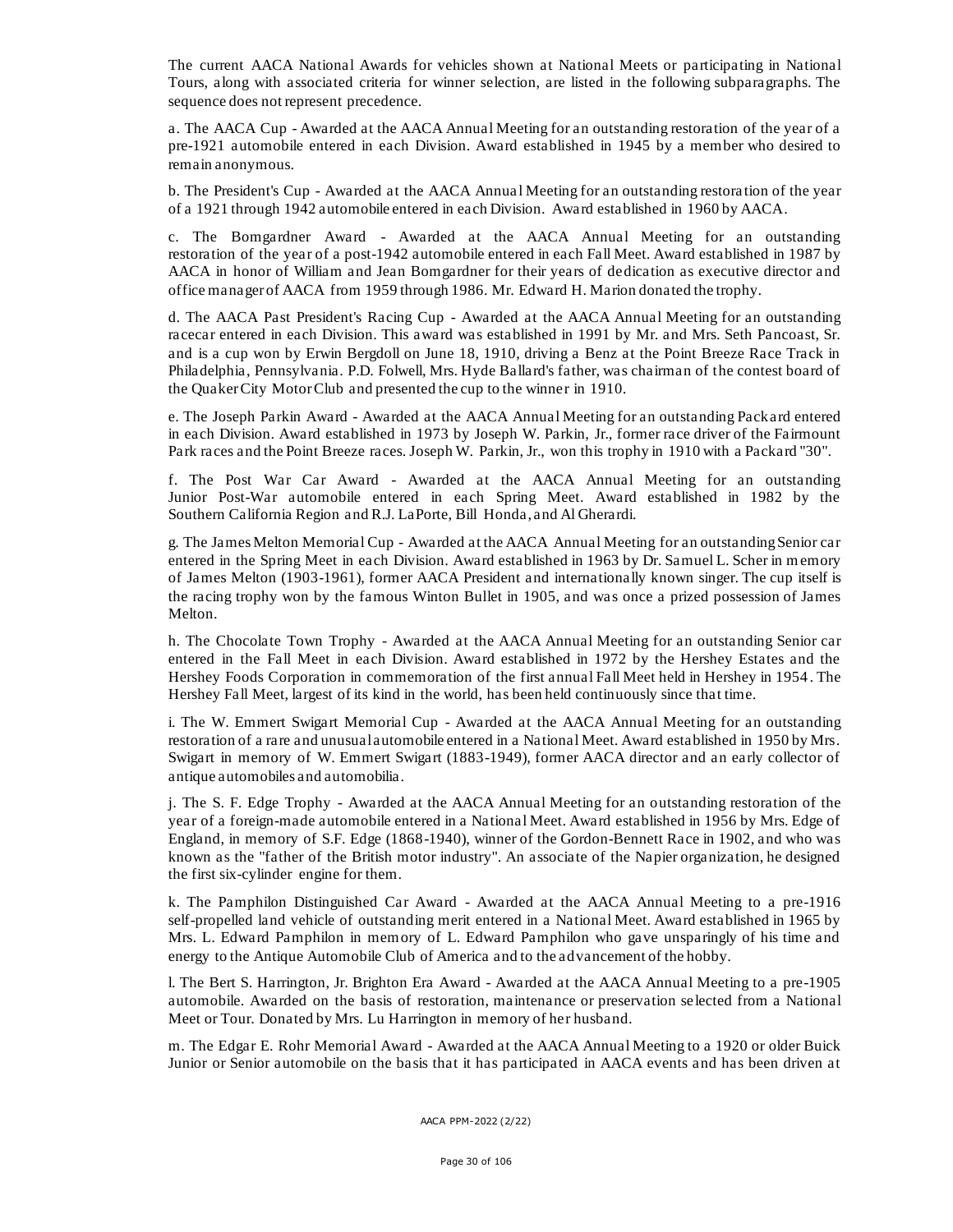The current AACA National Awards for vehicles shown at National Meets or participating in National Tours, along with associated criteria for winner selection, are listed in the following subparagraphs. The sequence does not represent precedence.

a. The AACA Cup - Awarded at the AACA Annual Meeting for an outstanding restoration of the year of a pre-1921 automobile entered in each Division. Award established in 1945 by a member who desired to remain anonymous.

b. The President's Cup - Awarded at the AACA Annual Meeting for an outstanding restoration of the year of a 1921 through 1942 automobile entered in each Division. Award established in 1960 by AACA.

c. The Bomgardner Award - Awarded at the AACA Annual Meeting for an outstanding restoration of the year of a post-1942 automobile entered in each Fall Meet. Award established in 1987 by AACA in honor of William and Jean Bomgardner for their years of dedication as executive director and office manager of AACA from 1959 through 1986. Mr. Edward H. Marion donated the trophy.

d. The AACA Past President's Racing Cup - Awarded at the AACA Annual Meeting for an outstanding racecar entered in each Division. This award was established in 1991 by Mr. and Mrs. Seth Pancoast, Sr. and is a cup won by Erwin Bergdoll on June 18, 1910, driving a Benz at the Point Breeze Race Track in Philadelphia, Pennsylvania. P.D. Folwell, Mrs. Hyde Ballard's father, was chairman of the contest board of the Quaker City Motor Club and presented the cup to the winner in 1910.

e. The Joseph Parkin Award - Awarded at the AACA Annual Meeting for an outstanding Packard entered in each Division. Award established in 1973 by Joseph W. Parkin, Jr., former race driver of the Fairmount Park races and the Point Breeze races. Joseph W. Parkin, Jr., won this trophy in 1910 with a Packard "30".

f. The Post War Car Award - Awarded at the AACA Annual Meeting for an outstanding Junior Post-War automobile entered in each Spring Meet. Award established in 1982 by the Southern California Region and R.J. LaPorte, Bill Honda, and Al Gherardi.

g. The James Melton Memorial Cup - Awarded at the AACA Annual Meeting for an outstanding Senior car entered in the Spring Meet in each Division. Award established in 1963 by Dr. Samuel L. Scher in memory of James Melton (1903-1961), former AACA President and internationally known singer. The cup itself is the racing trophy won by the famous Winton Bullet in 1905, and was once a prized possession of James Melton.

h. The Chocolate Town Trophy - Awarded at the AACA Annual Meeting for an outstanding Senior car entered in the Fall Meet in each Division. Award established in 1972 by the Hershey Estates and the Hershey Foods Corporation in commemoration of the first annual Fall Meet held in Hershey in 1954. The Hershey Fall Meet, largest of its kind in the world, has been held continuously since that time.

i. The W. Emmert Swigart Memorial Cup - Awarded at the AACA Annual Meeting for an outstanding restoration of a rare and unusual automobile entered in a National Meet. Award established in 1950 by Mrs. Swigart in memory of W. Emmert Swigart (1883-1949), former AACA director and an early collector of antique automobiles and automobilia.

j. The S. F. Edge Trophy - Awarded at the AACA Annual Meeting for an outstanding restoration of the year of a foreign-made automobile entered in a National Meet. Award established in 1956 by Mrs. Edge of England, in memory of S.F. Edge (1868-1940), winner of the Gordon-Bennett Race in 1902, and who was known as the "father of the British motor industry". An associate of the Napier organization, he designed the first six-cylinder engine for them.

k. The Pamphilon Distinguished Car Award - Awarded at the AACA Annual Meeting to a pre-1916 self-propelled land vehicle of outstanding merit entered in a National Meet. Award established in 1965 by Mrs. L. Edward Pamphilon in memory of L. Edward Pamphilon who gave unsparingly of his time and energy to the Antique Automobile Club of America and to the advancement of the hobby.

l. The Bert S. Harrington, Jr. Brighton Era Award - Awarded at the AACA Annual Meeting to a pre-1905 automobile. Awarded on the basis of restoration, maintenance or preservation selected from a National Meet or Tour. Donated by Mrs. Lu Harrington in memory of her husband.

m. The Edgar E. Rohr Memorial Award - Awarded at the AACA Annual Meeting to a 1920 or older Buick Junior or Senior automobile on the basis that it has participated in AACA events and has been driven at

AACA PPM-2022 (2/22)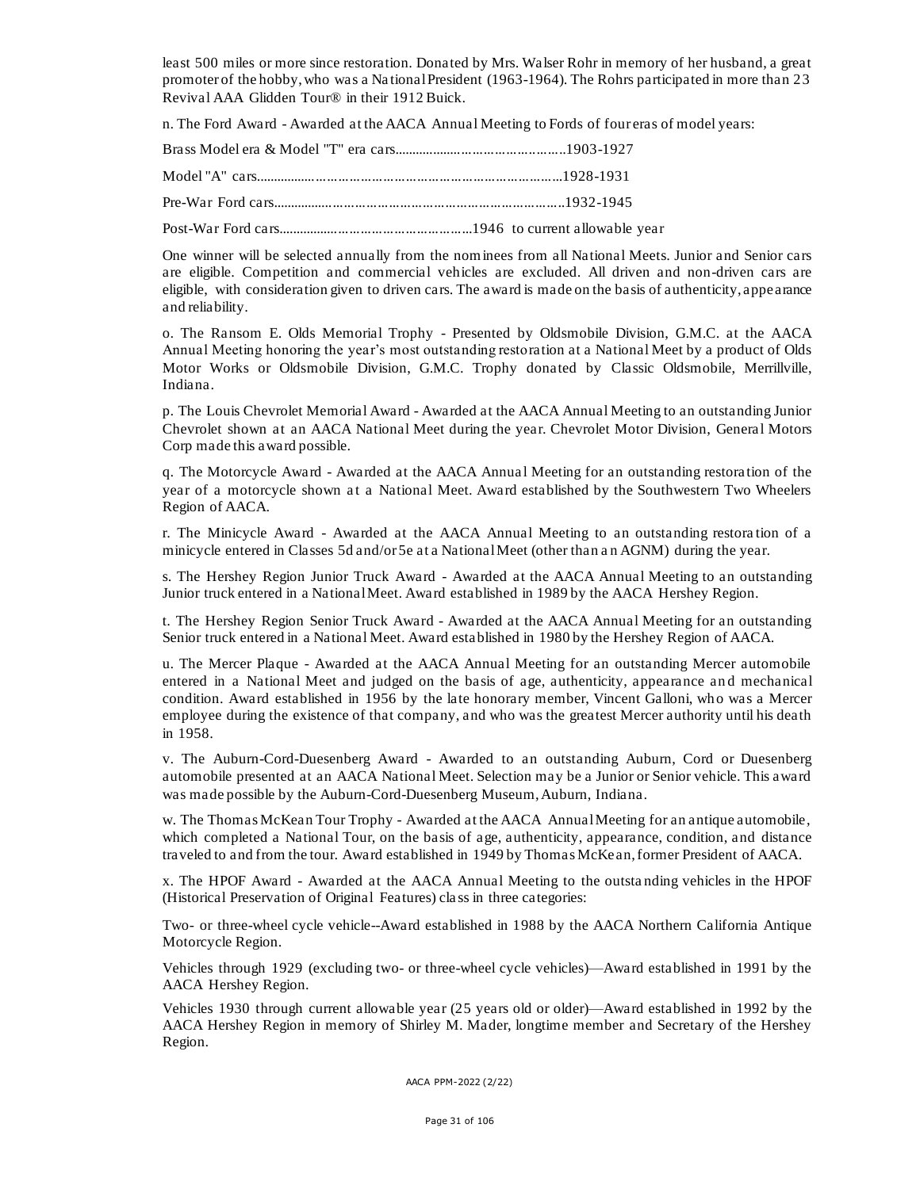least 500 miles or more since restoration. Donated by Mrs. Walser Rohr in memory of her husband, a great promoter of the hobby, who was a National President (1963-1964). The Rohrs participated in more than 23 Revival AAA Glidden Tour® in their 1912 Buick.

n. The Ford Award - Awarded at the AACA Annual Meeting to Fords of four eras of model years:

Brass Model era & Model "T" era cars............................................1903-1927

Model "A" cars..........................................................................1928-1931

Pre-War Ford cars.....................................................................1932-1945

Post-War Ford cars..................................................1946 to current allowable year

One winner will be selected annually from the nominees from all National Meets. Junior and Senior cars are eligible. Competition and commercial vehicles are excluded. All driven and non-driven cars are eligible, with consideration given to driven cars. The award is made on the basis of authenticity, appearance and reliability.

o. The Ransom E. Olds Memorial Trophy - Presented by Oldsmobile Division, G.M.C. at the AACA Annual Meeting honoring the year's most outstanding restoration at a National Meet by a product of Olds Motor Works or Oldsmobile Division, G.M.C. Trophy donated by Classic Oldsmobile, Merrillville, Indiana.

p. The Louis Chevrolet Memorial Award - Awarded at the AACA Annual Meeting to an outstanding Junior Chevrolet shown at an AACA National Meet during the year. Chevrolet Motor Division, General Motors Corp made this award possible.

q. The Motorcycle Award - Awarded at the AACA Annual Meeting for an outstanding restoration of the year of a motorcycle shown at a National Meet. Award established by the Southwestern Two Wheelers Region of AACA.

r. The Minicycle Award - Awarded at the AACA Annual Meeting to an outstanding restoration of a minicycle entered in Classes 5d and/or 5e at a National Meet (other than an AGNM) during the year.

s. The Hershey Region Junior Truck Award - Awarded at the AACA Annual Meeting to an outstanding Junior truck entered in a National Meet. Award established in 1989 by the AACA Hershey Region.

t. The Hershey Region Senior Truck Award - Awarded at the AACA Annual Meeting for an outstanding Senior truck entered in a National Meet. Award established in 1980 by the Hershey Region of AACA.

u. The Mercer Plaque - Awarded at the AACA Annual Meeting for an outstanding Mercer automobile entered in a National Meet and judged on the basis of age, authenticity, appearance and mechanical condition. Award established in 1956 by the late honorary member, Vincent Galloni, who was a Mercer employee during the existence of that company, and who was the greatest Mercer authority until his death in 1958.

v. The Auburn-Cord-Duesenberg Award - Awarded to an outstanding Auburn, Cord or Duesenberg automobile presented at an AACA National Meet. Selection may be a Junior or Senior vehicle. This award was made possible by the Auburn-Cord-Duesenberg Museum, Auburn, Indiana.

w. The Thomas McKean Tour Trophy - Awarded at the AACA Annual Meeting for an antique automobile, which completed a National Tour, on the basis of age, authenticity, appearance, condition, and distance traveled to and from the tour. Award established in 1949 by Thomas McKean, former President of AACA.

x. The HPOF Award - Awarded at the AACA Annual Meeting to the outstanding vehicles in the HPOF (Historical Preservation of Original Features) class in three categories:

Two- or three-wheel cycle vehicle--Award established in 1988 by the AACA Northern California Antique Motorcycle Region.

Vehicles through 1929 (excluding two- or three-wheel cycle vehicles)—Award established in 1991 by the AACA Hershey Region.

Vehicles 1930 through current allowable year (25 years old or older)—Award established in 1992 by the AACA Hershey Region in memory of Shirley M. Mader, longtime member and Secretary of the Hershey Region.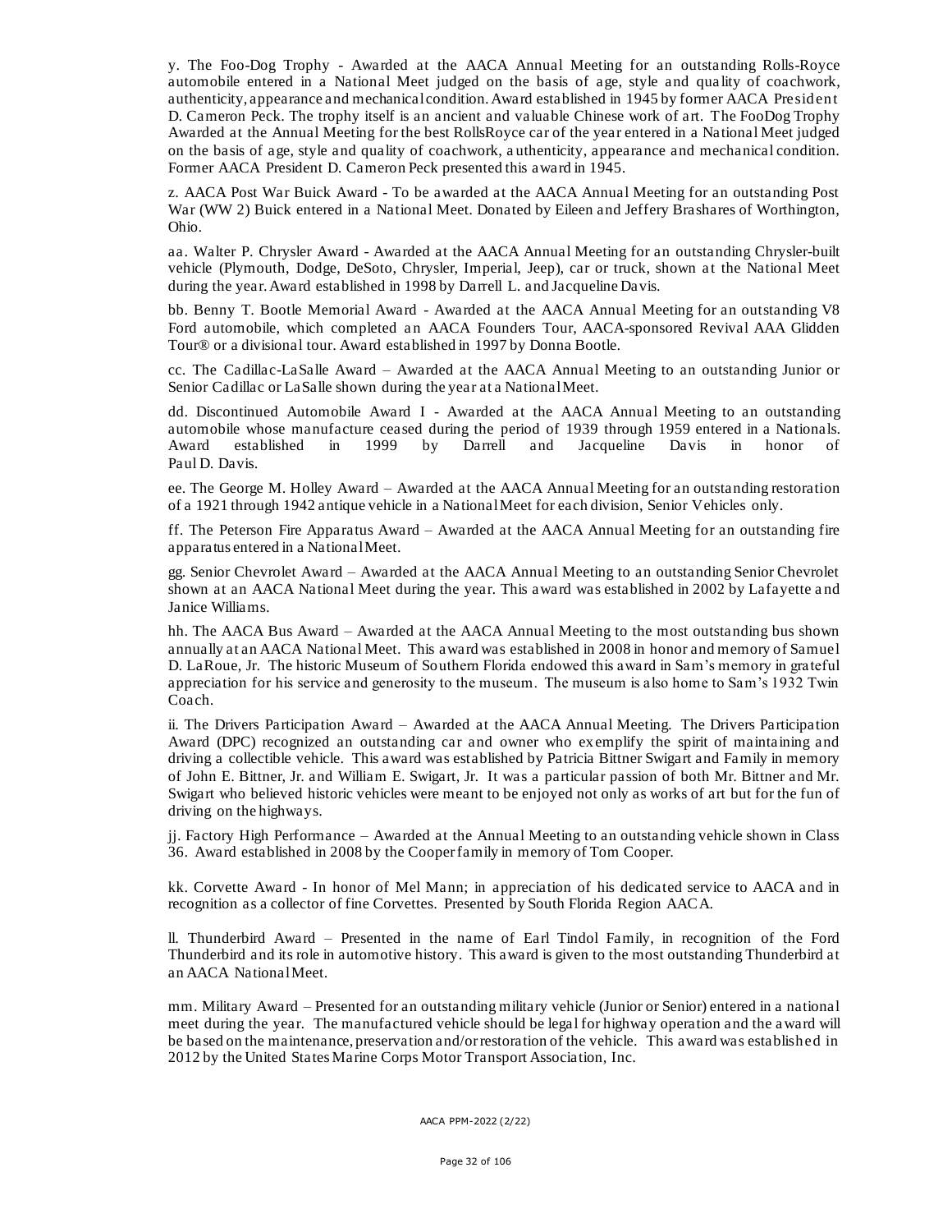y. The Foo-Dog Trophy - Awarded at the AACA Annual Meeting for an outstanding Rolls-Royce automobile entered in a National Meet judged on the basis of age, style and quality of coachwork, authenticity, appearance and mechanical condition. Award established in 1945 by former AACA President D. Cameron Peck. The trophy itself is an ancient and valuable Chinese work of art. The FooDog Trophy Awarded at the Annual Meeting for the best RollsRoyce car of the year entered in a National Meet judged on the basis of age, style and quality of coachwork, authenticity, appearance and mechanical condition. Former AACA President D. Cameron Peck presented this award in 1945.

z. AACA Post War Buick Award - To be awarded at the AACA Annual Meeting for an outstanding Post War (WW 2) Buick entered in a National Meet. Donated by Eileen and Jeffery Brashares of Worthington, Ohio.

aa. Walter P. Chrysler Award - Awarded at the AACA Annual Meeting for an outstanding Chrysler-built vehicle (Plymouth, Dodge, DeSoto, Chrysler, Imperial, Jeep), car or truck, shown at the National Meet during the year. Award established in 1998 by Darrell L. and Jacqueline Davis.

bb. Benny T. Bootle Memorial Award - Awarded at the AACA Annual Meeting for an outstanding V8 Ford automobile, which completed an AACA Founders Tour, AACA-sponsored Revival AAA Glidden Tour® or a divisional tour. Award established in 1997 by Donna Bootle.

cc. The Cadillac-LaSalle Award – Awarded at the AACA Annual Meeting to an outstanding Junior or Senior Cadillac or LaSalle shown during the year at a National Meet.

dd. Discontinued Automobile Award I - Awarded at the AACA Annual Meeting to an outstanding automobile whose manufacture ceased during the period of 1939 through 1959 entered in a Nationals. Award established in 1999 by Darrell and Jacqueline Davis in honor of Paul D. Davis.

ee. The George M. Holley Award – Awarded at the AACA Annual Meeting for an outstanding restoration of a 1921 through 1942 antique vehicle in a National Meet for each division, Senior Vehicles only.

ff. The Peterson Fire Apparatus Award – Awarded at the AACA Annual Meeting for an outstanding fire apparatus entered in a National Meet.

gg. Senior Chevrolet Award – Awarded at the AACA Annual Meeting to an outstanding Senior Chevrolet shown at an AACA National Meet during the year. This award was established in 2002 by Lafayette and Janice Williams.

hh. The AACA Bus Award – Awarded at the AACA Annual Meeting to the most outstanding bus shown annually at an AACA National Meet. This award was established in 2008 in honor and memory of Samuel D. LaRoue, Jr. The historic Museum of Southern Florida endowed this award in Sam's memory in grateful appreciation for his service and generosity to the museum. The museum is also home to Sam's 1932 Twin Coach.

ii. The Drivers Participation Award – Awarded at the AACA Annual Meeting. The Drivers Participation Award (DPC) recognized an outstanding car and owner who exemplify the spirit of maintaining and driving a collectible vehicle. This award was established by Patricia Bittner Swigart and Family in memory of John E. Bittner, Jr. and William E. Swigart, Jr. It was a particular passion of both Mr. Bittner and Mr. Swigart who believed historic vehicles were meant to be enjoyed not only as works of art but for the fun of driving on the highways.

jj. Factory High Performance – Awarded at the Annual Meeting to an outstanding vehicle shown in Class 36. Award established in 2008 by the Cooper family in memory of Tom Cooper.

kk. Corvette Award - In honor of Mel Mann; in appreciation of his dedicated service to AACA and in recognition as a collector of fine Corvettes. Presented by South Florida Region AACA.

ll. Thunderbird Award – Presented in the name of Earl Tindol Family, in recognition of the Ford Thunderbird and its role in automotive history. This award is given to the most outstanding Thunderbird at an AACA National Meet.

mm. Military Award – Presented for an outstanding military vehicle (Junior or Senior) entered in a national meet during the year. The manufactured vehicle should be legal for highway operation and the award will be based on the maintenance, preservation and/or restoration of the vehicle. This award was established in 2012 by the United States Marine Corps Motor Transport Association, Inc.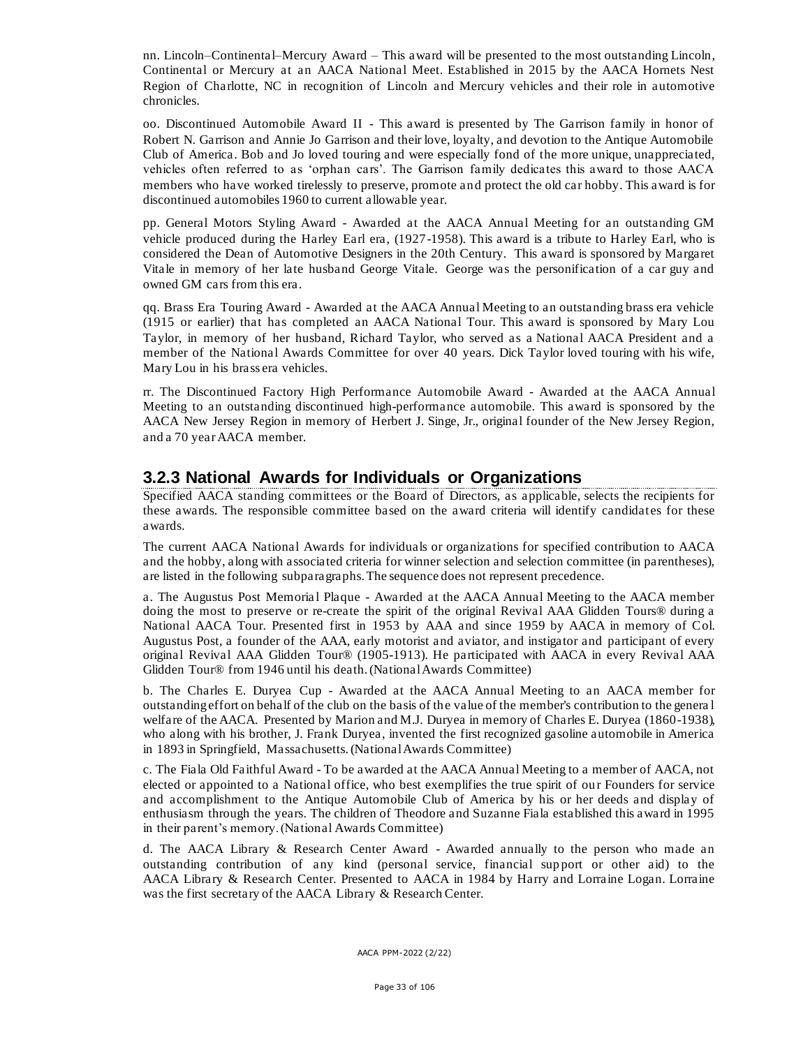nn. Lincoln–Continental–Mercury Award – This award will be presented to the most outstanding Lincoln, Continental or Mercury at an AACA National Meet. Established in 2015 by the AACA Hornets Nest Region of Charlotte, NC in recognition of Lincoln and Mercury vehicles and their role in automotive chronicles.

oo. Discontinued Automobile Award II - This award is presented by The Garrison family in honor of Robert N. Garrison and Annie Jo Garrison and their love, loyalty, and devotion to the Antique Automobile Club of America. Bob and Jo loved touring and were especially fond of the more unique, unappreciated, vehicles often referred to as 'orphan cars'. The Garrison family dedicates this award to those AACA members who have worked tirelessly to preserve, promote and protect the old car hobby. This award is for discontinued automobiles 1960 to current allowable year.

pp. General Motors Styling Award - Awarded at the AACA Annual Meeting for an outstanding GM vehicle produced during the Harley Earl era, (1927-1958). This award is a tribute to Harley Earl, who is considered the Dean of Automotive Designers in the 20th Century. This award is sponsored by Margaret Vitale in memory of her late husband George Vitale. George was the personification of a car guy and owned GM cars from this era.

qq. Brass Era Touring Award - Awarded at the AACA Annual Meeting to an outstanding brass era vehicle (1915 or earlier) that has completed an AACA National Tour. This award is sponsored by Mary Lou Taylor, in memory of her husband, Richard Taylor, who served as a National AACA President and a member of the National Awards Committee for over 40 years. Dick Taylor loved touring with his wife, Mary Lou in his brass era vehicles.

rr. The Discontinued Factory High Performance Automobile Award - Awarded at the AACA Annual Meeting to an outstanding discontinued high-performance automobile. This award is sponsored by the AACA New Jersey Region in memory of Herbert J. Singe, Jr., original founder of the New Jersey Region, and a 70 year AACA member.

### 3.2.3 National Awards for Individuals or Organizations

Specified AACA standing committees or the Board of Directors, as applicable, selects the recipients for these awards. The responsible committee based on the award criteria will identify candidates for these awards.

The current AACA National Awards for individuals or organizations for specified contribution to AACA and the hobby, along with associated criteria for winner selection and selection committee (in parentheses), are listed in the following subparagraphs. The sequence does not represent precedence.

a. The Augustus Post Memorial Plaque - Awarded at the AACA Annual Meeting to the AACA member doing the most to preserve or re-create the spirit of the original Revival AAA Glidden Tours® during a National AACA Tour. Presented first in 1953 by AAA and since 1959 by AACA in memory of Col. Augustus Post, a founder of the AAA, early motorist and aviator, and instigator and participant of every original Revival AAA Glidden Tour® (1905-1913). He participated with AACA in every Revival AAA Glidden Tour® from 1946 until his death. (National Awards Committee)

b. The Charles E. Duryea Cup - Awarded at the AACA Annual Meeting to an AACA member for outstanding effort on behalf of the club on the basis of the value of the member's contribution to the general welfare of the AACA. Presented by Marion and M.J. Duryea in memory of Charles E. Duryea (1860-1938), who along with his brother, J. Frank Duryea, invented the first recognized gasoline automobile in America in 1893 in Springfield, Massachusetts. (National Awards Committee)

c. The Fiala Old Faithful Award - To be awarded at the AACA Annual Meeting to a member of AACA, not elected or appointed to a National office, who best exemplifies the true spirit of our Founders for service and accomplishment to the Antique Automobile Club of America by his or her deeds and display of enthusiasm through the years. The children of Theodore and Suzanne Fiala established this award in 1995 in their parent's memory. (National Awards Committee)

d. The AACA Library & Research Center Award - Awarded annually to the person who made an outstanding contribution of any kind (personal service, financial support or other aid) to the AACA Library & Research Center. Presented to AACA in 1984 by Harry and Lorraine Logan. Lorraine was the first secretary of the AACA Library & Research Center.

AACA PPM-2022 (2/22)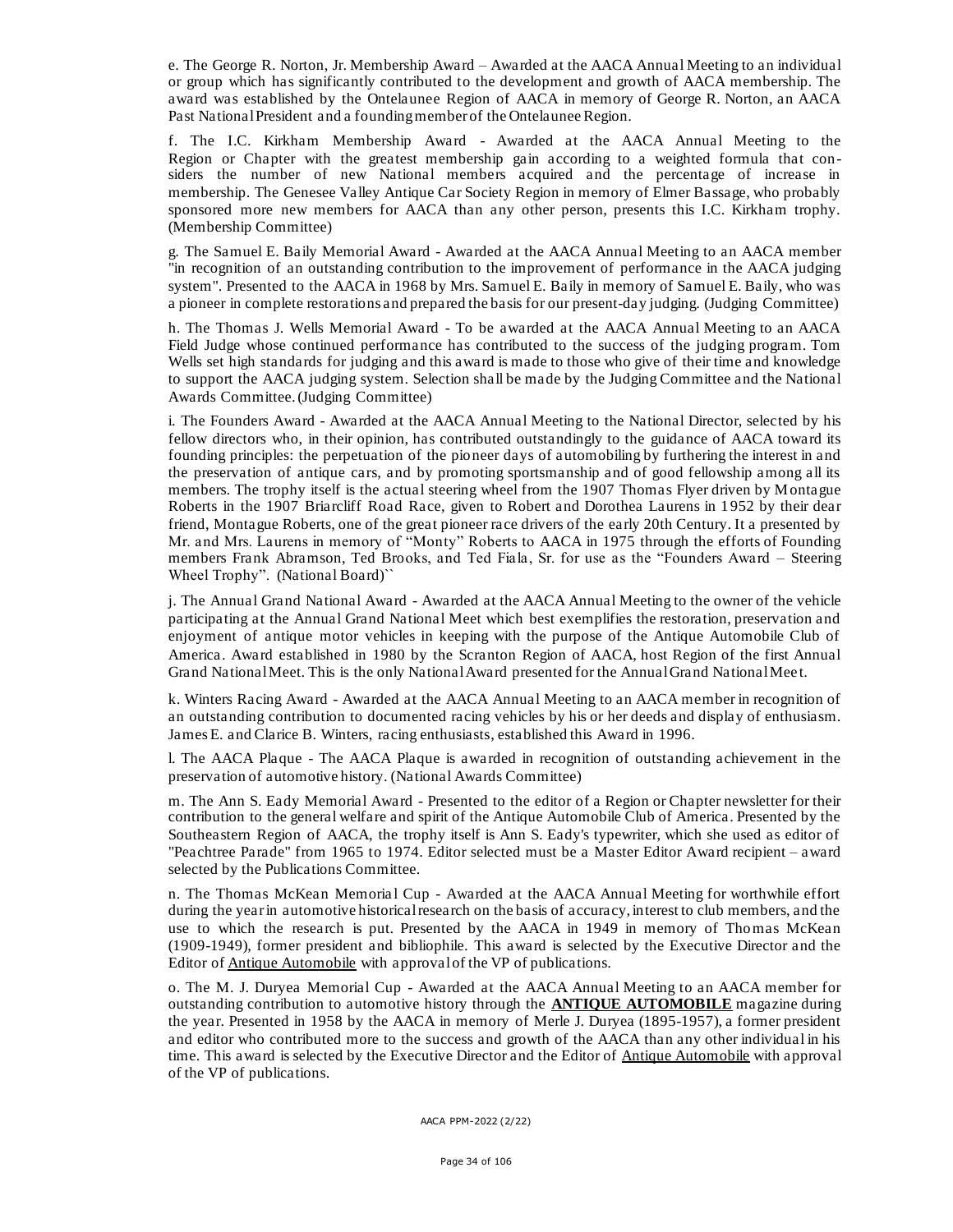e. The George R. Norton, Jr. Membership Award – Awarded at the AACA Annual Meeting to an individual or group which has significantly contributed to the development and growth of AACA membership. The award was established by the Ontelaunee Region of AACA in memory of George R. Norton, an AACA Past National President and a founding member of the Ontelaunee Region.

f. The I.C. Kirkham Membership Award - Awarded at the AACA Annual Meeting to the Region or Chapter with the greatest membership gain according to a weighted formula that considers the number of new National members acquired and the percentage of increase in membership. The Genesee Valley Antique Car Society Region in memory of Elmer Bassage, who probably sponsored more new members for AACA than any other person, presents this I.C. Kirkham trophy. (Membership Committee)

g. The Samuel E. Baily Memorial Award - Awarded at the AACA Annual Meeting to an AACA member "in recognition of an outstanding contribution to the improvement of performance in the AACA judging system". Presented to the AACA in 1968 by Mrs. Samuel E. Baily in memory of Samuel E. Baily, who was a pioneer in complete restorations and prepared the basis for our present-day judging. (Judging Committee)

h. The Thomas J. Wells Memorial Award - To be awarded at the AACA Annual Meeting to an AACA Field Judge whose continued performance has contributed to the success of the judging program. Tom Wells set high standards for judging and this award is made to those who give of their time and knowledge to support the AACA judging system. Selection shall be made by the Judging Committee and the National Awards Committee. (Judging Committee)

i. The Founders Award - Awarded at the AACA Annual Meeting to the National Director, selected by his fellow directors who, in their opinion, has contributed outstandingly to the guidance of AACA toward its founding principles: the perpetuation of the pioneer days of automobiling by furthering the interest in and the preservation of antique cars, and by promoting sportsmanship and of good fellowship among all its members. The trophy itself is the actual steering wheel from the 1907 Thomas Flyer driven by Montague Roberts in the 1907 Briarcliff Road Race, given to Robert and Dorothea Laurens in 1952 by their dear friend, Montague Roberts, one of the great pioneer race drivers of the early 20th Century. It a presented by Mr. and Mrs. Laurens in memory of "Monty" Roberts to AACA in 1975 through the efforts of Founding members Frank Abramson, Ted Brooks, and Ted Fiala, Sr. for use as the "Founders Award – Steering Wheel Trophy". (National Board)``

j. The Annual Grand National Award - Awarded at the AACA Annual Meeting to the owner of the vehicle participating at the Annual Grand National Meet which best exemplifies the restoration, preservation and enjoyment of antique motor vehicles in keeping with the purpose of the Antique Automobile Club of America. Award established in 1980 by the Scranton Region of AACA, host Region of the first Annual Grand National Meet. This is the only National Award presented for the Annual Grand National Meet.

k. Winters Racing Award - Awarded at the AACA Annual Meeting to an AACA member in recognition of an outstanding contribution to documented racing vehicles by his or her deeds and display of enthusiasm. James E. and Clarice B. Winters, racing enthusiasts, established this Award in 1996.

l. The AACA Plaque - The AACA Plaque is awarded in recognition of outstanding achievement in the preservation of automotive history. (National Awards Committee)

m. The Ann S. Eady Memorial Award - Presented to the editor of a Region or Chapter newsletter for their contribution to the general welfare and spirit of the Antique Automobile Club of America. Presented by the Southeastern Region of AACA, the trophy itself is Ann S. Eady's typewriter, which she used as editor of "Peachtree Parade" from 1965 to 1974. Editor selected must be a Master Editor Award recipient – award selected by the Publications Committee.

n. The Thomas McKean Memorial Cup - Awarded at the AACA Annual Meeting for worthwhile effort during the year in automotive historical research on the basis of accuracy, interest to club members, and the use to which the research is put. Presented by the AACA in 1949 in memory of Thomas McKean (1909-1949), former president and bibliophile. This award is selected by the Executive Director and the Editor of Antique Automobile with approval of the VP of publications.

o. The M. J. Duryea Memorial Cup - Awarded at the AACA Annual Meeting to an AACA member for outstanding contribution to automotive history through the **ANTIQUE AUTOMOBILE** magazine during the year. Presented in 1958 by the AACA in memory of Merle J. Duryea (1895-1957), a former president and editor who contributed more to the success and growth of the AACA than any other individual in his time. This award is selected by the Executive Director and the Editor of Antique Automobile with approval of the VP of publications.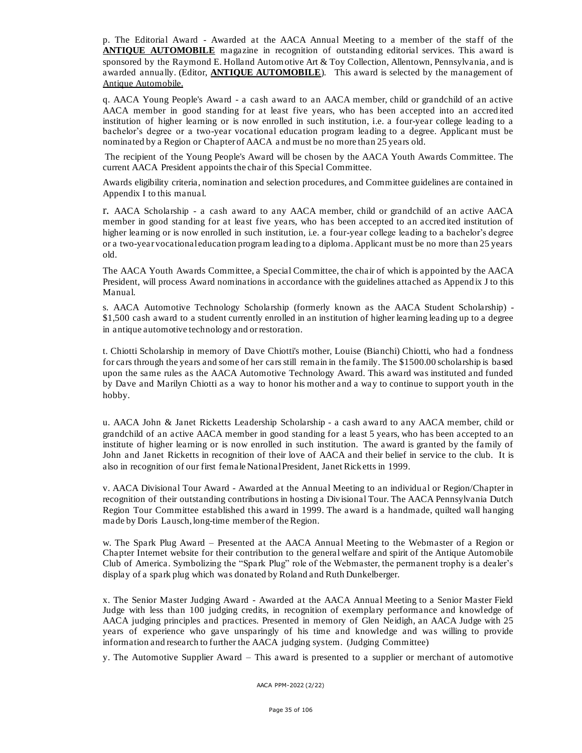p. The Editorial Award - Awarded at the AACA Annual Meeting to a member of the staff of the **ANTIQUE AUTOMOBILE** magazine in recognition of outstanding editorial services. This award is sponsored by the Raymond E. Holland Automotive Art & Toy Collection, Allentown, Pennsylvania, and is awarded annually. (Editor, **ANTIQUE AUTOMOBILE**). This award is selected by the management of Antique Automobile.

q. AACA Young People's Award - a cash award to an AACA member, child or grandchild of an active AACA member in good standing for at least five years, who has been accepted into an accredited institution of higher learning or is now enrolled in such institution, i.e. a four-year college leading to a bachelor's degree or a two-year vocational education program leading to a degree. Applicant must be nominated by a Region or Chapter of AACA and must be no more than 25 years old.

The recipient of the Young People's Award will be chosen by the AACA Youth Awards Committee. The current AACA President appoints the chair of this Special Committee.

Awards eligibility criteria, nomination and selection procedures, and Committee guidelines are contained in Appendix I to this manual.

r. AACA Scholarship - a cash award to any AACA member, child or grandchild of an active AACA member in good standing for at least five years, who has been accepted to an accredited institution of higher learning or is now enrolled in such institution, i.e. a four-year college leading to a bachelor's degree or a two-year vocational education program leading to a diploma. Applicant must be no more than 25 years old.

The AACA Youth Awards Committee, a Special Committee, the chair of which is appointed by the AACA President, will process Award nominations in accordance with the guidelines attached as Appendix J to this Manual.

s. AACA Automotive Technology Scholarship (formerly known as the AACA Student Scholarship) - $1,500 cash award to a student currently enrolled in an institution of higher learning leading up to a degree in antique automotive technology and or restoration.

t. Chiotti Scholarship in memory of Dave Chiotti's mother, Louise (Bianchi) Chiotti, who had a fondness for cars through the years and some of her cars still remain in the family. The $1500.00 scholarship is based upon the same rules as the AACA Automotive Technology Award. This award was instituted and funded by Dave and Marilyn Chiotti as a way to honor his mother and a way to continue to support youth in the hobby.

u. AACA John & Janet Ricketts Leadership Scholarship - a cash award to any AACA member, child or grandchild of an active AACA member in good standing for a least 5 years, who has been accepted to an institute of higher learning or is now enrolled in such institution. The award is granted by the family of John and Janet Ricketts in recognition of their love of AACA and their belief in service to the club. It is also in recognition of our first female National President, Janet Ricketts in 1999.

v. AACA Divisional Tour Award - Awarded at the Annual Meeting to an individual or Region/Chapter in recognition of their outstanding contributions in hosting a Divisional Tour. The AACA Pennsylvania Dutch Region Tour Committee established this award in 1999. The award is a handmade, quilted wall hanging made by Doris Lausch, long-time member of the Region.

w. The Spark Plug Award – Presented at the AACA Annual Meeting to the Webmaster of a Region or Chapter Internet website for their contribution to the general welfare and spirit of the Antique Automobile Club of America. Symbolizing the "Spark Plug" role of the Webmaster, the permanent trophy is a dealer's display of a spark plug which was donated by Roland and Ruth Dunkelberger.

x. The Senior Master Judging Award - Awarded at the AACA Annual Meeting to a Senior Master Field Judge with less than 100 judging credits, in recognition of exemplary performance and knowledge of AACA judging principles and practices. Presented in memory of Glen Neidigh, an AACA Judge with 25 years of experience who gave unsparingly of his time and knowledge and was willing to provide information and research to further the AACA judging system. (Judging Committee)

y. The Automotive Supplier Award – This award is presented to a supplier or merchant of automotive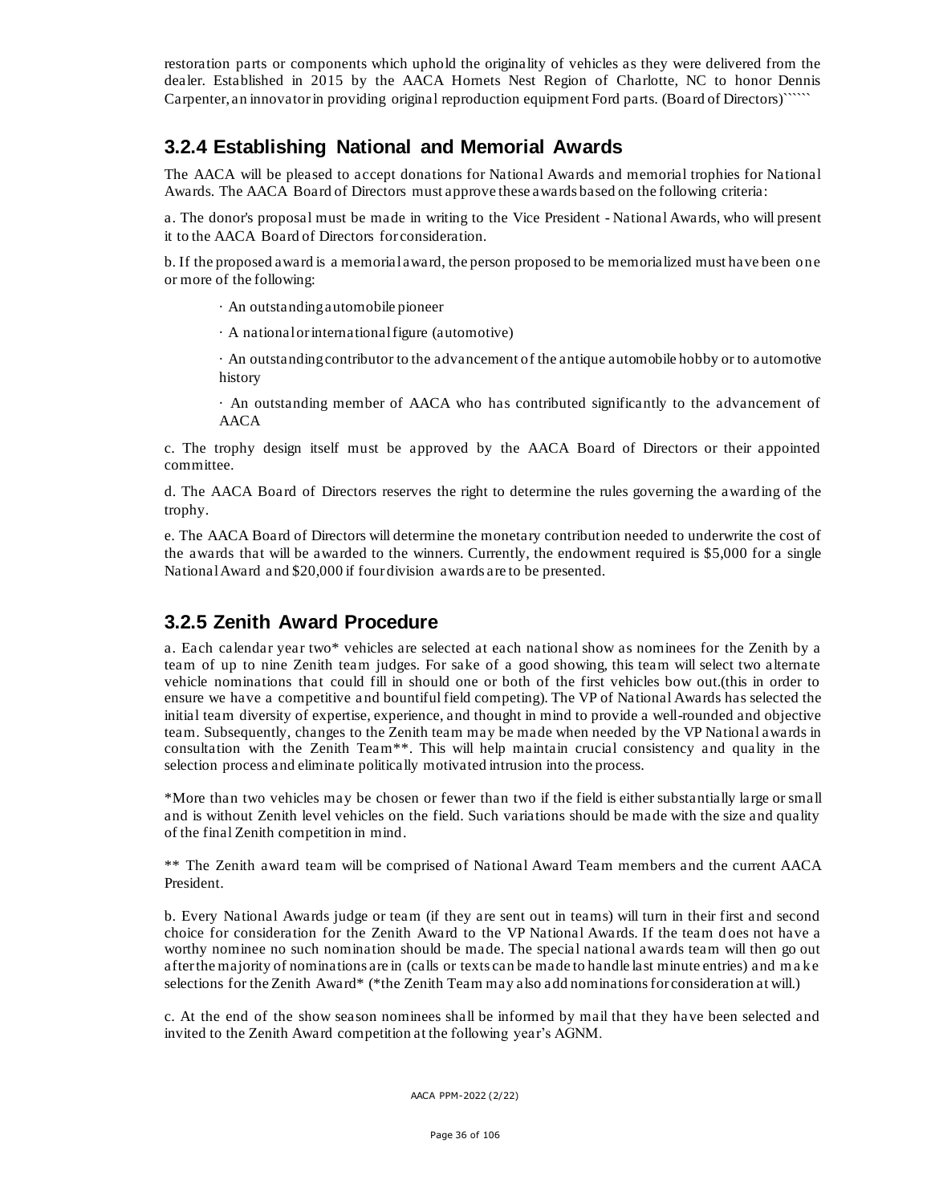restoration parts or components which uphold the originality of vehicles as they were delivered from the dealer. Established in 2015 by the AACA Hornets Nest Region of Charlotte, NC to honor Dennis Carpenter, an innovator in providing original reproduction equipment Ford parts. (Board of Directors)``````

## 3.2.4 Establishing National and Memorial Awards

The AACA will be pleased to accept donations for National Awards and memorial trophies for National Awards. The AACA Board of Directors must approve these awards based on the following criteria:

a. The donor's proposal must be made in writing to the Vice President - National Awards, who will present it to the AACA Board of Directors for consideration.

b. If the proposed award is a memorial award, the person proposed to be memorialized must have been one or more of the following:

- · An outstanding automobile pioneer
- · A national or international figure (automotive)
- · An outstanding contributor to the advancement of the antique automobile hobby or to automotive history
- · An outstanding member of AACA who has contributed significantly to the advancement of AACA

c. The trophy design itself must be approved by the AACA Board of Directors or their appointed committee.

d. The AACA Board of Directors reserves the right to determine the rules governing the awarding of the trophy.

e. The AACA Board of Directors will determine the monetary contribution needed to underwrite the cost of the awards that will be awarded to the winners. Currently, the endowment required is $5,000 for a single National Award and $20,000 if four division awards are to be presented.

## 3.2.5 Zenith Award Procedure

a. Each calendar year two* vehicles are selected at each national show as nominees for the Zenith by a team of up to nine Zenith team judges. For sake of a good showing, this team will select two alternate vehicle nominations that could fill in should one or both of the first vehicles bow out.(this in order to ensure we have a competitive and bountiful field competing). The VP of National Awards has selected the initial team diversity of expertise, experience, and thought in mind to provide a well-rounded and objective team. Subsequently, changes to the Zenith team may be made when needed by the VP National awards in consultation with the Zenith Team**. This will help maintain crucial consistency and quality in the selection process and eliminate politically motivated intrusion into the process.

*More than two vehicles may be chosen or fewer than two if the field is either substantially large or small and is without Zenith level vehicles on the field. Such variations should be made with the size and quality of the final Zenith competition in mind.

** The Zenith award team will be comprised of National Award Team members and the current AACA President.

b. Every National Awards judge or team (if they are sent out in teams) will turn in their first and second choice for consideration for the Zenith Award to the VP National Awards. If the team does not have a worthy nominee no such nomination should be made. The special national awards team will then go out after the majority of nominations are in (calls or texts can be made to handle last minute entries) and make selections for the Zenith Award* (*the Zenith Team may also add nominations for consideration at will.)

c. At the end of the show season nominees shall be informed by mail that they have been selected and invited to the Zenith Award competition at the following year's AGNM.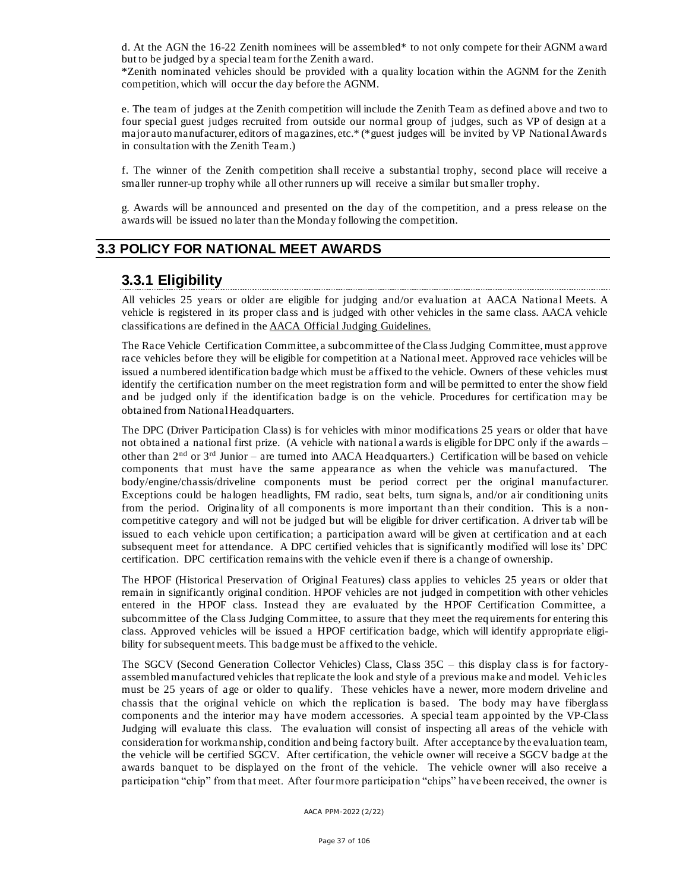d. At the AGN the 16-22 Zenith nominees will be assembled* to not only compete for their AGNM award but to be judged by a special team for the Zenith award.

*Zenith nominated vehicles should be provided with a quality location within the AGNM for the Zenith competition, which will occur the day before the AGNM.

e. The team of judges at the Zenith competition will include the Zenith Team as defined above and two to four special guest judges recruited from outside our normal group of judges, such as VP of design at a major auto manufacturer, editors of magazines, etc.* (*guest judges will be invited by VP National Awards in consultation with the Zenith Team.)

f. The winner of the Zenith competition shall receive a substantial trophy, second place will receive a smaller runner-up trophy while all other runners up will receive a similar but smaller trophy.

g. Awards will be announced and presented on the day of the competition, and a press release on the awards will be issued no later than the Monday following the competition.

## 3.3 POLICY FOR NATIONAL MEET AWARDS

### 3.3.1 Eligibility

All vehicles 25 years or older are eligible for judging and/or evaluation at AACA National Meets. A vehicle is registered in its proper class and is judged with other vehicles in the same class. AACA vehicle classifications are defined in the AACA Official Judging Guidelines.

The Race Vehicle Certification Committee, a subcommittee of the Class Judging Committee, must approve race vehicles before they will be eligible for competition at a National meet. Approved race vehicles will be issued a numbered identification badge which must be affixed to the vehicle. Owners of these vehicles must identify the certification number on the meet registration form and will be permitted to enter the show field and be judged only if the identification badge is on the vehicle. Procedures for certification may be obtained from National Headquarters.

The DPC (Driver Participation Class) is for vehicles with minor modifications 25 years or older that have not obtained a national first prize. (A vehicle with national awards is eligible for DPC only if the awards – other than 2nd or 3rd Junior – are turned into AACA Headquarters.) Certification will be based on vehicle components that must have the same appearance as when the vehicle was manufactured. The body/engine/chassis/driveline components must be period correct per the original manufacturer. Exceptions could be halogen headlights, FM radio, seat belts, turn signals, and/or air conditioning units from the period. Originality of all components is more important than their condition. This is a non-competitive category and will not be judged but will be eligible for driver certification. A driver tab will be issued to each vehicle upon certification; a participation award will be given at certification and at each subsequent meet for attendance. A DPC certified vehicles that is significantly modified will lose its' DPC certification. DPC certification remains with the vehicle even if there is a change of ownership.

The HPOF (Historical Preservation of Original Features) class applies to vehicles 25 years or older that remain in significantly original condition. HPOF vehicles are not judged in competition with other vehicles entered in the HPOF class. Instead they are evaluated by the HPOF Certification Committee, a subcommittee of the Class Judging Committee, to assure that they meet the requirements for entering this class. Approved vehicles will be issued a HPOF certification badge, which will identify appropriate eligibility for subsequent meets. This badge must be affixed to the vehicle.

The SGCV (Second Generation Collector Vehicles) Class, Class 35C – this display class is for factory-assembled manufactured vehicles that replicate the look and style of a previous make and model. Vehicles must be 25 years of age or older to qualify. These vehicles have a newer, more modern driveline and chassis that the original vehicle on which the replication is based. The body may have fiberglass components and the interior may have modern accessories. A special team appointed by the VP-Class Judging will evaluate this class. The evaluation will consist of inspecting all areas of the vehicle with consideration for workmanship, condition and being factory built. After acceptance by the evaluation team, the vehicle will be certified SGCV. After certification, the vehicle owner will receive a SGCV badge at the awards banquet to be displayed on the front of the vehicle. The vehicle owner will also receive a participation "chip" from that meet. After four more participation "chips" have been received, the owner is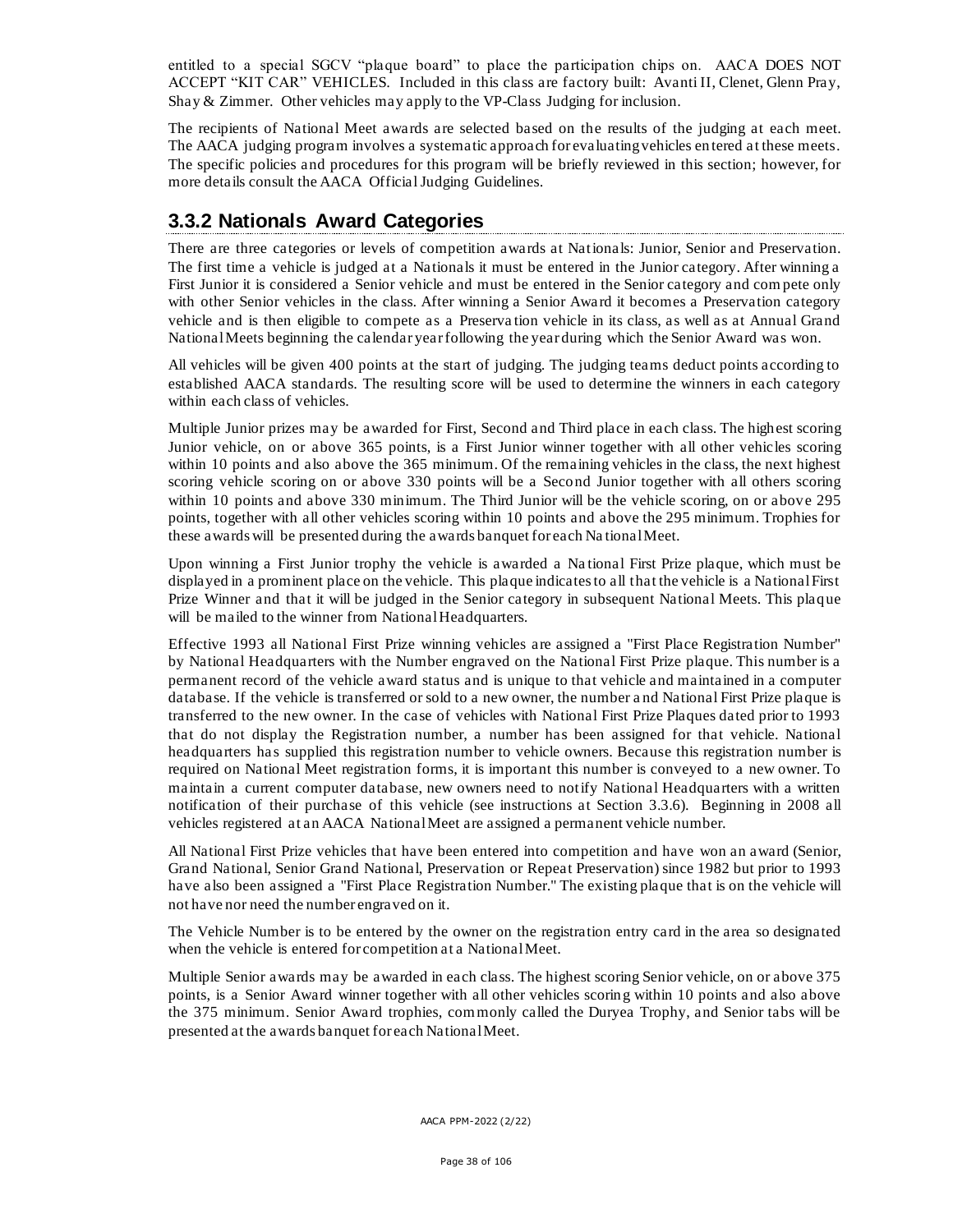entitled to a special SGCV "plaque board" to place the participation chips on. AACA DOES NOT ACCEPT "KIT CAR" VEHICLES. Included in this class are factory built: Avanti II, Clenet, Glenn Pray, Shay & Zimmer. Other vehicles may apply to the VP-Class Judging for inclusion.

The recipients of National Meet awards are selected based on the results of the judging at each meet. The AACA judging program involves a systematic approach for evaluating vehicles entered at these meets. The specific policies and procedures for this program will be briefly reviewed in this section; however, for more details consult the AACA Official Judging Guidelines.

## 3.3.2 Nationals Award Categories

There are three categories or levels of competition awards at Nationals: Junior, Senior and Preservation. The first time a vehicle is judged at a Nationals it must be entered in the Junior category. After winning a First Junior it is considered a Senior vehicle and must be entered in the Senior category and compete only with other Senior vehicles in the class. After winning a Senior Award it becomes a Preservation category vehicle and is then eligible to compete as a Preservation vehicle in its class, as well as at Annual Grand National Meets beginning the calendar year following the year during which the Senior Award was won.

All vehicles will be given 400 points at the start of judging. The judging teams deduct points according to established AACA standards. The resulting score will be used to determine the winners in each category within each class of vehicles.

Multiple Junior prizes may be awarded for First, Second and Third place in each class. The highest scoring Junior vehicle, on or above 365 points, is a First Junior winner together with all other vehicles scoring within 10 points and also above the 365 minimum. Of the remaining vehicles in the class, the next highest scoring vehicle scoring on or above 330 points will be a Second Junior together with all others scoring within 10 points and above 330 minimum. The Third Junior will be the vehicle scoring, on or above 295 points, together with all other vehicles scoring within 10 points and above the 295 minimum. Trophies for these awards will be presented during the awards banquet for each National Meet.

Upon winning a First Junior trophy the vehicle is awarded a National First Prize plaque, which must be displayed in a prominent place on the vehicle. This plaque indicates to all that the vehicle is a National First Prize Winner and that it will be judged in the Senior category in subsequent National Meets. This plaque will be mailed to the winner from National Headquarters.

Effective 1993 all National First Prize winning vehicles are assigned a "First Place Registration Number" by National Headquarters with the Number engraved on the National First Prize plaque. This number is a permanent record of the vehicle award status and is unique to that vehicle and maintained in a computer database. If the vehicle is transferred or sold to a new owner, the number and National First Prize plaque is transferred to the new owner. In the case of vehicles with National First Prize Plaques dated prior to 1993 that do not display the Registration number, a number has been assigned for that vehicle. National headquarters has supplied this registration number to vehicle owners. Because this registration number is required on National Meet registration forms, it is important this number is conveyed to a new owner. To maintain a current computer database, new owners need to notify National Headquarters with a written notification of their purchase of this vehicle (see instructions at Section 3.3.6). Beginning in 2008 all vehicles registered at an AACA National Meet are assigned a permanent vehicle number.

All National First Prize vehicles that have been entered into competition and have won an award (Senior, Grand National, Senior Grand National, Preservation or Repeat Preservation) since 1982 but prior to 1993 have also been assigned a "First Place Registration Number." The existing plaque that is on the vehicle will not have nor need the number engraved on it.

The Vehicle Number is to be entered by the owner on the registration entry card in the area so designated when the vehicle is entered for competition at a National Meet.

Multiple Senior awards may be awarded in each class. The highest scoring Senior vehicle, on or above 375 points, is a Senior Award winner together with all other vehicles scoring within 10 points and also above the 375 minimum. Senior Award trophies, commonly called the Duryea Trophy, and Senior tabs will be presented at the awards banquet for each National Meet.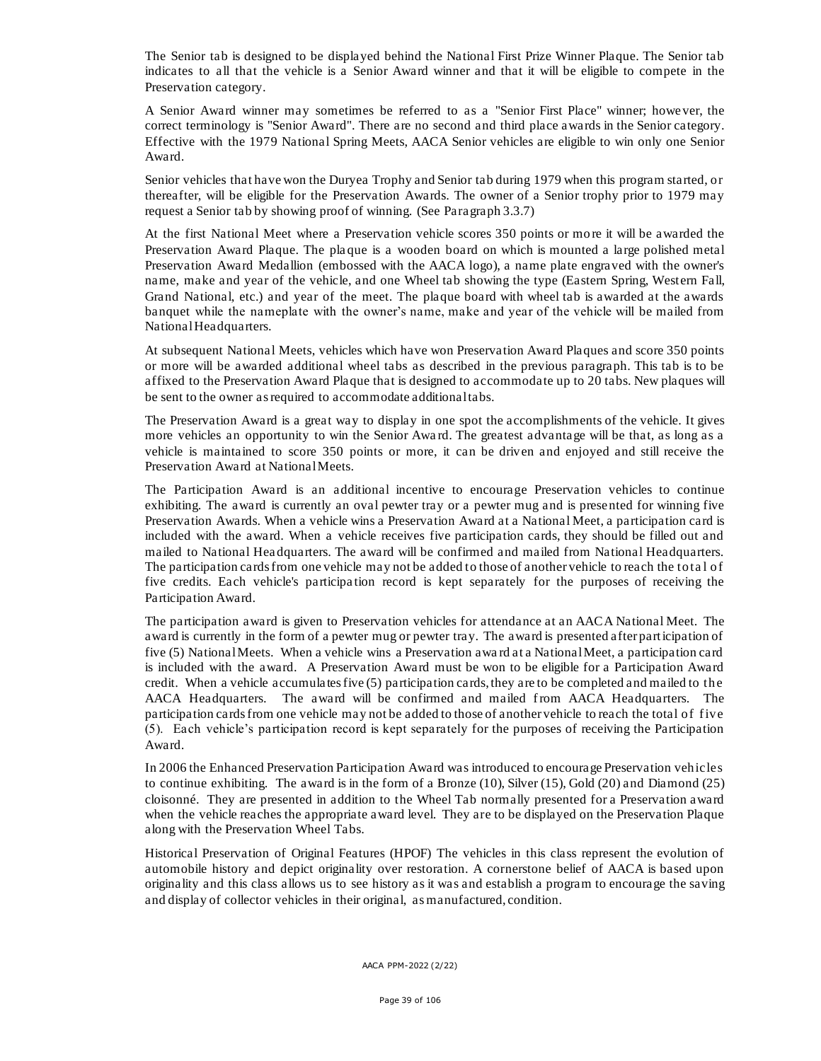The Senior tab is designed to be displayed behind the National First Prize Winner Plaque. The Senior tab indicates to all that the vehicle is a Senior Award winner and that it will be eligible to compete in the Preservation category.

A Senior Award winner may sometimes be referred to as a "Senior First Place" winner; however, the correct terminology is "Senior Award". There are no second and third place awards in the Senior category. Effective with the 1979 National Spring Meets, AACA Senior vehicles are eligible to win only one Senior Award.

Senior vehicles that have won the Duryea Trophy and Senior tab during 1979 when this program started, or thereafter, will be eligible for the Preservation Awards. The owner of a Senior trophy prior to 1979 may request a Senior tab by showing proof of winning. (See Paragraph 3.3.7)

At the first National Meet where a Preservation vehicle scores 350 points or more it will be awarded the Preservation Award Plaque. The plaque is a wooden board on which is mounted a large polished metal Preservation Award Medallion (embossed with the AACA logo), a name plate engraved with the owner's name, make and year of the vehicle, and one Wheel tab showing the type (Eastern Spring, Western Fall, Grand National, etc.) and year of the meet. The plaque board with wheel tab is awarded at the awards banquet while the nameplate with the owner's name, make and year of the vehicle will be mailed from National Headquarters.

At subsequent National Meets, vehicles which have won Preservation Award Plaques and score 350 points or more will be awarded additional wheel tabs as described in the previous paragraph. This tab is to be affixed to the Preservation Award Plaque that is designed to accommodate up to 20 tabs. New plaques will be sent to the owner as required to accommodate additional tabs.

The Preservation Award is a great way to display in one spot the accomplishments of the vehicle. It gives more vehicles an opportunity to win the Senior Award. The greatest advantage will be that, as long as a vehicle is maintained to score 350 points or more, it can be driven and enjoyed and still receive the Preservation Award at National Meets.

The Participation Award is an additional incentive to encourage Preservation vehicles to continue exhibiting. The award is currently an oval pewter tray or a pewter mug and is presented for winning five Preservation Awards. When a vehicle wins a Preservation Award at a National Meet, a participation card is included with the award. When a vehicle receives five participation cards, they should be filled out and mailed to National Headquarters. The award will be confirmed and mailed from National Headquarters. The participation cards from one vehicle may not be added to those of another vehicle to reach the total of five credits. Each vehicle's participation record is kept separately for the purposes of receiving the Participation Award.

The participation award is given to Preservation vehicles for attendance at an AACA National Meet. The award is currently in the form of a pewter mug or pewter tray. The award is presented after participation of five (5) National Meets. When a vehicle wins a Preservation award at a National Meet, a participation card is included with the award. A Preservation Award must be won to be eligible for a Participation Award credit. When a vehicle accumulates five (5) participation cards, they are to be completed and mailed to the AACA Headquarters. The award will be confirmed and mailed from AACA Headquarters. The participation cards from one vehicle may not be added to those of another vehicle to reach the total of five (5). Each vehicle's participation record is kept separately for the purposes of receiving the Participation Award.

In 2006 the Enhanced Preservation Participation Award was introduced to encourage Preservation vehicles to continue exhibiting. The award is in the form of a Bronze (10), Silver (15), Gold (20) and Diamond (25) cloisonné. They are presented in addition to the Wheel Tab normally presented for a Preservation award when the vehicle reaches the appropriate award level. They are to be displayed on the Preservation Plaque along with the Preservation Wheel Tabs.

Historical Preservation of Original Features (HPOF) The vehicles in this class represent the evolution of automobile history and depict originality over restoration. A cornerstone belief of AACA is based upon originality and this class allows us to see history as it was and establish a program to encourage the saving and display of collector vehicles in their original, as manufactured, condition.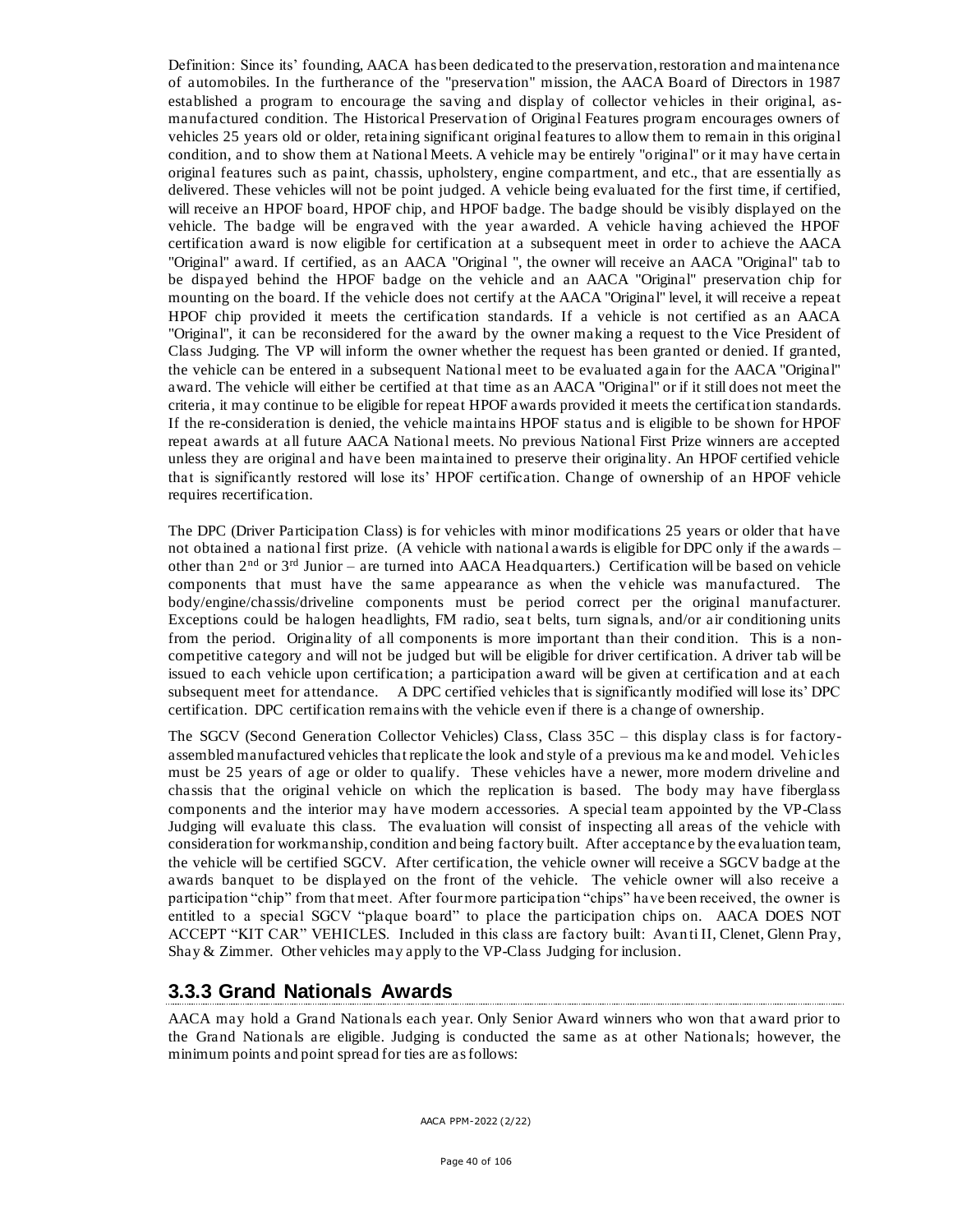Definition: Since its' founding, AACA has been dedicated to the preservation, restoration and maintenance of automobiles. In the furtherance of the "preservation" mission, the AACA Board of Directors in 1987 established a program to encourage the saving and display of collector vehicles in their original, as-manufactured condition. The Historical Preservation of Original Features program encourages owners of vehicles 25 years old or older, retaining significant original features to allow them to remain in this original condition, and to show them at National Meets. A vehicle may be entirely "original" or it may have certain original features such as paint, chassis, upholstery, engine compartment, and etc., that are essentially as delivered. These vehicles will not be point judged. A vehicle being evaluated for the first time, if certified, will receive an HPOF board, HPOF chip, and HPOF badge. The badge should be visibly displayed on the vehicle. The badge will be engraved with the year awarded. A vehicle having achieved the HPOF certification award is now eligible for certification at a subsequent meet in order to achieve the AACA "Original" award. If certified, as an AACA "Original ", the owner will receive an AACA "Original" tab to be dispayed behind the HPOF badge on the vehicle and an AACA "Original" preservation chip for mounting on the board. If the vehicle does not certify at the AACA "Original" level, it will receive a repeat HPOF chip provided it meets the certification standards. If a vehicle is not certified as an AACA "Original", it can be reconsidered for the award by the owner making a request to the Vice President of Class Judging. The VP will inform the owner whether the request has been granted or denied. If granted, the vehicle can be entered in a subsequent National meet to be evaluated again for the AACA "Original" award. The vehicle will either be certified at that time as an AACA "Original" or if it still does not meet the criteria, it may continue to be eligible for repeat HPOF awards provided it meets the certification standards. If the re-consideration is denied, the vehicle maintains HPOF status and is eligible to be shown for HPOF repeat awards at all future AACA National meets. No previous National First Prize winners are accepted unless they are original and have been maintained to preserve their originality. An HPOF certified vehicle that is significantly restored will lose its' HPOF certification. Change of ownership of an HPOF vehicle requires recertification.

The DPC (Driver Participation Class) is for vehicles with minor modifications 25 years or older that have not obtained a national first prize. (A vehicle with national awards is eligible for DPC only if the awards – other than 2nd or 3rd Junior – are turned into AACA Headquarters.) Certification will be based on vehicle components that must have the same appearance as when the vehicle was manufactured. The body/engine/chassis/driveline components must be period correct per the original manufacturer. Exceptions could be halogen headlights, FM radio, seat belts, turn signals, and/or air conditioning units from the period. Originality of all components is more important than their condition. This is a non-competitive category and will not be judged but will be eligible for driver certification. A driver tab will be issued to each vehicle upon certification; a participation award will be given at certification and at each subsequent meet for attendance. A DPC certified vehicles that is significantly modified will lose its' DPC certification. DPC certification remains with the vehicle even if there is a change of ownership.

The SGCV (Second Generation Collector Vehicles) Class, Class 35C – this display class is for factory-assembled manufactured vehicles that replicate the look and style of a previous make and model. Vehicles must be 25 years of age or older to qualify. These vehicles have a newer, more modern driveline and chassis that the original vehicle on which the replication is based. The body may have fiberglass components and the interior may have modern accessories. A special team appointed by the VP-Class Judging will evaluate this class. The evaluation will consist of inspecting all areas of the vehicle with consideration for workmanship, condition and being factory built. After acceptance by the evaluation team, the vehicle will be certified SGCV. After certification, the vehicle owner will receive a SGCV badge at the awards banquet to be displayed on the front of the vehicle. The vehicle owner will also receive a participation "chip" from that meet. After four more participation "chips" have been received, the owner is entitled to a special SGCV "plaque board" to place the participation chips on. AACA DOES NOT ACCEPT "KIT CAR" VEHICLES. Included in this class are factory built: Avanti II, Clenet, Glenn Pray, Shay & Zimmer. Other vehicles may apply to the VP-Class Judging for inclusion.

### 3.3.3 Grand Nationals Awards

AACA may hold a Grand Nationals each year. Only Senior Award winners who won that award prior to the Grand Nationals are eligible. Judging is conducted the same as at other Nationals; however, the minimum points and point spread for ties are as follows: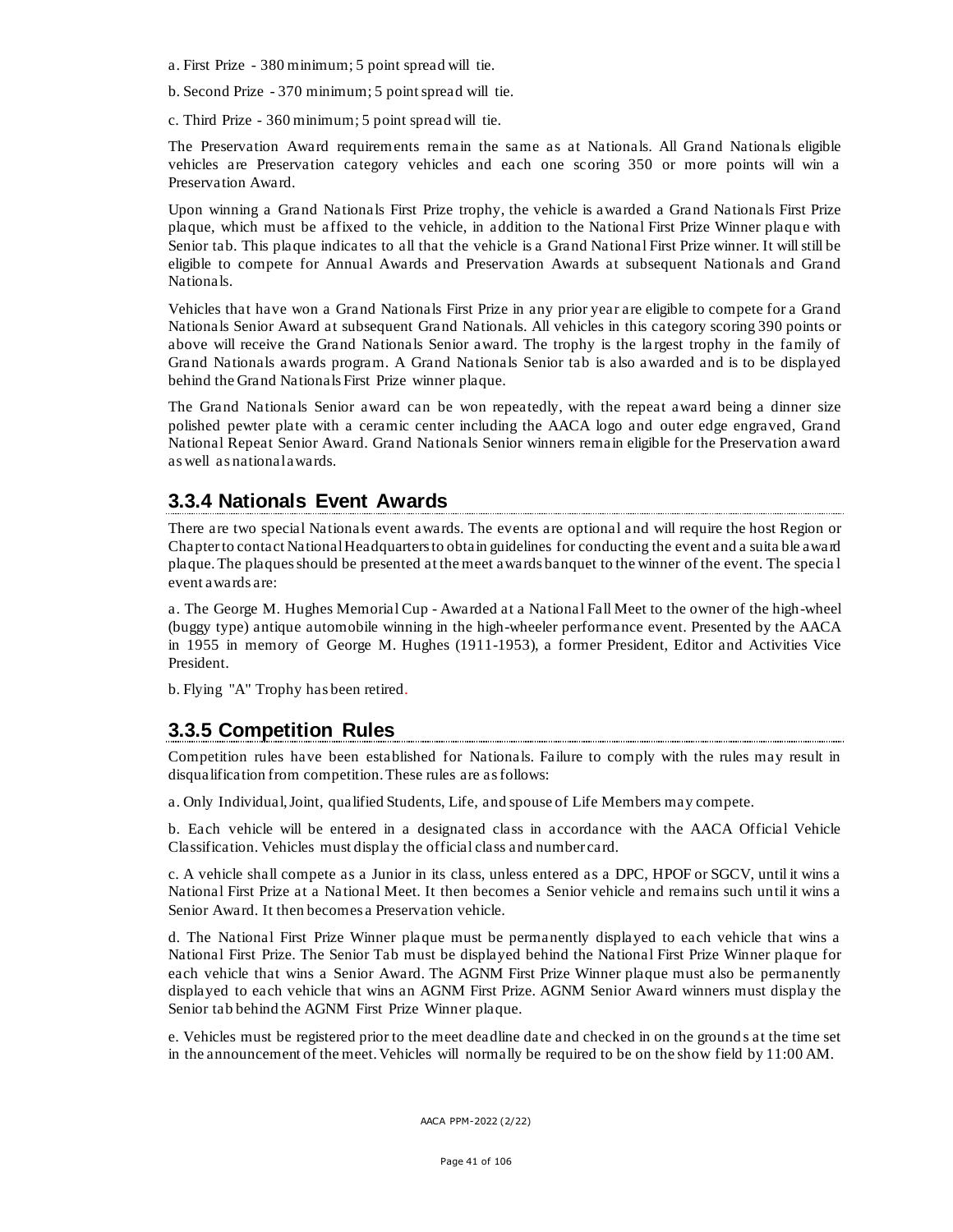a. First Prize - 380 minimum; 5 point spread will tie.

b. Second Prize - 370 minimum; 5 point spread will tie.

c. Third Prize - 360 minimum; 5 point spread will tie.

The Preservation Award requirements remain the same as at Nationals. All Grand Nationals eligible vehicles are Preservation category vehicles and each one scoring 350 or more points will win a Preservation Award.

Upon winning a Grand Nationals First Prize trophy, the vehicle is awarded a Grand Nationals First Prize plaque, which must be affixed to the vehicle, in addition to the National First Prize Winner plaque with Senior tab. This plaque indicates to all that the vehicle is a Grand National First Prize winner. It will still be eligible to compete for Annual Awards and Preservation Awards at subsequent Nationals and Grand Nationals.

Vehicles that have won a Grand Nationals First Prize in any prior year are eligible to compete for a Grand Nationals Senior Award at subsequent Grand Nationals. All vehicles in this category scoring 390 points or above will receive the Grand Nationals Senior award. The trophy is the largest trophy in the family of Grand Nationals awards program. A Grand Nationals Senior tab is also awarded and is to be displayed behind the Grand Nationals First Prize winner plaque.

The Grand Nationals Senior award can be won repeatedly, with the repeat award being a dinner size polished pewter plate with a ceramic center including the AACA logo and outer edge engraved, Grand National Repeat Senior Award. Grand Nationals Senior winners remain eligible for the Preservation award as well as national awards.

## 3.3.4 Nationals Event Awards

There are two special Nationals event awards. The events are optional and will require the host Region or Chapter to contact National Headquarters to obtain guidelines for conducting the event and a suitable award plaque. The plaques should be presented at the meet awards banquet to the winner of the event. The special event awards are:

a. The George M. Hughes Memorial Cup - Awarded at a National Fall Meet to the owner of the high-wheel (buggy type) antique automobile winning in the high-wheeler performance event. Presented by the AACA in 1955 in memory of George M. Hughes (1911-1953), a former President, Editor and Activities Vice President.

b. Flying "A" Trophy has been retired.

## 3.3.5 Competition Rules

Competition rules have been established for Nationals. Failure to comply with the rules may result in disqualification from competition. These rules are as follows:

a. Only Individual, Joint, qualified Students, Life, and spouse of Life Members may compete.

b. Each vehicle will be entered in a designated class in accordance with the AACA Official Vehicle Classification. Vehicles must display the official class and number card.

c. A vehicle shall compete as a Junior in its class, unless entered as a DPC, HPOF or SGCV, until it wins a National First Prize at a National Meet. It then becomes a Senior vehicle and remains such until it wins a Senior Award. It then becomes a Preservation vehicle.

d. The National First Prize Winner plaque must be permanently displayed to each vehicle that wins a National First Prize. The Senior Tab must be displayed behind the National First Prize Winner plaque for each vehicle that wins a Senior Award. The AGNM First Prize Winner plaque must also be permanently displayed to each vehicle that wins an AGNM First Prize. AGNM Senior Award winners must display the Senior tab behind the AGNM First Prize Winner plaque.

e. Vehicles must be registered prior to the meet deadline date and checked in on the grounds at the time set in the announcement of the meet. Vehicles will normally be required to be on the show field by 11:00 AM.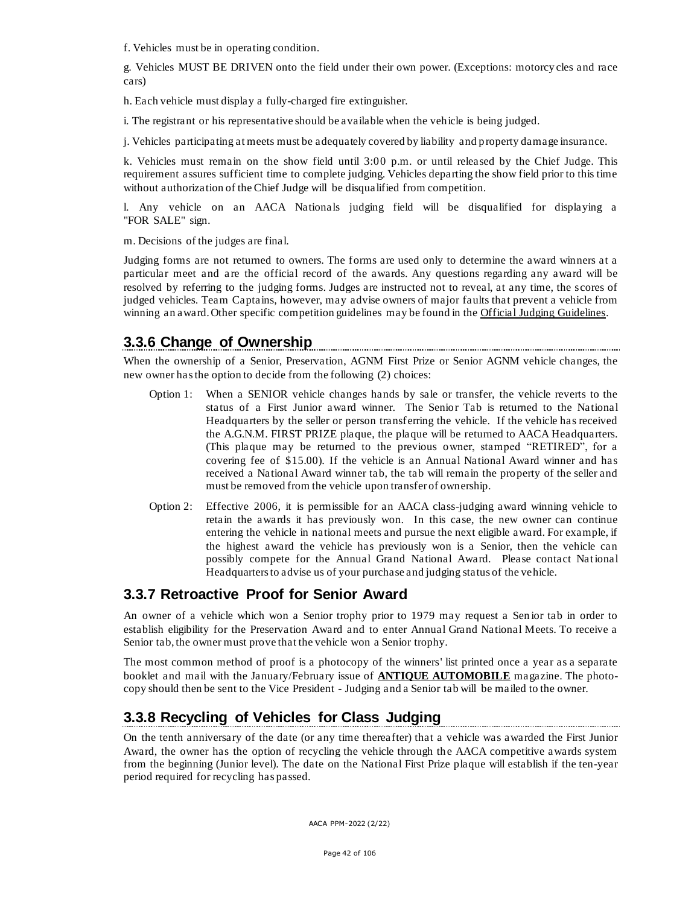f. Vehicles must be in operating condition.

g. Vehicles MUST BE DRIVEN onto the field under their own power. (Exceptions: motorcycles and race cars)

h. Each vehicle must display a fully-charged fire extinguisher.

i. The registrant or his representative should be available when the vehicle is being judged.

j. Vehicles participating at meets must be adequately covered by liability and property damage insurance.

k. Vehicles must remain on the show field until 3:00 p.m. or until released by the Chief Judge. This requirement assures sufficient time to complete judging. Vehicles departing the show field prior to this time without authorization of the Chief Judge will be disqualified from competition.

l. Any vehicle on an AACA Nationals judging field will be disqualified for displaying a "FOR SALE" sign.

m. Decisions of the judges are final.

Judging forms are not returned to owners. The forms are used only to determine the award winners at a particular meet and are the official record of the awards. Any questions regarding any award will be resolved by referring to the judging forms. Judges are instructed not to reveal, at any time, the scores of judged vehicles. Team Captains, however, may advise owners of major faults that prevent a vehicle from winning an award. Other specific competition guidelines may be found in the Official Judging Guidelines.

## 3.3.6 Change of Ownership

When the ownership of a Senior, Preservation, AGNM First Prize or Senior AGNM vehicle changes, the new owner has the option to decide from the following (2) choices:

Option 1: When a SENIOR vehicle changes hands by sale or transfer, the vehicle reverts to the status of a First Junior award winner. The Senior Tab is returned to the National Headquarters by the seller or person transferring the vehicle. If the vehicle has received the A.G.N.M. FIRST PRIZE plaque, the plaque will be returned to AACA Headquarters. (This plaque may be returned to the previous owner, stamped "RETIRED", for a covering fee of $15.00). If the vehicle is an Annual National Award winner and has received a National Award winner tab, the tab will remain the property of the seller and must be removed from the vehicle upon transfer of ownership.

Option 2: Effective 2006, it is permissible for an AACA class-judging award winning vehicle to retain the awards it has previously won. In this case, the new owner can continue entering the vehicle in national meets and pursue the next eligible award. For example, if the highest award the vehicle has previously won is a Senior, then the vehicle can possibly compete for the Annual Grand National Award. Please contact National Headquarters to advise us of your purchase and judging status of the vehicle.

## 3.3.7 Retroactive Proof for Senior Award

An owner of a vehicle which won a Senior trophy prior to 1979 may request a Senior tab in order to establish eligibility for the Preservation Award and to enter Annual Grand National Meets. To receive a Senior tab, the owner must prove that the vehicle won a Senior trophy.

The most common method of proof is a photocopy of the winners' list printed once a year as a separate booklet and mail with the January/February issue of **ANTIQUE AUTOMOBILE** magazine. The photocopy should then be sent to the Vice President - Judging and a Senior tab will be mailed to the owner.

## 3.3.8 Recycling of Vehicles for Class Judging

On the tenth anniversary of the date (or any time thereafter) that a vehicle was awarded the First Junior Award, the owner has the option of recycling the vehicle through the AACA competitive awards system from the beginning (Junior level). The date on the National First Prize plaque will establish if the ten-year period required for recycling has passed.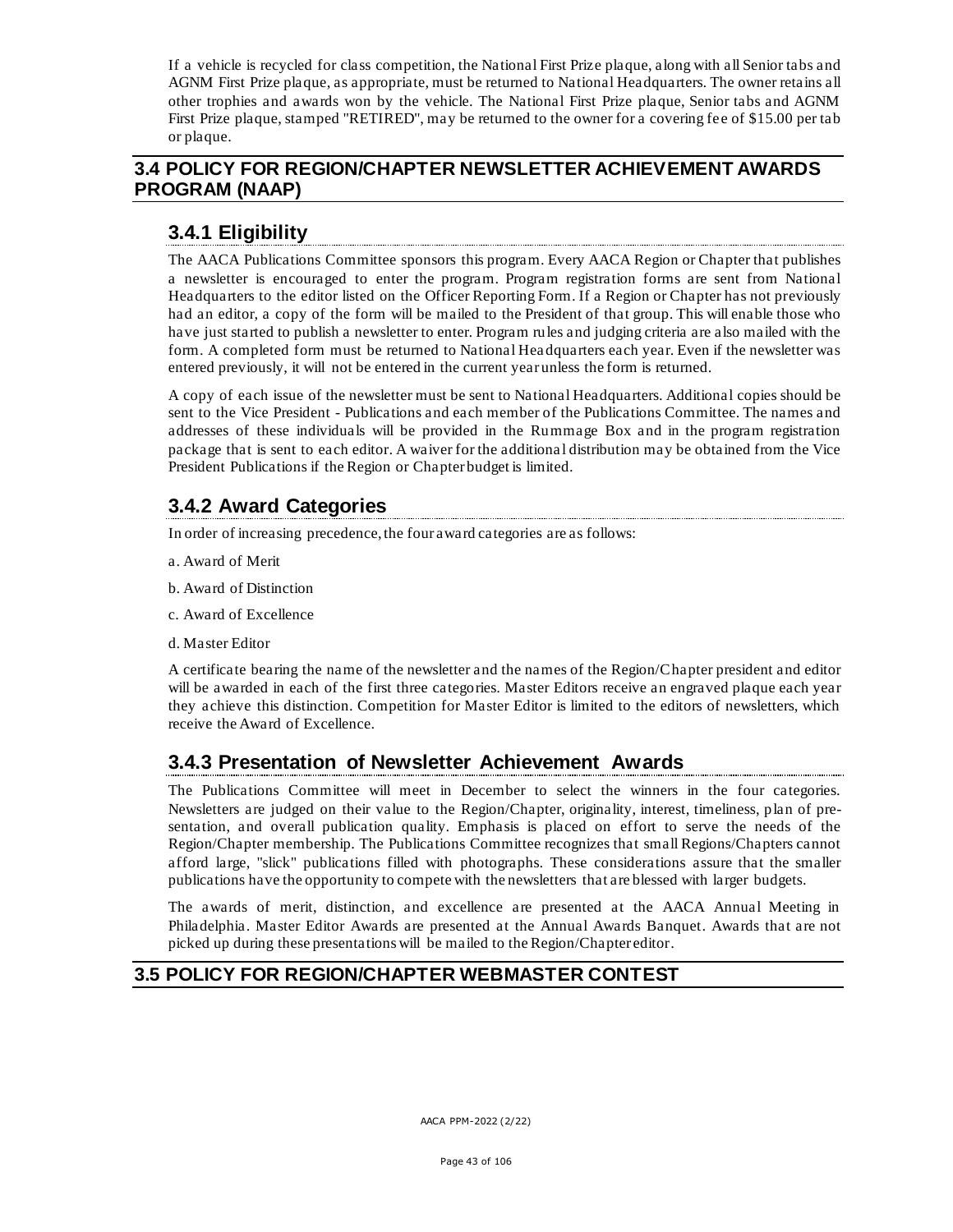If a vehicle is recycled for class competition, the National First Prize plaque, along with all Senior tabs and AGNM First Prize plaque, as appropriate, must be returned to National Headquarters. The owner retains all other trophies and awards won by the vehicle. The National First Prize plaque, Senior tabs and AGNM First Prize plaque, stamped "RETIRED", may be returned to the owner for a covering fee of $15.00 per tab or plaque.

## 3.4 POLICY FOR REGION/CHAPTER NEWSLETTER ACHIEVEMENT AWARDS PROGRAM (NAAP)

### 3.4.1 Eligibility

The AACA Publications Committee sponsors this program. Every AACA Region or Chapter that publishes a newsletter is encouraged to enter the program. Program registration forms are sent from National Headquarters to the editor listed on the Officer Reporting Form. If a Region or Chapter has not previously had an editor, a copy of the form will be mailed to the President of that group. This will enable those who have just started to publish a newsletter to enter. Program rules and judging criteria are also mailed with the form. A completed form must be returned to National Headquarters each year. Even if the newsletter was entered previously, it will not be entered in the current year unless the form is returned.

A copy of each issue of the newsletter must be sent to National Headquarters. Additional copies should be sent to the Vice President - Publications and each member of the Publications Committee. The names and addresses of these individuals will be provided in the Rummage Box and in the program registration package that is sent to each editor. A waiver for the additional distribution may be obtained from the Vice President Publications if the Region or Chapter budget is limited.

### 3.4.2 Award Categories

In order of increasing precedence, the four award categories are as follows:

a. Award of Merit

b. Award of Distinction

c. Award of Excellence

d. Master Editor

A certificate bearing the name of the newsletter and the names of the Region/Chapter president and editor will be awarded in each of the first three categories. Master Editors receive an engraved plaque each year they achieve this distinction. Competition for Master Editor is limited to the editors of newsletters, which receive the Award of Excellence.

### 3.4.3 Presentation of Newsletter Achievement Awards

The Publications Committee will meet in December to select the winners in the four categories. Newsletters are judged on their value to the Region/Chapter, originality, interest, timeliness, plan of presentation, and overall publication quality. Emphasis is placed on effort to serve the needs of the Region/Chapter membership. The Publications Committee recognizes that small Regions/Chapters cannot afford large, "slick" publications filled with photographs. These considerations assure that the smaller publications have the opportunity to compete with the newsletters that are blessed with larger budgets.

The awards of merit, distinction, and excellence are presented at the AACA Annual Meeting in Philadelphia. Master Editor Awards are presented at the Annual Awards Banquet. Awards that are not picked up during these presentations will be mailed to the Region/Chapter editor.

## 3.5 POLICY FOR REGION/CHAPTER WEBMASTER CONTEST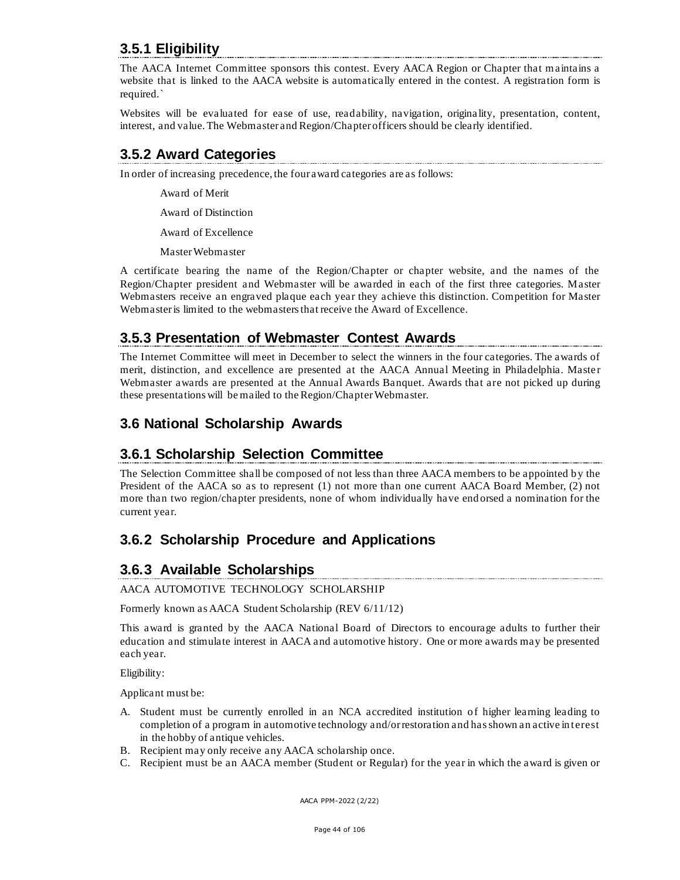### 3.5.1 Eligibility

The AACA Internet Committee sponsors this contest. Every AACA Region or Chapter that maintains a website that is linked to the AACA website is automatically entered in the contest. A registration form is required.`

Websites will be evaluated for ease of use, readability, navigation, originality, presentation, content, interest, and value. The Webmaster and Region/Chapter officers should be clearly identified.

### 3.5.2 Award Categories

In order of increasing precedence, the four award categories are as follows:

Award of Merit

Award of Distinction

Award of Excellence

Master Webmaster

A certificate bearing the name of the Region/Chapter or chapter website, and the names of the Region/Chapter president and Webmaster will be awarded in each of the first three categories. Master Webmasters receive an engraved plaque each year they achieve this distinction. Competition for Master Webmaster is limited to the webmasters that receive the Award of Excellence.

### 3.5.3 Presentation of Webmaster Contest Awards

The Internet Committee will meet in December to select the winners in the four categories. The awards of merit, distinction, and excellence are presented at the AACA Annual Meeting in Philadelphia. Master Webmaster awards are presented at the Annual Awards Banquet. Awards that are not picked up during these presentations will be mailed to the Region/Chapter Webmaster.

## 3.6 National Scholarship Awards

### 3.6.1 Scholarship Selection Committee

The Selection Committee shall be composed of not less than three AACA members to be appointed by the President of the AACA so as to represent (1) not more than one current AACA Board Member, (2) not more than two region/chapter presidents, none of whom individually have endorsed a nomination for the current year.

### 3.6.2 Scholarship Procedure and Applications

### 3.6.3 Available Scholarships

AACA AUTOMOTIVE TECHNOLOGY SCHOLARSHIP

Formerly known as AACA Student Scholarship (REV 6/11/12)

This award is granted by the AACA National Board of Directors to encourage adults to further their education and stimulate interest in AACA and automotive history. One or more awards may be presented each year.

Eligibility:

Applicant must be:

A. Student must be currently enrolled in an NCA accredited institution of higher learning leading to completion of a program in automotive technology and/or restoration and has shown an active interest in the hobby of antique vehicles.
B. Recipient may only receive any AACA scholarship once.
C. Recipient must be an AACA member (Student or Regular) for the year in which the award is given or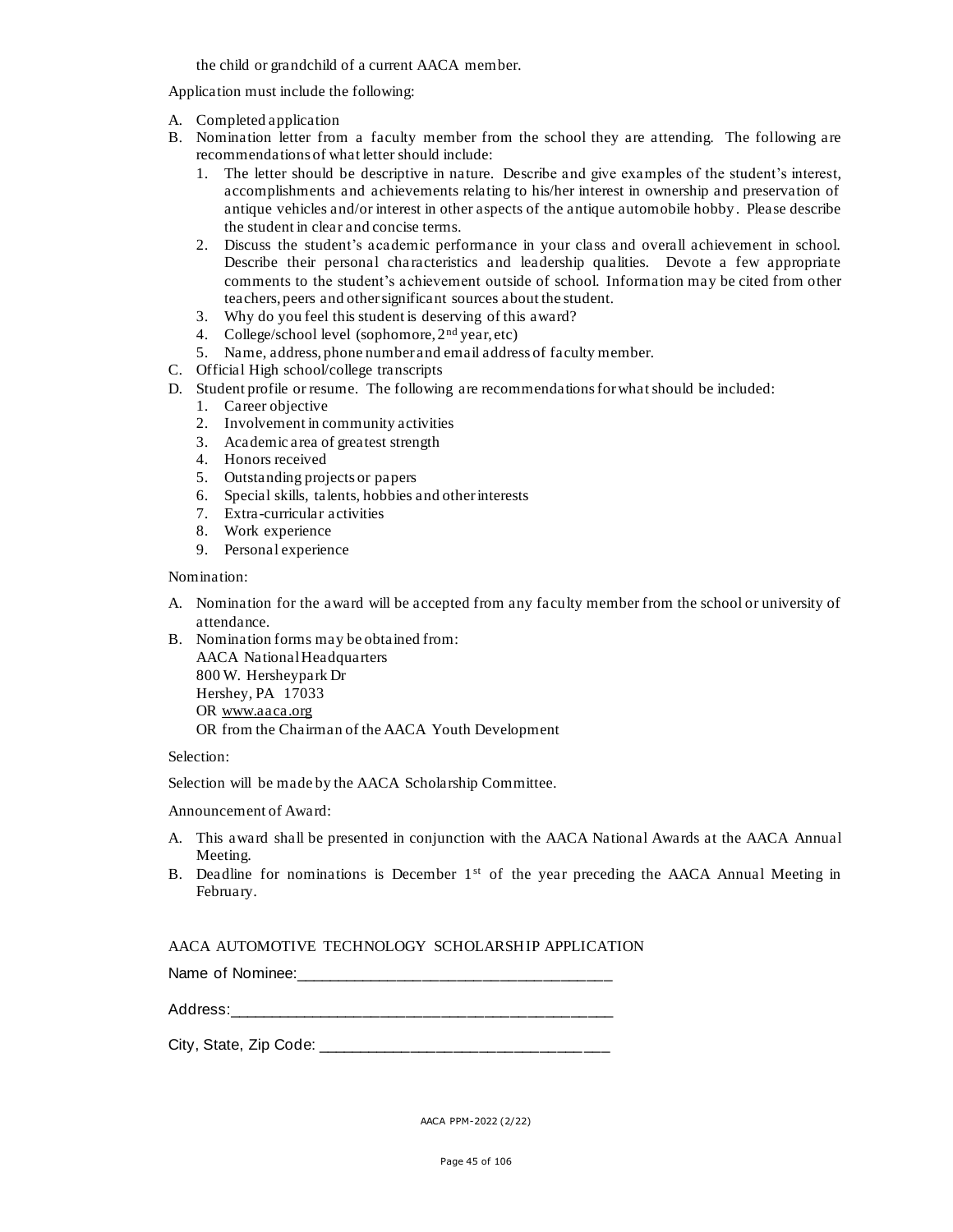the child or grandchild of a current AACA member.

Application must include the following:

A. Completed application
B. Nomination letter from a faculty member from the school they are attending. The following are recommendations of what letter should include:
   1. The letter should be descriptive in nature. Describe and give examples of the student's interest, accomplishments and achievements relating to his/her interest in ownership and preservation of antique vehicles and/or interest in other aspects of the antique automobile hobby. Please describe the student in clear and concise terms.
   2. Discuss the student's academic performance in your class and overall achievement in school. Describe their personal characteristics and leadership qualities. Devote a few appropriate comments to the student's achievement outside of school. Information may be cited from other teachers, peers and other significant sources about the student.
   3. Why do you feel this student is deserving of this award?
   4. College/school level (sophomore, 2nd year, etc)
   5. Name, address, phone number and email address of faculty member.
C. Official High school/college transcripts
D. Student profile or resume. The following are recommendations for what should be included:
   1. Career objective
   2. Involvement in community activities
   3. Academic area of greatest strength
   4. Honors received
   5. Outstanding projects or papers
   6. Special skills, talents, hobbies and other interests
   7. Extra-curricular activities
   8. Work experience
   9. Personal experience

Nomination:

A. Nomination for the award will be accepted from any faculty member from the school or university of attendance.
B. Nomination forms may be obtained from:
   AACA National Headquarters
   800 W. Hersheypark Dr
   Hershey, PA 17033
   OR www.aaca.org
   OR from the Chairman of the AACA Youth Development

Selection:

Selection will be made by the AACA Scholarship Committee.

Announcement of Award:

A. This award shall be presented in conjunction with the AACA National Awards at the AACA Annual Meeting.
B. Deadline for nominations is December 1st of the year preceding the AACA Annual Meeting in February.

AACA AUTOMOTIVE TECHNOLOGY SCHOLARSHIP APPLICATION

Name of Nominee:_____________________________________

Address:_____________________________________________

City, State, Zip Code: _________________________________

AACA PPM-2022 (2/22)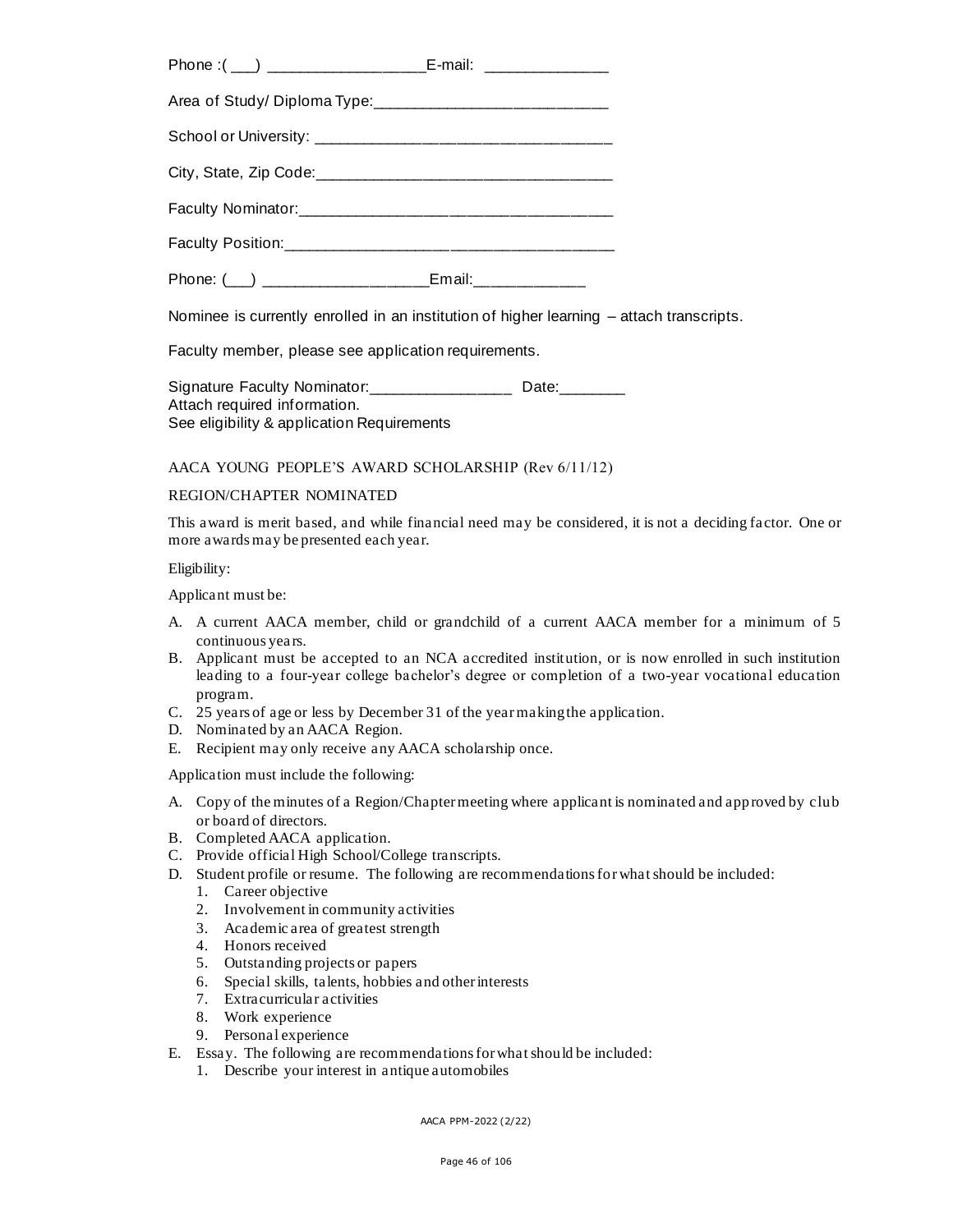Phone :( ___) ___________________E-mail: _______________

Area of Study/ Diploma Type:____________________________

School or University: ____________________________________

City, State, Zip Code:____________________________________

Faculty Nominator:_______________________________________

Faculty Position:_________________________________________

Phone: (___) ____________________Email:_____________

Nominee is currently enrolled in an institution of higher learning – attach transcripts.

Faculty member, please see application requirements.

Signature Faculty Nominator:_________________ Date:________
Attach required information.
See eligibility & application Requirements

AACA YOUNG PEOPLE'S AWARD SCHOLARSHIP (Rev 6/11/12)

REGION/CHAPTER NOMINATED

This award is merit based, and while financial need may be considered, it is not a deciding factor. One or more awards may be presented each year.

Eligibility:

Applicant must be:

A. A current AACA member, child or grandchild of a current AACA member for a minimum of 5 continuous years.
B. Applicant must be accepted to an NCA accredited institution, or is now enrolled in such institution leading to a four-year college bachelor's degree or completion of a two-year vocational education program.
C. 25 years of age or less by December 31 of the year making the application.
D. Nominated by an AACA Region.
E. Recipient may only receive any AACA scholarship once.

Application must include the following:

A. Copy of the minutes of a Region/Chapter meeting where applicant is nominated and approved by club or board of directors.
B. Completed AACA application.
C. Provide official High School/College transcripts.
D. Student profile or resume. The following are recommendations for what should be included:
   1. Career objective
   2. Involvement in community activities
   3. Academic area of greatest strength
   4. Honors received
   5. Outstanding projects or papers
   6. Special skills, talents, hobbies and other interests
   7. Extracurricular activities
   8. Work experience
   9. Personal experience
E. Essay. The following are recommendations for what should be included:
   1. Describe your interest in antique automobiles

AACA PPM-2022 (2/22)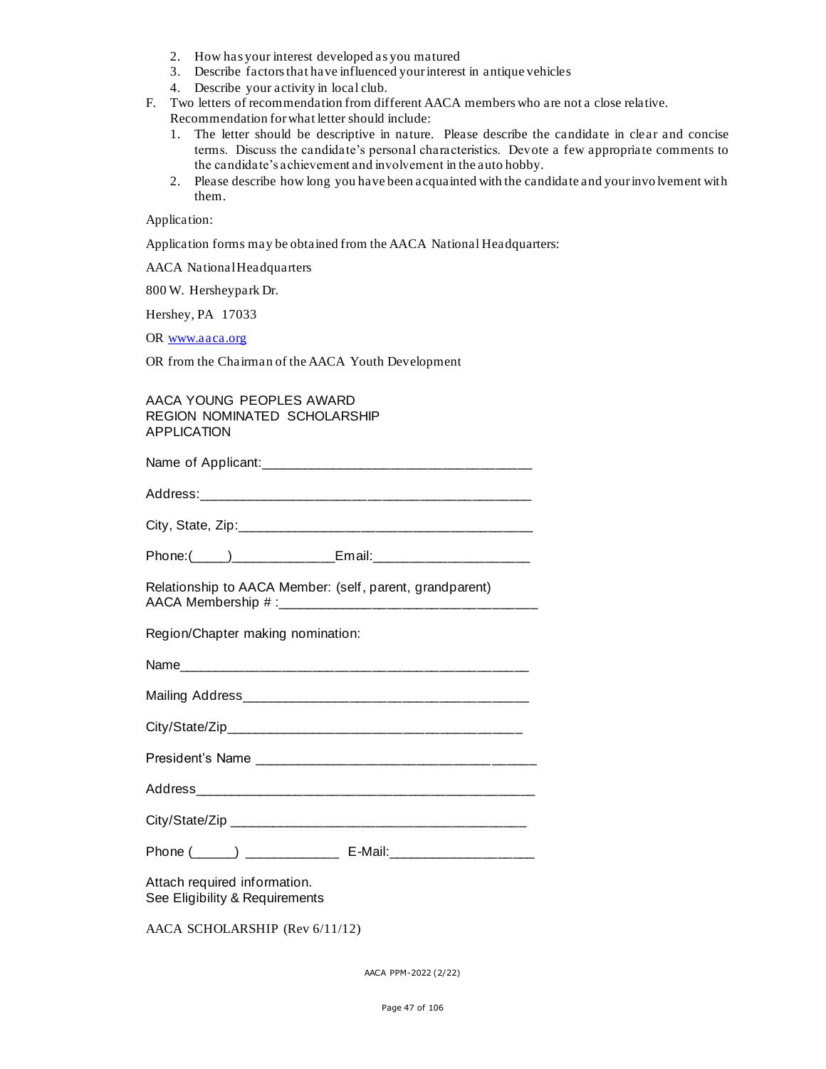2. How has your interest developed as you matured
3. Describe factors that have influenced your interest in antique vehicles
4. Describe your activity in local club.

F. Two letters of recommendation from different AACA members who are not a close relative. Recommendation for what letter should include:
   1. The letter should be descriptive in nature. Please describe the candidate in clear and concise terms. Discuss the candidate's personal characteristics. Devote a few appropriate comments to the candidate's achievement and involvement in the auto hobby.
   2. Please describe how long you have been acquainted with the candidate and your involvement with them.

Application:

Application forms may be obtained from the AACA National Headquarters:

AACA National Headquarters

800 W. Hersheypark Dr.

Hershey, PA 17033

OR www.aaca.org

OR from the Chairman of the AACA Youth Development

AACA YOUNG PEOPLES AWARD
REGION NOMINATED SCHOLARSHIP
APPLICATION

Name of Applicant:___________________________________

Address:____________________________________________

City, State, Zip:______________________________________

Phone:(_____)_____________Email:____________________

Relationship to AACA Member: (self, parent, grandparent)
AACA Membership # :_________________________________

Region/Chapter making nomination:

Name_______________________________________________

Mailing Address______________________________________

City/State/Zip_______________________________________

President's Name ____________________________________

Address_____________________________________________

City/State/Zip _______________________________________

Phone (_____) ____________ E-Mail:__________________

Attach required information.
See Eligibility & Requirements

AACA SCHOLARSHIP (Rev 6/11/12)

AACA PPM-2022 (2/22)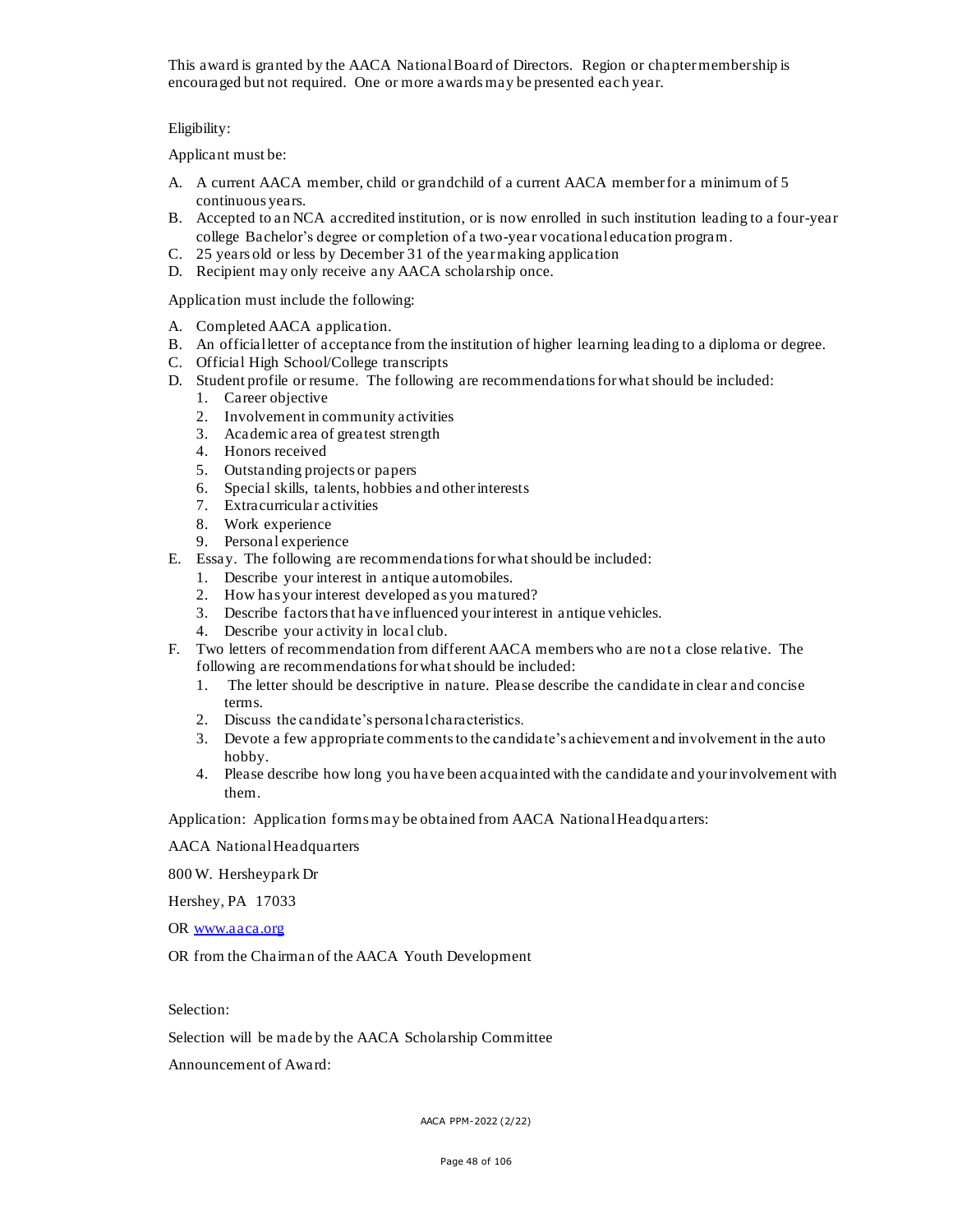This award is granted by the AACA National Board of Directors. Region or chapter membership is encouraged but not required. One or more awards may be presented each year.

Eligibility:

Applicant must be:

A. A current AACA member, child or grandchild of a current AACA member for a minimum of 5 continuous years.
B. Accepted to an NCA accredited institution, or is now enrolled in such institution leading to a four-year college Bachelor's degree or completion of a two-year vocational education program.
C. 25 years old or less by December 31 of the year making application
D. Recipient may only receive any AACA scholarship once.

Application must include the following:

A. Completed AACA application.
B. An official letter of acceptance from the institution of higher learning leading to a diploma or degree.
C. Official High School/College transcripts
D. Student profile or resume. The following are recommendations for what should be included:
   1. Career objective
   2. Involvement in community activities
   3. Academic area of greatest strength
   4. Honors received
   5. Outstanding projects or papers
   6. Special skills, talents, hobbies and other interests
   7. Extracurricular activities
   8. Work experience
   9. Personal experience
E. Essay. The following are recommendations for what should be included:
   1. Describe your interest in antique automobiles.
   2. How has your interest developed as you matured?
   3. Describe factors that have influenced your interest in antique vehicles.
   4. Describe your activity in local club.
F. Two letters of recommendation from different AACA members who are not a close relative. The following are recommendations for what should be included:
   1. The letter should be descriptive in nature. Please describe the candidate in clear and concise terms.
   2. Discuss the candidate's personal characteristics.
   3. Devote a few appropriate comments to the candidate's achievement and involvement in the auto hobby.
   4. Please describe how long you have been acquainted with the candidate and your involvement with them.

Application: Application forms may be obtained from AACA National Headquarters:

AACA National Headquarters

800 W. Hersheypark Dr

Hershey, PA 17033

OR [www.aaca.org](http://www.aaca.org)

OR from the Chairman of the AACA Youth Development

Selection:

Selection will be made by the AACA Scholarship Committee

Announcement of Award: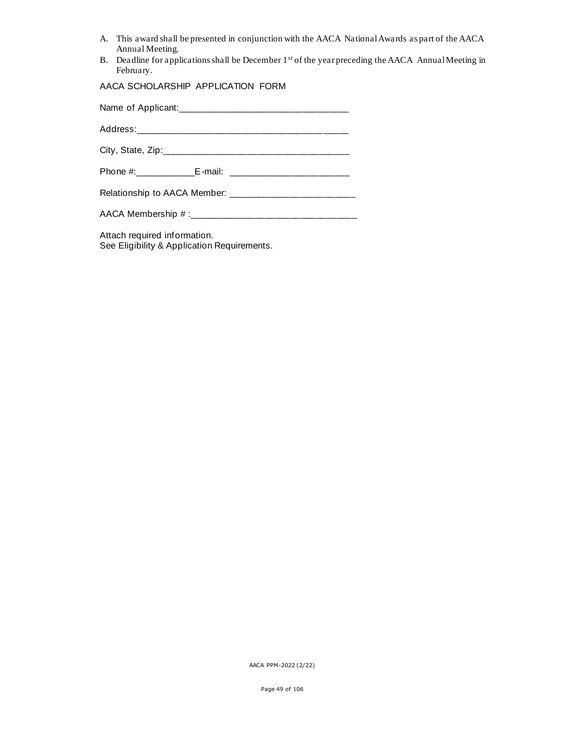A. This award shall be presented in conjunction with the AACA National Awards as part of the AACA Annual Meeting.
B. Deadline for applications shall be December 1st of the year preceding the AACA Annual Meeting in February.

AACA SCHOLARSHIP APPLICATION FORM

Name of Applicant:_________________________________

Address:__________________________________________

City, State, Zip:____________________________________

Phone #:___________E-mail: _______________________

Relationship to AACA Member: ________________________

AACA Membership # :_______________________________

Attach required information.
See Eligibility & Application Requirements.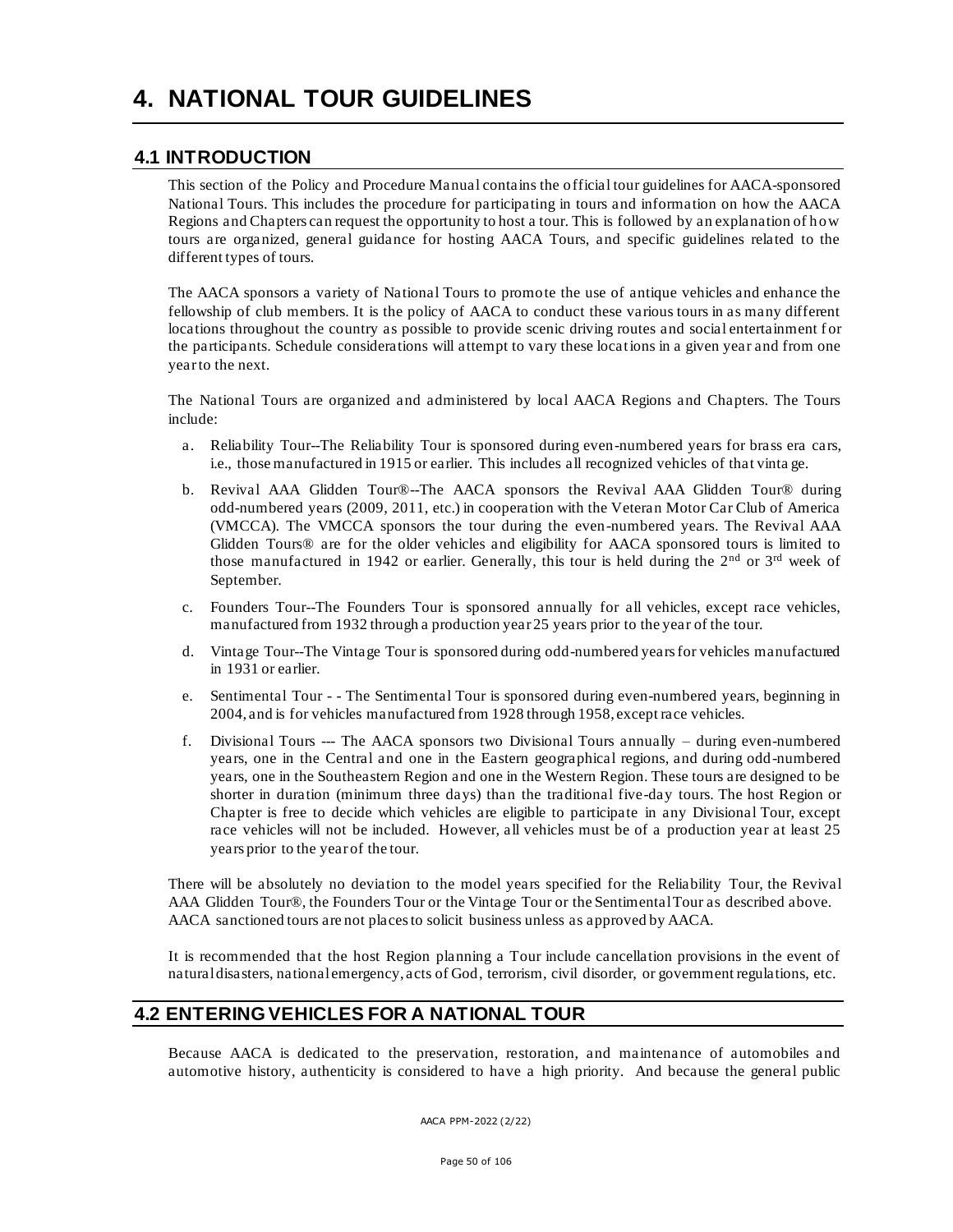# 4. NATIONAL TOUR GUIDELINES

## 4.1 INTRODUCTION

This section of the Policy and Procedure Manual contains the official tour guidelines for AACA-sponsored National Tours. This includes the procedure for participating in tours and information on how the AACA Regions and Chapters can request the opportunity to host a tour. This is followed by an explanation of how tours are organized, general guidance for hosting AACA Tours, and specific guidelines related to the different types of tours.

The AACA sponsors a variety of National Tours to promote the use of antique vehicles and enhance the fellowship of club members. It is the policy of AACA to conduct these various tours in as many different locations throughout the country as possible to provide scenic driving routes and social entertainment for the participants. Schedule considerations will attempt to vary these locations in a given year and from one year to the next.

The National Tours are organized and administered by local AACA Regions and Chapters. The Tours include:

a. Reliability Tour--The Reliability Tour is sponsored during even-numbered years for brass era cars, i.e., those manufactured in 1915 or earlier. This includes all recognized vehicles of that vintage.

b. Revival AAA Glidden Tour®--The AACA sponsors the Revival AAA Glidden Tour® during odd-numbered years (2009, 2011, etc.) in cooperation with the Veteran Motor Car Club of America (VMCCA). The VMCCA sponsors the tour during the even-numbered years. The Revival AAA Glidden Tours® are for the older vehicles and eligibility for AACA sponsored tours is limited to those manufactured in 1942 or earlier. Generally, this tour is held during the 2nd or 3rd week of September.

c. Founders Tour--The Founders Tour is sponsored annually for all vehicles, except race vehicles, manufactured from 1932 through a production year 25 years prior to the year of the tour.

d. Vintage Tour--The Vintage Tour is sponsored during odd-numbered years for vehicles manufactured in 1931 or earlier.

e. Sentimental Tour - - The Sentimental Tour is sponsored during even-numbered years, beginning in 2004, and is for vehicles manufactured from 1928 through 1958, except race vehicles.

f. Divisional Tours --- The AACA sponsors two Divisional Tours annually – during even-numbered years, one in the Central and one in the Eastern geographical regions, and during odd-numbered years, one in the Southeastern Region and one in the Western Region. These tours are designed to be shorter in duration (minimum three days) than the traditional five-day tours. The host Region or Chapter is free to decide which vehicles are eligible to participate in any Divisional Tour, except race vehicles will not be included. However, all vehicles must be of a production year at least 25 years prior to the year of the tour.

There will be absolutely no deviation to the model years specified for the Reliability Tour, the Revival AAA Glidden Tour®, the Founders Tour or the Vintage Tour or the Sentimental Tour as described above. AACA sanctioned tours are not places to solicit business unless as approved by AACA.

It is recommended that the host Region planning a Tour include cancellation provisions in the event of natural disasters, national emergency, acts of God, terrorism, civil disorder, or government regulations, etc.

## 4.2 ENTERING VEHICLES FOR A NATIONAL TOUR

Because AACA is dedicated to the preservation, restoration, and maintenance of automobiles and automotive history, authenticity is considered to have a high priority. And because the general public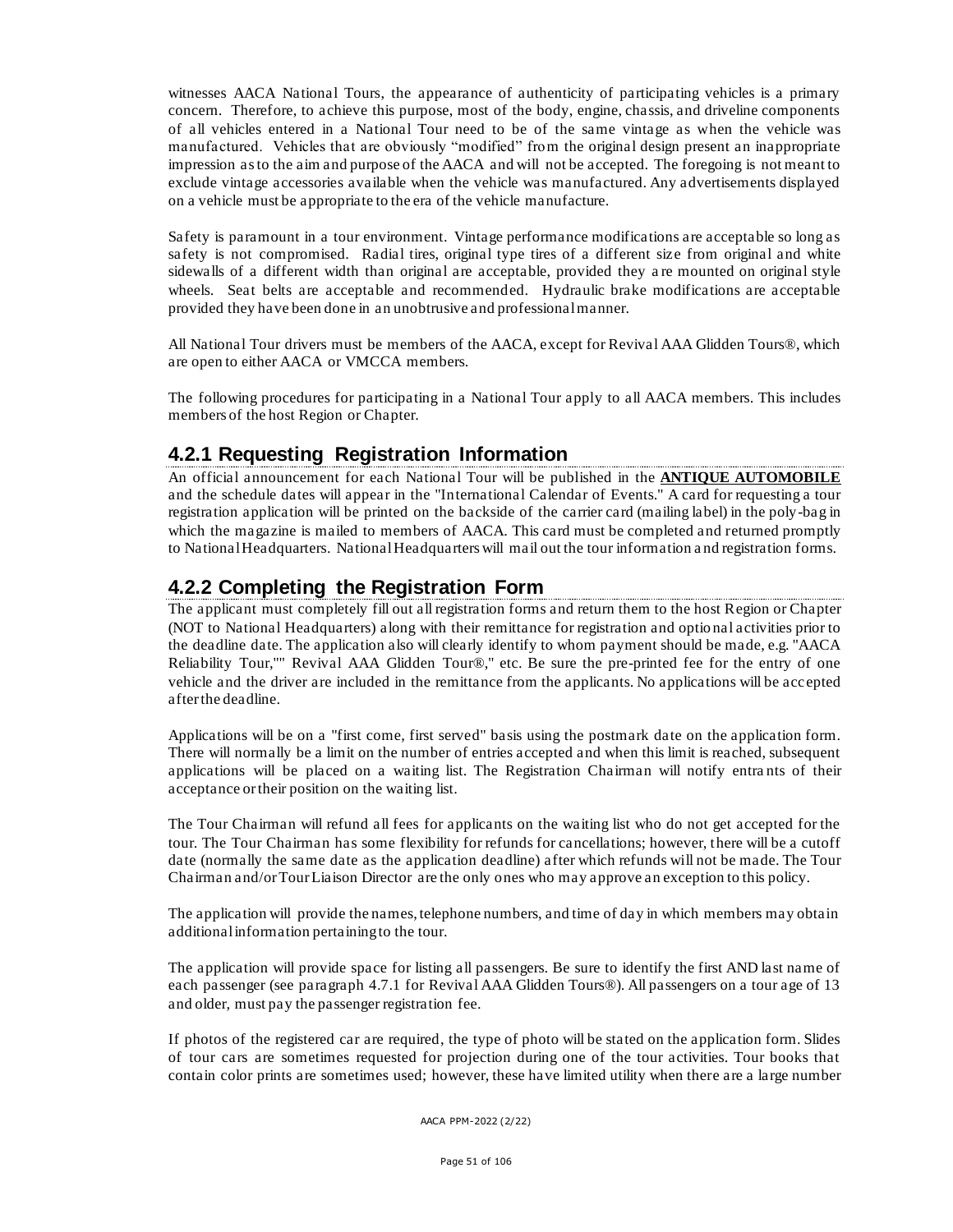witnesses AACA National Tours, the appearance of authenticity of participating vehicles is a primary concern. Therefore, to achieve this purpose, most of the body, engine, chassis, and driveline components of all vehicles entered in a National Tour need to be of the same vintage as when the vehicle was manufactured. Vehicles that are obviously "modified" from the original design present an inappropriate impression as to the aim and purpose of the AACA and will not be accepted. The foregoing is not meant to exclude vintage accessories available when the vehicle was manufactured. Any advertisements displayed on a vehicle must be appropriate to the era of the vehicle manufacture.

Safety is paramount in a tour environment. Vintage performance modifications are acceptable so long as safety is not compromised. Radial tires, original type tires of a different size from original and white sidewalls of a different width than original are acceptable, provided they are mounted on original style wheels. Seat belts are acceptable and recommended. Hydraulic brake modifications are acceptable provided they have been done in an unobtrusive and professional manner.

All National Tour drivers must be members of the AACA, except for Revival AAA Glidden Tours®, which are open to either AACA or VMCCA members.

The following procedures for participating in a National Tour apply to all AACA members. This includes members of the host Region or Chapter.

## 4.2.1 Requesting Registration Information

An official announcement for each National Tour will be published in the **ANTIQUE AUTOMOBILE** and the schedule dates will appear in the "International Calendar of Events." A card for requesting a tour registration application will be printed on the backside of the carrier card (mailing label) in the poly-bag in which the magazine is mailed to members of AACA. This card must be completed and returned promptly to National Headquarters. National Headquarters will mail out the tour information and registration forms.

## 4.2.2 Completing the Registration Form

The applicant must completely fill out all registration forms and return them to the host Region or Chapter (NOT to National Headquarters) along with their remittance for registration and optional activities prior to the deadline date. The application also will clearly identify to whom payment should be made, e.g. "AACA Reliability Tour,"" Revival AAA Glidden Tour®," etc. Be sure the pre-printed fee for the entry of one vehicle and the driver are included in the remittance from the applicants. No applications will be accepted after the deadline.

Applications will be on a "first come, first served" basis using the postmark date on the application form. There will normally be a limit on the number of entries accepted and when this limit is reached, subsequent applications will be placed on a waiting list. The Registration Chairman will notify entrants of their acceptance or their position on the waiting list.

The Tour Chairman will refund all fees for applicants on the waiting list who do not get accepted for the tour. The Tour Chairman has some flexibility for refunds for cancellations; however, there will be a cutoff date (normally the same date as the application deadline) after which refunds will not be made. The Tour Chairman and/or Tour Liaison Director are the only ones who may approve an exception to this policy.

The application will provide the names, telephone numbers, and time of day in which members may obtain additional information pertaining to the tour.

The application will provide space for listing all passengers. Be sure to identify the first AND last name of each passenger (see paragraph 4.7.1 for Revival AAA Glidden Tours®). All passengers on a tour age of 13 and older, must pay the passenger registration fee.

If photos of the registered car are required, the type of photo will be stated on the application form. Slides of tour cars are sometimes requested for projection during one of the tour activities. Tour books that contain color prints are sometimes used; however, these have limited utility when there are a large number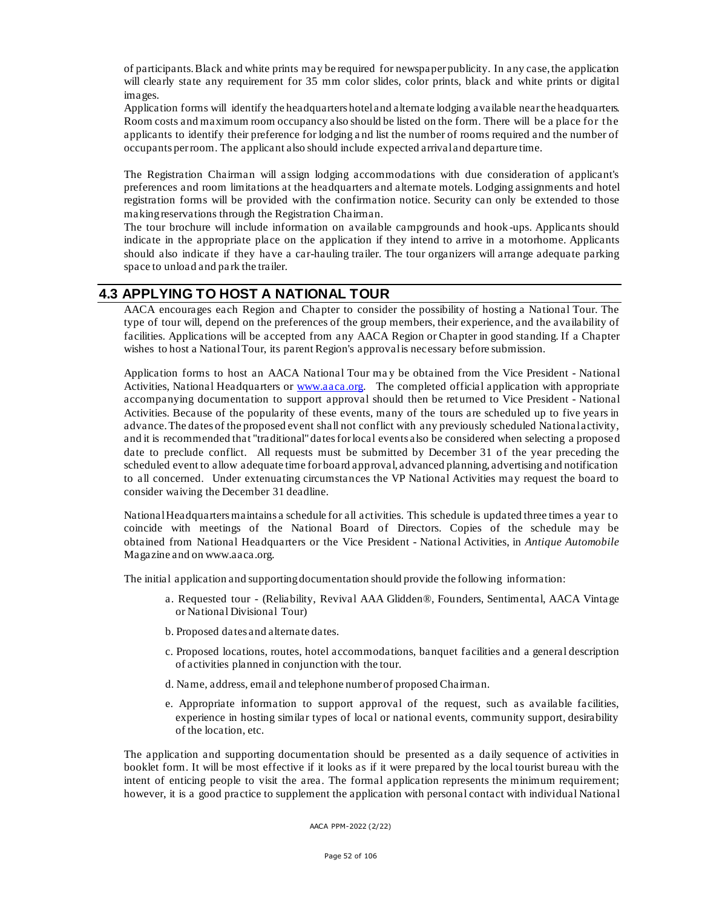of participants. Black and white prints may be required for newspaper publicity. In any case, the application will clearly state any requirement for 35 mm color slides, color prints, black and white prints or digital images.

Application forms will identify the headquarters hotel and alternate lodging available near the headquarters. Room costs and maximum room occupancy also should be listed on the form. There will be a place for the applicants to identify their preference for lodging and list the number of rooms required and the number of occupants per room. The applicant also should include expected arrival and departure time.

The Registration Chairman will assign lodging accommodations with due consideration of applicant's preferences and room limitations at the headquarters and alternate motels. Lodging assignments and hotel registration forms will be provided with the confirmation notice. Security can only be extended to those making reservations through the Registration Chairman.

The tour brochure will include information on available campgrounds and hook-ups. Applicants should indicate in the appropriate place on the application if they intend to arrive in a motorhome. Applicants should also indicate if they have a car-hauling trailer. The tour organizers will arrange adequate parking space to unload and park the trailer.

## 4.3 APPLYING TO HOST A NATIONAL TOUR

AACA encourages each Region and Chapter to consider the possibility of hosting a National Tour. The type of tour will, depend on the preferences of the group members, their experience, and the availability of facilities. Applications will be accepted from any AACA Region or Chapter in good standing. If a Chapter wishes to host a National Tour, its parent Region's approval is necessary before submission.

Application forms to host an AACA National Tour may be obtained from the Vice President - National Activities, National Headquarters or www.aaca.org. The completed official application with appropriate accompanying documentation to support approval should then be returned to Vice President - National Activities. Because of the popularity of these events, many of the tours are scheduled up to five years in advance. The dates of the proposed event shall not conflict with any previously scheduled National activity, and it is recommended that "traditional" dates for local events also be considered when selecting a proposed date to preclude conflict. All requests must be submitted by December 31 of the year preceding the scheduled event to allow adequate time for board approval, advanced planning, advertising and notification to all concerned. Under extenuating circumstances the VP National Activities may request the board to consider waiving the December 31 deadline.

National Headquarters maintains a schedule for all activities. This schedule is updated three times a year to coincide with meetings of the National Board of Directors. Copies of the schedule may be obtained from National Headquarters or the Vice President - National Activities, in *Antique Automobile* Magazine and on www.aaca.org.

The initial application and supporting documentation should provide the following information:

a. Requested tour - (Reliability, Revival AAA Glidden®, Founders, Sentimental, AACA Vintage or National Divisional Tour)

b. Proposed dates and alternate dates.

c. Proposed locations, routes, hotel accommodations, banquet facilities and a general description of activities planned in conjunction with the tour.

d. Name, address, email and telephone number of proposed Chairman.

e. Appropriate information to support approval of the request, such as available facilities, experience in hosting similar types of local or national events, community support, desirability of the location, etc.

The application and supporting documentation should be presented as a daily sequence of activities in booklet form. It will be most effective if it looks as if it were prepared by the local tourist bureau with the intent of enticing people to visit the area. The formal application represents the minimum requirement; however, it is a good practice to supplement the application with personal contact with individual National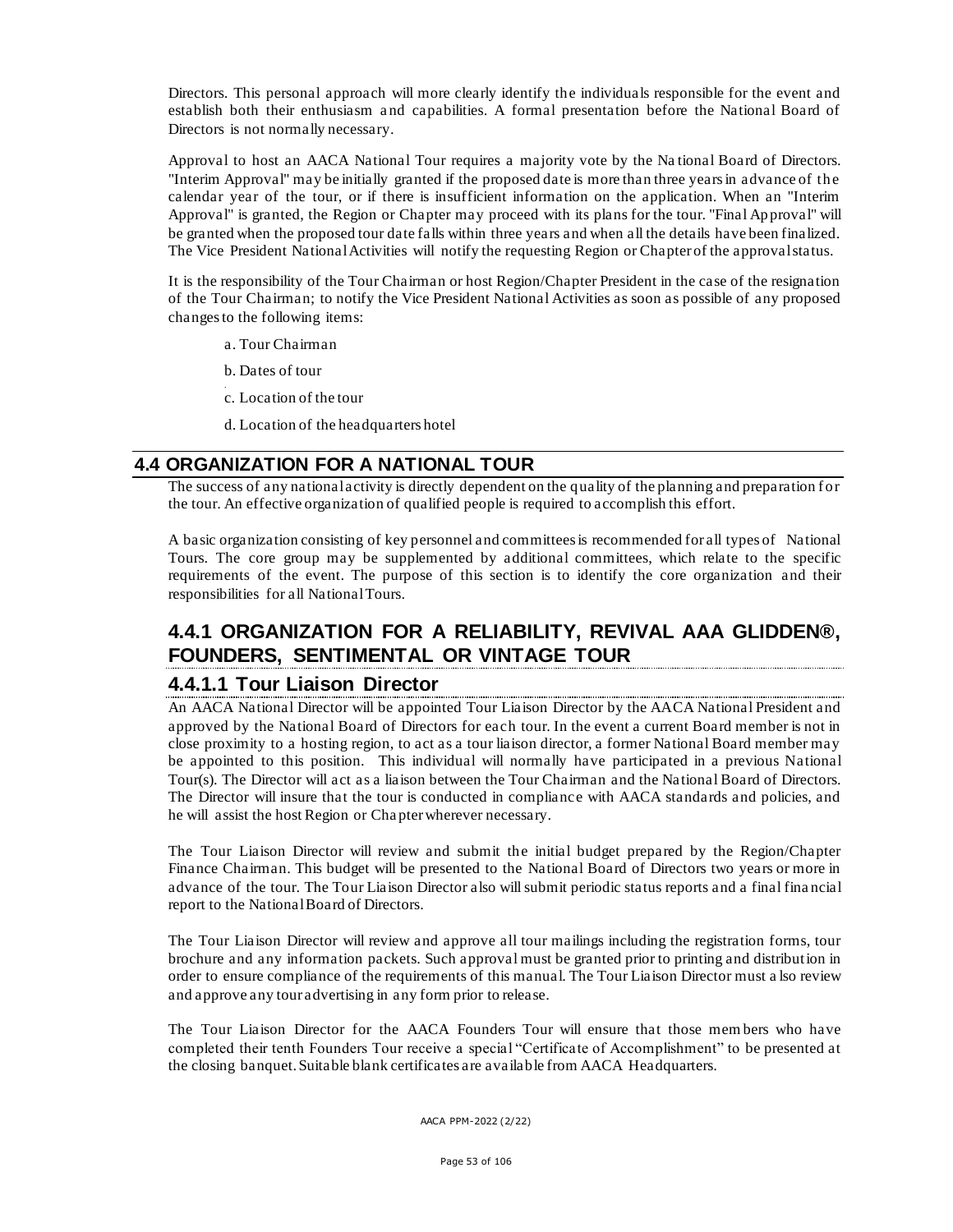Directors. This personal approach will more clearly identify the individuals responsible for the event and establish both their enthusiasm and capabilities. A formal presentation before the National Board of Directors is not normally necessary.

Approval to host an AACA National Tour requires a majority vote by the National Board of Directors. "Interim Approval" may be initially granted if the proposed date is more than three years in advance of the calendar year of the tour, or if there is insufficient information on the application. When an "Interim Approval" is granted, the Region or Chapter may proceed with its plans for the tour. "Final Approval" will be granted when the proposed tour date falls within three years and when all the details have been finalized. The Vice President National Activities will notify the requesting Region or Chapter of the approval status.

It is the responsibility of the Tour Chairman or host Region/Chapter President in the case of the resignation of the Tour Chairman; to notify the Vice President National Activities as soon as possible of any proposed changes to the following items:

a. Tour Chairman

b. Dates of tour

c. Location of the tour

d. Location of the headquarters hotel

## 4.4 ORGANIZATION FOR A NATIONAL TOUR

The success of any national activity is directly dependent on the quality of the planning and preparation for the tour. An effective organization of qualified people is required to accomplish this effort.

A basic organization consisting of key personnel and committees is recommended for all types of National Tours. The core group may be supplemented by additional committees, which relate to the specific requirements of the event. The purpose of this section is to identify the core organization and their responsibilities for all National Tours.

## 4.4.1 ORGANIZATION FOR A RELIABILITY, REVIVAL AAA GLIDDEN®, FOUNDERS, SENTIMENTAL OR VINTAGE TOUR

### 4.4.1.1 Tour Liaison Director

An AACA National Director will be appointed Tour Liaison Director by the AACA National President and approved by the National Board of Directors for each tour. In the event a current Board member is not in close proximity to a hosting region, to act as a tour liaison director, a former National Board member may be appointed to this position. This individual will normally have participated in a previous National Tour(s). The Director will act as a liaison between the Tour Chairman and the National Board of Directors. The Director will insure that the tour is conducted in compliance with AACA standards and policies, and he will assist the host Region or Chapter wherever necessary.

The Tour Liaison Director will review and submit the initial budget prepared by the Region/Chapter Finance Chairman. This budget will be presented to the National Board of Directors two years or more in advance of the tour. The Tour Liaison Director also will submit periodic status reports and a final financial report to the National Board of Directors.

The Tour Liaison Director will review and approve all tour mailings including the registration forms, tour brochure and any information packets. Such approval must be granted prior to printing and distribution in order to ensure compliance of the requirements of this manual. The Tour Liaison Director must also review and approve any tour advertising in any form prior to release.

The Tour Liaison Director for the AACA Founders Tour will ensure that those members who have completed their tenth Founders Tour receive a special "Certificate of Accomplishment" to be presented at the closing banquet. Suitable blank certificates are available from AACA Headquarters.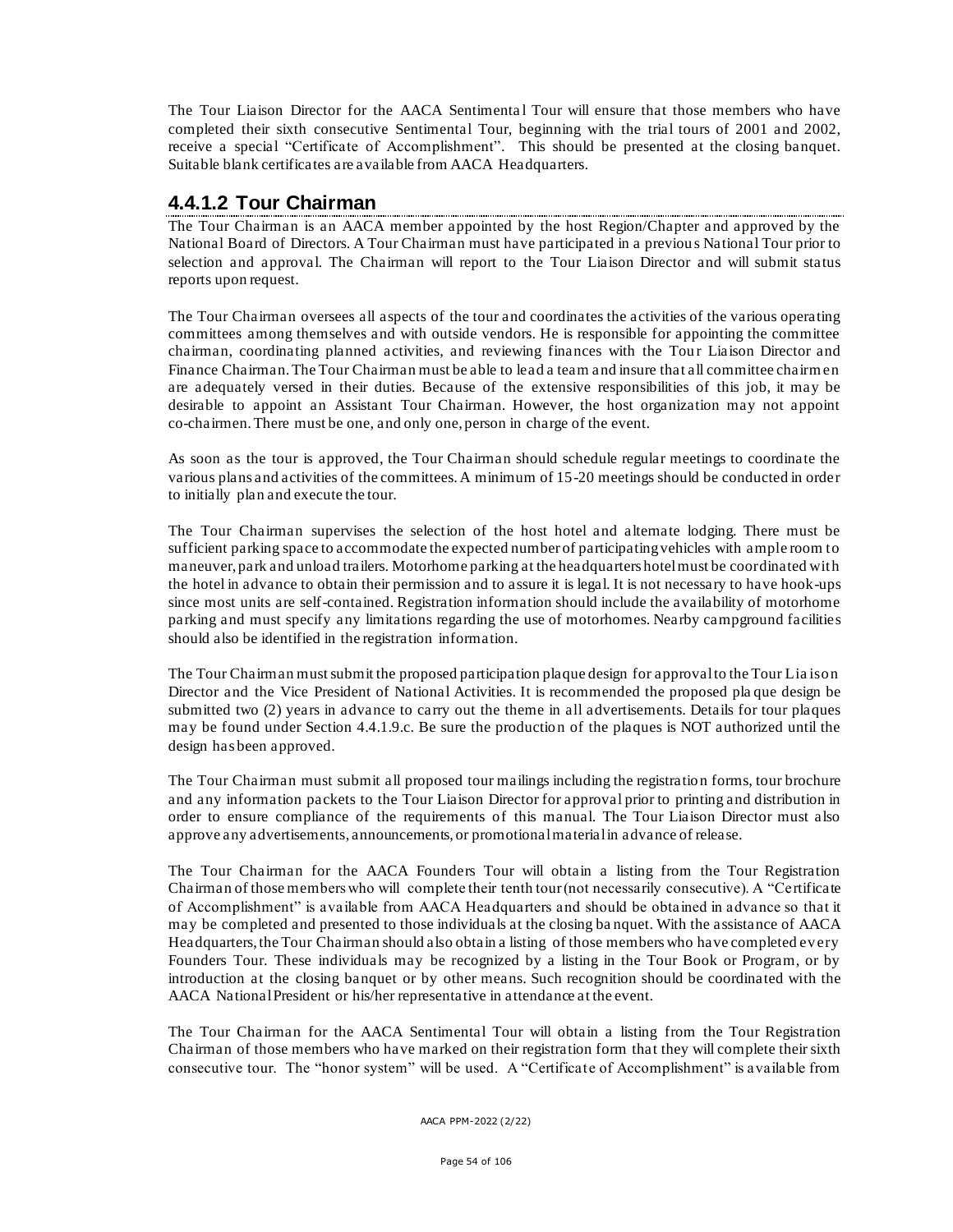The Tour Liaison Director for the AACA Sentimental Tour will ensure that those members who have completed their sixth consecutive Sentimental Tour, beginning with the trial tours of 2001 and 2002, receive a special "Certificate of Accomplishment". This should be presented at the closing banquet. Suitable blank certificates are available from AACA Headquarters.

## 4.4.1.2 Tour Chairman

The Tour Chairman is an AACA member appointed by the host Region/Chapter and approved by the National Board of Directors. A Tour Chairman must have participated in a previous National Tour prior to selection and approval. The Chairman will report to the Tour Liaison Director and will submit status reports upon request.

The Tour Chairman oversees all aspects of the tour and coordinates the activities of the various operating committees among themselves and with outside vendors. He is responsible for appointing the committee chairman, coordinating planned activities, and reviewing finances with the Tour Liaison Director and Finance Chairman. The Tour Chairman must be able to lead a team and insure that all committee chairmen are adequately versed in their duties. Because of the extensive responsibilities of this job, it may be desirable to appoint an Assistant Tour Chairman. However, the host organization may not appoint co-chairmen. There must be one, and only one, person in charge of the event.

As soon as the tour is approved, the Tour Chairman should schedule regular meetings to coordinate the various plans and activities of the committees. A minimum of 15-20 meetings should be conducted in order to initially plan and execute the tour.

The Tour Chairman supervises the selection of the host hotel and alternate lodging. There must be sufficient parking space to accommodate the expected number of participating vehicles with ample room to maneuver, park and unload trailers. Motorhome parking at the headquarters hotel must be coordinated with the hotel in advance to obtain their permission and to assure it is legal. It is not necessary to have hook-ups since most units are self-contained. Registration information should include the availability of motorhome parking and must specify any limitations regarding the use of motorhomes. Nearby campground facilities should also be identified in the registration information.

The Tour Chairman must submit the proposed participation plaque design for approval to the Tour Liaison Director and the Vice President of National Activities. It is recommended the proposed plaque design be submitted two (2) years in advance to carry out the theme in all advertisements. Details for tour plaques may be found under Section 4.4.1.9.c. Be sure the production of the plaques is NOT authorized until the design has been approved.

The Tour Chairman must submit all proposed tour mailings including the registration forms, tour brochure and any information packets to the Tour Liaison Director for approval prior to printing and distribution in order to ensure compliance of the requirements of this manual. The Tour Liaison Director must also approve any advertisements, announcements, or promotional material in advance of release.

The Tour Chairman for the AACA Founders Tour will obtain a listing from the Tour Registration Chairman of those members who will complete their tenth tour (not necessarily consecutive). A "Certificate of Accomplishment" is available from AACA Headquarters and should be obtained in advance so that it may be completed and presented to those individuals at the closing banquet. With the assistance of AACA Headquarters, the Tour Chairman should also obtain a listing of those members who have completed every Founders Tour. These individuals may be recognized by a listing in the Tour Book or Program, or by introduction at the closing banquet or by other means. Such recognition should be coordinated with the AACA National President or his/her representative in attendance at the event.

The Tour Chairman for the AACA Sentimental Tour will obtain a listing from the Tour Registration Chairman of those members who have marked on their registration form that they will complete their sixth consecutive tour. The "honor system" will be used. A "Certificate of Accomplishment" is available from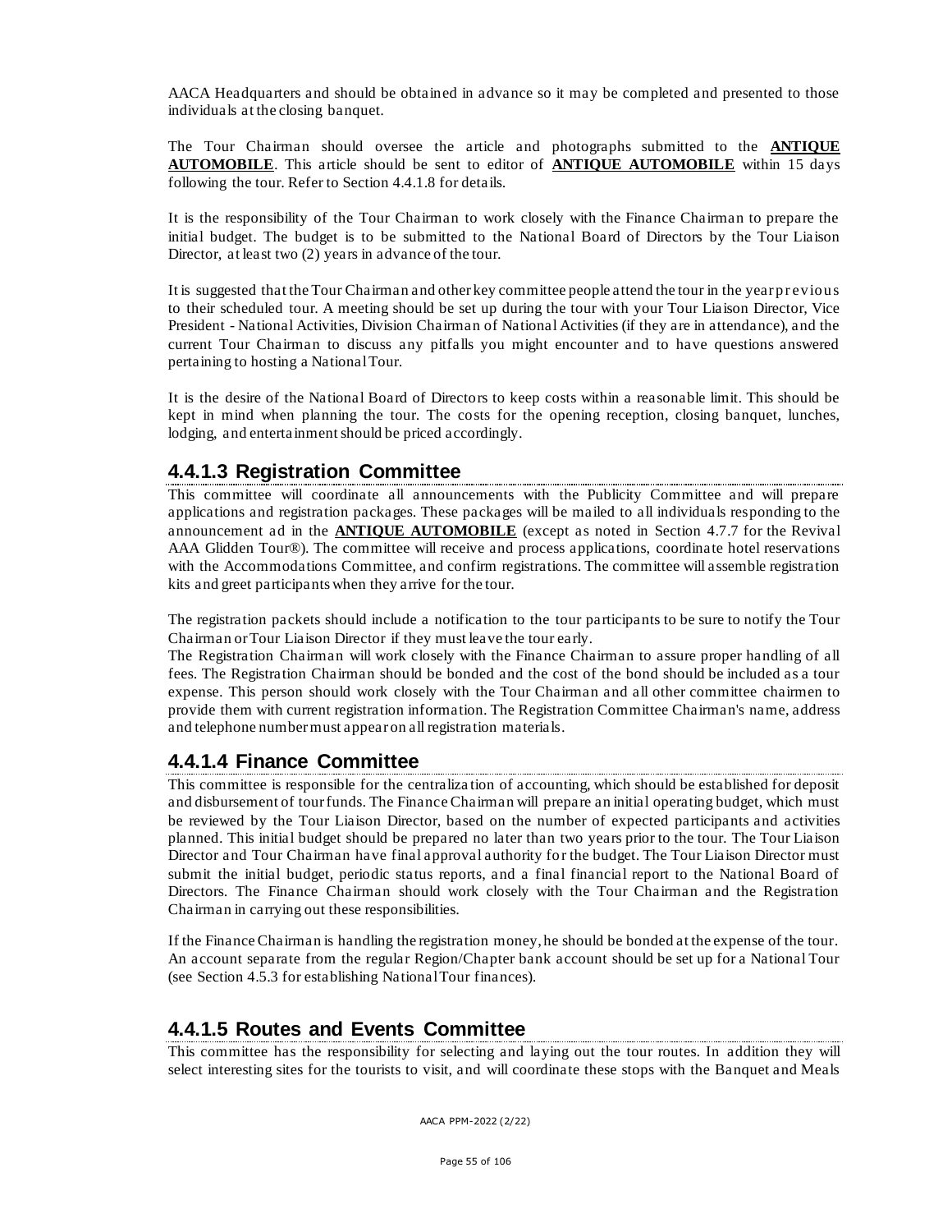AACA Headquarters and should be obtained in advance so it may be completed and presented to those individuals at the closing banquet.

The Tour Chairman should oversee the article and photographs submitted to the **ANTIQUE AUTOMOBILE**. This article should be sent to editor of **ANTIQUE AUTOMOBILE** within 15 days following the tour. Refer to Section 4.4.1.8 for details.

It is the responsibility of the Tour Chairman to work closely with the Finance Chairman to prepare the initial budget. The budget is to be submitted to the National Board of Directors by the Tour Liaison Director, at least two (2) years in advance of the tour.

It is suggested that the Tour Chairman and other key committee people attend the tour in the year previous to their scheduled tour. A meeting should be set up during the tour with your Tour Liaison Director, Vice President - National Activities, Division Chairman of National Activities (if they are in attendance), and the current Tour Chairman to discuss any pitfalls you might encounter and to have questions answered pertaining to hosting a National Tour.

It is the desire of the National Board of Directors to keep costs within a reasonable limit. This should be kept in mind when planning the tour. The costs for the opening reception, closing banquet, lunches, lodging, and entertainment should be priced accordingly.

## 4.4.1.3 Registration Committee

This committee will coordinate all announcements with the Publicity Committee and will prepare applications and registration packages. These packages will be mailed to all individuals responding to the announcement ad in the **ANTIQUE AUTOMOBILE** (except as noted in Section 4.7.7 for the Revival AAA Glidden Tour®). The committee will receive and process applications, coordinate hotel reservations with the Accommodations Committee, and confirm registrations. The committee will assemble registration kits and greet participants when they arrive for the tour.

The registration packets should include a notification to the tour participants to be sure to notify the Tour Chairman or Tour Liaison Director if they must leave the tour early.
The Registration Chairman will work closely with the Finance Chairman to assure proper handling of all fees. The Registration Chairman should be bonded and the cost of the bond should be included as a tour expense. This person should work closely with the Tour Chairman and all other committee chairmen to provide them with current registration information. The Registration Committee Chairman's name, address and telephone number must appear on all registration materials.

## 4.4.1.4 Finance Committee

This committee is responsible for the centralization of accounting, which should be established for deposit and disbursement of tour funds. The Finance Chairman will prepare an initial operating budget, which must be reviewed by the Tour Liaison Director, based on the number of expected participants and activities planned. This initial budget should be prepared no later than two years prior to the tour. The Tour Liaison Director and Tour Chairman have final approval authority for the budget. The Tour Liaison Director must submit the initial budget, periodic status reports, and a final financial report to the National Board of Directors. The Finance Chairman should work closely with the Tour Chairman and the Registration Chairman in carrying out these responsibilities.

If the Finance Chairman is handling the registration money, he should be bonded at the expense of the tour. An account separate from the regular Region/Chapter bank account should be set up for a National Tour (see Section 4.5.3 for establishing National Tour finances).

## 4.4.1.5 Routes and Events Committee

This committee has the responsibility for selecting and laying out the tour routes. In addition they will select interesting sites for the tourists to visit, and will coordinate these stops with the Banquet and Meals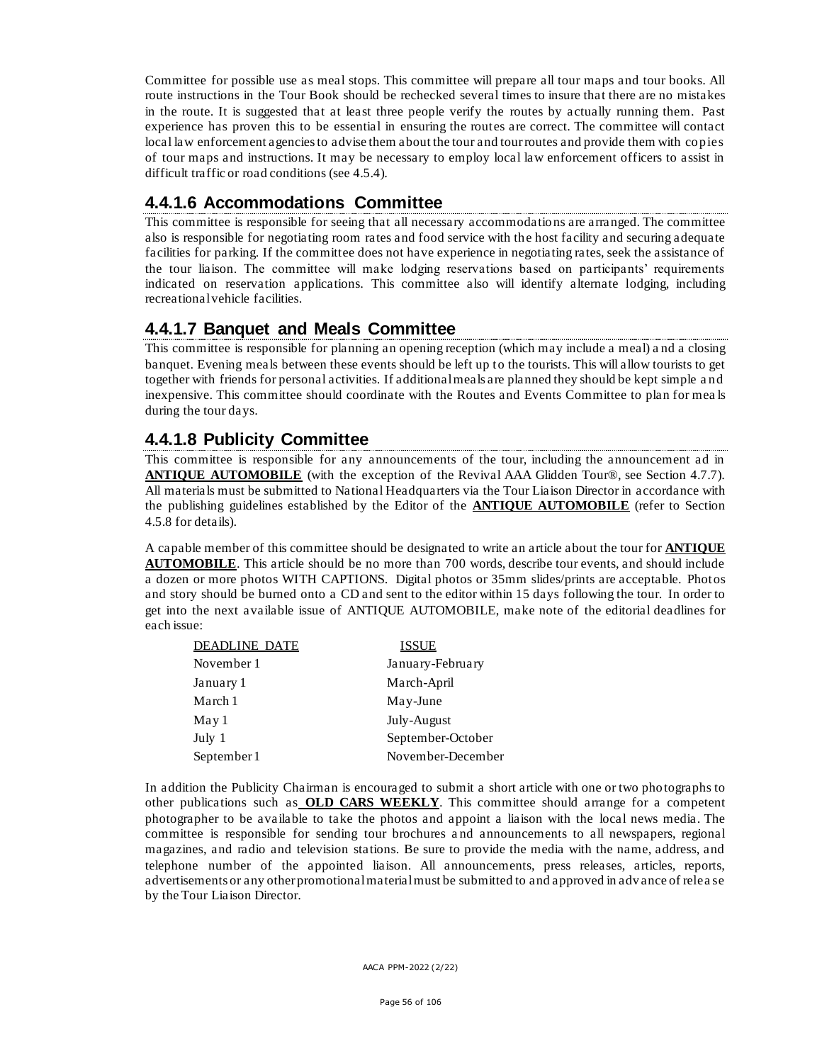Committee for possible use as meal stops. This committee will prepare all tour maps and tour books. All route instructions in the Tour Book should be rechecked several times to insure that there are no mistakes in the route. It is suggested that at least three people verify the routes by actually running them. Past experience has proven this to be essential in ensuring the routes are correct. The committee will contact local law enforcement agencies to advise them about the tour and tour routes and provide them with copies of tour maps and instructions. It may be necessary to employ local law enforcement officers to assist in difficult traffic or road conditions (see 4.5.4).

### 4.4.1.6 Accommodations Committee

This committee is responsible for seeing that all necessary accommodations are arranged. The committee also is responsible for negotiating room rates and food service with the host facility and securing adequate facilities for parking. If the committee does not have experience in negotiating rates, seek the assistance of the tour liaison. The committee will make lodging reservations based on participants' requirements indicated on reservation applications. This committee also will identify alternate lodging, including recreational vehicle facilities.

### 4.4.1.7 Banquet and Meals Committee

This committee is responsible for planning an opening reception (which may include a meal) and a closing banquet. Evening meals between these events should be left up to the tourists. This will allow tourists to get together with friends for personal activities. If additional meals are planned they should be kept simple and inexpensive. This committee should coordinate with the Routes and Events Committee to plan for meals during the tour days.

### 4.4.1.8 Publicity Committee

This committee is responsible for any announcements of the tour, including the announcement ad in **ANTIQUE AUTOMOBILE** (with the exception of the Revival AAA Glidden Tour®, see Section 4.7.7). All materials must be submitted to National Headquarters via the Tour Liaison Director in accordance with the publishing guidelines established by the Editor of the **ANTIQUE AUTOMOBILE** (refer to Section 4.5.8 for details).

A capable member of this committee should be designated to write an article about the tour for **ANTIQUE AUTOMOBILE**. This article should be no more than 700 words, describe tour events, and should include a dozen or more photos WITH CAPTIONS. Digital photos or 35mm slides/prints are acceptable. Photos and story should be burned onto a CD and sent to the editor within 15 days following the tour. In order to get into the next available issue of ANTIQUE AUTOMOBILE, make note of the editorial deadlines for each issue:

| DEADLINE DATE | ISSUE |
|---|---|
| November 1 | January-February |
| January 1 | March-April |
| March 1 | May-June |
| May 1 | July-August |
| July 1 | September-October |
| September 1 | November-December |

In addition the Publicity Chairman is encouraged to submit a short article with one or two photographs to other publications such as **OLD CARS WEEKLY**. This committee should arrange for a competent photographer to be available to take the photos and appoint a liaison with the local news media. The committee is responsible for sending tour brochures and announcements to all newspapers, regional magazines, and radio and television stations. Be sure to provide the media with the name, address, and telephone number of the appointed liaison. All announcements, press releases, articles, reports, advertisements or any other promotional material must be submitted to and approved in advance of release by the Tour Liaison Director.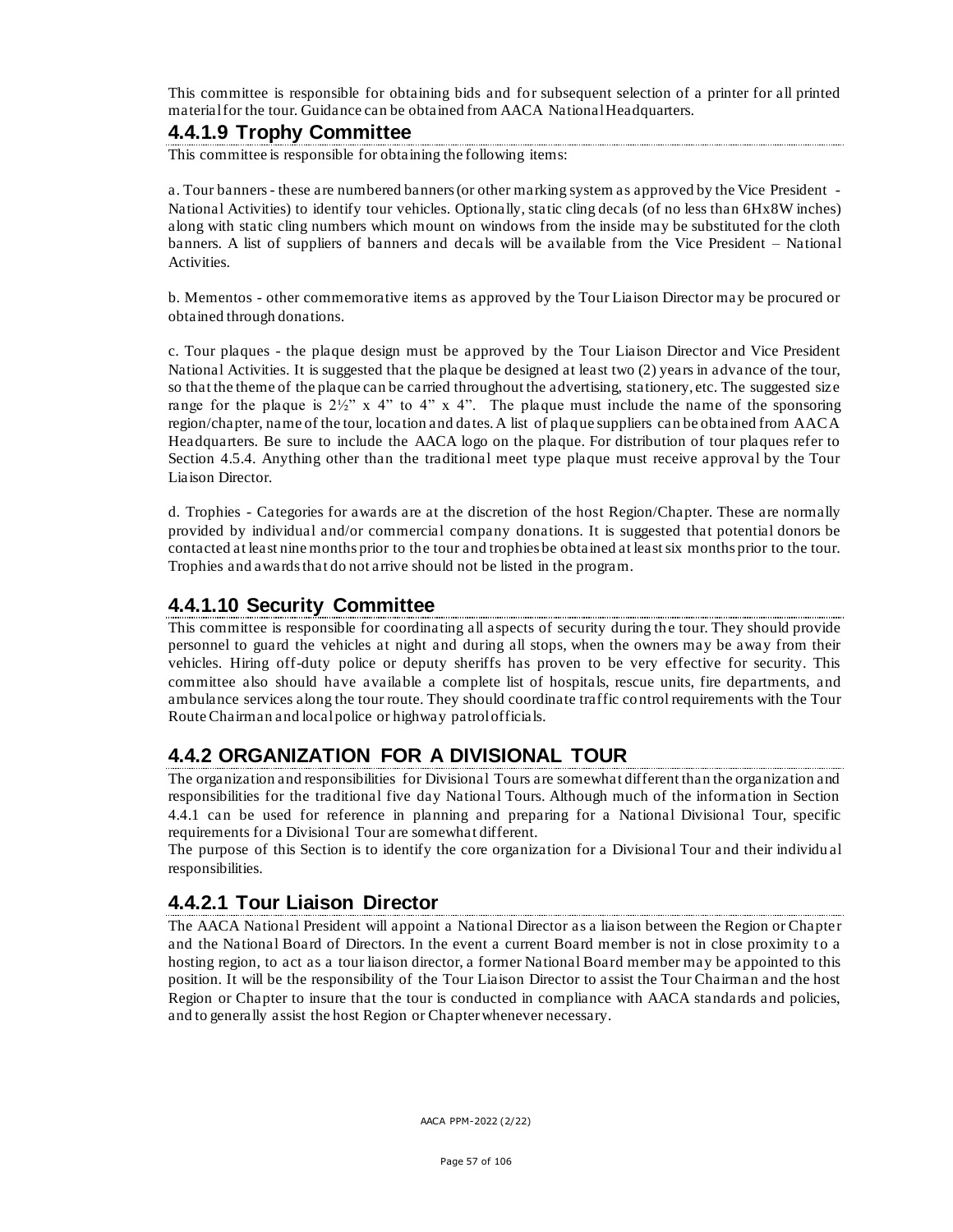This committee is responsible for obtaining bids and for subsequent selection of a printer for all printed material for the tour. Guidance can be obtained from AACA National Headquarters.

### 4.4.1.9 Trophy Committee

This committee is responsible for obtaining the following items:

a. Tour banners - these are numbered banners (or other marking system as approved by the Vice President - National Activities) to identify tour vehicles. Optionally, static cling decals (of no less than 6Hx8W inches) along with static cling numbers which mount on windows from the inside may be substituted for the cloth banners. A list of suppliers of banners and decals will be available from the Vice President – National Activities.

b. Mementos - other commemorative items as approved by the Tour Liaison Director may be procured or obtained through donations.

c. Tour plaques - the plaque design must be approved by the Tour Liaison Director and Vice President National Activities. It is suggested that the plaque be designed at least two (2) years in advance of the tour, so that the theme of the plaque can be carried throughout the advertising, stationery, etc. The suggested size range for the plaque is 2½" x 4" to 4" x 4". The plaque must include the name of the sponsoring region/chapter, name of the tour, location and dates. A list of plaque suppliers can be obtained from AACA Headquarters. Be sure to include the AACA logo on the plaque. For distribution of tour plaques refer to Section 4.5.4. Anything other than the traditional meet type plaque must receive approval by the Tour Liaison Director.

d. Trophies - Categories for awards are at the discretion of the host Region/Chapter. These are normally provided by individual and/or commercial company donations. It is suggested that potential donors be contacted at least nine months prior to the tour and trophies be obtained at least six months prior to the tour. Trophies and awards that do not arrive should not be listed in the program.

### 4.4.1.10 Security Committee

This committee is responsible for coordinating all aspects of security during the tour. They should provide personnel to guard the vehicles at night and during all stops, when the owners may be away from their vehicles. Hiring off-duty police or deputy sheriffs has proven to be very effective for security. This committee also should have available a complete list of hospitals, rescue units, fire departments, and ambulance services along the tour route. They should coordinate traffic control requirements with the Tour Route Chairman and local police or highway patrol officials.

## 4.4.2 ORGANIZATION FOR A DIVISIONAL TOUR

The organization and responsibilities for Divisional Tours are somewhat different than the organization and responsibilities for the traditional five day National Tours. Although much of the information in Section 4.4.1 can be used for reference in planning and preparing for a National Divisional Tour, specific requirements for a Divisional Tour are somewhat different.

The purpose of this Section is to identify the core organization for a Divisional Tour and their individual responsibilities.

### 4.4.2.1 Tour Liaison Director

The AACA National President will appoint a National Director as a liaison between the Region or Chapter and the National Board of Directors. In the event a current Board member is not in close proximity to a hosting region, to act as a tour liaison director, a former National Board member may be appointed to this position. It will be the responsibility of the Tour Liaison Director to assist the Tour Chairman and the host Region or Chapter to insure that the tour is conducted in compliance with AACA standards and policies, and to generally assist the host Region or Chapter whenever necessary.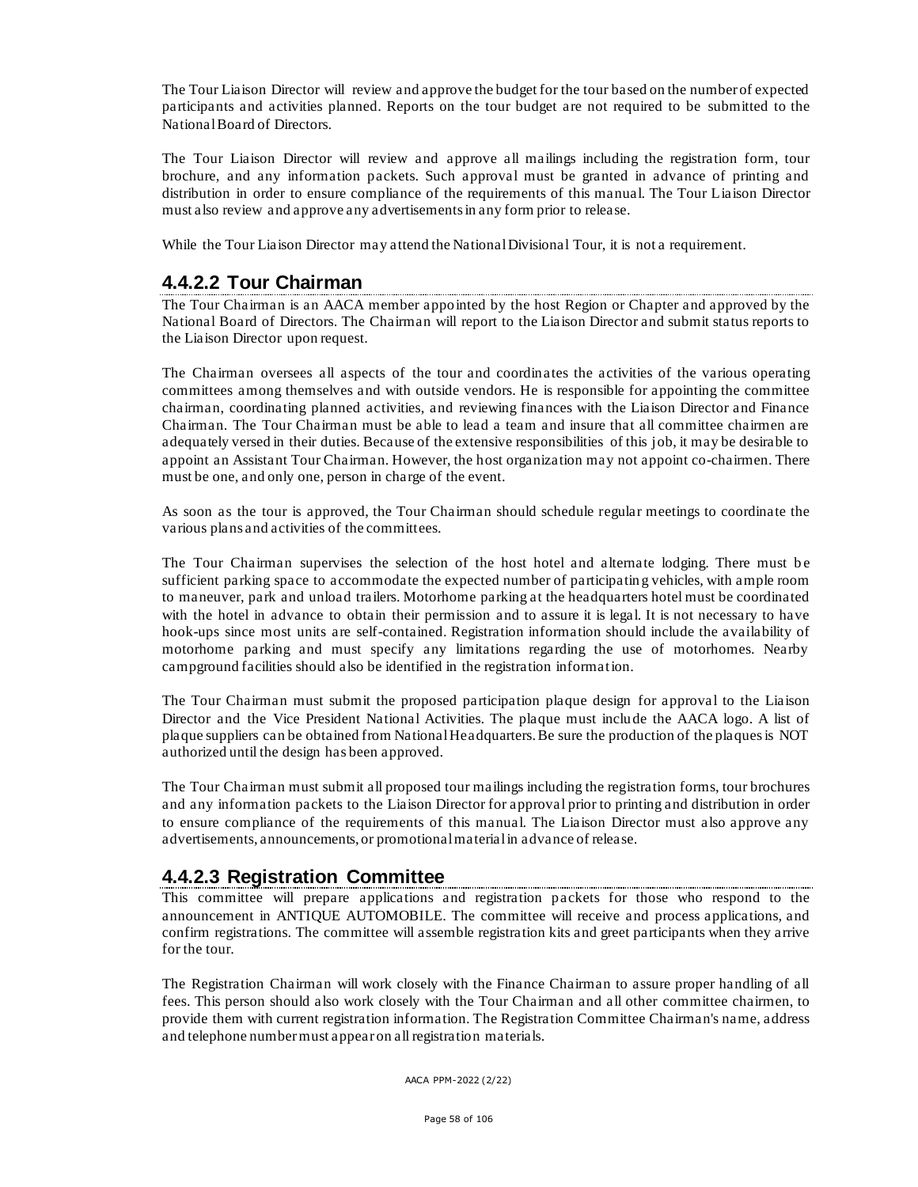The Tour Liaison Director will review and approve the budget for the tour based on the number of expected participants and activities planned. Reports on the tour budget are not required to be submitted to the National Board of Directors.

The Tour Liaison Director will review and approve all mailings including the registration form, tour brochure, and any information packets. Such approval must be granted in advance of printing and distribution in order to ensure compliance of the requirements of this manual. The Tour Liaison Director must also review and approve any advertisements in any form prior to release.

While the Tour Liaison Director may attend the National Divisional Tour, it is not a requirement.

## 4.4.2.2 Tour Chairman

The Tour Chairman is an AACA member appointed by the host Region or Chapter and approved by the National Board of Directors. The Chairman will report to the Liaison Director and submit status reports to the Liaison Director upon request.

The Chairman oversees all aspects of the tour and coordinates the activities of the various operating committees among themselves and with outside vendors. He is responsible for appointing the committee chairman, coordinating planned activities, and reviewing finances with the Liaison Director and Finance Chairman. The Tour Chairman must be able to lead a team and insure that all committee chairmen are adequately versed in their duties. Because of the extensive responsibilities of this job, it may be desirable to appoint an Assistant Tour Chairman. However, the host organization may not appoint co-chairmen. There must be one, and only one, person in charge of the event.

As soon as the tour is approved, the Tour Chairman should schedule regular meetings to coordinate the various plans and activities of the committees.

The Tour Chairman supervises the selection of the host hotel and alternate lodging. There must be sufficient parking space to accommodate the expected number of participating vehicles, with ample room to maneuver, park and unload trailers. Motorhome parking at the headquarters hotel must be coordinated with the hotel in advance to obtain their permission and to assure it is legal. It is not necessary to have hook-ups since most units are self-contained. Registration information should include the availability of motorhome parking and must specify any limitations regarding the use of motorhomes. Nearby campground facilities should also be identified in the registration information.

The Tour Chairman must submit the proposed participation plaque design for approval to the Liaison Director and the Vice President National Activities. The plaque must include the AACA logo. A list of plaque suppliers can be obtained from National Headquarters. Be sure the production of the plaques is NOT authorized until the design has been approved.

The Tour Chairman must submit all proposed tour mailings including the registration forms, tour brochures and any information packets to the Liaison Director for approval prior to printing and distribution in order to ensure compliance of the requirements of this manual. The Liaison Director must also approve any advertisements, announcements, or promotional material in advance of release.

## 4.4.2.3 Registration Committee

This committee will prepare applications and registration packets for those who respond to the announcement in ANTIQUE AUTOMOBILE. The committee will receive and process applications, and confirm registrations. The committee will assemble registration kits and greet participants when they arrive for the tour.

The Registration Chairman will work closely with the Finance Chairman to assure proper handling of all fees. This person should also work closely with the Tour Chairman and all other committee chairmen, to provide them with current registration information. The Registration Committee Chairman's name, address and telephone number must appear on all registration materials.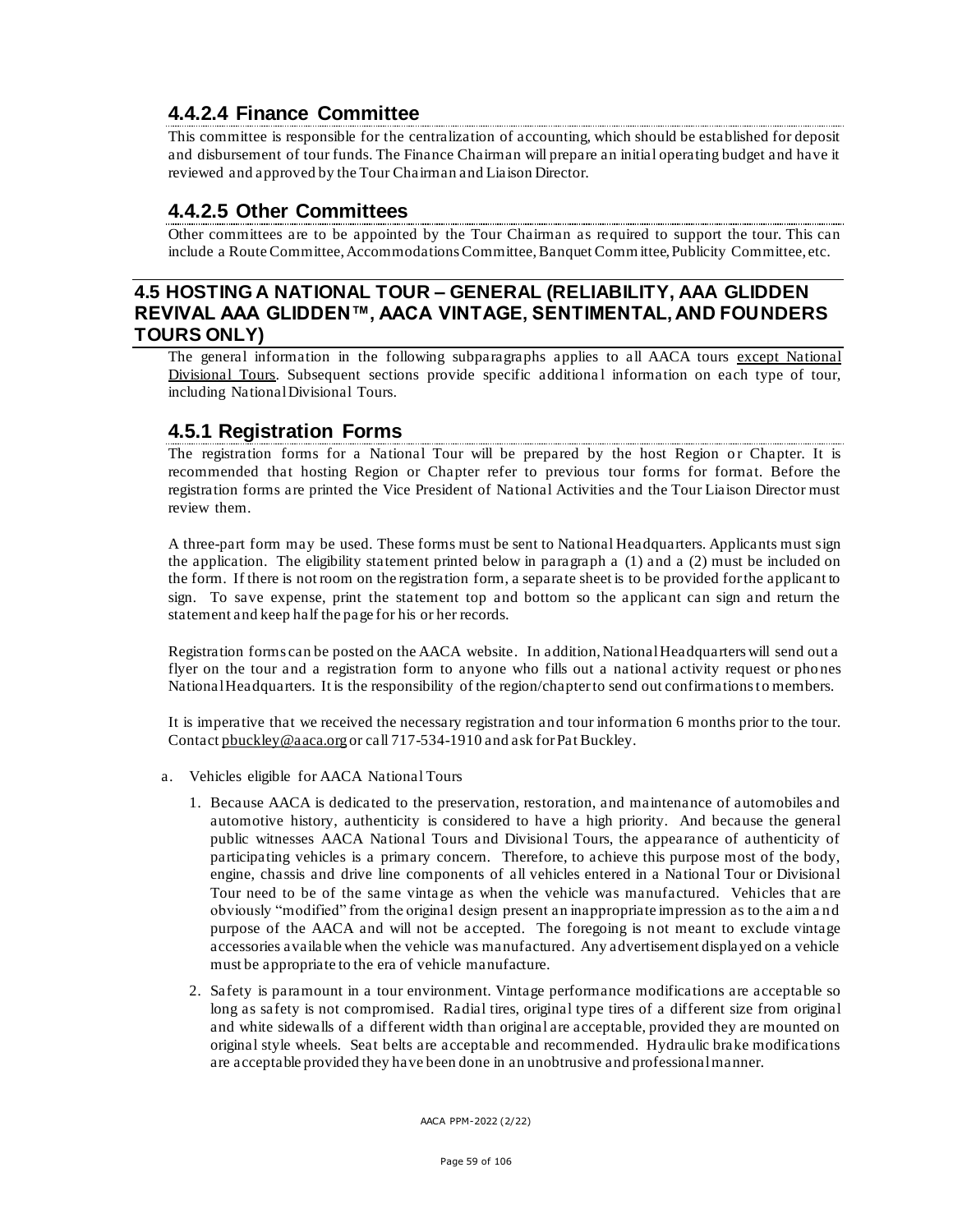### 4.4.2.4 Finance Committee

This committee is responsible for the centralization of accounting, which should be established for deposit and disbursement of tour funds. The Finance Chairman will prepare an initial operating budget and have it reviewed and approved by the Tour Chairman and Liaison Director.

### 4.4.2.5 Other Committees

Other committees are to be appointed by the Tour Chairman as required to support the tour. This can include a Route Committee, Accommodations Committee, Banquet Committee, Publicity Committee, etc.

## 4.5 HOSTING A NATIONAL TOUR – GENERAL (RELIABILITY, AAA GLIDDEN REVIVAL AAA GLIDDEN™, AACA VINTAGE, SENTIMENTAL, AND FOUNDERS TOURS ONLY)

The general information in the following subparagraphs applies to all AACA tours <u>except National Divisional Tours</u>. Subsequent sections provide specific additional information on each type of tour, including National Divisional Tours.

### 4.5.1 Registration Forms

The registration forms for a National Tour will be prepared by the host Region or Chapter. It is recommended that hosting Region or Chapter refer to previous tour forms for format. Before the registration forms are printed the Vice President of National Activities and the Tour Liaison Director must review them.

A three-part form may be used. These forms must be sent to National Headquarters. Applicants must sign the application. The eligibility statement printed below in paragraph a (1) and a (2) must be included on the form. If there is not room on the registration form, a separate sheet is to be provided for the applicant to sign. To save expense, print the statement top and bottom so the applicant can sign and return the statement and keep half the page for his or her records.

Registration forms can be posted on the AACA website. In addition, National Headquarters will send out a flyer on the tour and a registration form to anyone who fills out a national activity request or phones National Headquarters. It is the responsibility of the region/chapter to send out confirmations to members.

It is imperative that we received the necessary registration and tour information 6 months prior to the tour. Contact pbuckley@aaca.org or call 717-534-1910 and ask for Pat Buckley.

a. Vehicles eligible for AACA National Tours

   1. Because AACA is dedicated to the preservation, restoration, and maintenance of automobiles and automotive history, authenticity is considered to have a high priority. And because the general public witnesses AACA National Tours and Divisional Tours, the appearance of authenticity of participating vehicles is a primary concern. Therefore, to achieve this purpose most of the body, engine, chassis and drive line components of all vehicles entered in a National Tour or Divisional Tour need to be of the same vintage as when the vehicle was manufactured. Vehicles that are obviously "modified" from the original design present an inappropriate impression as to the aim and purpose of the AACA and will not be accepted. The foregoing is not meant to exclude vintage accessories available when the vehicle was manufactured. Any advertisement displayed on a vehicle must be appropriate to the era of vehicle manufacture.

   2. Safety is paramount in a tour environment. Vintage performance modifications are acceptable so long as safety is not compromised. Radial tires, original type tires of a different size from original and white sidewalls of a different width than original are acceptable, provided they are mounted on original style wheels. Seat belts are acceptable and recommended. Hydraulic brake modifications are acceptable provided they have been done in an unobtrusive and professional manner.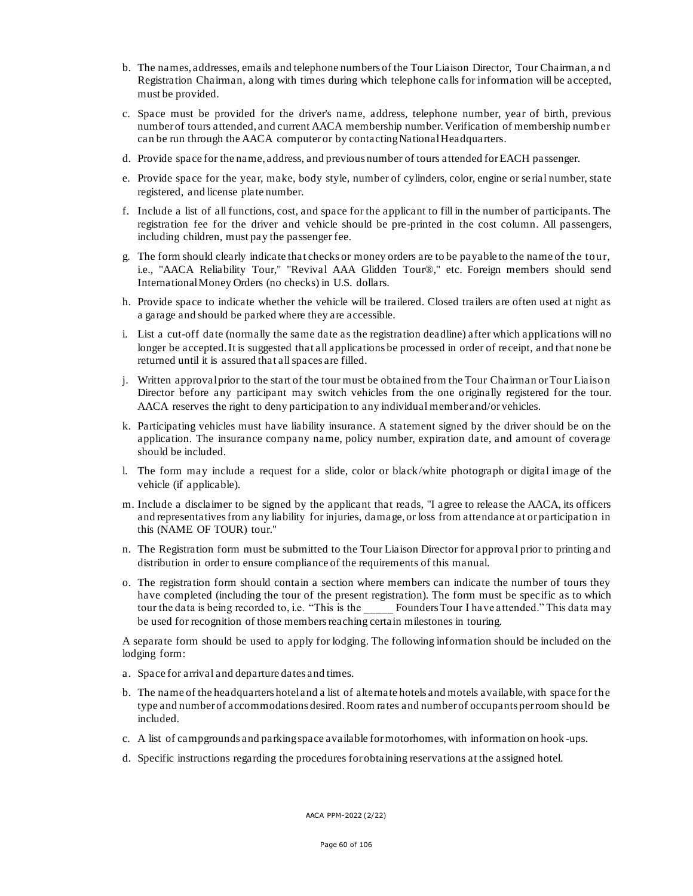b. The names, addresses, emails and telephone numbers of the Tour Liaison Director, Tour Chairman, and Registration Chairman, along with times during which telephone calls for information will be accepted, must be provided.

c. Space must be provided for the driver's name, address, telephone number, year of birth, previous number of tours attended, and current AACA membership number. Verification of membership number can be run through the AACA computer or by contacting National Headquarters.

d. Provide space for the name, address, and previous number of tours attended for EACH passenger.

e. Provide space for the year, make, body style, number of cylinders, color, engine or serial number, state registered, and license plate number.

f. Include a list of all functions, cost, and space for the applicant to fill in the number of participants. The registration fee for the driver and vehicle should be pre-printed in the cost column. All passengers, including children, must pay the passenger fee.

g. The form should clearly indicate that checks or money orders are to be payable to the name of the tour, i.e., "AACA Reliability Tour," "Revival AAA Glidden Tour®," etc. Foreign members should send International Money Orders (no checks) in U.S. dollars.

h. Provide space to indicate whether the vehicle will be trailered. Closed trailers are often used at night as a garage and should be parked where they are accessible.

i. List a cut-off date (normally the same date as the registration deadline) after which applications will no longer be accepted. It is suggested that all applications be processed in order of receipt, and that none be returned until it is assured that all spaces are filled.

j. Written approval prior to the start of the tour must be obtained from the Tour Chairman or Tour Liaison Director before any participant may switch vehicles from the one originally registered for the tour. AACA reserves the right to deny participation to any individual member and/or vehicles.

k. Participating vehicles must have liability insurance. A statement signed by the driver should be on the application. The insurance company name, policy number, expiration date, and amount of coverage should be included.

l. The form may include a request for a slide, color or black/white photograph or digital image of the vehicle (if applicable).

m. Include a disclaimer to be signed by the applicant that reads, "I agree to release the AACA, its officers and representatives from any liability for injuries, damage, or loss from attendance at or participation in this (NAME OF TOUR) tour."

n. The Registration form must be submitted to the Tour Liaison Director for approval prior to printing and distribution in order to ensure compliance of the requirements of this manual.

o. The registration form should contain a section where members can indicate the number of tours they have completed (including the tour of the present registration). The form must be specific as to which tour the data is being recorded to, i.e. "This is the _____ Founders Tour I have attended." This data may be used for recognition of those members reaching certain milestones in touring.

A separate form should be used to apply for lodging. The following information should be included on the lodging form:

a. Space for arrival and departure dates and times.

b. The name of the headquarters hotel and a list of alternate hotels and motels available, with space for the type and number of accommodations desired. Room rates and number of occupants per room should be included.

c. A list of campgrounds and parking space available for motorhomes, with information on hook-ups.

d. Specific instructions regarding the procedures for obtaining reservations at the assigned hotel.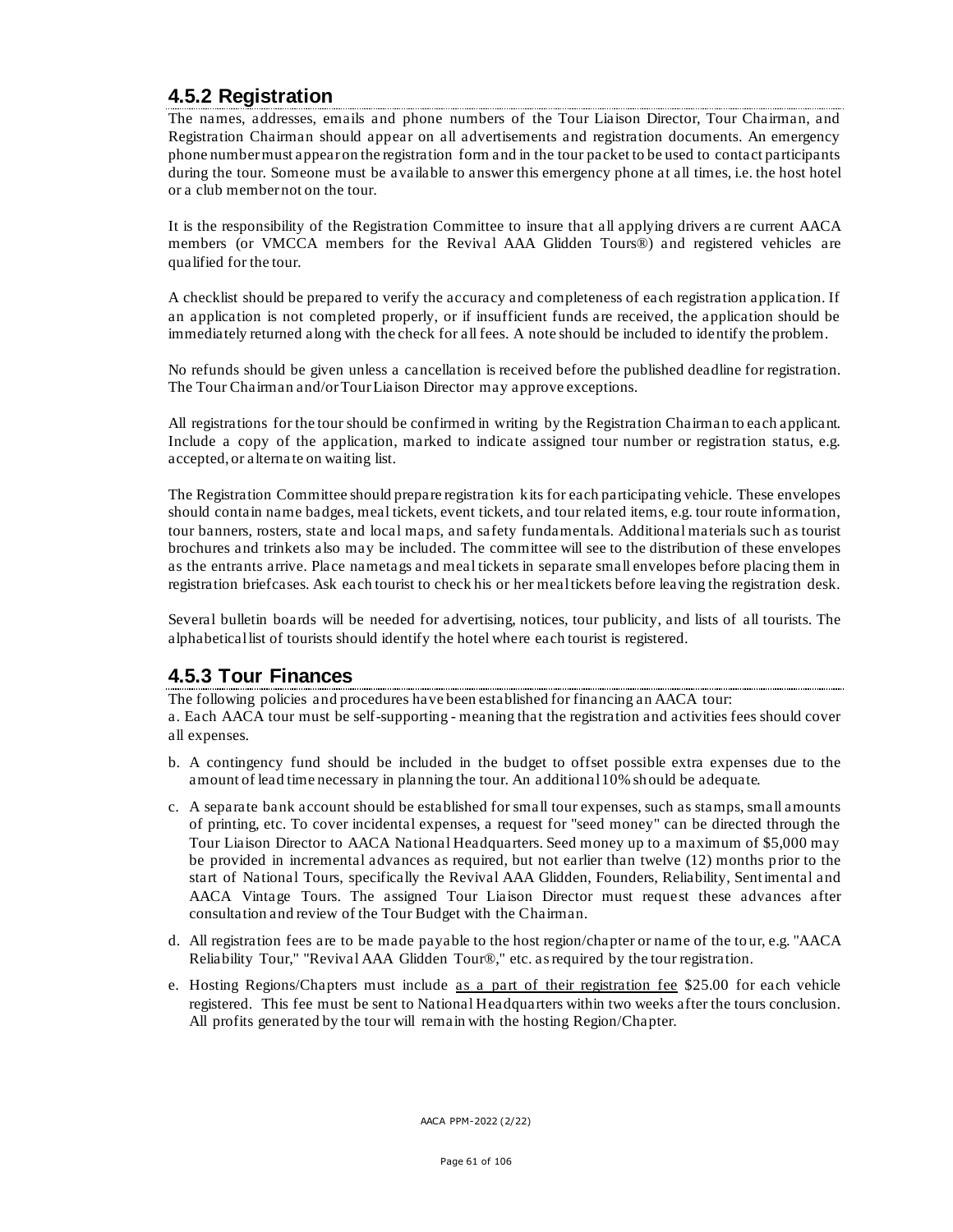### 4.5.2 Registration

The names, addresses, emails and phone numbers of the Tour Liaison Director, Tour Chairman, and Registration Chairman should appear on all advertisements and registration documents. An emergency phone number must appear on the registration form and in the tour packet to be used to contact participants during the tour. Someone must be available to answer this emergency phone at all times, i.e. the host hotel or a club member not on the tour.

It is the responsibility of the Registration Committee to insure that all applying drivers are current AACA members (or VMCCA members for the Revival AAA Glidden Tours®) and registered vehicles are qualified for the tour.

A checklist should be prepared to verify the accuracy and completeness of each registration application. If an application is not completed properly, or if insufficient funds are received, the application should be immediately returned along with the check for all fees. A note should be included to identify the problem.

No refunds should be given unless a cancellation is received before the published deadline for registration. The Tour Chairman and/or Tour Liaison Director may approve exceptions.

All registrations for the tour should be confirmed in writing by the Registration Chairman to each applicant. Include a copy of the application, marked to indicate assigned tour number or registration status, e.g. accepted, or alternate on waiting list.

The Registration Committee should prepare registration kits for each participating vehicle. These envelopes should contain name badges, meal tickets, event tickets, and tour related items, e.g. tour route information, tour banners, rosters, state and local maps, and safety fundamentals. Additional materials such as tourist brochures and trinkets also may be included. The committee will see to the distribution of these envelopes as the entrants arrive. Place nametags and meal tickets in separate small envelopes before placing them in registration briefcases. Ask each tourist to check his or her meal tickets before leaving the registration desk.

Several bulletin boards will be needed for advertising, notices, tour publicity, and lists of all tourists. The alphabetical list of tourists should identify the hotel where each tourist is registered.

### 4.5.3 Tour Finances

The following policies and procedures have been established for financing an AACA tour:

a. Each AACA tour must be self-supporting - meaning that the registration and activities fees should cover all expenses.

b. A contingency fund should be included in the budget to offset possible extra expenses due to the amount of lead time necessary in planning the tour. An additional 10% should be adequate.

c. A separate bank account should be established for small tour expenses, such as stamps, small amounts of printing, etc. To cover incidental expenses, a request for "seed money" can be directed through the Tour Liaison Director to AACA National Headquarters. Seed money up to a maximum of $5,000 may be provided in incremental advances as required, but not earlier than twelve (12) months prior to the start of National Tours, specifically the Revival AAA Glidden, Founders, Reliability, Sentimental and AACA Vintage Tours. The assigned Tour Liaison Director must request these advances after consultation and review of the Tour Budget with the Chairman.

d. All registration fees are to be made payable to the host region/chapter or name of the tour, e.g. "AACA Reliability Tour," "Revival AAA Glidden Tour®," etc. as required by the tour registration.

e. Hosting Regions/Chapters must include <u>as a part of their registration fee</u> $25.00 for each vehicle registered. This fee must be sent to National Headquarters within two weeks after the tours conclusion. All profits generated by the tour will remain with the hosting Region/Chapter.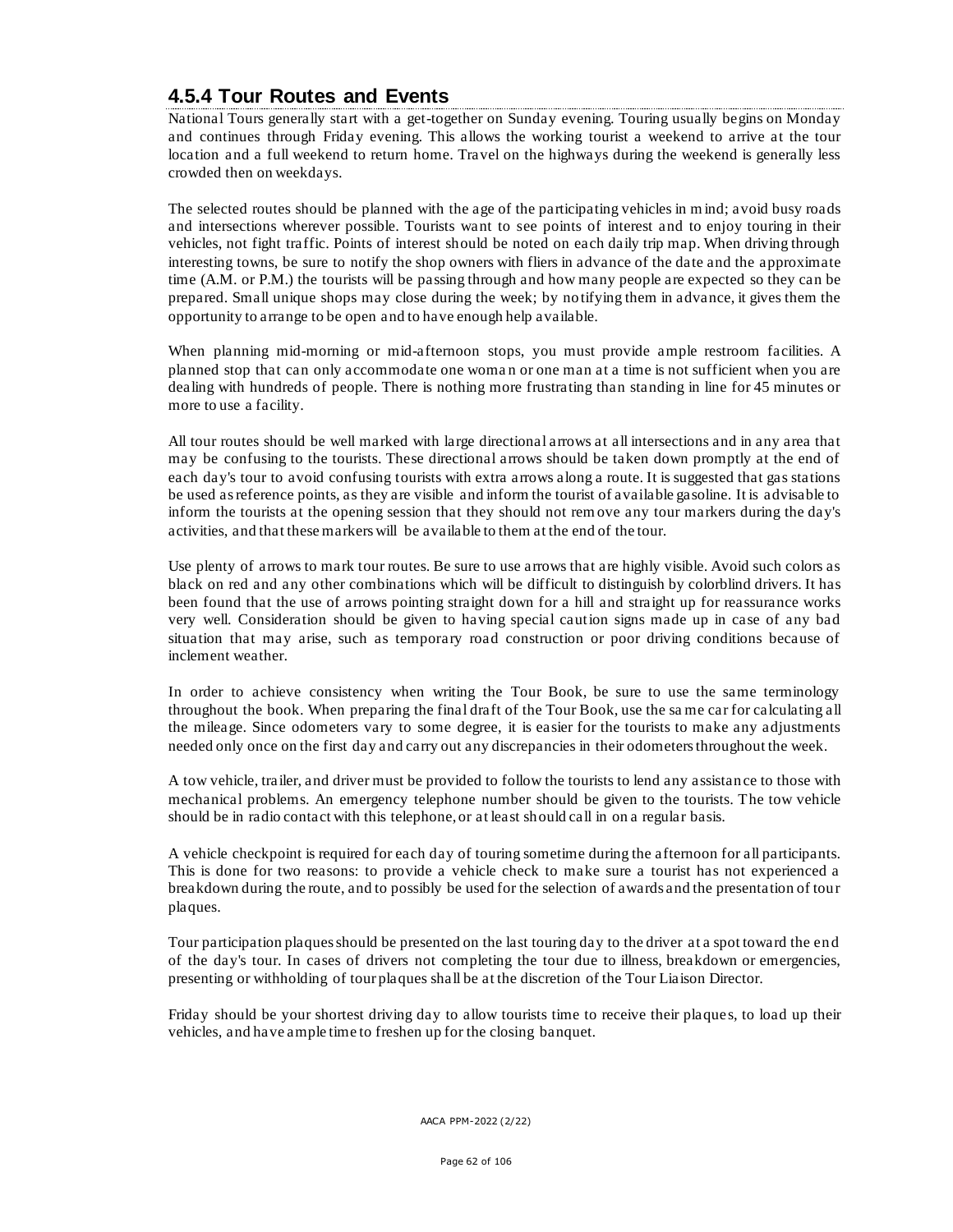### 4.5.4 Tour Routes and Events

National Tours generally start with a get-together on Sunday evening. Touring usually begins on Monday and continues through Friday evening. This allows the working tourist a weekend to arrive at the tour location and a full weekend to return home. Travel on the highways during the weekend is generally less crowded then on weekdays.

The selected routes should be planned with the age of the participating vehicles in mind; avoid busy roads and intersections wherever possible. Tourists want to see points of interest and to enjoy touring in their vehicles, not fight traffic. Points of interest should be noted on each daily trip map. When driving through interesting towns, be sure to notify the shop owners with fliers in advance of the date and the approximate time (A.M. or P.M.) the tourists will be passing through and how many people are expected so they can be prepared. Small unique shops may close during the week; by notifying them in advance, it gives them the opportunity to arrange to be open and to have enough help available.

When planning mid-morning or mid-afternoon stops, you must provide ample restroom facilities. A planned stop that can only accommodate one woman or one man at a time is not sufficient when you are dealing with hundreds of people. There is nothing more frustrating than standing in line for 45 minutes or more to use a facility.

All tour routes should be well marked with large directional arrows at all intersections and in any area that may be confusing to the tourists. These directional arrows should be taken down promptly at the end of each day's tour to avoid confusing tourists with extra arrows along a route. It is suggested that gas stations be used as reference points, as they are visible and inform the tourist of available gasoline. It is advisable to inform the tourists at the opening session that they should not remove any tour markers during the day's activities, and that these markers will be available to them at the end of the tour.

Use plenty of arrows to mark tour routes. Be sure to use arrows that are highly visible. Avoid such colors as black on red and any other combinations which will be difficult to distinguish by colorblind drivers. It has been found that the use of arrows pointing straight down for a hill and straight up for reassurance works very well. Consideration should be given to having special caution signs made up in case of any bad situation that may arise, such as temporary road construction or poor driving conditions because of inclement weather.

In order to achieve consistency when writing the Tour Book, be sure to use the same terminology throughout the book. When preparing the final draft of the Tour Book, use the same car for calculating all the mileage. Since odometers vary to some degree, it is easier for the tourists to make any adjustments needed only once on the first day and carry out any discrepancies in their odometers throughout the week.

A tow vehicle, trailer, and driver must be provided to follow the tourists to lend any assistance to those with mechanical problems. An emergency telephone number should be given to the tourists. The tow vehicle should be in radio contact with this telephone, or at least should call in on a regular basis.

A vehicle checkpoint is required for each day of touring sometime during the afternoon for all participants. This is done for two reasons: to provide a vehicle check to make sure a tourist has not experienced a breakdown during the route, and to possibly be used for the selection of awards and the presentation of tour plaques.

Tour participation plaques should be presented on the last touring day to the driver at a spot toward the end of the day's tour. In cases of drivers not completing the tour due to illness, breakdown or emergencies, presenting or withholding of tour plaques shall be at the discretion of the Tour Liaison Director.

Friday should be your shortest driving day to allow tourists time to receive their plaques, to load up their vehicles, and have ample time to freshen up for the closing banquet.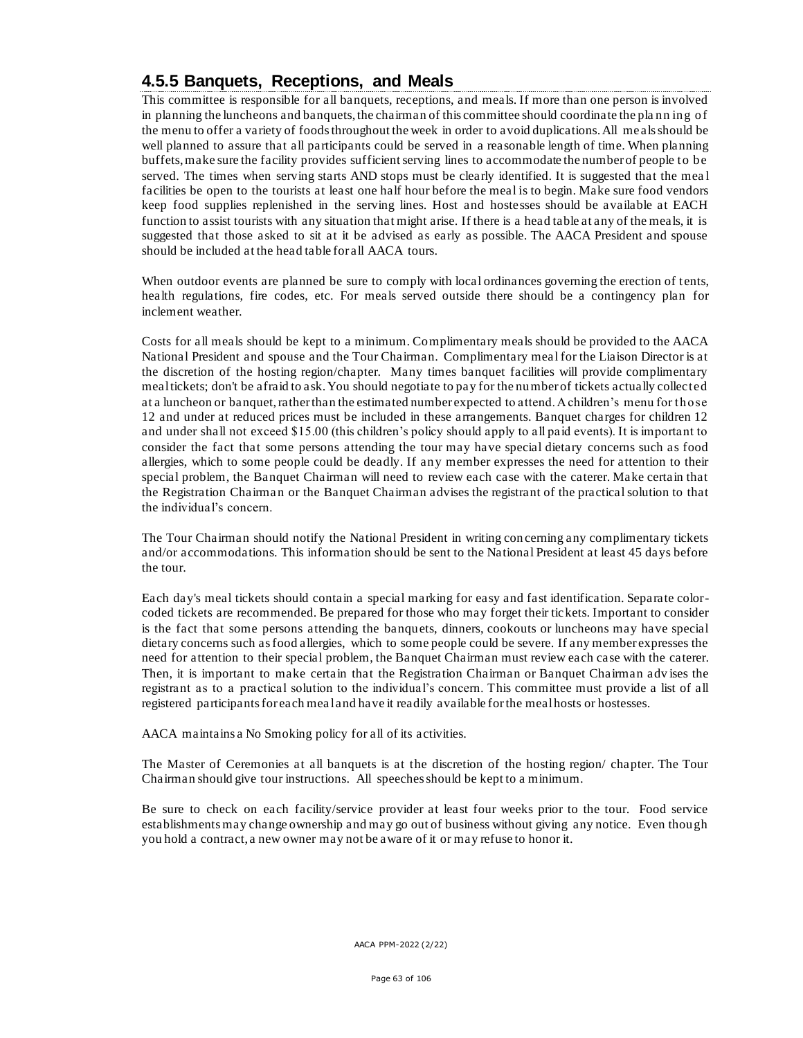## 4.5.5 Banquets, Receptions, and Meals

This committee is responsible for all banquets, receptions, and meals. If more than one person is involved in planning the luncheons and banquets, the chairman of this committee should coordinate the planning of the menu to offer a variety of foods throughout the week in order to avoid duplications. All meals should be well planned to assure that all participants could be served in a reasonable length of time. When planning buffets, make sure the facility provides sufficient serving lines to accommodate the number of people to be served. The times when serving starts AND stops must be clearly identified. It is suggested that the meal facilities be open to the tourists at least one half hour before the meal is to begin. Make sure food vendors keep food supplies replenished in the serving lines. Host and hostesses should be available at EACH function to assist tourists with any situation that might arise. If there is a head table at any of the meals, it is suggested that those asked to sit at it be advised as early as possible. The AACA President and spouse should be included at the head table for all AACA tours.

When outdoor events are planned be sure to comply with local ordinances governing the erection of tents, health regulations, fire codes, etc. For meals served outside there should be a contingency plan for inclement weather.

Costs for all meals should be kept to a minimum. Complimentary meals should be provided to the AACA National President and spouse and the Tour Chairman. Complimentary meal for the Liaison Director is at the discretion of the hosting region/chapter. Many times banquet facilities will provide complimentary meal tickets; don't be afraid to ask. You should negotiate to pay for the number of tickets actually collected at a luncheon or banquet, rather than the estimated number expected to attend. A children's menu for those 12 and under at reduced prices must be included in these arrangements. Banquet charges for children 12 and under shall not exceed $15.00 (this children's policy should apply to all paid events). It is important to consider the fact that some persons attending the tour may have special dietary concerns such as food allergies, which to some people could be deadly. If any member expresses the need for attention to their special problem, the Banquet Chairman will need to review each case with the caterer. Make certain that the Registration Chairman or the Banquet Chairman advises the registrant of the practical solution to that the individual's concern.

The Tour Chairman should notify the National President in writing concerning any complimentary tickets and/or accommodations. This information should be sent to the National President at least 45 days before the tour.

Each day's meal tickets should contain a special marking for easy and fast identification. Separate color-coded tickets are recommended. Be prepared for those who may forget their tickets. Important to consider is the fact that some persons attending the banquets, dinners, cookouts or luncheons may have special dietary concerns such as food allergies, which to some people could be severe. If any member expresses the need for attention to their special problem, the Banquet Chairman must review each case with the caterer. Then, it is important to make certain that the Registration Chairman or Banquet Chairman advises the registrant as to a practical solution to the individual's concern. This committee must provide a list of all registered participants for each meal and have it readily available for the meal hosts or hostesses.

AACA maintains a No Smoking policy for all of its activities.

The Master of Ceremonies at all banquets is at the discretion of the hosting region/ chapter. The Tour Chairman should give tour instructions. All speeches should be kept to a minimum.

Be sure to check on each facility/service provider at least four weeks prior to the tour. Food service establishments may change ownership and may go out of business without giving any notice. Even though you hold a contract, a new owner may not be aware of it or may refuse to honor it.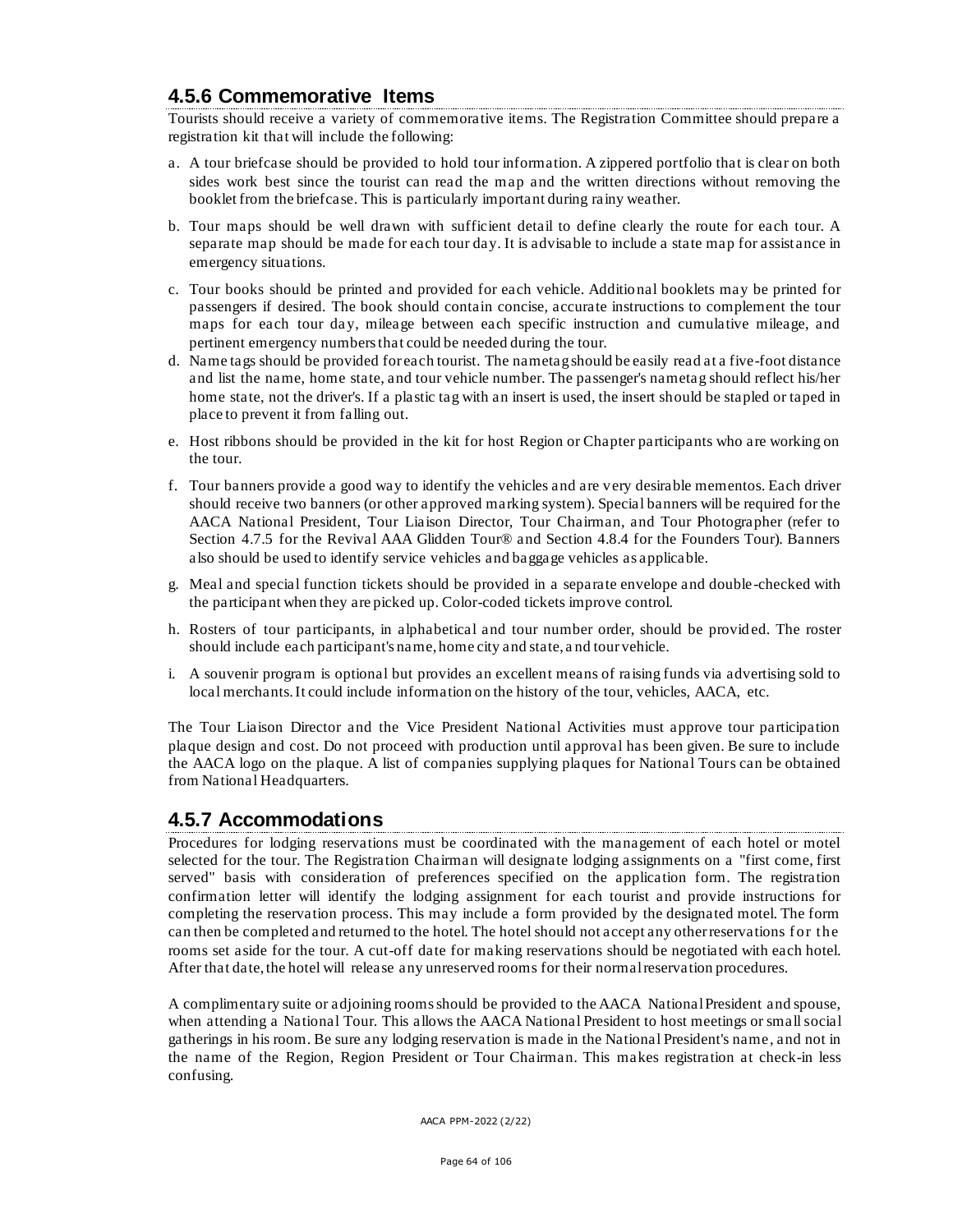## 4.5.6 Commemorative Items

Tourists should receive a variety of commemorative items. The Registration Committee should prepare a registration kit that will include the following:

a. A tour briefcase should be provided to hold tour information. A zippered portfolio that is clear on both sides work best since the tourist can read the map and the written directions without removing the booklet from the briefcase. This is particularly important during rainy weather.

b. Tour maps should be well drawn with sufficient detail to define clearly the route for each tour. A separate map should be made for each tour day. It is advisable to include a state map for assistance in emergency situations.

c. Tour books should be printed and provided for each vehicle. Additional booklets may be printed for passengers if desired. The book should contain concise, accurate instructions to complement the tour maps for each tour day, mileage between each specific instruction and cumulative mileage, and pertinent emergency numbers that could be needed during the tour.

d. Name tags should be provided for each tourist. The nametag should be easily read at a five-foot distance and list the name, home state, and tour vehicle number. The passenger's nametag should reflect his/her home state, not the driver's. If a plastic tag with an insert is used, the insert should be stapled or taped in place to prevent it from falling out.

e. Host ribbons should be provided in the kit for host Region or Chapter participants who are working on the tour.

f. Tour banners provide a good way to identify the vehicles and are very desirable mementos. Each driver should receive two banners (or other approved marking system). Special banners will be required for the AACA National President, Tour Liaison Director, Tour Chairman, and Tour Photographer (refer to Section 4.7.5 for the Revival AAA Glidden Tour® and Section 4.8.4 for the Founders Tour). Banners also should be used to identify service vehicles and baggage vehicles as applicable.

g. Meal and special function tickets should be provided in a separate envelope and double-checked with the participant when they are picked up. Color-coded tickets improve control.

h. Rosters of tour participants, in alphabetical and tour number order, should be provided. The roster should include each participant's name, home city and state, and tour vehicle.

i. A souvenir program is optional but provides an excellent means of raising funds via advertising sold to local merchants. It could include information on the history of the tour, vehicles, AACA, etc.

The Tour Liaison Director and the Vice President National Activities must approve tour participation plaque design and cost. Do not proceed with production until approval has been given. Be sure to include the AACA logo on the plaque. A list of companies supplying plaques for National Tours can be obtained from National Headquarters.

## 4.5.7 Accommodations

Procedures for lodging reservations must be coordinated with the management of each hotel or motel selected for the tour. The Registration Chairman will designate lodging assignments on a "first come, first served" basis with consideration of preferences specified on the application form. The registration confirmation letter will identify the lodging assignment for each tourist and provide instructions for completing the reservation process. This may include a form provided by the designated motel. The form can then be completed and returned to the hotel. The hotel should not accept any other reservations for the rooms set aside for the tour. A cut-off date for making reservations should be negotiated with each hotel. After that date, the hotel will release any unreserved rooms for their normal reservation procedures.

A complimentary suite or adjoining rooms should be provided to the AACA National President and spouse, when attending a National Tour. This allows the AACA National President to host meetings or small social gatherings in his room. Be sure any lodging reservation is made in the National President's name, and not in the name of the Region, Region President or Tour Chairman. This makes registration at check-in less confusing.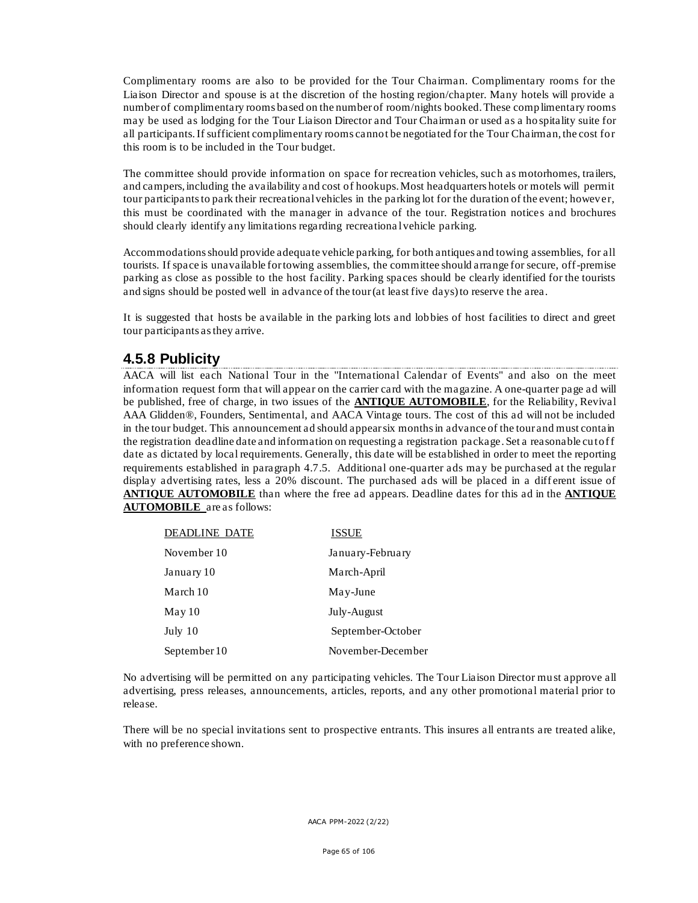Complimentary rooms are also to be provided for the Tour Chairman. Complimentary rooms for the Liaison Director and spouse is at the discretion of the hosting region/chapter. Many hotels will provide a number of complimentary rooms based on the number of room/nights booked. These complimentary rooms may be used as lodging for the Tour Liaison Director and Tour Chairman or used as a hospitality suite for all participants. If sufficient complimentary rooms cannot be negotiated for the Tour Chairman, the cost for this room is to be included in the Tour budget.

The committee should provide information on space for recreation vehicles, such as motorhomes, trailers, and campers, including the availability and cost of hookups. Most headquarters hotels or motels will permit tour participants to park their recreational vehicles in the parking lot for the duration of the event; however, this must be coordinated with the manager in advance of the tour. Registration notices and brochures should clearly identify any limitations regarding recreational vehicle parking.

Accommodations should provide adequate vehicle parking, for both antiques and towing assemblies, for all tourists. If space is unavailable for towing assemblies, the committee should arrange for secure, off-premise parking as close as possible to the host facility. Parking spaces should be clearly identified for the tourists and signs should be posted well in advance of the tour (at least five days) to reserve the area.

It is suggested that hosts be available in the parking lots and lobbies of host facilities to direct and greet tour participants as they arrive.

## 4.5.8 Publicity

AACA will list each National Tour in the "International Calendar of Events" and also on the meet information request form that will appear on the carrier card with the magazine. A one-quarter page ad will be published, free of charge, in two issues of the **ANTIQUE AUTOMOBILE**, for the Reliability, Revival AAA Glidden®, Founders, Sentimental, and AACA Vintage tours. The cost of this ad will not be included in the tour budget. This announcement ad should appear six months in advance of the tour and must contain the registration deadline date and information on requesting a registration package. Set a reasonable cutoff date as dictated by local requirements. Generally, this date will be established in order to meet the reporting requirements established in paragraph 4.7.5. Additional one-quarter ads may be purchased at the regular display advertising rates, less a 20% discount. The purchased ads will be placed in a different issue of **ANTIQUE AUTOMOBILE** than where the free ad appears. Deadline dates for this ad in the **ANTIQUE AUTOMOBILE** are as follows:

| DEADLINE DATE | ISSUE |
|---|---|
| November 10 | January-February |
| January 10 | March-April |
| March 10 | May-June |
| May 10 | July-August |
| July 10 | September-October |
| September 10 | November-December |

No advertising will be permitted on any participating vehicles. The Tour Liaison Director must approve all advertising, press releases, announcements, articles, reports, and any other promotional material prior to release.

There will be no special invitations sent to prospective entrants. This insures all entrants are treated alike, with no preference shown.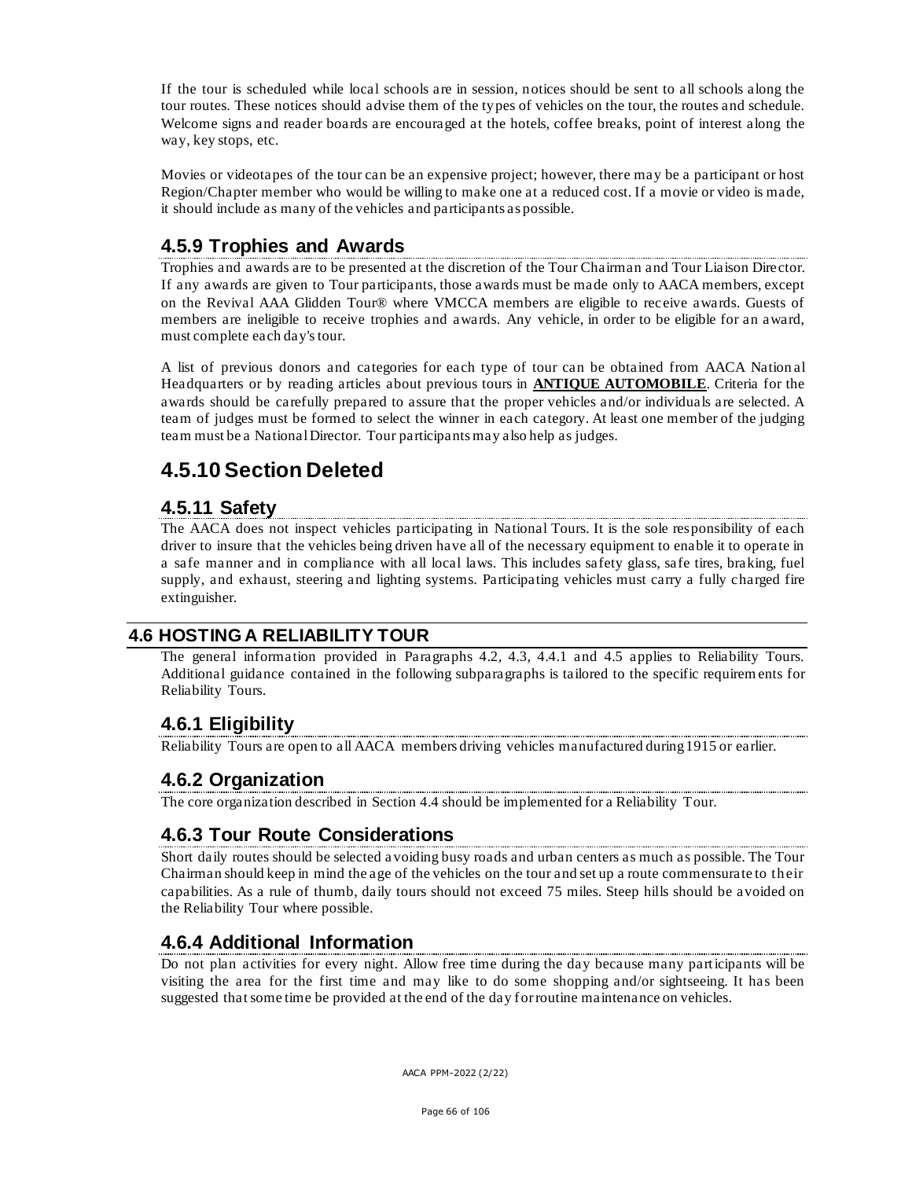If the tour is scheduled while local schools are in session, notices should be sent to all schools along the tour routes. These notices should advise them of the types of vehicles on the tour, the routes and schedule. Welcome signs and reader boards are encouraged at the hotels, coffee breaks, point of interest along the way, key stops, etc.

Movies or videotapes of the tour can be an expensive project; however, there may be a participant or host Region/Chapter member who would be willing to make one at a reduced cost. If a movie or video is made, it should include as many of the vehicles and participants as possible.

### 4.5.9 Trophies and Awards

Trophies and awards are to be presented at the discretion of the Tour Chairman and Tour Liaison Director. If any awards are given to Tour participants, those awards must be made only to AACA members, except on the Revival AAA Glidden Tour® where VMCCA members are eligible to receive awards. Guests of members are ineligible to receive trophies and awards. Any vehicle, in order to be eligible for an award, must complete each day's tour.

A list of previous donors and categories for each type of tour can be obtained from AACA National Headquarters or by reading articles about previous tours in **ANTIQUE AUTOMOBILE**. Criteria for the awards should be carefully prepared to assure that the proper vehicles and/or individuals are selected. A team of judges must be formed to select the winner in each category. At least one member of the judging team must be a National Director. Tour participants may also help as judges.

## 4.5.10 Section Deleted

### 4.5.11 Safety

The AACA does not inspect vehicles participating in National Tours. It is the sole responsibility of each driver to insure that the vehicles being driven have all of the necessary equipment to enable it to operate in a safe manner and in compliance with all local laws. This includes safety glass, safe tires, braking, fuel supply, and exhaust, steering and lighting systems. Participating vehicles must carry a fully charged fire extinguisher.

## 4.6 HOSTING A RELIABILITY TOUR

The general information provided in Paragraphs 4.2, 4.3, 4.4.1 and 4.5 applies to Reliability Tours. Additional guidance contained in the following subparagraphs is tailored to the specific requirements for Reliability Tours.

### 4.6.1 Eligibility

Reliability Tours are open to all AACA members driving vehicles manufactured during 1915 or earlier.

### 4.6.2 Organization

The core organization described in Section 4.4 should be implemented for a Reliability Tour.

### 4.6.3 Tour Route Considerations

Short daily routes should be selected avoiding busy roads and urban centers as much as possible. The Tour Chairman should keep in mind the age of the vehicles on the tour and set up a route commensurate to their capabilities. As a rule of thumb, daily tours should not exceed 75 miles. Steep hills should be avoided on the Reliability Tour where possible.

### 4.6.4 Additional Information

Do not plan activities for every night. Allow free time during the day because many participants will be visiting the area for the first time and may like to do some shopping and/or sightseeing. It has been suggested that some time be provided at the end of the day for routine maintenance on vehicles.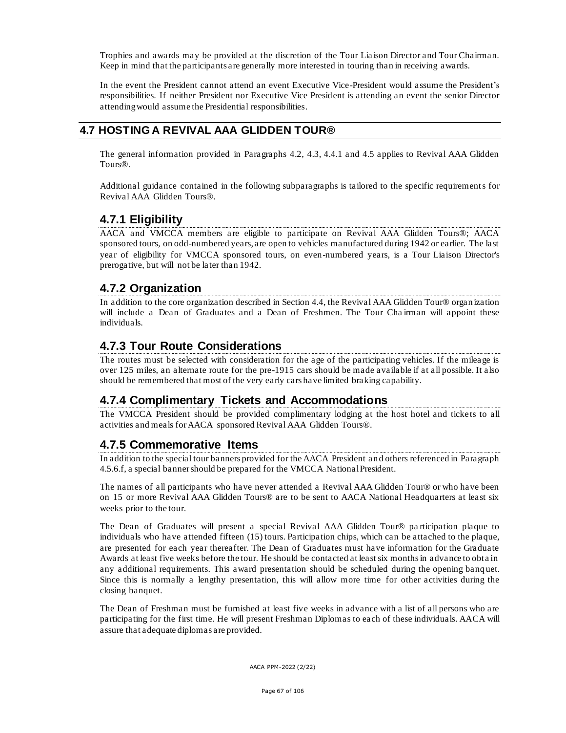Trophies and awards may be provided at the discretion of the Tour Liaison Director and Tour Chairman. Keep in mind that the participants are generally more interested in touring than in receiving awards.

In the event the President cannot attend an event Executive Vice-President would assume the President's responsibilities. If neither President nor Executive Vice President is attending an event the senior Director attending would assume the Presidential responsibilities.

## 4.7 HOSTING A REVIVAL AAA GLIDDEN TOUR®

The general information provided in Paragraphs 4.2, 4.3, 4.4.1 and 4.5 applies to Revival AAA Glidden Tours®.

Additional guidance contained in the following subparagraphs is tailored to the specific requirements for Revival AAA Glidden Tours®.

### 4.7.1 Eligibility

AACA and VMCCA members are eligible to participate on Revival AAA Glidden Tours®; AACA sponsored tours, on odd-numbered years, are open to vehicles manufactured during 1942 or earlier. The last year of eligibility for VMCCA sponsored tours, on even-numbered years, is a Tour Liaison Director's prerogative, but will not be later than 1942.

### 4.7.2 Organization

In addition to the core organization described in Section 4.4, the Revival AAA Glidden Tour® organization will include a Dean of Graduates and a Dean of Freshmen. The Tour Chairman will appoint these individuals.

### 4.7.3 Tour Route Considerations

The routes must be selected with consideration for the age of the participating vehicles. If the mileage is over 125 miles, an alternate route for the pre-1915 cars should be made available if at all possible. It also should be remembered that most of the very early cars have limited braking capability.

### 4.7.4 Complimentary Tickets and Accommodations

The VMCCA President should be provided complimentary lodging at the host hotel and tickets to all activities and meals for AACA sponsored Revival AAA Glidden Tours®.

### 4.7.5 Commemorative Items

In addition to the special tour banners provided for the AACA President and others referenced in Paragraph 4.5.6.f, a special banner should be prepared for the VMCCA National President.

The names of all participants who have never attended a Revival AAA Glidden Tour® or who have been on 15 or more Revival AAA Glidden Tours® are to be sent to AACA National Headquarters at least six weeks prior to the tour.

The Dean of Graduates will present a special Revival AAA Glidden Tour® participation plaque to individuals who have attended fifteen (15) tours. Participation chips, which can be attached to the plaque, are presented for each year thereafter. The Dean of Graduates must have information for the Graduate Awards at least five weeks before the tour. He should be contacted at least six months in advance to obtain any additional requirements. This award presentation should be scheduled during the opening banquet. Since this is normally a lengthy presentation, this will allow more time for other activities during the closing banquet.

The Dean of Freshman must be furnished at least five weeks in advance with a list of all persons who are participating for the first time. He will present Freshman Diplomas to each of these individuals. AACA will assure that adequate diplomas are provided.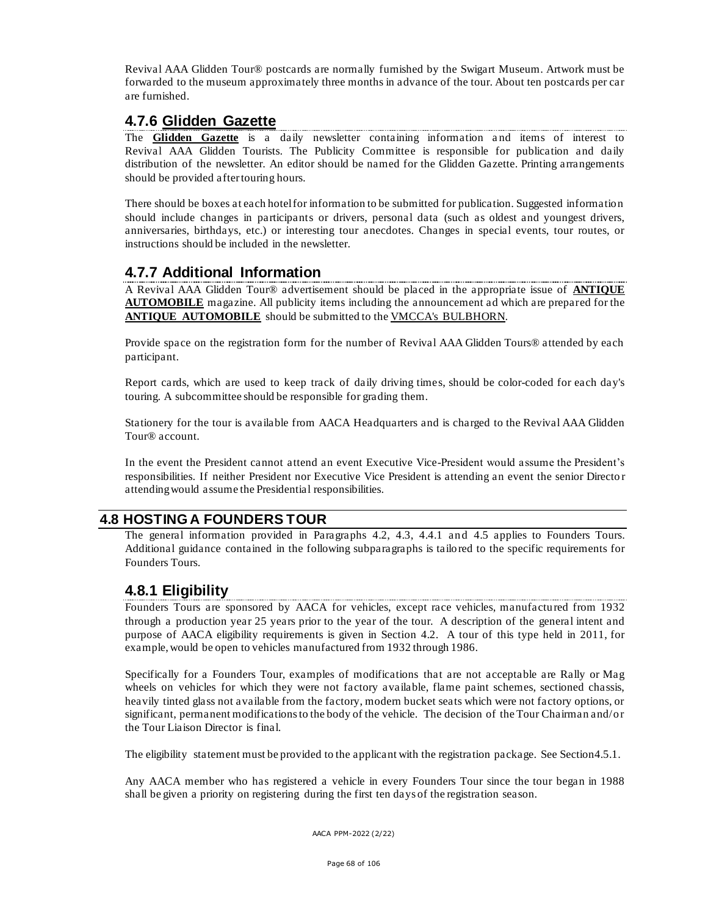Revival AAA Glidden Tour® postcards are normally furnished by the Swigart Museum. Artwork must be forwarded to the museum approximately three months in advance of the tour. About ten postcards per car are furnished.

### 4.7.6 Glidden Gazette

The **Glidden Gazette** is a daily newsletter containing information and items of interest to Revival AAA Glidden Tourists. The Publicity Committee is responsible for publication and daily distribution of the newsletter. An editor should be named for the Glidden Gazette. Printing arrangements should be provided after touring hours.

There should be boxes at each hotel for information to be submitted for publication. Suggested information should include changes in participants or drivers, personal data (such as oldest and youngest drivers, anniversaries, birthdays, etc.) or interesting tour anecdotes. Changes in special events, tour routes, or instructions should be included in the newsletter.

### 4.7.7 Additional Information

A Revival AAA Glidden Tour® advertisement should be placed in the appropriate issue of **ANTIQUE AUTOMOBILE** magazine. All publicity items including the announcement ad which are prepared for the **ANTIQUE AUTOMOBILE** should be submitted to the VMCCA's BULBHORN.

Provide space on the registration form for the number of Revival AAA Glidden Tours® attended by each participant.

Report cards, which are used to keep track of daily driving times, should be color-coded for each day's touring. A subcommittee should be responsible for grading them.

Stationery for the tour is available from AACA Headquarters and is charged to the Revival AAA Glidden Tour® account.

In the event the President cannot attend an event Executive Vice-President would assume the President's responsibilities. If neither President nor Executive Vice President is attending an event the senior Director attending would assume the Presidential responsibilities.

## 4.8 HOSTING A FOUNDERS TOUR

The general information provided in Paragraphs 4.2, 4.3, 4.4.1 and 4.5 applies to Founders Tours. Additional guidance contained in the following subparagraphs is tailored to the specific requirements for Founders Tours.

### 4.8.1 Eligibility

Founders Tours are sponsored by AACA for vehicles, except race vehicles, manufactured from 1932 through a production year 25 years prior to the year of the tour. A description of the general intent and purpose of AACA eligibility requirements is given in Section 4.2. A tour of this type held in 2011, for example, would be open to vehicles manufactured from 1932 through 1986.

Specifically for a Founders Tour, examples of modifications that are not acceptable are Rally or Mag wheels on vehicles for which they were not factory available, flame paint schemes, sectioned chassis, heavily tinted glass not available from the factory, modern bucket seats which were not factory options, or significant, permanent modifications to the body of the vehicle. The decision of the Tour Chairman and/or the Tour Liaison Director is final.

The eligibility statement must be provided to the applicant with the registration package. See Section4.5.1.

Any AACA member who has registered a vehicle in every Founders Tour since the tour began in 1988 shall be given a priority on registering during the first ten days of the registration season.

AACA PPM-2022 (2/22)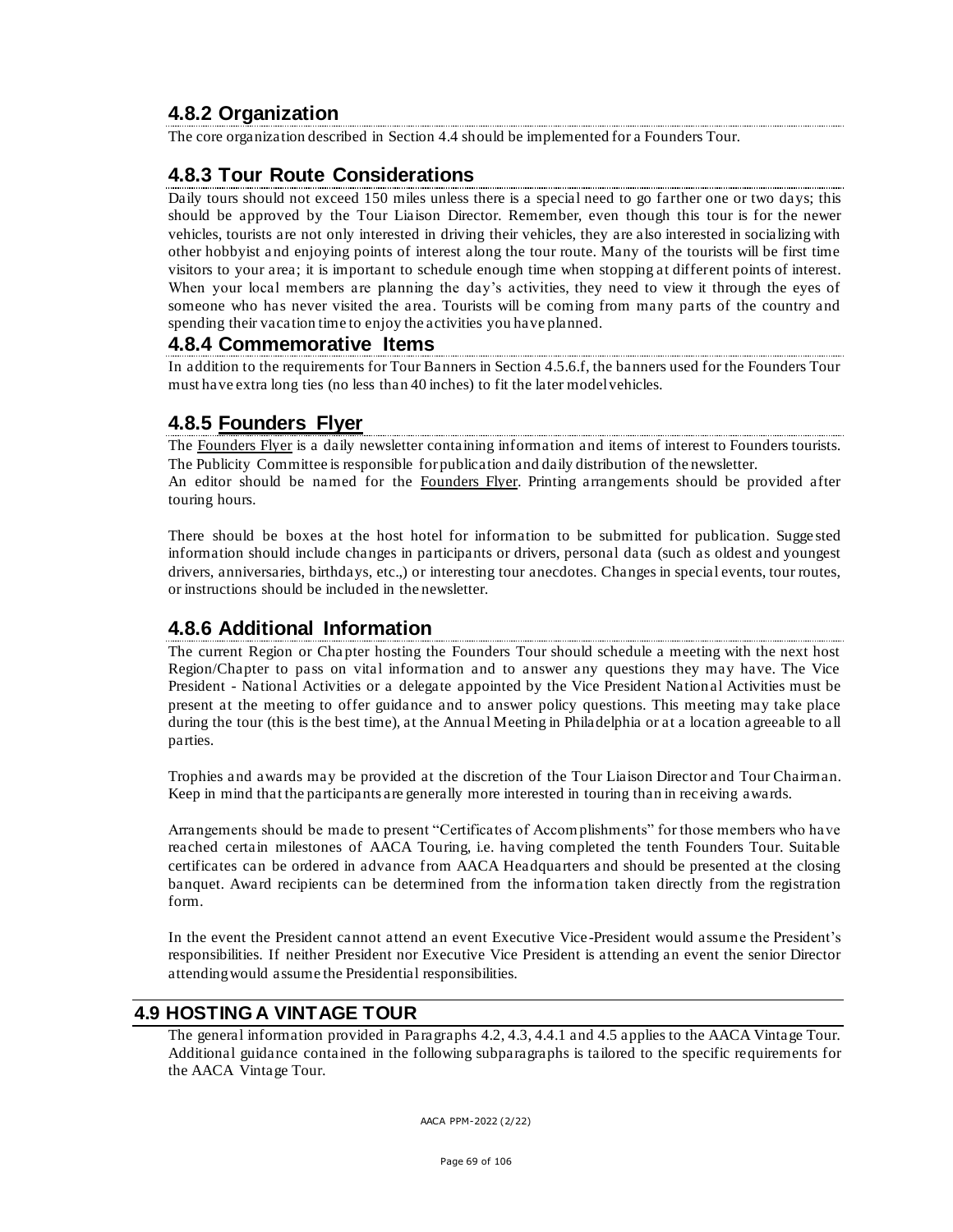### 4.8.2 Organization

The core organization described in Section 4.4 should be implemented for a Founders Tour.

### 4.8.3 Tour Route Considerations

Daily tours should not exceed 150 miles unless there is a special need to go farther one or two days; this should be approved by the Tour Liaison Director. Remember, even though this tour is for the newer vehicles, tourists are not only interested in driving their vehicles, they are also interested in socializing with other hobbyist and enjoying points of interest along the tour route. Many of the tourists will be first time visitors to your area; it is important to schedule enough time when stopping at different points of interest. When your local members are planning the day's activities, they need to view it through the eyes of someone who has never visited the area. Tourists will be coming from many parts of the country and spending their vacation time to enjoy the activities you have planned.

### 4.8.4 Commemorative Items

In addition to the requirements for Tour Banners in Section 4.5.6.f, the banners used for the Founders Tour must have extra long ties (no less than 40 inches) to fit the later model vehicles.

### 4.8.5 Founders Flyer

The Founders Flyer is a daily newsletter containing information and items of interest to Founders tourists. The Publicity Committee is responsible for publication and daily distribution of the newsletter.
An editor should be named for the Founders Flyer. Printing arrangements should be provided after touring hours.

There should be boxes at the host hotel for information to be submitted for publication. Suggested information should include changes in participants or drivers, personal data (such as oldest and youngest drivers, anniversaries, birthdays, etc.,) or interesting tour anecdotes. Changes in special events, tour routes, or instructions should be included in the newsletter.

### 4.8.6 Additional Information

The current Region or Chapter hosting the Founders Tour should schedule a meeting with the next host Region/Chapter to pass on vital information and to answer any questions they may have. The Vice President - National Activities or a delegate appointed by the Vice President National Activities must be present at the meeting to offer guidance and to answer policy questions. This meeting may take place during the tour (this is the best time), at the Annual Meeting in Philadelphia or at a location agreeable to all parties.

Trophies and awards may be provided at the discretion of the Tour Liaison Director and Tour Chairman. Keep in mind that the participants are generally more interested in touring than in receiving awards.

Arrangements should be made to present "Certificates of Accomplishments" for those members who have reached certain milestones of AACA Touring, i.e. having completed the tenth Founders Tour. Suitable certificates can be ordered in advance from AACA Headquarters and should be presented at the closing banquet. Award recipients can be determined from the information taken directly from the registration form.

In the event the President cannot attend an event Executive Vice-President would assume the President's responsibilities. If neither President nor Executive Vice President is attending an event the senior Director attending would assume the Presidential responsibilities.

## 4.9 HOSTING A VINTAGE TOUR

The general information provided in Paragraphs 4.2, 4.3, 4.4.1 and 4.5 applies to the AACA Vintage Tour. Additional guidance contained in the following subparagraphs is tailored to the specific requirements for the AACA Vintage Tour.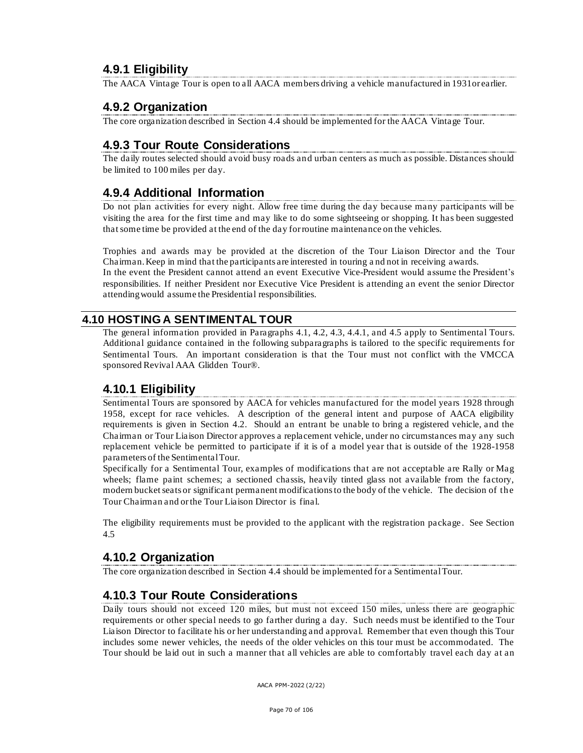### 4.9.1 Eligibility

The AACA Vintage Tour is open to all AACA members driving a vehicle manufactured in 1931or earlier.

### 4.9.2 Organization

The core organization described in Section 4.4 should be implemented for the AACA Vintage Tour.

### 4.9.3 Tour Route Considerations

The daily routes selected should avoid busy roads and urban centers as much as possible. Distances should be limited to 100 miles per day.

### 4.9.4 Additional Information

Do not plan activities for every night. Allow free time during the day because many participants will be visiting the area for the first time and may like to do some sightseeing or shopping. It has been suggested that some time be provided at the end of the day for routine maintenance on the vehicles.

Trophies and awards may be provided at the discretion of the Tour Liaison Director and the Tour Chairman. Keep in mind that the participants are interested in touring and not in receiving awards.
In the event the President cannot attend an event Executive Vice-President would assume the President's responsibilities. If neither President nor Executive Vice President is attending an event the senior Director attending would assume the Presidential responsibilities.

## 4.10 HOSTING A SENTIMENTAL TOUR

The general information provided in Paragraphs 4.1, 4.2, 4.3, 4.4.1, and 4.5 apply to Sentimental Tours. Additional guidance contained in the following subparagraphs is tailored to the specific requirements for Sentimental Tours. An important consideration is that the Tour must not conflict with the VMCCA sponsored Revival AAA Glidden Tour®.

### 4.10.1 Eligibility

Sentimental Tours are sponsored by AACA for vehicles manufactured for the model years 1928 through 1958, except for race vehicles. A description of the general intent and purpose of AACA eligibility requirements is given in Section 4.2. Should an entrant be unable to bring a registered vehicle, and the Chairman or Tour Liaison Director approves a replacement vehicle, under no circumstances may any such replacement vehicle be permitted to participate if it is of a model year that is outside of the 1928-1958 parameters of the Sentimental Tour.
Specifically for a Sentimental Tour, examples of modifications that are not acceptable are Rally or Mag wheels; flame paint schemes; a sectioned chassis, heavily tinted glass not available from the factory, modern bucket seats or significant permanent modifications to the body of the vehicle. The decision of the Tour Chairman and or the Tour Liaison Director is final.

The eligibility requirements must be provided to the applicant with the registration package. See Section 4.5

### 4.10.2 Organization

The core organization described in Section 4.4 should be implemented for a Sentimental Tour.

### 4.10.3 Tour Route Considerations

Daily tours should not exceed 120 miles, but must not exceed 150 miles, unless there are geographic requirements or other special needs to go farther during a day. Such needs must be identified to the Tour Liaison Director to facilitate his or her understanding and approval. Remember that even though this Tour includes some newer vehicles, the needs of the older vehicles on this tour must be accommodated. The Tour should be laid out in such a manner that all vehicles are able to comfortably travel each day at an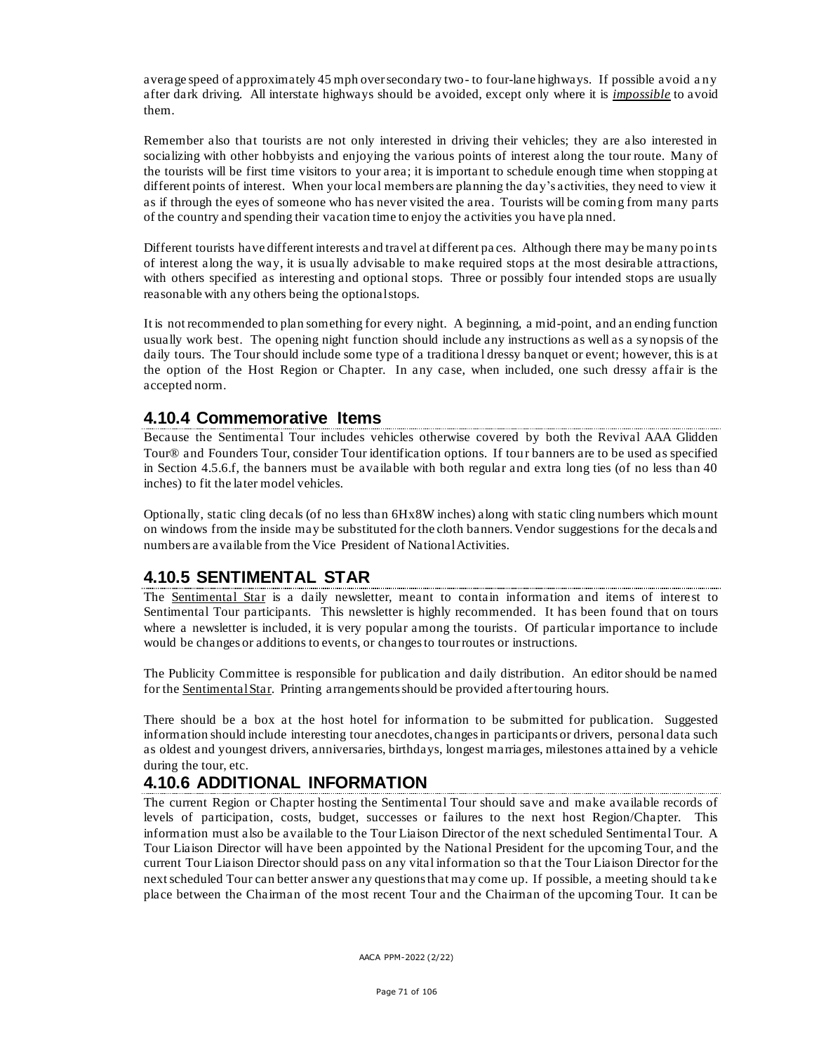average speed of approximately 45 mph over secondary two- to four-lane highways. If possible avoid any after dark driving. All interstate highways should be avoided, except only where it is ***impossible*** to avoid them.

Remember also that tourists are not only interested in driving their vehicles; they are also interested in socializing with other hobbyists and enjoying the various points of interest along the tour route. Many of the tourists will be first time visitors to your area; it is important to schedule enough time when stopping at different points of interest. When your local members are planning the day's activities, they need to view it as if through the eyes of someone who has never visited the area. Tourists will be coming from many parts of the country and spending their vacation time to enjoy the activities you have planned.

Different tourists have different interests and travel at different paces. Although there may be many points of interest along the way, it is usually advisable to make required stops at the most desirable attractions, with others specified as interesting and optional stops. Three or possibly four intended stops are usually reasonable with any others being the optional stops.

It is not recommended to plan something for every night. A beginning, a mid-point, and an ending function usually work best. The opening night function should include any instructions as well as a synopsis of the daily tours. The Tour should include some type of a traditional dressy banquet or event; however, this is at the option of the Host Region or Chapter. In any case, when included, one such dressy affair is the accepted norm.

## 4.10.4 Commemorative Items

Because the Sentimental Tour includes vehicles otherwise covered by both the Revival AAA Glidden Tour® and Founders Tour, consider Tour identification options. If tour banners are to be used as specified in Section 4.5.6.f, the banners must be available with both regular and extra long ties (of no less than 40 inches) to fit the later model vehicles.

Optionally, static cling decals (of no less than 6Hx8W inches) along with static cling numbers which mount on windows from the inside may be substituted for the cloth banners. Vendor suggestions for the decals and numbers are available from the Vice President of National Activities.

## 4.10.5 SENTIMENTAL STAR

The Sentimental Star is a daily newsletter, meant to contain information and items of interest to Sentimental Tour participants. This newsletter is highly recommended. It has been found that on tours where a newsletter is included, it is very popular among the tourists. Of particular importance to include would be changes or additions to events, or changes to tour routes or instructions.

The Publicity Committee is responsible for publication and daily distribution. An editor should be named for the Sentimental Star. Printing arrangements should be provided after touring hours.

There should be a box at the host hotel for information to be submitted for publication. Suggested information should include interesting tour anecdotes, changes in participants or drivers, personal data such as oldest and youngest drivers, anniversaries, birthdays, longest marriages, milestones attained by a vehicle during the tour, etc.

## 4.10.6 ADDITIONAL INFORMATION

The current Region or Chapter hosting the Sentimental Tour should save and make available records of levels of participation, costs, budget, successes or failures to the next host Region/Chapter. This information must also be available to the Tour Liaison Director of the next scheduled Sentimental Tour. A Tour Liaison Director will have been appointed by the National President for the upcoming Tour, and the current Tour Liaison Director should pass on any vital information so that the Tour Liaison Director for the next scheduled Tour can better answer any questions that may come up. If possible, a meeting should take place between the Chairman of the most recent Tour and the Chairman of the upcoming Tour. It can be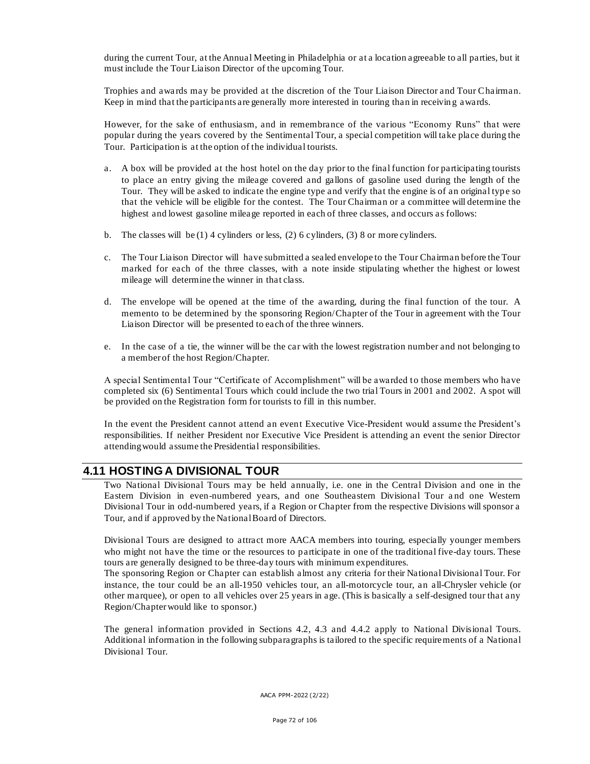during the current Tour, at the Annual Meeting in Philadelphia or at a location agreeable to all parties, but it must include the Tour Liaison Director of the upcoming Tour.

Trophies and awards may be provided at the discretion of the Tour Liaison Director and Tour Chairman. Keep in mind that the participants are generally more interested in touring than in receiving awards.

However, for the sake of enthusiasm, and in remembrance of the various "Economy Runs" that were popular during the years covered by the Sentimental Tour, a special competition will take place during the Tour. Participation is at the option of the individual tourists.

a. A box will be provided at the host hotel on the day prior to the final function for participating tourists to place an entry giving the mileage covered and gallons of gasoline used during the length of the Tour. They will be asked to indicate the engine type and verify that the engine is of an original type so that the vehicle will be eligible for the contest. The Tour Chairman or a committee will determine the highest and lowest gasoline mileage reported in each of three classes, and occurs as follows:

b. The classes will be (1) 4 cylinders or less, (2) 6 cylinders, (3) 8 or more cylinders.

c. The Tour Liaison Director will have submitted a sealed envelope to the Tour Chairman before the Tour marked for each of the three classes, with a note inside stipulating whether the highest or lowest mileage will determine the winner in that class.

d. The envelope will be opened at the time of the awarding, during the final function of the tour. A memento to be determined by the sponsoring Region/Chapter of the Tour in agreement with the Tour Liaison Director will be presented to each of the three winners.

e. In the case of a tie, the winner will be the car with the lowest registration number and not belonging to a member of the host Region/Chapter.

A special Sentimental Tour "Certificate of Accomplishment" will be awarded to those members who have completed six (6) Sentimental Tours which could include the two trial Tours in 2001 and 2002. A spot will be provided on the Registration form for tourists to fill in this number.

In the event the President cannot attend an event Executive Vice-President would assume the President's responsibilities. If neither President nor Executive Vice President is attending an event the senior Director attending would assume the Presidential responsibilities.

## 4.11 HOSTING A DIVISIONAL TOUR

Two National Divisional Tours may be held annually, i.e. one in the Central Division and one in the Eastern Division in even-numbered years, and one Southeastern Divisional Tour and one Western Divisional Tour in odd-numbered years, if a Region or Chapter from the respective Divisions will sponsor a Tour, and if approved by the National Board of Directors.

Divisional Tours are designed to attract more AACA members into touring, especially younger members who might not have the time or the resources to participate in one of the traditional five-day tours. These tours are generally designed to be three-day tours with minimum expenditures.

The sponsoring Region or Chapter can establish almost any criteria for their National Divisional Tour. For instance, the tour could be an all-1950 vehicles tour, an all-motorcycle tour, an all-Chrysler vehicle (or other marquee), or open to all vehicles over 25 years in age. (This is basically a self-designed tour that any Region/Chapter would like to sponsor.)

The general information provided in Sections 4.2, 4.3 and 4.4.2 apply to National Divisional Tours. Additional information in the following subparagraphs is tailored to the specific requirements of a National Divisional Tour.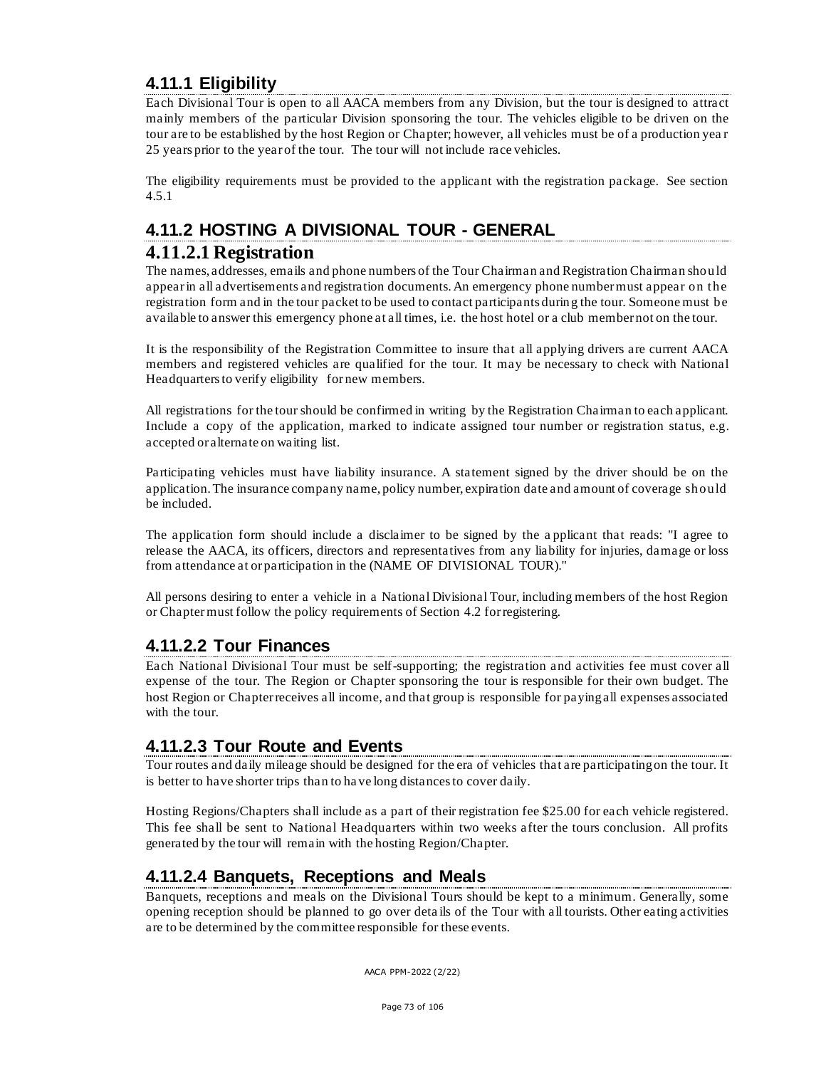### 4.11.1 Eligibility

Each Divisional Tour is open to all AACA members from any Division, but the tour is designed to attract mainly members of the particular Division sponsoring the tour. The vehicles eligible to be driven on the tour are to be established by the host Region or Chapter; however, all vehicles must be of a production year 25 years prior to the year of the tour. The tour will not include race vehicles.

The eligibility requirements must be provided to the applicant with the registration package. See section 4.5.1

## 4.11.2 HOSTING A DIVISIONAL TOUR - GENERAL

## 4.11.2.1 Registration

The names, addresses, emails and phone numbers of the Tour Chairman and Registration Chairman should appear in all advertisements and registration documents. An emergency phone number must appear on the registration form and in the tour packet to be used to contact participants during the tour. Someone must be available to answer this emergency phone at all times, i.e. the host hotel or a club member not on the tour.

It is the responsibility of the Registration Committee to insure that all applying drivers are current AACA members and registered vehicles are qualified for the tour. It may be necessary to check with National Headquarters to verify eligibility for new members.

All registrations for the tour should be confirmed in writing by the Registration Chairman to each applicant. Include a copy of the application, marked to indicate assigned tour number or registration status, e.g. accepted or alternate on waiting list.

Participating vehicles must have liability insurance. A statement signed by the driver should be on the application. The insurance company name, policy number, expiration date and amount of coverage should be included.

The application form should include a disclaimer to be signed by the applicant that reads: "I agree to release the AACA, its officers, directors and representatives from any liability for injuries, damage or loss from attendance at or participation in the (NAME OF DIVISIONAL TOUR)."

All persons desiring to enter a vehicle in a National Divisional Tour, including members of the host Region or Chapter must follow the policy requirements of Section 4.2 for registering.

### 4.11.2.2 Tour Finances

Each National Divisional Tour must be self-supporting; the registration and activities fee must cover all expense of the tour. The Region or Chapter sponsoring the tour is responsible for their own budget. The host Region or Chapter receives all income, and that group is responsible for paying all expenses associated with the tour.

### 4.11.2.3 Tour Route and Events

Tour routes and daily mileage should be designed for the era of vehicles that are participating on the tour. It is better to have shorter trips than to have long distances to cover daily.

Hosting Regions/Chapters shall include as a part of their registration fee $25.00 for each vehicle registered. This fee shall be sent to National Headquarters within two weeks after the tours conclusion. All profits generated by the tour will remain with the hosting Region/Chapter.

### 4.11.2.4 Banquets, Receptions and Meals

Banquets, receptions and meals on the Divisional Tours should be kept to a minimum. Generally, some opening reception should be planned to go over details of the Tour with all tourists. Other eating activities are to be determined by the committee responsible for these events.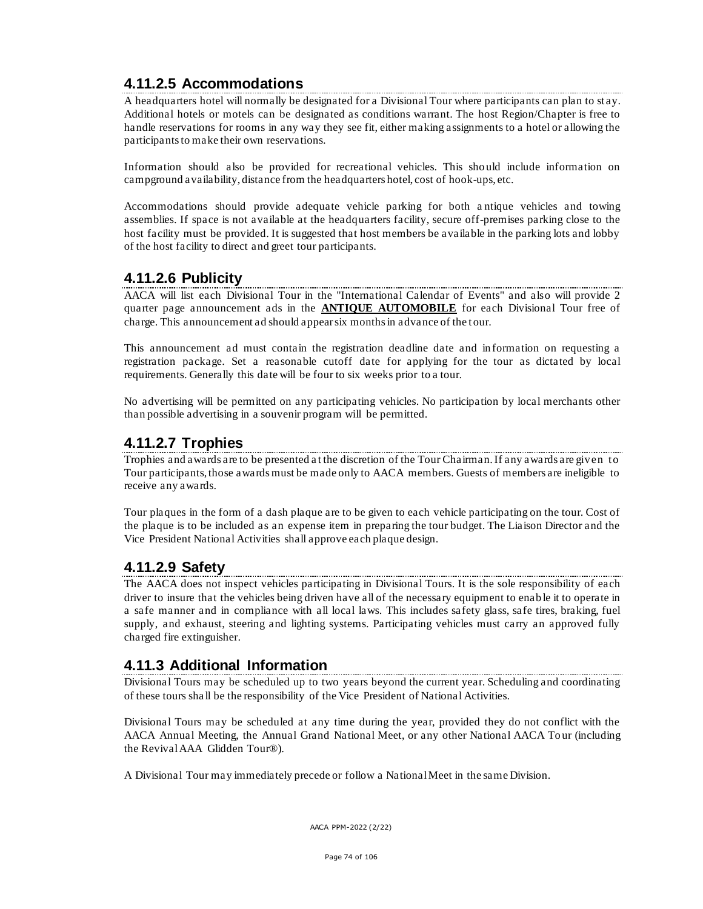## 4.11.2.5 Accommodations

A headquarters hotel will normally be designated for a Divisional Tour where participants can plan to stay. Additional hotels or motels can be designated as conditions warrant. The host Region/Chapter is free to handle reservations for rooms in any way they see fit, either making assignments to a hotel or allowing the participants to make their own reservations.

Information should also be provided for recreational vehicles. This should include information on campground availability, distance from the headquarters hotel, cost of hook-ups, etc.

Accommodations should provide adequate vehicle parking for both antique vehicles and towing assemblies. If space is not available at the headquarters facility, secure off-premises parking close to the host facility must be provided. It is suggested that host members be available in the parking lots and lobby of the host facility to direct and greet tour participants.

## 4.11.2.6 Publicity

AACA will list each Divisional Tour in the "International Calendar of Events" and also will provide 2 quarter page announcement ads in the **ANTIQUE AUTOMOBILE** for each Divisional Tour free of charge. This announcement ad should appear six months in advance of the tour.

This announcement ad must contain the registration deadline date and information on requesting a registration package. Set a reasonable cutoff date for applying for the tour as dictated by local requirements. Generally this date will be four to six weeks prior to a tour.

No advertising will be permitted on any participating vehicles. No participation by local merchants other than possible advertising in a souvenir program will be permitted.

## 4.11.2.7 Trophies

Trophies and awards are to be presented at the discretion of the Tour Chairman. If any awards are given to Tour participants, those awards must be made only to AACA members. Guests of members are ineligible to receive any awards.

Tour plaques in the form of a dash plaque are to be given to each vehicle participating on the tour. Cost of the plaque is to be included as an expense item in preparing the tour budget. The Liaison Director and the Vice President National Activities shall approve each plaque design.

## 4.11.2.9 Safety

The AACA does not inspect vehicles participating in Divisional Tours. It is the sole responsibility of each driver to insure that the vehicles being driven have all of the necessary equipment to enable it to operate in a safe manner and in compliance with all local laws. This includes safety glass, safe tires, braking, fuel supply, and exhaust, steering and lighting systems. Participating vehicles must carry an approved fully charged fire extinguisher.

## 4.11.3 Additional Information

Divisional Tours may be scheduled up to two years beyond the current year. Scheduling and coordinating of these tours shall be the responsibility of the Vice President of National Activities.

Divisional Tours may be scheduled at any time during the year, provided they do not conflict with the AACA Annual Meeting, the Annual Grand National Meet, or any other National AACA Tour (including the Revival AAA Glidden Tour®).

A Divisional Tour may immediately precede or follow a National Meet in the same Division.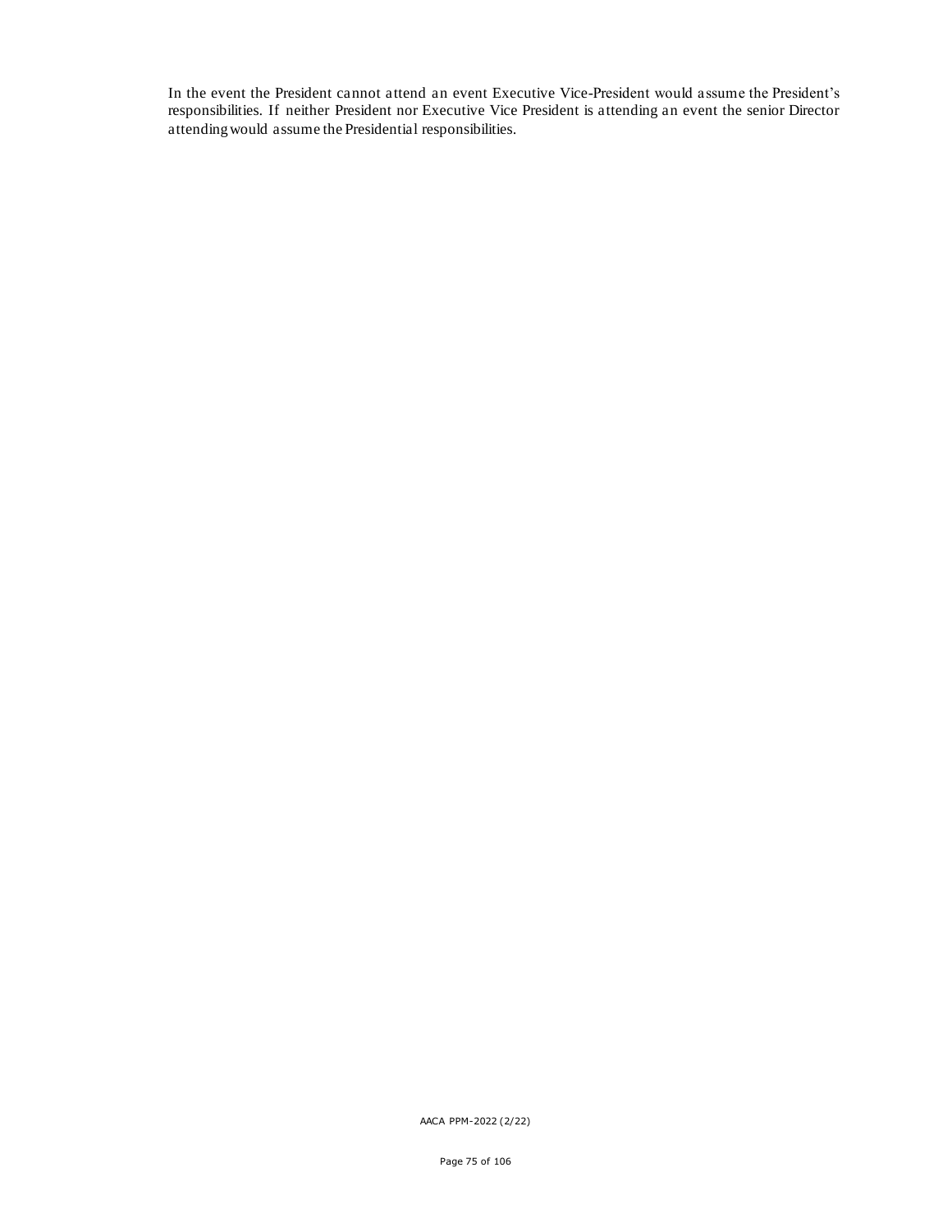In the event the President cannot attend an event Executive Vice-President would assume the President's responsibilities. If neither President nor Executive Vice President is attending an event the senior Director attending would assume the Presidential responsibilities.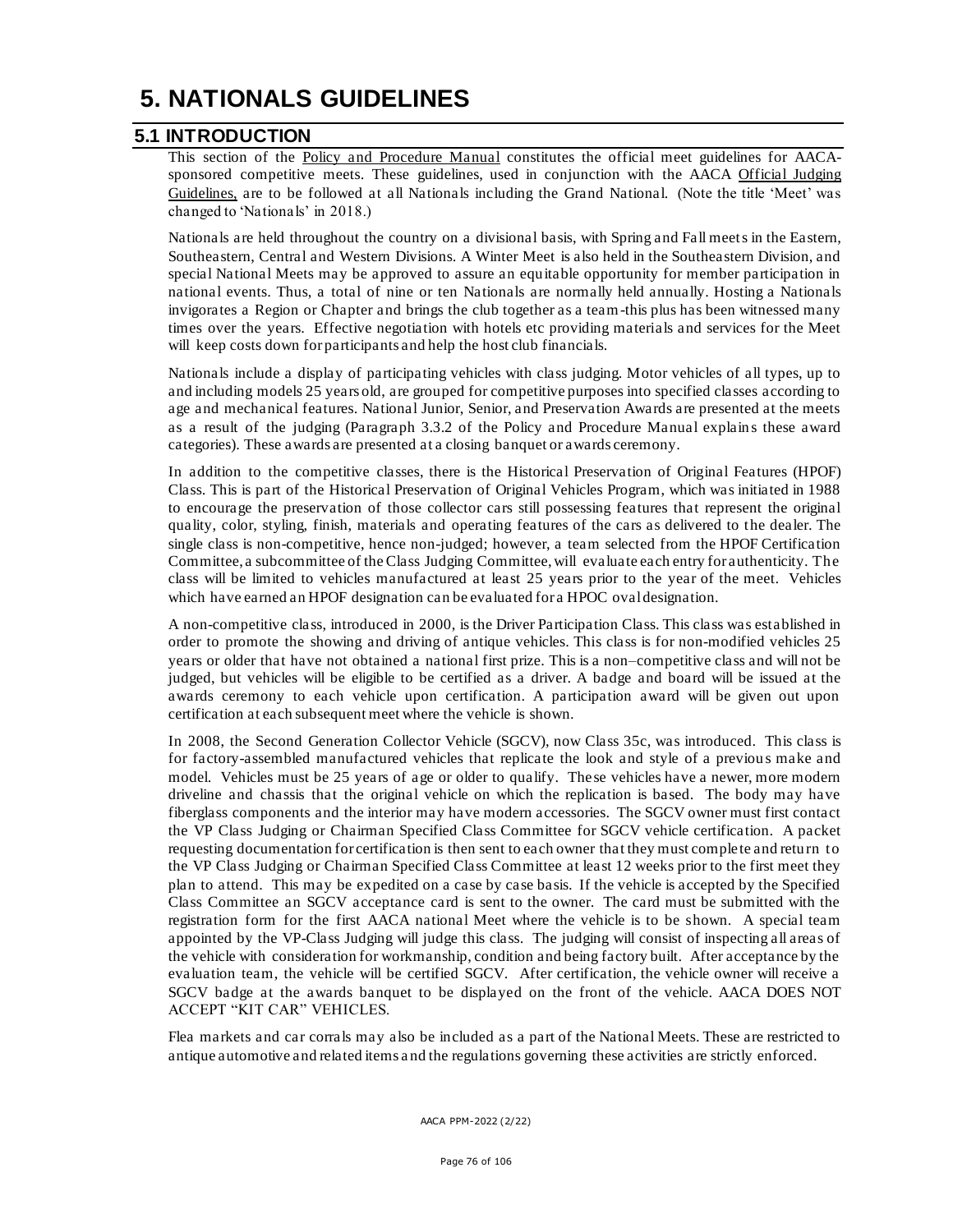# 5. NATIONALS GUIDELINES

## 5.1 INTRODUCTION

This section of the Policy and Procedure Manual constitutes the official meet guidelines for AACA-sponsored competitive meets. These guidelines, used in conjunction with the AACA Official Judging Guidelines, are to be followed at all Nationals including the Grand National. (Note the title 'Meet' was changed to 'Nationals' in 2018.)

Nationals are held throughout the country on a divisional basis, with Spring and Fall meets in the Eastern, Southeastern, Central and Western Divisions. A Winter Meet is also held in the Southeastern Division, and special National Meets may be approved to assure an equitable opportunity for member participation in national events. Thus, a total of nine or ten Nationals are normally held annually. Hosting a Nationals invigorates a Region or Chapter and brings the club together as a team-this plus has been witnessed many times over the years. Effective negotiation with hotels etc providing materials and services for the Meet will keep costs down for participants and help the host club financials.

Nationals include a display of participating vehicles with class judging. Motor vehicles of all types, up to and including models 25 years old, are grouped for competitive purposes into specified classes according to age and mechanical features. National Junior, Senior, and Preservation Awards are presented at the meets as a result of the judging (Paragraph 3.3.2 of the Policy and Procedure Manual explains these award categories). These awards are presented at a closing banquet or awards ceremony.

In addition to the competitive classes, there is the Historical Preservation of Original Features (HPOF) Class. This is part of the Historical Preservation of Original Vehicles Program, which was initiated in 1988 to encourage the preservation of those collector cars still possessing features that represent the original quality, color, styling, finish, materials and operating features of the cars as delivered to the dealer. The single class is non-competitive, hence non-judged; however, a team selected from the HPOF Certification Committee, a subcommittee of the Class Judging Committee, will evaluate each entry for authenticity. The class will be limited to vehicles manufactured at least 25 years prior to the year of the meet. Vehicles which have earned an HPOF designation can be evaluated for a HPOC oval designation.

A non-competitive class, introduced in 2000, is the Driver Participation Class. This class was established in order to promote the showing and driving of antique vehicles. This class is for non-modified vehicles 25 years or older that have not obtained a national first prize. This is a non–competitive class and will not be judged, but vehicles will be eligible to be certified as a driver. A badge and board will be issued at the awards ceremony to each vehicle upon certification. A participation award will be given out upon certification at each subsequent meet where the vehicle is shown.

In 2008, the Second Generation Collector Vehicle (SGCV), now Class 35c, was introduced. This class is for factory-assembled manufactured vehicles that replicate the look and style of a previous make and model. Vehicles must be 25 years of age or older to qualify. These vehicles have a newer, more modern driveline and chassis that the original vehicle on which the replication is based. The body may have fiberglass components and the interior may have modern accessories. The SGCV owner must first contact the VP Class Judging or Chairman Specified Class Committee for SGCV vehicle certification. A packet requesting documentation for certification is then sent to each owner that they must complete and return to the VP Class Judging or Chairman Specified Class Committee at least 12 weeks prior to the first meet they plan to attend. This may be expedited on a case by case basis. If the vehicle is accepted by the Specified Class Committee an SGCV acceptance card is sent to the owner. The card must be submitted with the registration form for the first AACA national Meet where the vehicle is to be shown. A special team appointed by the VP-Class Judging will judge this class. The judging will consist of inspecting all areas of the vehicle with consideration for workmanship, condition and being factory built. After acceptance by the evaluation team, the vehicle will be certified SGCV. After certification, the vehicle owner will receive a SGCV badge at the awards banquet to be displayed on the front of the vehicle. AACA DOES NOT ACCEPT "KIT CAR" VEHICLES.

Flea markets and car corrals may also be included as a part of the National Meets. These are restricted to antique automotive and related items and the regulations governing these activities are strictly enforced.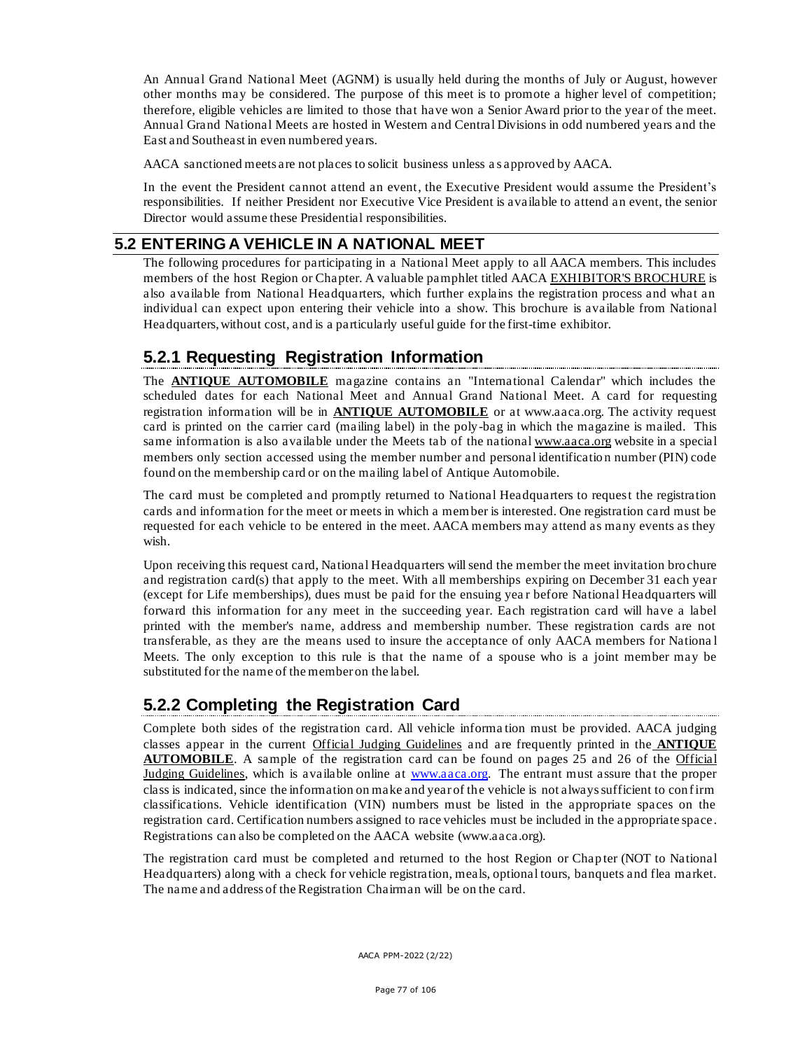An Annual Grand National Meet (AGNM) is usually held during the months of July or August, however other months may be considered. The purpose of this meet is to promote a higher level of competition; therefore, eligible vehicles are limited to those that have won a Senior Award prior to the year of the meet. Annual Grand National Meets are hosted in Western and Central Divisions in odd numbered years and the East and Southeast in even numbered years.

AACA sanctioned meets are not places to solicit business unless as approved by AACA.

In the event the President cannot attend an event, the Executive President would assume the President's responsibilities. If neither President nor Executive Vice President is available to attend an event, the senior Director would assume these Presidential responsibilities.

## 5.2 ENTERING A VEHICLE IN A NATIONAL MEET

The following procedures for participating in a National Meet apply to all AACA members. This includes members of the host Region or Chapter. A valuable pamphlet titled AACA EXHIBITOR'S BROCHURE is also available from National Headquarters, which further explains the registration process and what an individual can expect upon entering their vehicle into a show. This brochure is available from National Headquarters, without cost, and is a particularly useful guide for the first-time exhibitor.

### 5.2.1 Requesting Registration Information

The **ANTIQUE AUTOMOBILE** magazine contains an "International Calendar" which includes the scheduled dates for each National Meet and Annual Grand National Meet. A card for requesting registration information will be in **ANTIQUE AUTOMOBILE** or at www.aaca.org. The activity request card is printed on the carrier card (mailing label) in the poly-bag in which the magazine is mailed. This same information is also available under the Meets tab of the national www.aaca.org website in a special members only section accessed using the member number and personal identification number (PIN) code found on the membership card or on the mailing label of Antique Automobile.

The card must be completed and promptly returned to National Headquarters to request the registration cards and information for the meet or meets in which a member is interested. One registration card must be requested for each vehicle to be entered in the meet. AACA members may attend as many events as they wish.

Upon receiving this request card, National Headquarters will send the member the meet invitation brochure and registration card(s) that apply to the meet. With all memberships expiring on December 31 each year (except for Life memberships), dues must be paid for the ensuing year before National Headquarters will forward this information for any meet in the succeeding year. Each registration card will have a label printed with the member's name, address and membership number. These registration cards are not transferable, as they are the means used to insure the acceptance of only AACA members for National Meets. The only exception to this rule is that the name of a spouse who is a joint member may be substituted for the name of the member on the label.

### 5.2.2 Completing the Registration Card

Complete both sides of the registration card. All vehicle information must be provided. AACA judging classes appear in the current Official Judging Guidelines and are frequently printed in the **ANTIQUE AUTOMOBILE**. A sample of the registration card can be found on pages 25 and 26 of the Official Judging Guidelines, which is available online at www.aaca.org. The entrant must assure that the proper class is indicated, since the information on make and year of the vehicle is not always sufficient to confirm classifications. Vehicle identification (VIN) numbers must be listed in the appropriate spaces on the registration card. Certification numbers assigned to race vehicles must be included in the appropriate space. Registrations can also be completed on the AACA website (www.aaca.org).

The registration card must be completed and returned to the host Region or Chapter (NOT to National Headquarters) along with a check for vehicle registration, meals, optional tours, banquets and flea market. The name and address of the Registration Chairman will be on the card.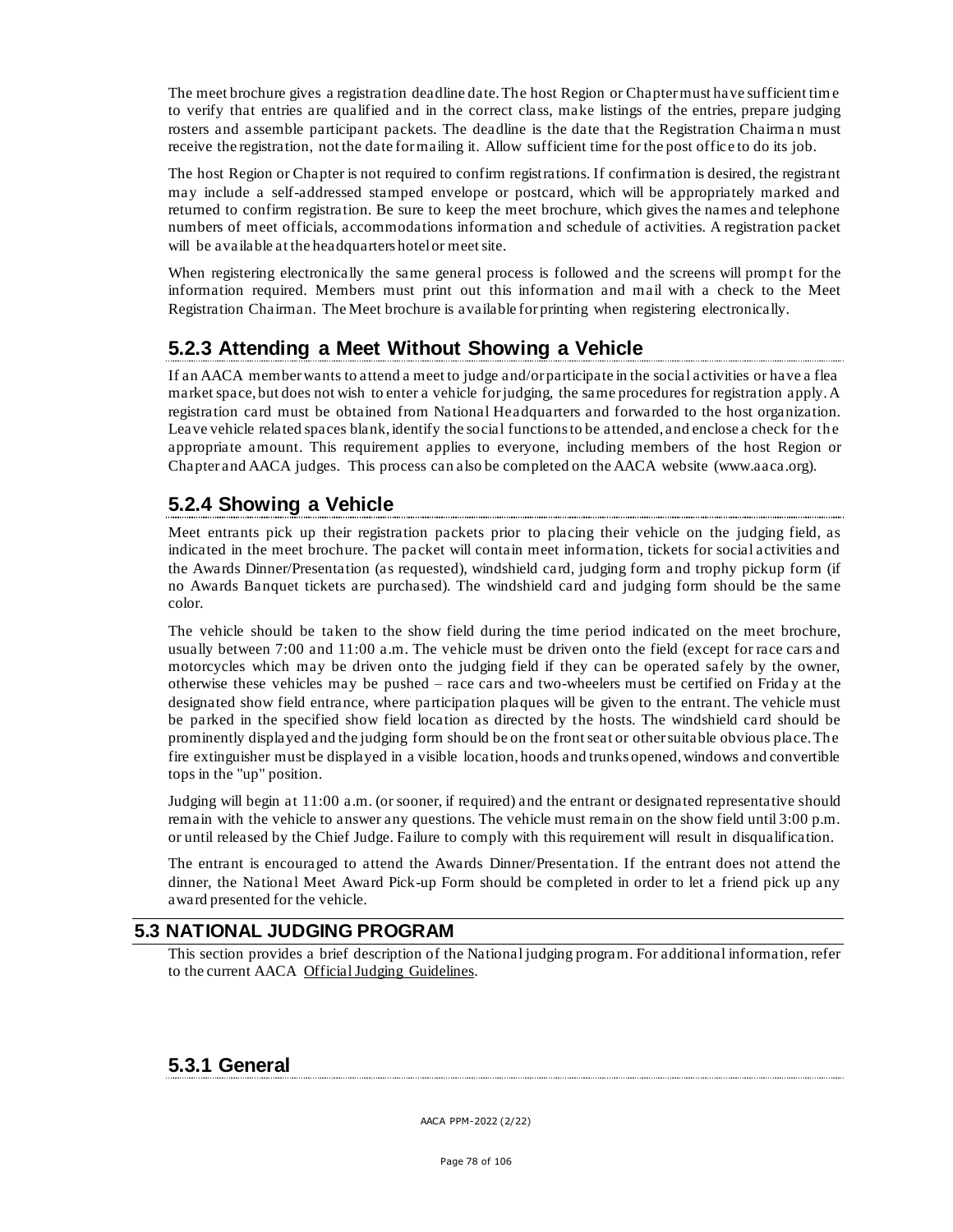The meet brochure gives a registration deadline date. The host Region or Chapter must have sufficient time to verify that entries are qualified and in the correct class, make listings of the entries, prepare judging rosters and assemble participant packets. The deadline is the date that the Registration Chairman must receive the registration, not the date for mailing it. Allow sufficient time for the post office to do its job.

The host Region or Chapter is not required to confirm registrations. If confirmation is desired, the registrant may include a self-addressed stamped envelope or postcard, which will be appropriately marked and returned to confirm registration. Be sure to keep the meet brochure, which gives the names and telephone numbers of meet officials, accommodations information and schedule of activities. A registration packet will be available at the headquarters hotel or meet site.

When registering electronically the same general process is followed and the screens will prompt for the information required. Members must print out this information and mail with a check to the Meet Registration Chairman. The Meet brochure is available for printing when registering electronically.

### 5.2.3 Attending a Meet Without Showing a Vehicle

If an AACA member wants to attend a meet to judge and/or participate in the social activities or have a flea market space, but does not wish to enter a vehicle for judging, the same procedures for registration apply. A registration card must be obtained from National Headquarters and forwarded to the host organization. Leave vehicle related spaces blank, identify the social functions to be attended, and enclose a check for the appropriate amount. This requirement applies to everyone, including members of the host Region or Chapter and AACA judges. This process can also be completed on the AACA website (www.aaca.org).

### 5.2.4 Showing a Vehicle

Meet entrants pick up their registration packets prior to placing their vehicle on the judging field, as indicated in the meet brochure. The packet will contain meet information, tickets for social activities and the Awards Dinner/Presentation (as requested), windshield card, judging form and trophy pickup form (if no Awards Banquet tickets are purchased). The windshield card and judging form should be the same color.

The vehicle should be taken to the show field during the time period indicated on the meet brochure, usually between 7:00 and 11:00 a.m. The vehicle must be driven onto the field (except for race cars and motorcycles which may be driven onto the judging field if they can be operated safely by the owner, otherwise these vehicles may be pushed – race cars and two-wheelers must be certified on Friday at the designated show field entrance, where participation plaques will be given to the entrant. The vehicle must be parked in the specified show field location as directed by the hosts. The windshield card should be prominently displayed and the judging form should be on the front seat or other suitable obvious place. The fire extinguisher must be displayed in a visible location, hoods and trunks opened, windows and convertible tops in the "up" position.

Judging will begin at 11:00 a.m. (or sooner, if required) and the entrant or designated representative should remain with the vehicle to answer any questions. The vehicle must remain on the show field until 3:00 p.m. or until released by the Chief Judge. Failure to comply with this requirement will result in disqualification.

The entrant is encouraged to attend the Awards Dinner/Presentation. If the entrant does not attend the dinner, the National Meet Award Pick-up Form should be completed in order to let a friend pick up any award presented for the vehicle.

## 5.3 NATIONAL JUDGING PROGRAM

This section provides a brief description of the National judging program. For additional information, refer to the current AACA Official Judging Guidelines.

### 5.3.1 General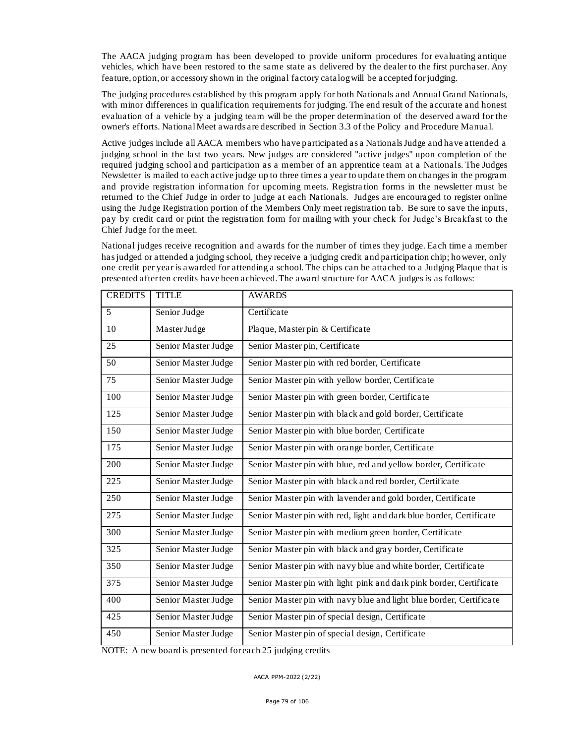The AACA judging program has been developed to provide uniform procedures for evaluating antique vehicles, which have been restored to the same state as delivered by the dealer to the first purchaser. Any feature, option, or accessory shown in the original factory catalog will be accepted for judging.

The judging procedures established by this program apply for both Nationals and Annual Grand Nationals, with minor differences in qualification requirements for judging. The end result of the accurate and honest evaluation of a vehicle by a judging team will be the proper determination of the deserved award for the owner's efforts. National Meet awards are described in Section 3.3 of the Policy and Procedure Manual.

Active judges include all AACA members who have participated as a Nationals Judge and have attended a judging school in the last two years. New judges are considered "active judges" upon completion of the required judging school and participation as a member of an apprentice team at a Nationals. The Judges Newsletter is mailed to each active judge up to three times a year to update them on changes in the program and provide registration information for upcoming meets. Registration forms in the newsletter must be returned to the Chief Judge in order to judge at each Nationals. Judges are encouraged to register online using the Judge Registration portion of the Members Only meet registration tab. Be sure to save the inputs, pay by credit card or print the registration form for mailing with your check for Judge's Breakfast to the Chief Judge for the meet.

National judges receive recognition and awards for the number of times they judge. Each time a member has judged or attended a judging school, they receive a judging credit and participation chip; however, only one credit per year is awarded for attending a school. The chips can be attached to a Judging Plaque that is presented after ten credits have been achieved. The award structure for AACA judges is as follows:

| CREDITS | TITLE | AWARDS |
|---|---|---|
| 5 | Senior Judge | Certificate |
| 10 | Master Judge | Plaque, Master pin & Certificate |
| 25 | Senior Master Judge | Senior Master pin, Certificate |
| 50 | Senior Master Judge | Senior Master pin with red border, Certificate |
| 75 | Senior Master Judge | Senior Master pin with yellow border, Certificate |
| 100 | Senior Master Judge | Senior Master pin with green border, Certificate |
| 125 | Senior Master Judge | Senior Master pin with black and gold border, Certificate |
| 150 | Senior Master Judge | Senior Master pin with blue border, Certificate |
| 175 | Senior Master Judge | Senior Master pin with orange border, Certificate |
| 200 | Senior Master Judge | Senior Master pin with blue, red and yellow border, Certificate |
| 225 | Senior Master Judge | Senior Master pin with black and red border, Certificate |
| 250 | Senior Master Judge | Senior Master pin with lavender and gold border, Certificate |
| 275 | Senior Master Judge | Senior Master pin with red, light and dark blue border, Certificate |
| 300 | Senior Master Judge | Senior Master pin with medium green border, Certificate |
| 325 | Senior Master Judge | Senior Master pin with black and gray border, Certificate |
| 350 | Senior Master Judge | Senior Master pin with navy blue and white border, Certificate |
| 375 | Senior Master Judge | Senior Master pin with light pink and dark pink border, Certificate |
| 400 | Senior Master Judge | Senior Master pin with navy blue and light blue border, Certificate |
| 425 | Senior Master Judge | Senior Master pin of special design, Certificate |
| 450 | Senior Master Judge | Senior Master pin of special design, Certificate |

NOTE: A new board is presented for each 25 judging credits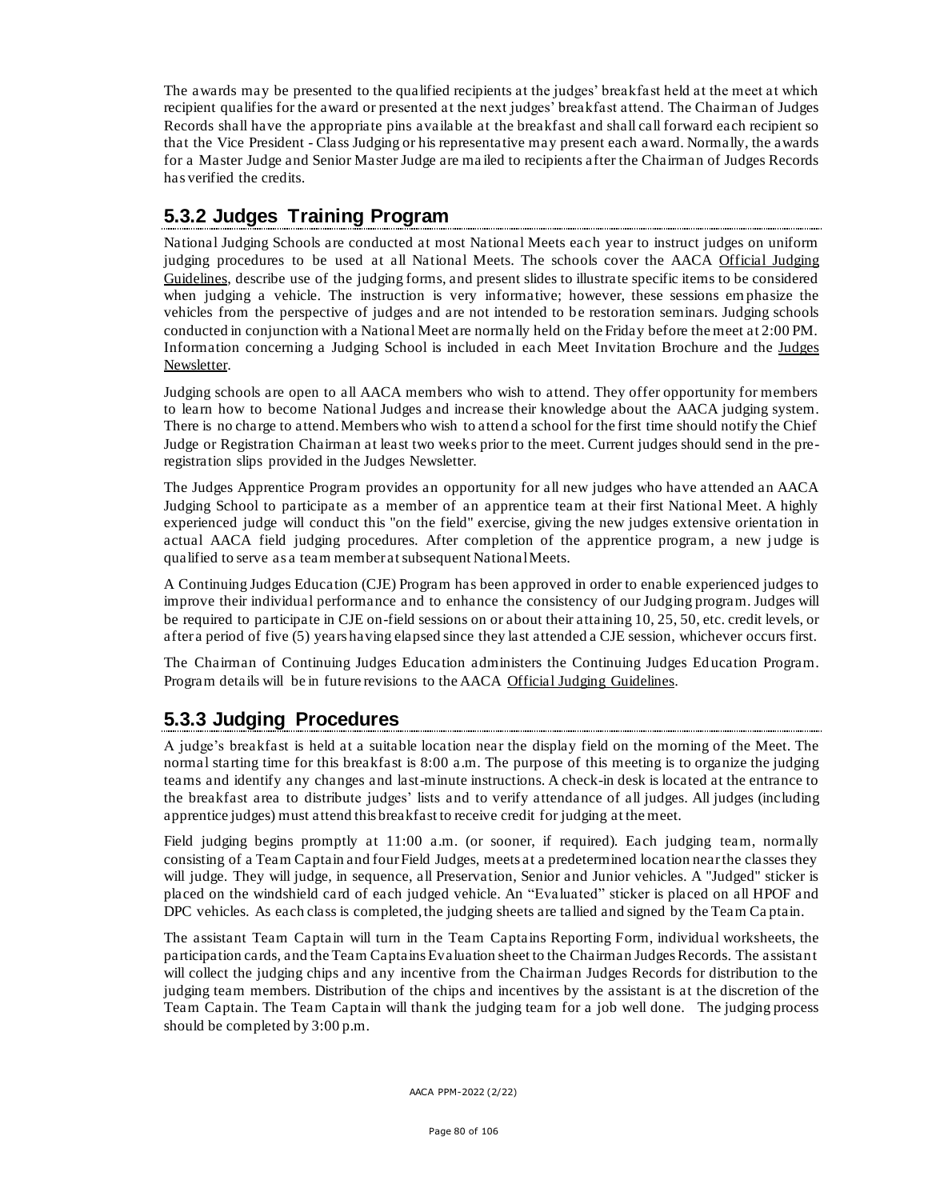The awards may be presented to the qualified recipients at the judges' breakfast held at the meet at which recipient qualifies for the award or presented at the next judges' breakfast attend. The Chairman of Judges Records shall have the appropriate pins available at the breakfast and shall call forward each recipient so that the Vice President - Class Judging or his representative may present each award. Normally, the awards for a Master Judge and Senior Master Judge are mailed to recipients after the Chairman of Judges Records has verified the credits.

## 5.3.2 Judges Training Program

National Judging Schools are conducted at most National Meets each year to instruct judges on uniform judging procedures to be used at all National Meets. The schools cover the AACA Official Judging Guidelines, describe use of the judging forms, and present slides to illustrate specific items to be considered when judging a vehicle. The instruction is very informative; however, these sessions emphasize the vehicles from the perspective of judges and are not intended to be restoration seminars. Judging schools conducted in conjunction with a National Meet are normally held on the Friday before the meet at 2:00 PM. Information concerning a Judging School is included in each Meet Invitation Brochure and the Judges Newsletter.

Judging schools are open to all AACA members who wish to attend. They offer opportunity for members to learn how to become National Judges and increase their knowledge about the AACA judging system. There is no charge to attend. Members who wish to attend a school for the first time should notify the Chief Judge or Registration Chairman at least two weeks prior to the meet. Current judges should send in the pre-registration slips provided in the Judges Newsletter.

The Judges Apprentice Program provides an opportunity for all new judges who have attended an AACA Judging School to participate as a member of an apprentice team at their first National Meet. A highly experienced judge will conduct this "on the field" exercise, giving the new judges extensive orientation in actual AACA field judging procedures. After completion of the apprentice program, a new judge is qualified to serve as a team member at subsequent National Meets.

A Continuing Judges Education (CJE) Program has been approved in order to enable experienced judges to improve their individual performance and to enhance the consistency of our Judging program. Judges will be required to participate in CJE on-field sessions on or about their attaining 10, 25, 50, etc. credit levels, or after a period of five (5) years having elapsed since they last attended a CJE session, whichever occurs first.

The Chairman of Continuing Judges Education administers the Continuing Judges Education Program. Program details will be in future revisions to the AACA Official Judging Guidelines.

## 5.3.3 Judging Procedures

A judge's breakfast is held at a suitable location near the display field on the morning of the Meet. The normal starting time for this breakfast is 8:00 a.m. The purpose of this meeting is to organize the judging teams and identify any changes and last-minute instructions. A check-in desk is located at the entrance to the breakfast area to distribute judges' lists and to verify attendance of all judges. All judges (including apprentice judges) must attend this breakfast to receive credit for judging at the meet.

Field judging begins promptly at 11:00 a.m. (or sooner, if required). Each judging team, normally consisting of a Team Captain and four Field Judges, meets at a predetermined location near the classes they will judge. They will judge, in sequence, all Preservation, Senior and Junior vehicles. A "Judged" sticker is placed on the windshield card of each judged vehicle. An "Evaluated" sticker is placed on all HPOF and DPC vehicles. As each class is completed, the judging sheets are tallied and signed by the Team Captain.

The assistant Team Captain will turn in the Team Captains Reporting Form, individual worksheets, the participation cards, and the Team Captains Evaluation sheet to the Chairman Judges Records. The assistant will collect the judging chips and any incentive from the Chairman Judges Records for distribution to the judging team members. Distribution of the chips and incentives by the assistant is at the discretion of the Team Captain. The Team Captain will thank the judging team for a job well done. The judging process should be completed by 3:00 p.m.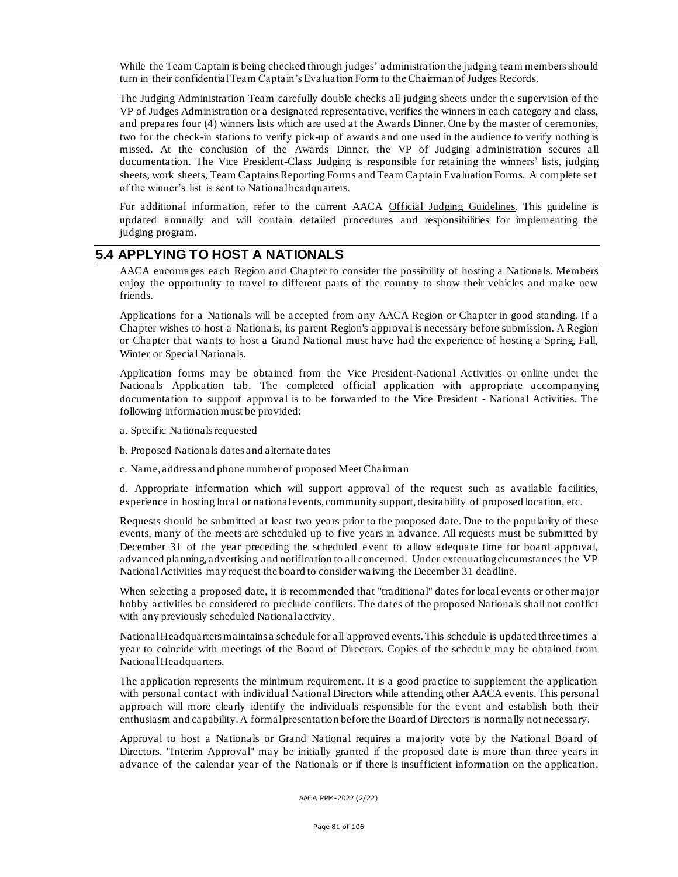While the Team Captain is being checked through judges' administration the judging team members should turn in their confidential Team Captain's Evaluation Form to the Chairman of Judges Records.

The Judging Administration Team carefully double checks all judging sheets under the supervision of the VP of Judges Administration or a designated representative, verifies the winners in each category and class, and prepares four (4) winners lists which are used at the Awards Dinner. One by the master of ceremonies, two for the check-in stations to verify pick-up of awards and one used in the audience to verify nothing is missed. At the conclusion of the Awards Dinner, the VP of Judging administration secures all documentation. The Vice President-Class Judging is responsible for retaining the winners' lists, judging sheets, work sheets, Team Captains Reporting Forms and Team Captain Evaluation Forms. A complete set of the winner's list is sent to National headquarters.

For additional information, refer to the current AACA Official Judging Guidelines. This guideline is updated annually and will contain detailed procedures and responsibilities for implementing the judging program.

## 5.4 APPLYING TO HOST A NATIONALS

AACA encourages each Region and Chapter to consider the possibility of hosting a Nationals. Members enjoy the opportunity to travel to different parts of the country to show their vehicles and make new friends.

Applications for a Nationals will be accepted from any AACA Region or Chapter in good standing. If a Chapter wishes to host a Nationals, its parent Region's approval is necessary before submission. A Region or Chapter that wants to host a Grand National must have had the experience of hosting a Spring, Fall, Winter or Special Nationals.

Application forms may be obtained from the Vice President-National Activities or online under the Nationals Application tab. The completed official application with appropriate accompanying documentation to support approval is to be forwarded to the Vice President - National Activities. The following information must be provided:

a. Specific Nationals requested

b. Proposed Nationals dates and alternate dates

c. Name, address and phone number of proposed Meet Chairman

d. Appropriate information which will support approval of the request such as available facilities, experience in hosting local or national events, community support, desirability of proposed location, etc.

Requests should be submitted at least two years prior to the proposed date. Due to the popularity of these events, many of the meets are scheduled up to five years in advance. All requests must be submitted by December 31 of the year preceding the scheduled event to allow adequate time for board approval, advanced planning, advertising and notification to all concerned. Under extenuating circumstances the VP National Activities may request the board to consider waiving the December 31 deadline.

When selecting a proposed date, it is recommended that "traditional" dates for local events or other major hobby activities be considered to preclude conflicts. The dates of the proposed Nationals shall not conflict with any previously scheduled National activity.

National Headquarters maintains a schedule for all approved events. This schedule is updated three times a year to coincide with meetings of the Board of Directors. Copies of the schedule may be obtained from National Headquarters.

The application represents the minimum requirement. It is a good practice to supplement the application with personal contact with individual National Directors while attending other AACA events. This personal approach will more clearly identify the individuals responsible for the event and establish both their enthusiasm and capability. A formal presentation before the Board of Directors is normally not necessary.

Approval to host a Nationals or Grand National requires a majority vote by the National Board of Directors. "Interim Approval" may be initially granted if the proposed date is more than three years in advance of the calendar year of the Nationals or if there is insufficient information on the application.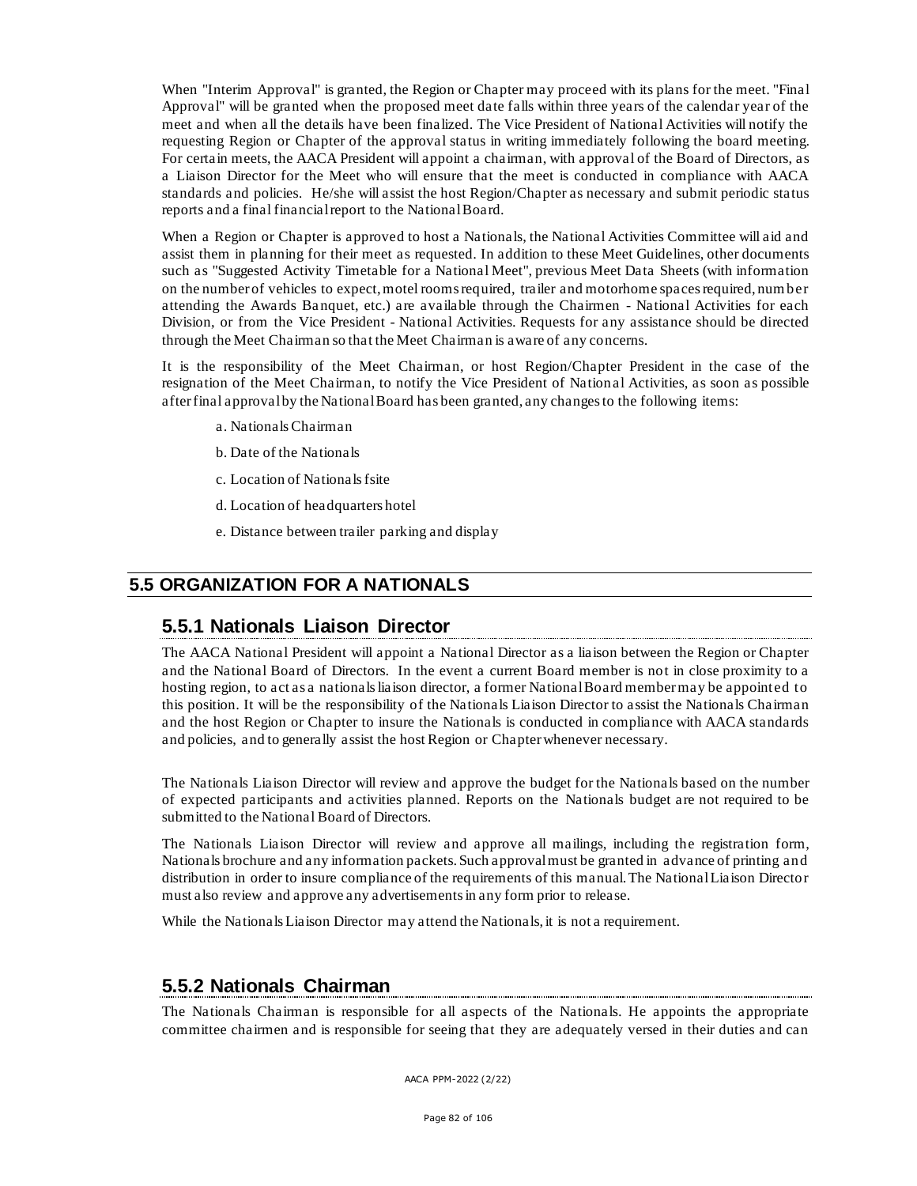When "Interim Approval" is granted, the Region or Chapter may proceed with its plans for the meet. "Final Approval" will be granted when the proposed meet date falls within three years of the calendar year of the meet and when all the details have been finalized. The Vice President of National Activities will notify the requesting Region or Chapter of the approval status in writing immediately following the board meeting. For certain meets, the AACA President will appoint a chairman, with approval of the Board of Directors, as a Liaison Director for the Meet who will ensure that the meet is conducted in compliance with AACA standards and policies. He/she will assist the host Region/Chapter as necessary and submit periodic status reports and a final financial report to the National Board.

When a Region or Chapter is approved to host a Nationals, the National Activities Committee will aid and assist them in planning for their meet as requested. In addition to these Meet Guidelines, other documents such as "Suggested Activity Timetable for a National Meet", previous Meet Data Sheets (with information on the number of vehicles to expect, motel rooms required, trailer and motorhome spaces required, number attending the Awards Banquet, etc.) are available through the Chairmen - National Activities for each Division, or from the Vice President - National Activities. Requests for any assistance should be directed through the Meet Chairman so that the Meet Chairman is aware of any concerns.

It is the responsibility of the Meet Chairman, or host Region/Chapter President in the case of the resignation of the Meet Chairman, to notify the Vice President of National Activities, as soon as possible after final approval by the National Board has been granted, any changes to the following items:

a. Nationals Chairman

b. Date of the Nationals

c. Location of Nationals fsite

d. Location of headquarters hotel

e. Distance between trailer parking and display

## 5.5 ORGANIZATION FOR A NATIONALS

### 5.5.1 Nationals Liaison Director

The AACA National President will appoint a National Director as a liaison between the Region or Chapter and the National Board of Directors. In the event a current Board member is not in close proximity to a hosting region, to act as a nationals liaison director, a former National Board member may be appointed to this position. It will be the responsibility of the Nationals Liaison Director to assist the Nationals Chairman and the host Region or Chapter to insure the Nationals is conducted in compliance with AACA standards and policies, and to generally assist the host Region or Chapter whenever necessary.

The Nationals Liaison Director will review and approve the budget for the Nationals based on the number of expected participants and activities planned. Reports on the Nationals budget are not required to be submitted to the National Board of Directors.

The Nationals Liaison Director will review and approve all mailings, including the registration form, Nationals brochure and any information packets. Such approval must be granted in advance of printing and distribution in order to insure compliance of the requirements of this manual. The National Liaison Director must also review and approve any advertisements in any form prior to release.

While the Nationals Liaison Director may attend the Nationals, it is not a requirement.

### 5.5.2 Nationals Chairman

The Nationals Chairman is responsible for all aspects of the Nationals. He appoints the appropriate committee chairmen and is responsible for seeing that they are adequately versed in their duties and can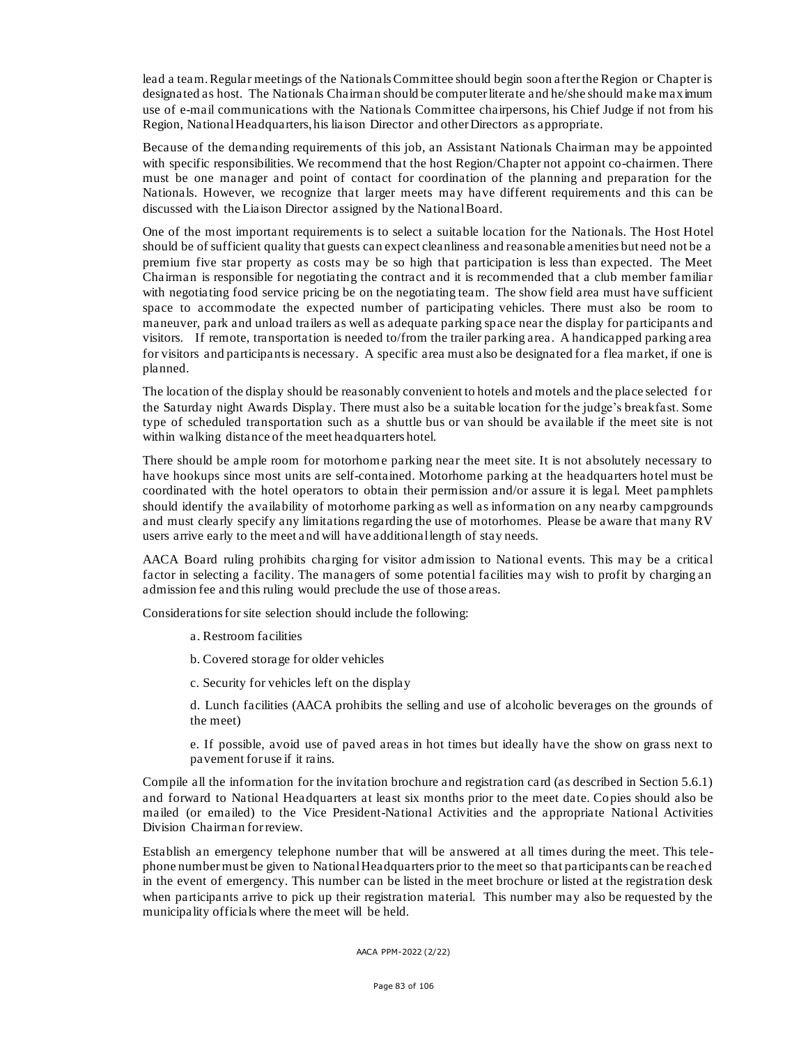lead a team. Regular meetings of the Nationals Committee should begin soon after the Region or Chapter is designated as host. The Nationals Chairman should be computer literate and he/she should make maximum use of e-mail communications with the Nationals Committee chairpersons, his Chief Judge if not from his Region, National Headquarters, his liaison Director and other Directors as appropriate.

Because of the demanding requirements of this job, an Assistant Nationals Chairman may be appointed with specific responsibilities. We recommend that the host Region/Chapter not appoint co-chairmen. There must be one manager and point of contact for coordination of the planning and preparation for the Nationals. However, we recognize that larger meets may have different requirements and this can be discussed with the Liaison Director assigned by the National Board.

One of the most important requirements is to select a suitable location for the Nationals. The Host Hotel should be of sufficient quality that guests can expect cleanliness and reasonable amenities but need not be a premium five star property as costs may be so high that participation is less than expected. The Meet Chairman is responsible for negotiating the contract and it is recommended that a club member familiar with negotiating food service pricing be on the negotiating team. The show field area must have sufficient space to accommodate the expected number of participating vehicles. There must also be room to maneuver, park and unload trailers as well as adequate parking space near the display for participants and visitors. If remote, transportation is needed to/from the trailer parking area. A handicapped parking area for visitors and participants is necessary. A specific area must also be designated for a flea market, if one is planned.

The location of the display should be reasonably convenient to hotels and motels and the place selected for the Saturday night Awards Display. There must also be a suitable location for the judge's breakfast. Some type of scheduled transportation such as a shuttle bus or van should be available if the meet site is not within walking distance of the meet headquarters hotel.

There should be ample room for motorhome parking near the meet site. It is not absolutely necessary to have hookups since most units are self-contained. Motorhome parking at the headquarters hotel must be coordinated with the hotel operators to obtain their permission and/or assure it is legal. Meet pamphlets should identify the availability of motorhome parking as well as information on any nearby campgrounds and must clearly specify any limitations regarding the use of motorhomes. Please be aware that many RV users arrive early to the meet and will have additional length of stay needs.

AACA Board ruling prohibits charging for visitor admission to National events. This may be a critical factor in selecting a facility. The managers of some potential facilities may wish to profit by charging an admission fee and this ruling would preclude the use of those areas.

Considerations for site selection should include the following:

a. Restroom facilities

b. Covered storage for older vehicles

c. Security for vehicles left on the display

d. Lunch facilities (AACA prohibits the selling and use of alcoholic beverages on the grounds of the meet)

e. If possible, avoid use of paved areas in hot times but ideally have the show on grass next to pavement for use if it rains.

Compile all the information for the invitation brochure and registration card (as described in Section 5.6.1) and forward to National Headquarters at least six months prior to the meet date. Copies should also be mailed (or emailed) to the Vice President-National Activities and the appropriate National Activities Division Chairman for review.

Establish an emergency telephone number that will be answered at all times during the meet. This telephone number must be given to National Headquarters prior to the meet so that participants can be reached in the event of emergency. This number can be listed in the meet brochure or listed at the registration desk when participants arrive to pick up their registration material. This number may also be requested by the municipality officials where the meet will be held.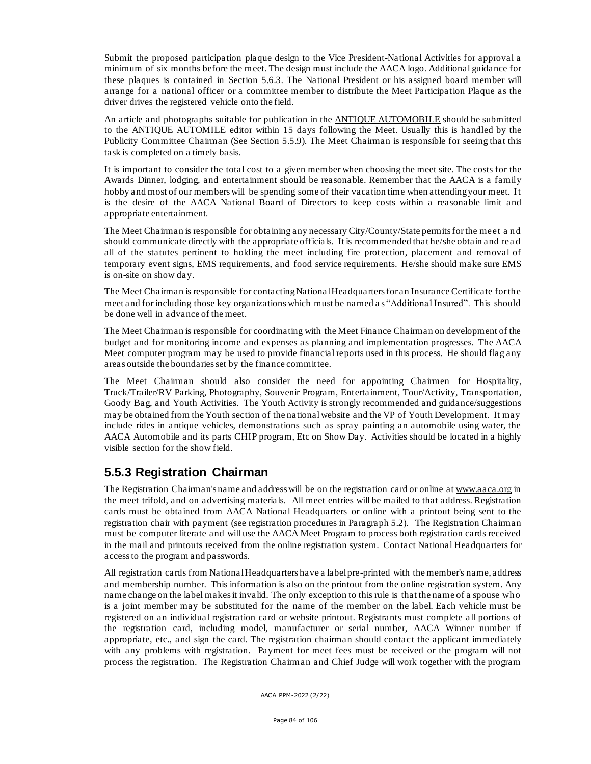Submit the proposed participation plaque design to the Vice President-National Activities for approval a minimum of six months before the meet. The design must include the AACA logo. Additional guidance for these plaques is contained in Section 5.6.3. The National President or his assigned board member will arrange for a national officer or a committee member to distribute the Meet Participation Plaque as the driver drives the registered vehicle onto the field.

An article and photographs suitable for publication in the ANTIQUE AUTOMOBILE should be submitted to the ANTIQUE AUTOMILE editor within 15 days following the Meet. Usually this is handled by the Publicity Committee Chairman (See Section 5.5.9). The Meet Chairman is responsible for seeing that this task is completed on a timely basis.

It is important to consider the total cost to a given member when choosing the meet site. The costs for the Awards Dinner, lodging, and entertainment should be reasonable. Remember that the AACA is a family hobby and most of our members will be spending some of their vacation time when attending your meet. It is the desire of the AACA National Board of Directors to keep costs within a reasonable limit and appropriate entertainment.

The Meet Chairman is responsible for obtaining any necessary City/County/State permits for the meet and should communicate directly with the appropriate officials. It is recommended that he/she obtain and read all of the statutes pertinent to holding the meet including fire protection, placement and removal of temporary event signs, EMS requirements, and food service requirements. He/she should make sure EMS is on-site on show day.

The Meet Chairman is responsible for contacting National Headquarters for an Insurance Certificate for the meet and for including those key organizations which must be named as "Additional Insured". This should be done well in advance of the meet.

The Meet Chairman is responsible for coordinating with the Meet Finance Chairman on development of the budget and for monitoring income and expenses as planning and implementation progresses. The AACA Meet computer program may be used to provide financial reports used in this process. He should flag any areas outside the boundaries set by the finance committee.

The Meet Chairman should also consider the need for appointing Chairmen for Hospitality, Truck/Trailer/RV Parking, Photography, Souvenir Program, Entertainment, Tour/Activity, Transportation, Goody Bag, and Youth Activities. The Youth Activity is strongly recommended and guidance/suggestions may be obtained from the Youth section of the national website and the VP of Youth Development. It may include rides in antique vehicles, demonstrations such as spray painting an automobile using water, the AACA Automobile and its parts CHIP program, Etc on Show Day. Activities should be located in a highly visible section for the show field.

## 5.5.3 Registration Chairman

The Registration Chairman's name and address will be on the registration card or online at www.aaca.org in the meet trifold, and on advertising materials. All meet entries will be mailed to that address. Registration cards must be obtained from AACA National Headquarters or online with a printout being sent to the registration chair with payment (see registration procedures in Paragraph 5.2). The Registration Chairman must be computer literate and will use the AACA Meet Program to process both registration cards received in the mail and printouts received from the online registration system. Contact National Headquarters for access to the program and passwords.

All registration cards from National Headquarters have a label pre-printed with the member's name, address and membership number. This information is also on the printout from the online registration system. Any name change on the label makes it invalid. The only exception to this rule is that the name of a spouse who is a joint member may be substituted for the name of the member on the label. Each vehicle must be registered on an individual registration card or website printout. Registrants must complete all portions of the registration card, including model, manufacturer or serial number, AACA Winner number if appropriate, etc., and sign the card. The registration chairman should contact the applicant immediately with any problems with registration. Payment for meet fees must be received or the program will not process the registration. The Registration Chairman and Chief Judge will work together with the program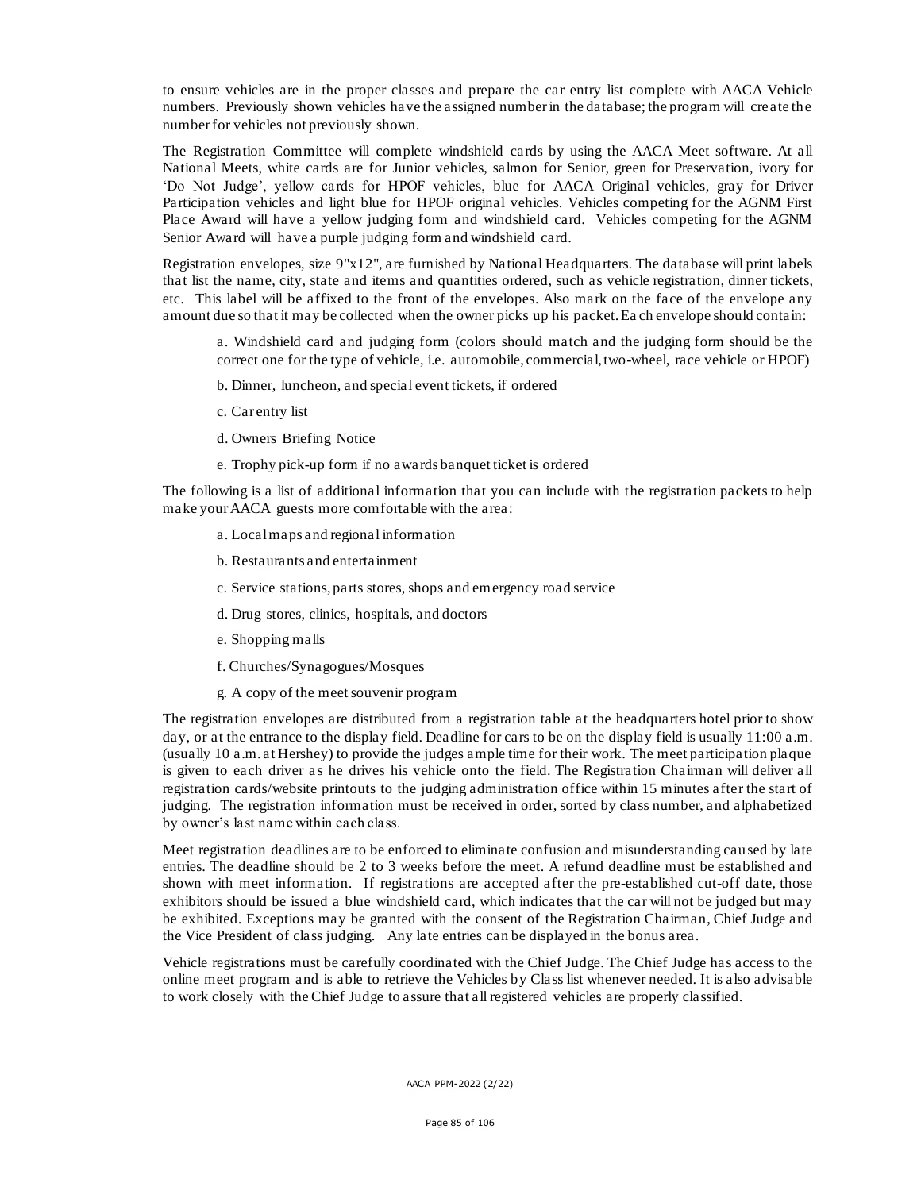to ensure vehicles are in the proper classes and prepare the car entry list complete with AACA Vehicle numbers. Previously shown vehicles have the assigned number in the database; the program will create the number for vehicles not previously shown.

The Registration Committee will complete windshield cards by using the AACA Meet software. At all National Meets, white cards are for Junior vehicles, salmon for Senior, green for Preservation, ivory for 'Do Not Judge', yellow cards for HPOF vehicles, blue for AACA Original vehicles, gray for Driver Participation vehicles and light blue for HPOF original vehicles. Vehicles competing for the AGNM First Place Award will have a yellow judging form and windshield card. Vehicles competing for the AGNM Senior Award will have a purple judging form and windshield card.

Registration envelopes, size 9"x12", are furnished by National Headquarters. The database will print labels that list the name, city, state and items and quantities ordered, such as vehicle registration, dinner tickets, etc. This label will be affixed to the front of the envelopes. Also mark on the face of the envelope any amount due so that it may be collected when the owner picks up his packet. Each envelope should contain:

a. Windshield card and judging form (colors should match and the judging form should be the correct one for the type of vehicle, i.e. automobile, commercial, two-wheel, race vehicle or HPOF)

b. Dinner, luncheon, and special event tickets, if ordered

c. Car entry list

d. Owners Briefing Notice

e. Trophy pick-up form if no awards banquet ticket is ordered

The following is a list of additional information that you can include with the registration packets to help make your AACA guests more comfortable with the area:

a. Local maps and regional information

b. Restaurants and entertainment

c. Service stations, parts stores, shops and emergency road service

d. Drug stores, clinics, hospitals, and doctors

e. Shopping malls

f. Churches/Synagogues/Mosques

g. A copy of the meet souvenir program

The registration envelopes are distributed from a registration table at the headquarters hotel prior to show day, or at the entrance to the display field. Deadline for cars to be on the display field is usually 11:00 a.m. (usually 10 a.m. at Hershey) to provide the judges ample time for their work. The meet participation plaque is given to each driver as he drives his vehicle onto the field. The Registration Chairman will deliver all registration cards/website printouts to the judging administration office within 15 minutes after the start of judging. The registration information must be received in order, sorted by class number, and alphabetized by owner's last name within each class.

Meet registration deadlines are to be enforced to eliminate confusion and misunderstanding caused by late entries. The deadline should be 2 to 3 weeks before the meet. A refund deadline must be established and shown with meet information. If registrations are accepted after the pre-established cut-off date, those exhibitors should be issued a blue windshield card, which indicates that the car will not be judged but may be exhibited. Exceptions may be granted with the consent of the Registration Chairman, Chief Judge and the Vice President of class judging. Any late entries can be displayed in the bonus area.

Vehicle registrations must be carefully coordinated with the Chief Judge. The Chief Judge has access to the online meet program and is able to retrieve the Vehicles by Class list whenever needed. It is also advisable to work closely with the Chief Judge to assure that all registered vehicles are properly classified.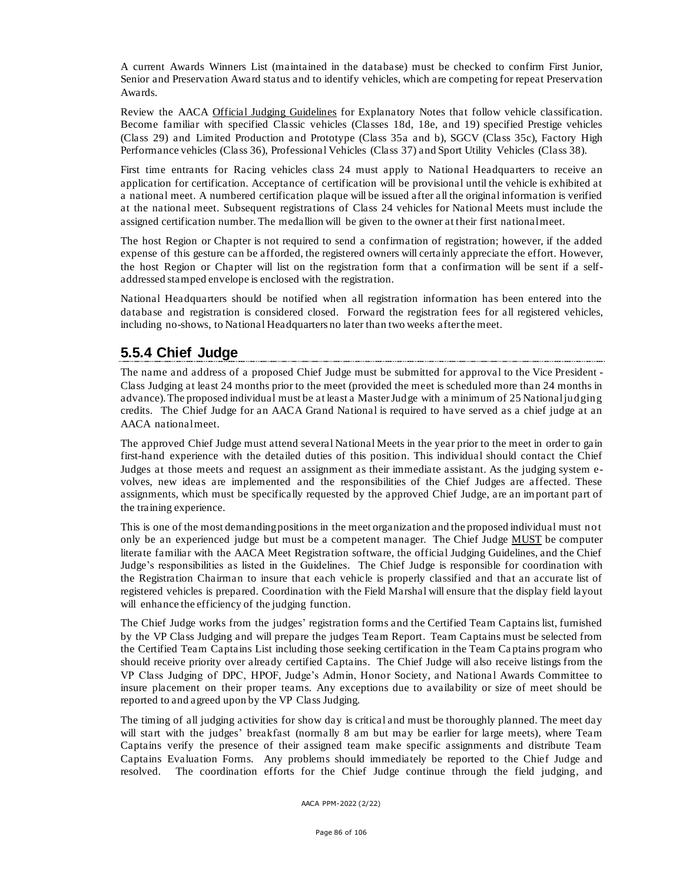A current Awards Winners List (maintained in the database) must be checked to confirm First Junior, Senior and Preservation Award status and to identify vehicles, which are competing for repeat Preservation Awards.

Review the AACA Official Judging Guidelines for Explanatory Notes that follow vehicle classification. Become familiar with specified Classic vehicles (Classes 18d, 18e, and 19) specified Prestige vehicles (Class 29) and Limited Production and Prototype (Class 35a and b), SGCV (Class 35c), Factory High Performance vehicles (Class 36), Professional Vehicles (Class 37) and Sport Utility Vehicles (Class 38).

First time entrants for Racing vehicles class 24 must apply to National Headquarters to receive an application for certification. Acceptance of certification will be provisional until the vehicle is exhibited at a national meet. A numbered certification plaque will be issued after all the original information is verified at the national meet. Subsequent registrations of Class 24 vehicles for National Meets must include the assigned certification number. The medallion will be given to the owner at their first national meet.

The host Region or Chapter is not required to send a confirmation of registration; however, if the added expense of this gesture can be afforded, the registered owners will certainly appreciate the effort. However, the host Region or Chapter will list on the registration form that a confirmation will be sent if a self-addressed stamped envelope is enclosed with the registration.

National Headquarters should be notified when all registration information has been entered into the database and registration is considered closed. Forward the registration fees for all registered vehicles, including no-shows, to National Headquarters no later than two weeks after the meet.

## 5.5.4 Chief Judge

The name and address of a proposed Chief Judge must be submitted for approval to the Vice President - Class Judging at least 24 months prior to the meet (provided the meet is scheduled more than 24 months in advance). The proposed individual must be at least a Master Judge with a minimum of 25 National judging credits. The Chief Judge for an AACA Grand National is required to have served as a chief judge at an AACA national meet.

The approved Chief Judge must attend several National Meets in the year prior to the meet in order to gain first-hand experience with the detailed duties of this position. This individual should contact the Chief Judges at those meets and request an assignment as their immediate assistant. As the judging system e-volves, new ideas are implemented and the responsibilities of the Chief Judges are affected. These assignments, which must be specifically requested by the approved Chief Judge, are an important part of the training experience.

This is one of the most demanding positions in the meet organization and the proposed individual must not only be an experienced judge but must be a competent manager. The Chief Judge MUST be computer literate familiar with the AACA Meet Registration software, the official Judging Guidelines, and the Chief Judge's responsibilities as listed in the Guidelines. The Chief Judge is responsible for coordination with the Registration Chairman to insure that each vehicle is properly classified and that an accurate list of registered vehicles is prepared. Coordination with the Field Marshal will ensure that the display field layout will enhance the efficiency of the judging function.

The Chief Judge works from the judges' registration forms and the Certified Team Captains list, furnished by the VP Class Judging and will prepare the judges Team Report. Team Captains must be selected from the Certified Team Captains List including those seeking certification in the Team Captains program who should receive priority over already certified Captains. The Chief Judge will also receive listings from the VP Class Judging of DPC, HPOF, Judge's Admin, Honor Society, and National Awards Committee to insure placement on their proper teams. Any exceptions due to availability or size of meet should be reported to and agreed upon by the VP Class Judging.

The timing of all judging activities for show day is critical and must be thoroughly planned. The meet day will start with the judges' breakfast (normally 8 am but may be earlier for large meets), where Team Captains verify the presence of their assigned team make specific assignments and distribute Team Captains Evaluation Forms. Any problems should immediately be reported to the Chief Judge and resolved. The coordination efforts for the Chief Judge continue through the field judging, and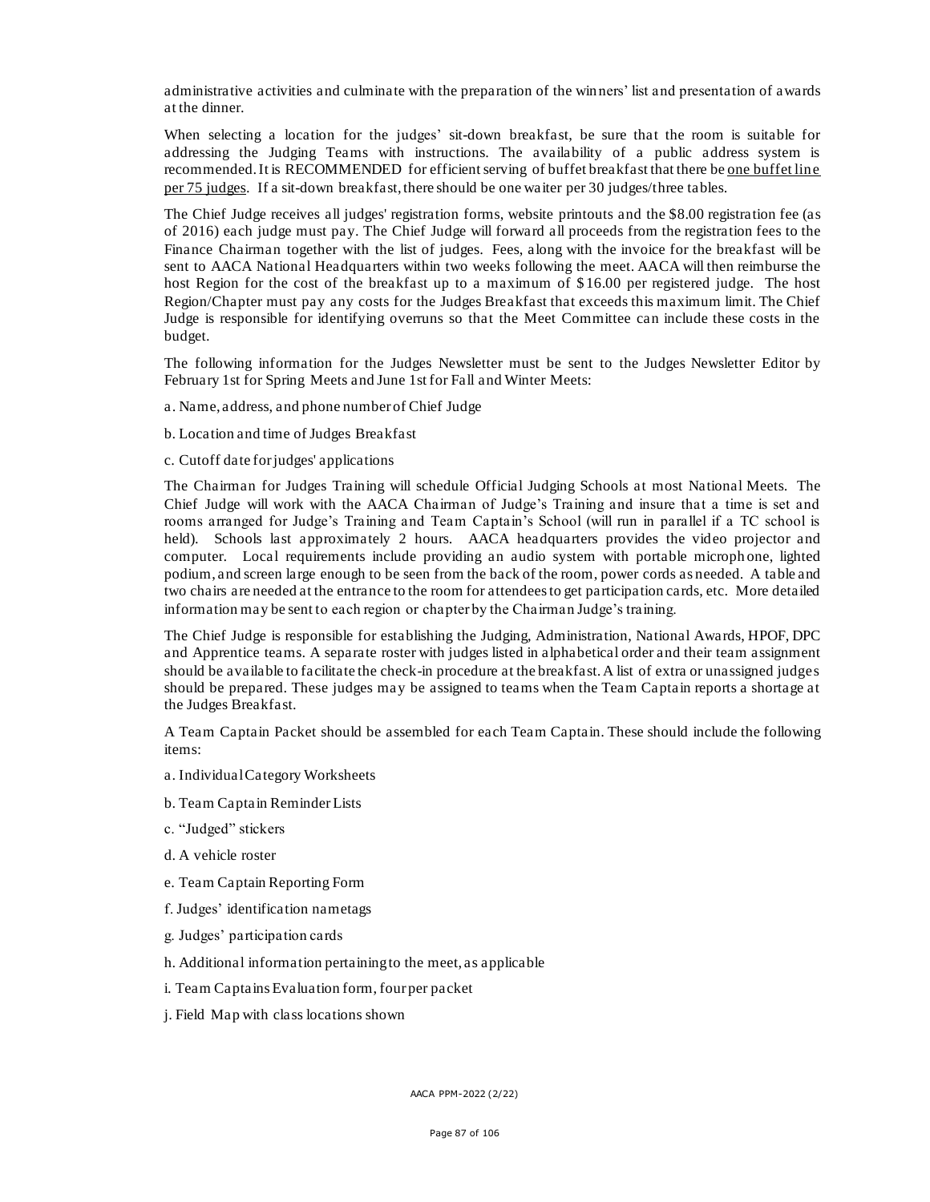administrative activities and culminate with the preparation of the winners' list and presentation of awards at the dinner.

When selecting a location for the judges' sit-down breakfast, be sure that the room is suitable for addressing the Judging Teams with instructions. The availability of a public address system is recommended. It is RECOMMENDED for efficient serving of buffet breakfast that there be <u>one buffet line per 75 judges</u>. If a sit-down breakfast, there should be one waiter per 30 judges/three tables.

The Chief Judge receives all judges' registration forms, website printouts and the $8.00 registration fee (as of 2016) each judge must pay. The Chief Judge will forward all proceeds from the registration fees to the Finance Chairman together with the list of judges. Fees, along with the invoice for the breakfast will be sent to AACA National Headquarters within two weeks following the meet. AACA will then reimburse the host Region for the cost of the breakfast up to a maximum of $16.00 per registered judge. The host Region/Chapter must pay any costs for the Judges Breakfast that exceeds this maximum limit. The Chief Judge is responsible for identifying overruns so that the Meet Committee can include these costs in the budget.

The following information for the Judges Newsletter must be sent to the Judges Newsletter Editor by February 1st for Spring Meets and June 1st for Fall and Winter Meets:

a. Name, address, and phone number of Chief Judge

b. Location and time of Judges Breakfast

c. Cutoff date for judges' applications

The Chairman for Judges Training will schedule Official Judging Schools at most National Meets. The Chief Judge will work with the AACA Chairman of Judge's Training and insure that a time is set and rooms arranged for Judge's Training and Team Captain's School (will run in parallel if a TC school is held). Schools last approximately 2 hours. AACA headquarters provides the video projector and computer. Local requirements include providing an audio system with portable microphone, lighted podium, and screen large enough to be seen from the back of the room, power cords as needed. A table and two chairs are needed at the entrance to the room for attendees to get participation cards, etc. More detailed information may be sent to each region or chapter by the Chairman Judge's training.

The Chief Judge is responsible for establishing the Judging, Administration, National Awards, HPOF, DPC and Apprentice teams. A separate roster with judges listed in alphabetical order and their team assignment should be available to facilitate the check-in procedure at the breakfast. A list of extra or unassigned judges should be prepared. These judges may be assigned to teams when the Team Captain reports a shortage at the Judges Breakfast.

A Team Captain Packet should be assembled for each Team Captain. These should include the following items:

a. Individual Category Worksheets

b. Team Captain Reminder Lists

c. "Judged" stickers

d. A vehicle roster

e. Team Captain Reporting Form

f. Judges' identification nametags

g. Judges' participation cards

h. Additional information pertaining to the meet, as applicable

i. Team Captains Evaluation form, four per packet

j. Field Map with class locations shown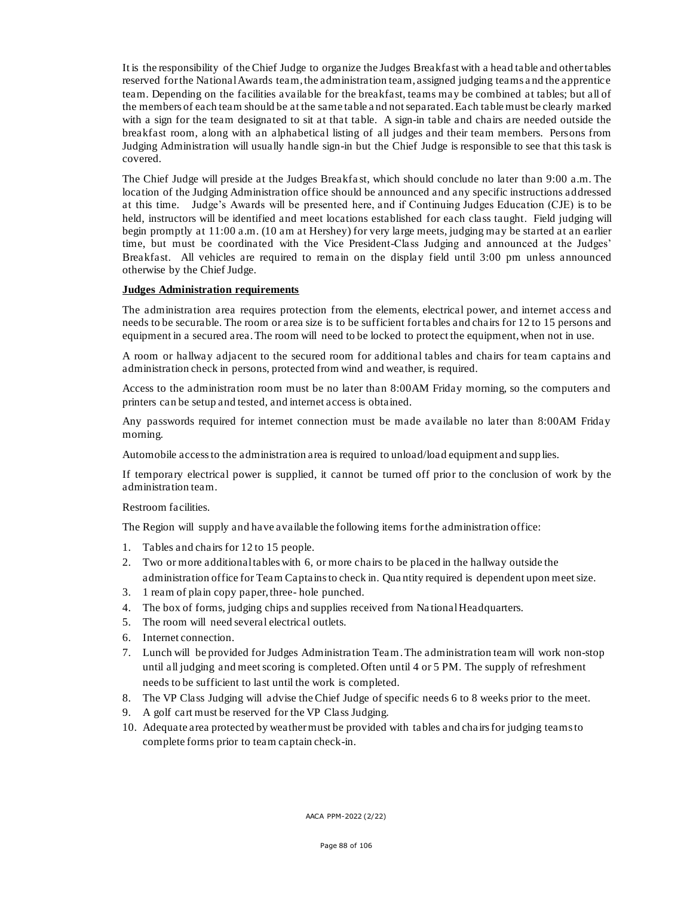It is the responsibility of the Chief Judge to organize the Judges Breakfast with a head table and other tables reserved for the National Awards team, the administration team, assigned judging teams and the apprentice team. Depending on the facilities available for the breakfast, teams may be combined at tables; but all of the members of each team should be at the same table and not separated. Each table must be clearly marked with a sign for the team designated to sit at that table. A sign-in table and chairs are needed outside the breakfast room, along with an alphabetical listing of all judges and their team members. Persons from Judging Administration will usually handle sign-in but the Chief Judge is responsible to see that this task is covered.

The Chief Judge will preside at the Judges Breakfast, which should conclude no later than 9:00 a.m. The location of the Judging Administration office should be announced and any specific instructions addressed at this time. Judge's Awards will be presented here, and if Continuing Judges Education (CJE) is to be held, instructors will be identified and meet locations established for each class taught. Field judging will begin promptly at 11:00 a.m. (10 am at Hershey) for very large meets, judging may be started at an earlier time, but must be coordinated with the Vice President-Class Judging and announced at the Judges' Breakfast. All vehicles are required to remain on the display field until 3:00 pm unless announced otherwise by the Chief Judge.

**Judges Administration requirements**

The administration area requires protection from the elements, electrical power, and internet access and needs to be securable. The room or area size is to be sufficient for tables and chairs for 12 to 15 persons and equipment in a secured area. The room will need to be locked to protect the equipment, when not in use.

A room or hallway adjacent to the secured room for additional tables and chairs for team captains and administration check in persons, protected from wind and weather, is required.

Access to the administration room must be no later than 8:00AM Friday morning, so the computers and printers can be setup and tested, and internet access is obtained.

Any passwords required for internet connection must be made available no later than 8:00AM Friday morning.

Automobile access to the administration area is required to unload/load equipment and supplies.

If temporary electrical power is supplied, it cannot be turned off prior to the conclusion of work by the administration team.

Restroom facilities.

The Region will supply and have available the following items for the administration office:

1. Tables and chairs for 12 to 15 people.
2. Two or more additional tables with 6, or more chairs to be placed in the hallway outside the administration office for Team Captains to check in. Quantity required is dependent upon meet size.
3. 1 ream of plain copy paper, three- hole punched.
4. The box of forms, judging chips and supplies received from National Headquarters.
5. The room will need several electrical outlets.
6. Internet connection.
7. Lunch will be provided for Judges Administration Team. The administration team will work non-stop until all judging and meet scoring is completed. Often until 4 or 5 PM. The supply of refreshment needs to be sufficient to last until the work is completed.
8. The VP Class Judging will advise the Chief Judge of specific needs 6 to 8 weeks prior to the meet.
9. A golf cart must be reserved for the VP Class Judging.
10. Adequate area protected by weather must be provided with tables and chairs for judging teams to complete forms prior to team captain check-in.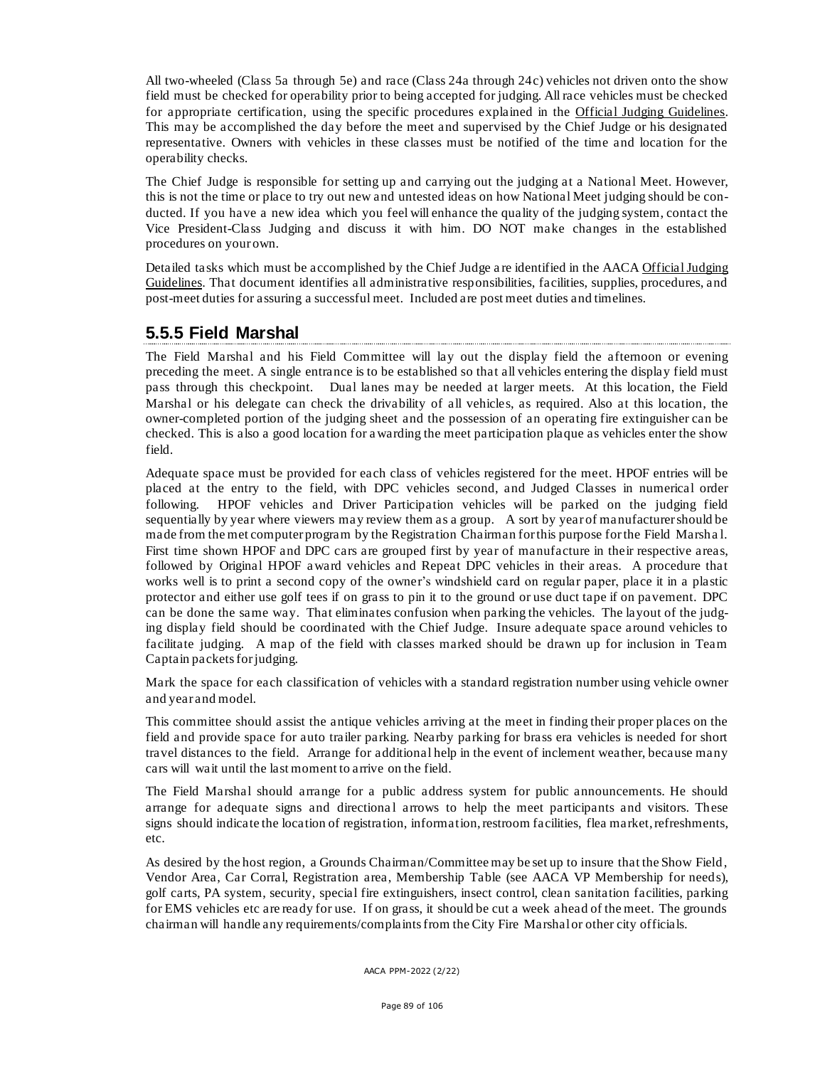All two-wheeled (Class 5a through 5e) and race (Class 24a through 24c) vehicles not driven onto the show field must be checked for operability prior to being accepted for judging. All race vehicles must be checked for appropriate certification, using the specific procedures explained in the Official Judging Guidelines. This may be accomplished the day before the meet and supervised by the Chief Judge or his designated representative. Owners with vehicles in these classes must be notified of the time and location for the operability checks.

The Chief Judge is responsible for setting up and carrying out the judging at a National Meet. However, this is not the time or place to try out new and untested ideas on how National Meet judging should be conducted. If you have a new idea which you feel will enhance the quality of the judging system, contact the Vice President-Class Judging and discuss it with him. DO NOT make changes in the established procedures on your own.

Detailed tasks which must be accomplished by the Chief Judge are identified in the AACA Official Judging Guidelines. That document identifies all administrative responsibilities, facilities, supplies, procedures, and post-meet duties for assuring a successful meet. Included are post meet duties and timelines.

## 5.5.5 Field Marshal

The Field Marshal and his Field Committee will lay out the display field the afternoon or evening preceding the meet. A single entrance is to be established so that all vehicles entering the display field must pass through this checkpoint. Dual lanes may be needed at larger meets. At this location, the Field Marshal or his delegate can check the drivability of all vehicles, as required. Also at this location, the owner-completed portion of the judging sheet and the possession of an operating fire extinguisher can be checked. This is also a good location for awarding the meet participation plaque as vehicles enter the show field.

Adequate space must be provided for each class of vehicles registered for the meet. HPOF entries will be placed at the entry to the field, with DPC vehicles second, and Judged Classes in numerical order following. HPOF vehicles and Driver Participation vehicles will be parked on the judging field sequentially by year where viewers may review them as a group. A sort by year of manufacturer should be made from the met computer program by the Registration Chairman for this purpose for the Field Marshal. First time shown HPOF and DPC cars are grouped first by year of manufacture in their respective areas, followed by Original HPOF award vehicles and Repeat DPC vehicles in their areas. A procedure that works well is to print a second copy of the owner's windshield card on regular paper, place it in a plastic protector and either use golf tees if on grass to pin it to the ground or use duct tape if on pavement. DPC can be done the same way. That eliminates confusion when parking the vehicles. The layout of the judging display field should be coordinated with the Chief Judge. Insure adequate space around vehicles to facilitate judging. A map of the field with classes marked should be drawn up for inclusion in Team Captain packets for judging.

Mark the space for each classification of vehicles with a standard registration number using vehicle owner and year and model.

This committee should assist the antique vehicles arriving at the meet in finding their proper places on the field and provide space for auto trailer parking. Nearby parking for brass era vehicles is needed for short travel distances to the field. Arrange for additional help in the event of inclement weather, because many cars will wait until the last moment to arrive on the field.

The Field Marshal should arrange for a public address system for public announcements. He should arrange for adequate signs and directional arrows to help the meet participants and visitors. These signs should indicate the location of registration, information, restroom facilities, flea market, refreshments, etc.

As desired by the host region, a Grounds Chairman/Committee may be set up to insure that the Show Field, Vendor Area, Car Corral, Registration area, Membership Table (see AACA VP Membership for needs), golf carts, PA system, security, special fire extinguishers, insect control, clean sanitation facilities, parking for EMS vehicles etc are ready for use. If on grass, it should be cut a week ahead of the meet. The grounds chairman will handle any requirements/complaints from the City Fire Marshal or other city officials.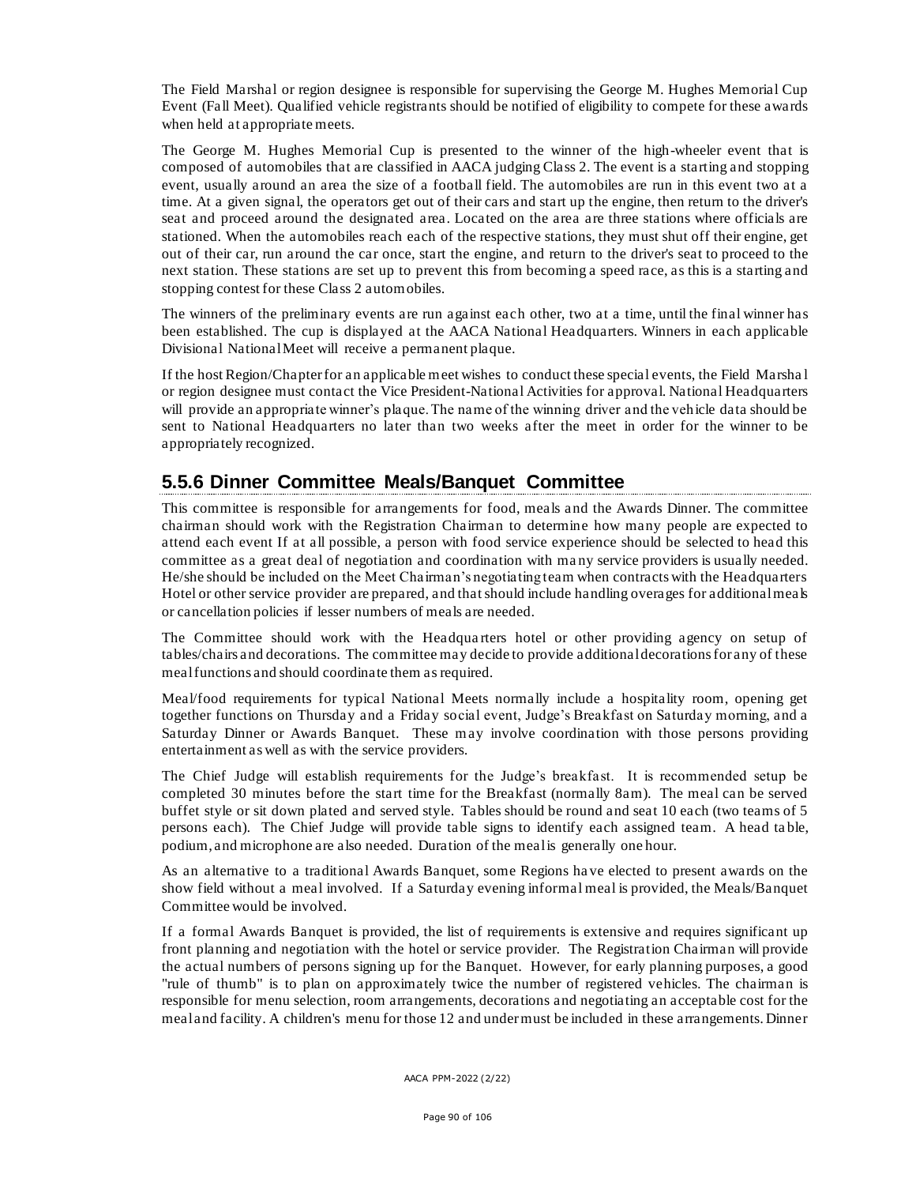The Field Marshal or region designee is responsible for supervising the George M. Hughes Memorial Cup Event (Fall Meet). Qualified vehicle registrants should be notified of eligibility to compete for these awards when held at appropriate meets.

The George M. Hughes Memorial Cup is presented to the winner of the high-wheeler event that is composed of automobiles that are classified in AACA judging Class 2. The event is a starting and stopping event, usually around an area the size of a football field. The automobiles are run in this event two at a time. At a given signal, the operators get out of their cars and start up the engine, then return to the driver's seat and proceed around the designated area. Located on the area are three stations where officials are stationed. When the automobiles reach each of the respective stations, they must shut off their engine, get out of their car, run around the car once, start the engine, and return to the driver's seat to proceed to the next station. These stations are set up to prevent this from becoming a speed race, as this is a starting and stopping contest for these Class 2 automobiles.

The winners of the preliminary events are run against each other, two at a time, until the final winner has been established. The cup is displayed at the AACA National Headquarters. Winners in each applicable Divisional National Meet will receive a permanent plaque.

If the host Region/Chapter for an applicable meet wishes to conduct these special events, the Field Marshal or region designee must contact the Vice President-National Activities for approval. National Headquarters will provide an appropriate winner's plaque. The name of the winning driver and the vehicle data should be sent to National Headquarters no later than two weeks after the meet in order for the winner to be appropriately recognized.

## 5.5.6 Dinner Committee Meals/Banquet Committee

This committee is responsible for arrangements for food, meals and the Awards Dinner. The committee chairman should work with the Registration Chairman to determine how many people are expected to attend each event If at all possible, a person with food service experience should be selected to head this committee as a great deal of negotiation and coordination with many service providers is usually needed. He/she should be included on the Meet Chairman's negotiating team when contracts with the Headquarters Hotel or other service provider are prepared, and that should include handling overages for additional meals or cancellation policies if lesser numbers of meals are needed.

The Committee should work with the Headquarters hotel or other providing agency on setup of tables/chairs and decorations. The committee may decide to provide additional decorations for any of these meal functions and should coordinate them as required.

Meal/food requirements for typical National Meets normally include a hospitality room, opening get together functions on Thursday and a Friday social event, Judge's Breakfast on Saturday morning, and a Saturday Dinner or Awards Banquet. These may involve coordination with those persons providing entertainment as well as with the service providers.

The Chief Judge will establish requirements for the Judge's breakfast. It is recommended setup be completed 30 minutes before the start time for the Breakfast (normally 8am). The meal can be served buffet style or sit down plated and served style. Tables should be round and seat 10 each (two teams of 5 persons each). The Chief Judge will provide table signs to identify each assigned team. A head table, podium, and microphone are also needed. Duration of the meal is generally one hour.

As an alternative to a traditional Awards Banquet, some Regions have elected to present awards on the show field without a meal involved. If a Saturday evening informal meal is provided, the Meals/Banquet Committee would be involved.

If a formal Awards Banquet is provided, the list of requirements is extensive and requires significant up front planning and negotiation with the hotel or service provider. The Registration Chairman will provide the actual numbers of persons signing up for the Banquet. However, for early planning purposes, a good "rule of thumb" is to plan on approximately twice the number of registered vehicles. The chairman is responsible for menu selection, room arrangements, decorations and negotiating an acceptable cost for the meal and facility. A children's menu for those 12 and under must be included in these arrangements. Dinner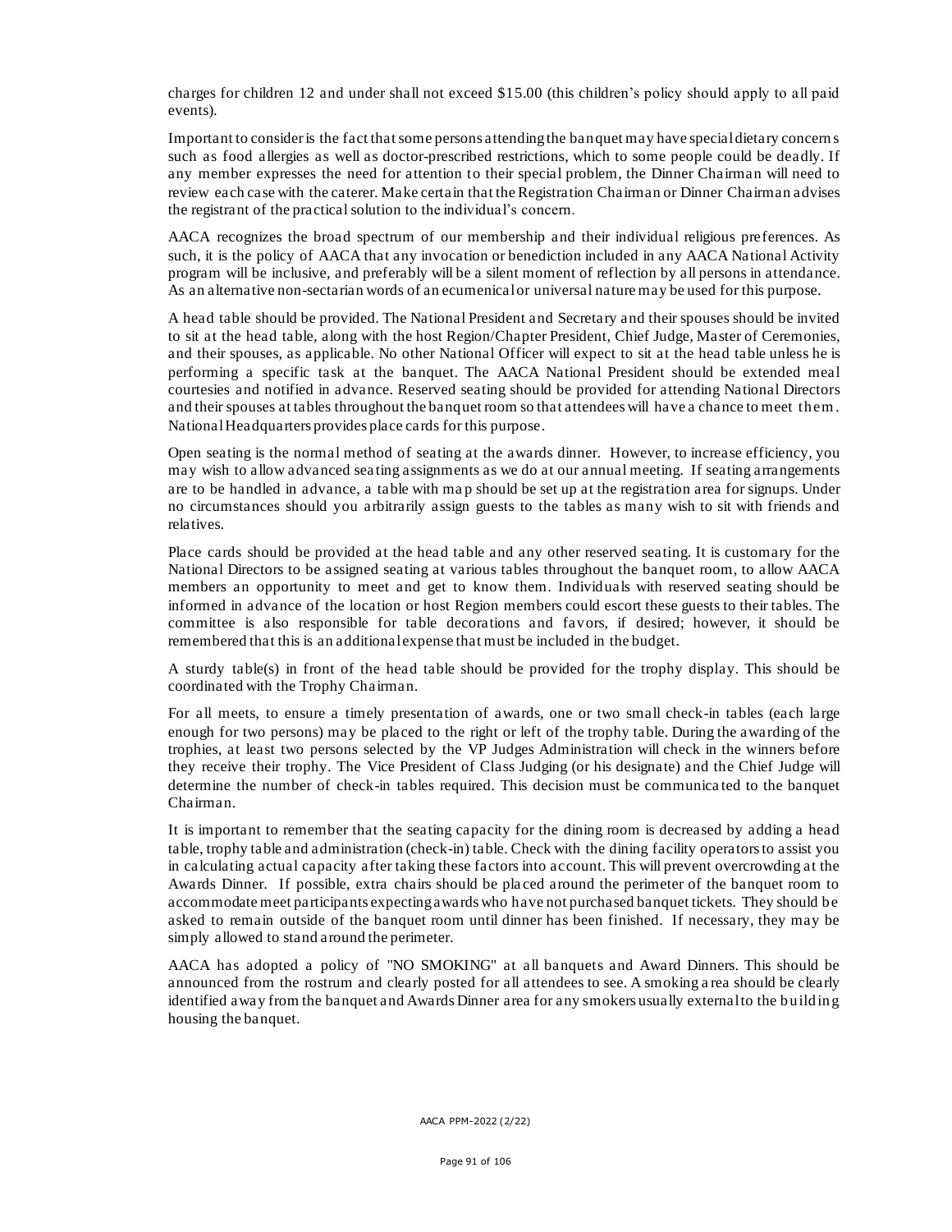charges for children 12 and under shall not exceed $15.00 (this children's policy should apply to all paid events).

Important to consider is the fact that some persons attending the banquet may have special dietary concerns such as food allergies as well as doctor-prescribed restrictions, which to some people could be deadly. If any member expresses the need for attention to their special problem, the Dinner Chairman will need to review each case with the caterer. Make certain that the Registration Chairman or Dinner Chairman advises the registrant of the practical solution to the individual's concern.

AACA recognizes the broad spectrum of our membership and their individual religious preferences. As such, it is the policy of AACA that any invocation or benediction included in any AACA National Activity program will be inclusive, and preferably will be a silent moment of reflection by all persons in attendance. As an alternative non-sectarian words of an ecumenical or universal nature may be used for this purpose.

A head table should be provided. The National President and Secretary and their spouses should be invited to sit at the head table, along with the host Region/Chapter President, Chief Judge, Master of Ceremonies, and their spouses, as applicable. No other National Officer will expect to sit at the head table unless he is performing a specific task at the banquet. The AACA National President should be extended meal courtesies and notified in advance. Reserved seating should be provided for attending National Directors and their spouses at tables throughout the banquet room so that attendees will have a chance to meet them. National Headquarters provides place cards for this purpose.

Open seating is the normal method of seating at the awards dinner. However, to increase efficiency, you may wish to allow advanced seating assignments as we do at our annual meeting. If seating arrangements are to be handled in advance, a table with map should be set up at the registration area for signups. Under no circumstances should you arbitrarily assign guests to the tables as many wish to sit with friends and relatives.

Place cards should be provided at the head table and any other reserved seating. It is customary for the National Directors to be assigned seating at various tables throughout the banquet room, to allow AACA members an opportunity to meet and get to know them. Individuals with reserved seating should be informed in advance of the location or host Region members could escort these guests to their tables. The committee is also responsible for table decorations and favors, if desired; however, it should be remembered that this is an additional expense that must be included in the budget.

A sturdy table(s) in front of the head table should be provided for the trophy display. This should be coordinated with the Trophy Chairman.

For all meets, to ensure a timely presentation of awards, one or two small check-in tables (each large enough for two persons) may be placed to the right or left of the trophy table. During the awarding of the trophies, at least two persons selected by the VP Judges Administration will check in the winners before they receive their trophy. The Vice President of Class Judging (or his designate) and the Chief Judge will determine the number of check-in tables required. This decision must be communicated to the banquet Chairman.

It is important to remember that the seating capacity for the dining room is decreased by adding a head table, trophy table and administration (check-in) table. Check with the dining facility operators to assist you in calculating actual capacity after taking these factors into account. This will prevent overcrowding at the Awards Dinner. If possible, extra chairs should be placed around the perimeter of the banquet room to accommodate meet participants expecting awards who have not purchased banquet tickets. They should be asked to remain outside of the banquet room until dinner has been finished. If necessary, they may be simply allowed to stand around the perimeter.

AACA has adopted a policy of "NO SMOKING" at all banquets and Award Dinners. This should be announced from the rostrum and clearly posted for all attendees to see. A smoking area should be clearly identified away from the banquet and Awards Dinner area for any smokers usually external to the building housing the banquet.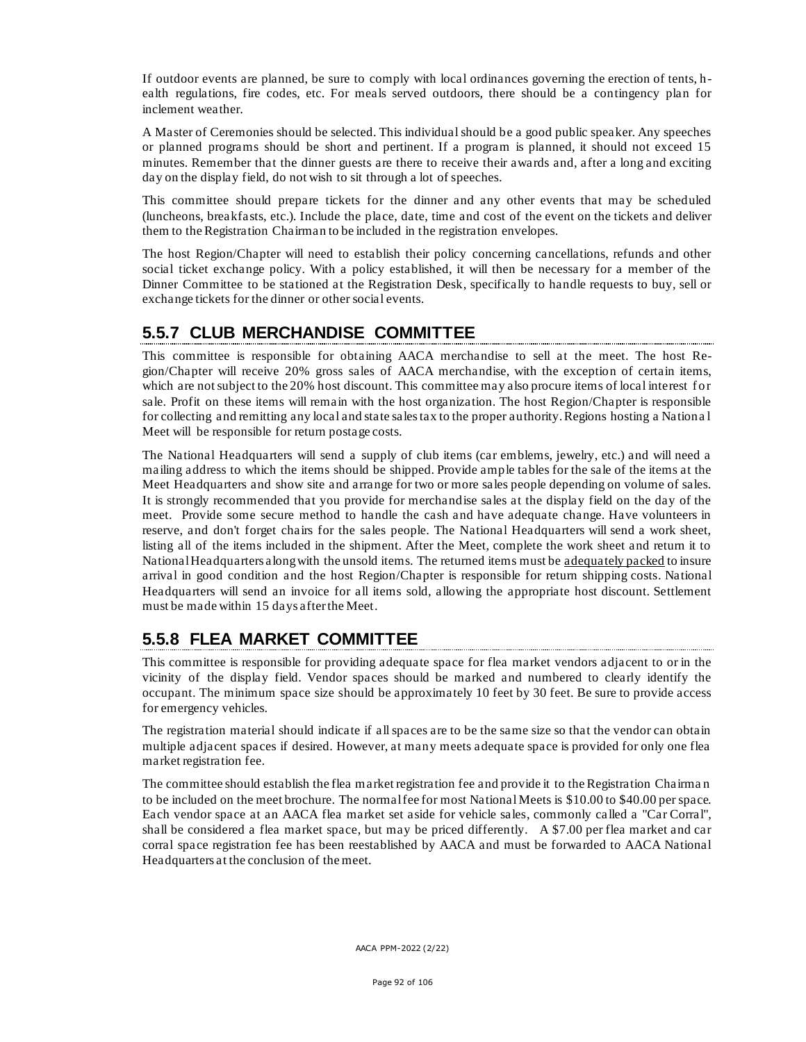If outdoor events are planned, be sure to comply with local ordinances governing the erection of tents, health regulations, fire codes, etc. For meals served outdoors, there should be a contingency plan for inclement weather.

A Master of Ceremonies should be selected. This individual should be a good public speaker. Any speeches or planned programs should be short and pertinent. If a program is planned, it should not exceed 15 minutes. Remember that the dinner guests are there to receive their awards and, after a long and exciting day on the display field, do not wish to sit through a lot of speeches.

This committee should prepare tickets for the dinner and any other events that may be scheduled (luncheons, breakfasts, etc.). Include the place, date, time and cost of the event on the tickets and deliver them to the Registration Chairman to be included in the registration envelopes.

The host Region/Chapter will need to establish their policy concerning cancellations, refunds and other social ticket exchange policy. With a policy established, it will then be necessary for a member of the Dinner Committee to be stationed at the Registration Desk, specifically to handle requests to buy, sell or exchange tickets for the dinner or other social events.

## 5.5.7 CLUB MERCHANDISE COMMITTEE

This committee is responsible for obtaining AACA merchandise to sell at the meet. The host Region/Chapter will receive 20% gross sales of AACA merchandise, with the exception of certain items, which are not subject to the 20% host discount. This committee may also procure items of local interest for sale. Profit on these items will remain with the host organization. The host Region/Chapter is responsible for collecting and remitting any local and state sales tax to the proper authority. Regions hosting a National Meet will be responsible for return postage costs.

The National Headquarters will send a supply of club items (car emblems, jewelry, etc.) and will need a mailing address to which the items should be shipped. Provide ample tables for the sale of the items at the Meet Headquarters and show site and arrange for two or more sales people depending on volume of sales. It is strongly recommended that you provide for merchandise sales at the display field on the day of the meet. Provide some secure method to handle the cash and have adequate change. Have volunteers in reserve, and don't forget chairs for the sales people. The National Headquarters will send a work sheet, listing all of the items included in the shipment. After the Meet, complete the work sheet and return it to National Headquarters along with the unsold items. The returned items must be adequately packed to insure arrival in good condition and the host Region/Chapter is responsible for return shipping costs. National Headquarters will send an invoice for all items sold, allowing the appropriate host discount. Settlement must be made within 15 days after the Meet.

## 5.5.8 FLEA MARKET COMMITTEE

This committee is responsible for providing adequate space for flea market vendors adjacent to or in the vicinity of the display field. Vendor spaces should be marked and numbered to clearly identify the occupant. The minimum space size should be approximately 10 feet by 30 feet. Be sure to provide access for emergency vehicles.

The registration material should indicate if all spaces are to be the same size so that the vendor can obtain multiple adjacent spaces if desired. However, at many meets adequate space is provided for only one flea market registration fee.

The committee should establish the flea market registration fee and provide it to the Registration Chairman to be included on the meet brochure. The normal fee for most National Meets is $10.00 to $40.00 per space. Each vendor space at an AACA flea market set aside for vehicle sales, commonly called a "Car Corral", shall be considered a flea market space, but may be priced differently. A $7.00 per flea market and car corral space registration fee has been reestablished by AACA and must be forwarded to AACA National Headquarters at the conclusion of the meet.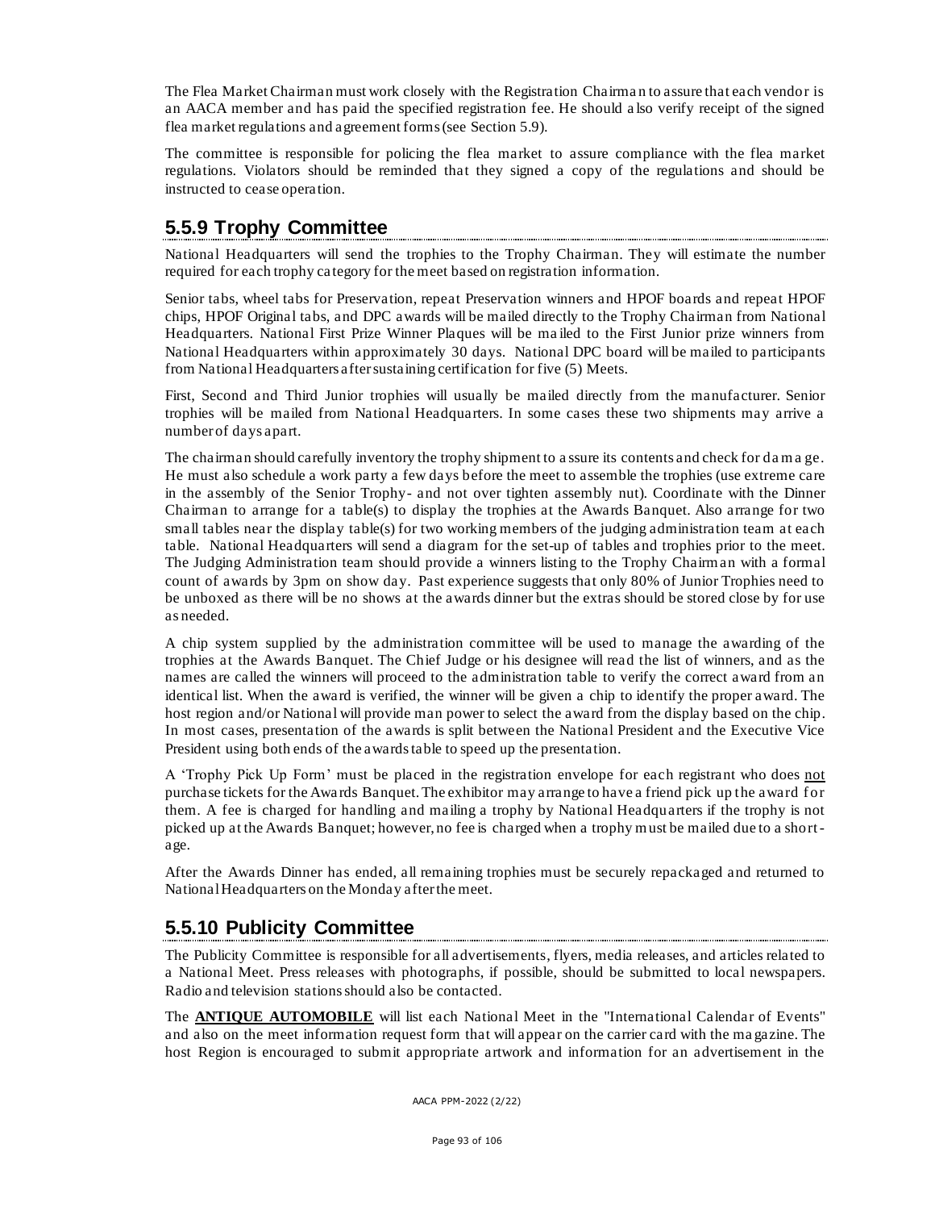The Flea Market Chairman must work closely with the Registration Chairman to assure that each vendor is an AACA member and has paid the specified registration fee. He should also verify receipt of the signed flea market regulations and agreement forms (see Section 5.9).

The committee is responsible for policing the flea market to assure compliance with the flea market regulations. Violators should be reminded that they signed a copy of the regulations and should be instructed to cease operation.

## 5.5.9 Trophy Committee

National Headquarters will send the trophies to the Trophy Chairman. They will estimate the number required for each trophy category for the meet based on registration information.

Senior tabs, wheel tabs for Preservation, repeat Preservation winners and HPOF boards and repeat HPOF chips, HPOF Original tabs, and DPC awards will be mailed directly to the Trophy Chairman from National Headquarters. National First Prize Winner Plaques will be mailed to the First Junior prize winners from National Headquarters within approximately 30 days. National DPC board will be mailed to participants from National Headquarters after sustaining certification for five (5) Meets.

First, Second and Third Junior trophies will usually be mailed directly from the manufacturer. Senior trophies will be mailed from National Headquarters. In some cases these two shipments may arrive a number of days apart.

The chairman should carefully inventory the trophy shipment to assure its contents and check for damage. He must also schedule a work party a few days before the meet to assemble the trophies (use extreme care in the assembly of the Senior Trophy- and not over tighten assembly nut). Coordinate with the Dinner Chairman to arrange for a table(s) to display the trophies at the Awards Banquet. Also arrange for two small tables near the display table(s) for two working members of the judging administration team at each table. National Headquarters will send a diagram for the set-up of tables and trophies prior to the meet. The Judging Administration team should provide a winners listing to the Trophy Chairman with a formal count of awards by 3pm on show day. Past experience suggests that only 80% of Junior Trophies need to be unboxed as there will be no shows at the awards dinner but the extras should be stored close by for use as needed.

A chip system supplied by the administration committee will be used to manage the awarding of the trophies at the Awards Banquet. The Chief Judge or his designee will read the list of winners, and as the names are called the winners will proceed to the administration table to verify the correct award from an identical list. When the award is verified, the winner will be given a chip to identify the proper award. The host region and/or National will provide man power to select the award from the display based on the chip. In most cases, presentation of the awards is split between the National President and the Executive Vice President using both ends of the awards table to speed up the presentation.

A 'Trophy Pick Up Form' must be placed in the registration envelope for each registrant who does not purchase tickets for the Awards Banquet. The exhibitor may arrange to have a friend pick up the award for them. A fee is charged for handling and mailing a trophy by National Headquarters if the trophy is not picked up at the Awards Banquet; however, no fee is charged when a trophy must be mailed due to a short-age.

After the Awards Dinner has ended, all remaining trophies must be securely repackaged and returned to National Headquarters on the Monday after the meet.

## 5.5.10 Publicity Committee

The Publicity Committee is responsible for all advertisements, flyers, media releases, and articles related to a National Meet. Press releases with photographs, if possible, should be submitted to local newspapers. Radio and television stations should also be contacted.

The **ANTIQUE AUTOMOBILE** will list each National Meet in the "International Calendar of Events" and also on the meet information request form that will appear on the carrier card with the magazine. The host Region is encouraged to submit appropriate artwork and information for an advertisement in the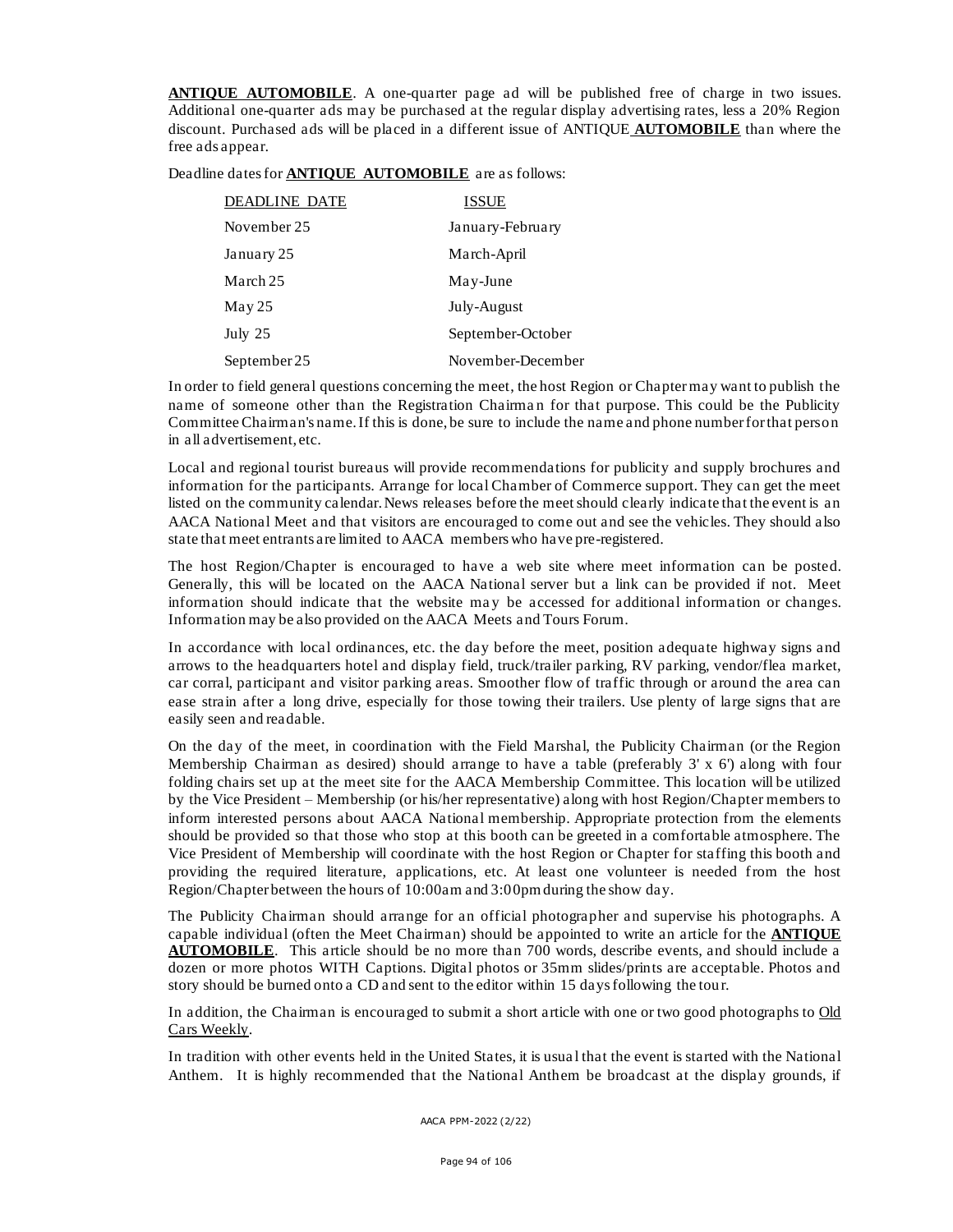**ANTIQUE AUTOMOBILE**. A one-quarter page ad will be published free of charge in two issues. Additional one-quarter ads may be purchased at the regular display advertising rates, less a 20% Region discount. Purchased ads will be placed in a different issue of ANTIQUE **AUTOMOBILE** than where the free ads appear.

Deadline dates for **ANTIQUE AUTOMOBILE** are as follows:

| DEADLINE DATE | ISSUE |
|---|---|
| November 25 | January-February |
| January 25 | March-April |
| March 25 | May-June |
| May 25 | July-August |
| July 25 | September-October |
| September 25 | November-December |

In order to field general questions concerning the meet, the host Region or Chapter may want to publish the name of someone other than the Registration Chairman for that purpose. This could be the Publicity Committee Chairman's name. If this is done, be sure to include the name and phone number for that person in all advertisement, etc.

Local and regional tourist bureaus will provide recommendations for publicity and supply brochures and information for the participants. Arrange for local Chamber of Commerce support. They can get the meet listed on the community calendar. News releases before the meet should clearly indicate that the event is an AACA National Meet and that visitors are encouraged to come out and see the vehicles. They should also state that meet entrants are limited to AACA members who have pre-registered.

The host Region/Chapter is encouraged to have a web site where meet information can be posted. Generally, this will be located on the AACA National server but a link can be provided if not. Meet information should indicate that the website may be accessed for additional information or changes. Information may be also provided on the AACA Meets and Tours Forum.

In accordance with local ordinances, etc. the day before the meet, position adequate highway signs and arrows to the headquarters hotel and display field, truck/trailer parking, RV parking, vendor/flea market, car corral, participant and visitor parking areas. Smoother flow of traffic through or around the area can ease strain after a long drive, especially for those towing their trailers. Use plenty of large signs that are easily seen and readable.

On the day of the meet, in coordination with the Field Marshal, the Publicity Chairman (or the Region Membership Chairman as desired) should arrange to have a table (preferably 3' x 6') along with four folding chairs set up at the meet site for the AACA Membership Committee. This location will be utilized by the Vice President – Membership (or his/her representative) along with host Region/Chapter members to inform interested persons about AACA National membership. Appropriate protection from the elements should be provided so that those who stop at this booth can be greeted in a comfortable atmosphere. The Vice President of Membership will coordinate with the host Region or Chapter for staffing this booth and providing the required literature, applications, etc. At least one volunteer is needed from the host Region/Chapter between the hours of 10:00am and 3:00pm during the show day.

The Publicity Chairman should arrange for an official photographer and supervise his photographs. A capable individual (often the Meet Chairman) should be appointed to write an article for the **ANTIQUE AUTOMOBILE**. This article should be no more than 700 words, describe events, and should include a dozen or more photos WITH Captions. Digital photos or 35mm slides/prints are acceptable. Photos and story should be burned onto a CD and sent to the editor within 15 days following the tour.

In addition, the Chairman is encouraged to submit a short article with one or two good photographs to Old Cars Weekly.

In tradition with other events held in the United States, it is usual that the event is started with the National Anthem. It is highly recommended that the National Anthem be broadcast at the display grounds, if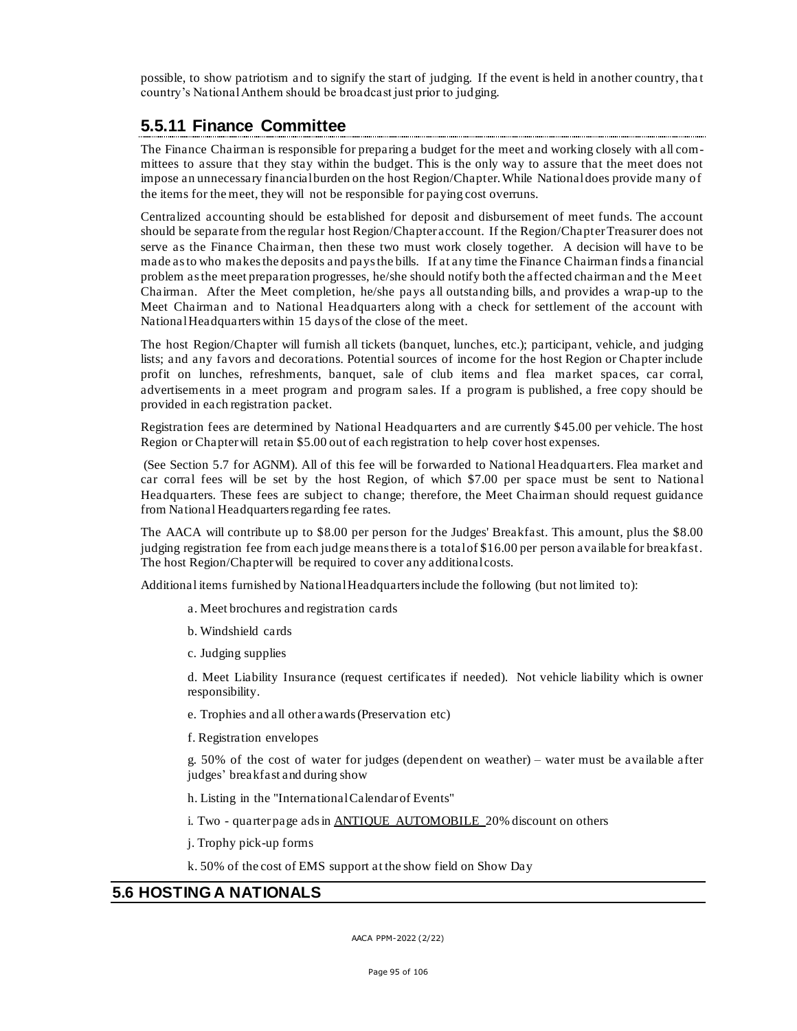possible, to show patriotism and to signify the start of judging. If the event is held in another country, that country's National Anthem should be broadcast just prior to judging.

## 5.5.11 Finance Committee

The Finance Chairman is responsible for preparing a budget for the meet and working closely with all committees to assure that they stay within the budget. This is the only way to assure that the meet does not impose an unnecessary financial burden on the host Region/Chapter. While National does provide many of the items for the meet, they will not be responsible for paying cost overruns.

Centralized accounting should be established for deposit and disbursement of meet funds. The account should be separate from the regular host Region/Chapter account. If the Region/Chapter Treasurer does not serve as the Finance Chairman, then these two must work closely together. A decision will have to be made as to who makes the deposits and pays the bills. If at any time the Finance Chairman finds a financial problem as the meet preparation progresses, he/she should notify both the affected chairman and the Meet Chairman. After the Meet completion, he/she pays all outstanding bills, and provides a wrap-up to the Meet Chairman and to National Headquarters along with a check for settlement of the account with National Headquarters within 15 days of the close of the meet.

The host Region/Chapter will furnish all tickets (banquet, lunches, etc.); participant, vehicle, and judging lists; and any favors and decorations. Potential sources of income for the host Region or Chapter include profit on lunches, refreshments, banquet, sale of club items and flea market spaces, car corral, advertisements in a meet program and program sales. If a program is published, a free copy should be provided in each registration packet.

Registration fees are determined by National Headquarters and are currently $45.00 per vehicle. The host Region or Chapter will retain $5.00 out of each registration to help cover host expenses.

(See Section 5.7 for AGNM). All of this fee will be forwarded to National Headquarters. Flea market and car corral fees will be set by the host Region, of which $7.00 per space must be sent to National Headquarters. These fees are subject to change; therefore, the Meet Chairman should request guidance from National Headquarters regarding fee rates.

The AACA will contribute up to $8.00 per person for the Judges' Breakfast. This amount, plus the $8.00 judging registration fee from each judge means there is a total of $16.00 per person available for breakfast. The host Region/Chapter will be required to cover any additional costs.

Additional items furnished by National Headquarters include the following (but not limited to):

a. Meet brochures and registration cards

b. Windshield cards

c. Judging supplies

d. Meet Liability Insurance (request certificates if needed). Not vehicle liability which is owner responsibility.

e. Trophies and all other awards (Preservation etc)

f. Registration envelopes

g. 50% of the cost of water for judges (dependent on weather) – water must be available after judges' breakfast and during show

h. Listing in the "International Calendar of Events"

i. Two - quarter page ads in ANTIQUE AUTOMOBILE 20% discount on others

j. Trophy pick-up forms

k. 50% of the cost of EMS support at the show field on Show Day

# 5.6 HOSTING A NATIONALS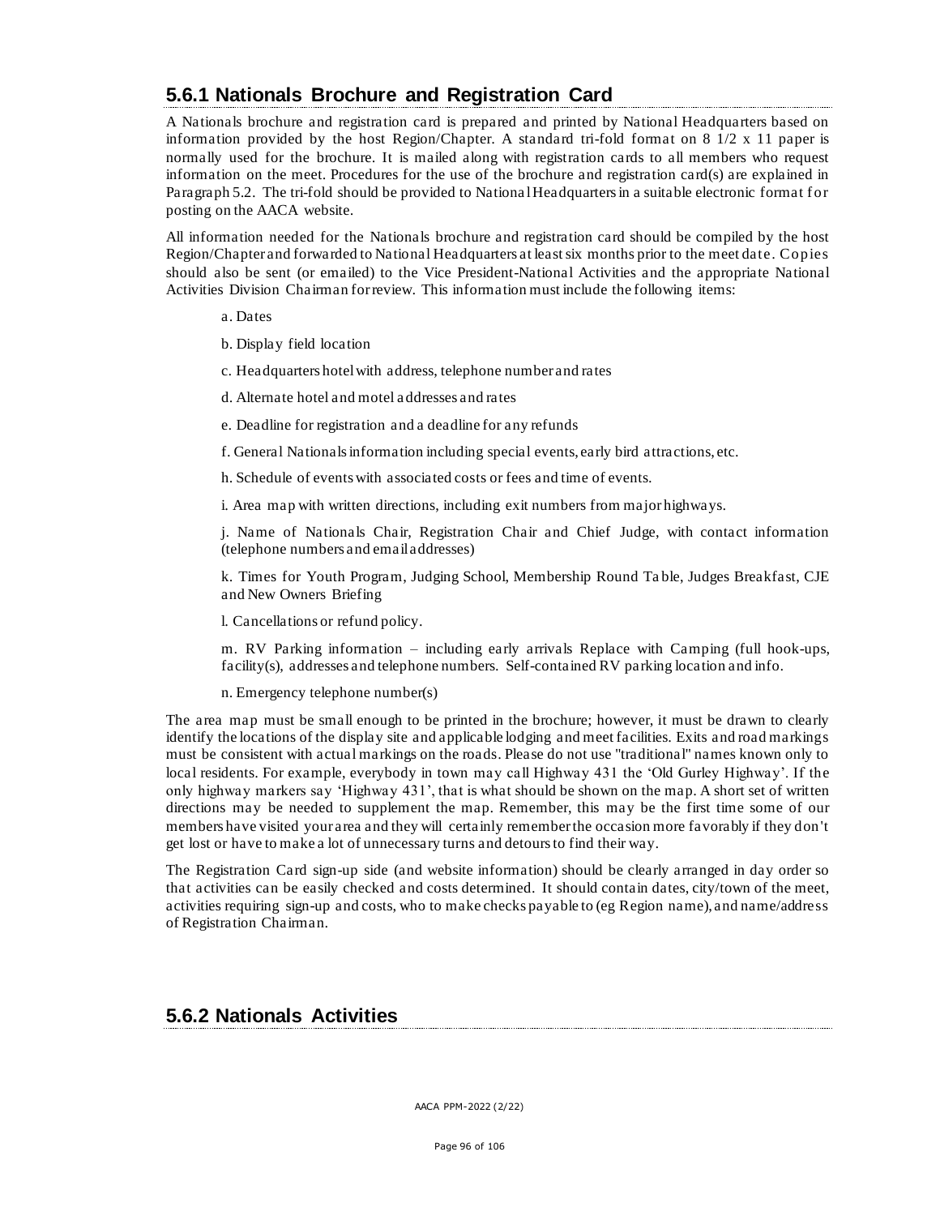## 5.6.1 Nationals Brochure and Registration Card

A Nationals brochure and registration card is prepared and printed by National Headquarters based on information provided by the host Region/Chapter. A standard tri-fold format on 8 1/2 x 11 paper is normally used for the brochure. It is mailed along with registration cards to all members who request information on the meet. Procedures for the use of the brochure and registration card(s) are explained in Paragraph 5.2. The tri-fold should be provided to National Headquarters in a suitable electronic format for posting on the AACA website.

All information needed for the Nationals brochure and registration card should be compiled by the host Region/Chapter and forwarded to National Headquarters at least six months prior to the meet date. Copies should also be sent (or emailed) to the Vice President-National Activities and the appropriate National Activities Division Chairman for review. This information must include the following items:

a. Dates

b. Display field location

c. Headquarters hotel with address, telephone number and rates

d. Alternate hotel and motel addresses and rates

e. Deadline for registration and a deadline for any refunds

f. General Nationals information including special events, early bird attractions, etc.

h. Schedule of events with associated costs or fees and time of events.

i. Area map with written directions, including exit numbers from major highways.

j. Name of Nationals Chair, Registration Chair and Chief Judge, with contact information (telephone numbers and email addresses)

k. Times for Youth Program, Judging School, Membership Round Table, Judges Breakfast, CJE and New Owners Briefing

l. Cancellations or refund policy.

m. RV Parking information – including early arrivals Replace with Camping (full hook-ups, facility(s), addresses and telephone numbers. Self-contained RV parking location and info.

n. Emergency telephone number(s)

The area map must be small enough to be printed in the brochure; however, it must be drawn to clearly identify the locations of the display site and applicable lodging and meet facilities. Exits and road markings must be consistent with actual markings on the roads. Please do not use "traditional" names known only to local residents. For example, everybody in town may call Highway 431 the 'Old Gurley Highway'. If the only highway markers say 'Highway 431', that is what should be shown on the map. A short set of written directions may be needed to supplement the map. Remember, this may be the first time some of our members have visited your area and they will certainly remember the occasion more favorably if they don't get lost or have to make a lot of unnecessary turns and detours to find their way.

The Registration Card sign-up side (and website information) should be clearly arranged in day order so that activities can be easily checked and costs determined. It should contain dates, city/town of the meet, activities requiring sign-up and costs, who to make checks payable to (eg Region name), and name/address of Registration Chairman.

## 5.6.2 Nationals Activities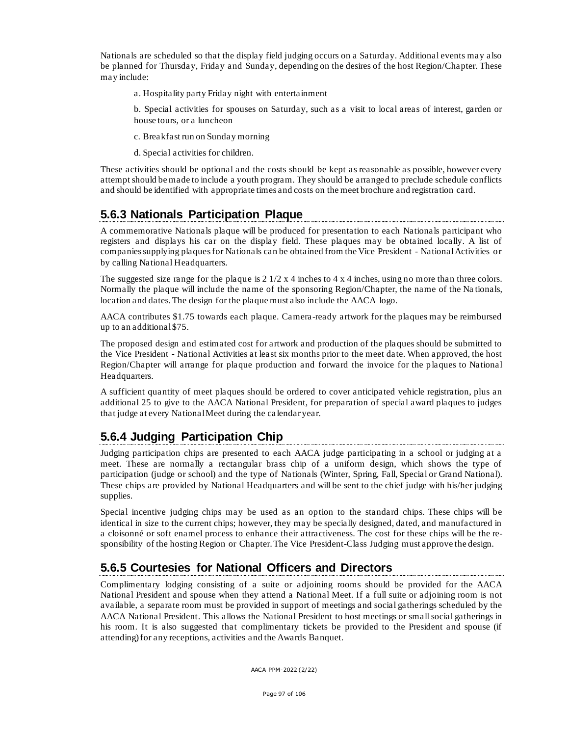Nationals are scheduled so that the display field judging occurs on a Saturday. Additional events may also be planned for Thursday, Friday and Sunday, depending on the desires of the host Region/Chapter. These may include:

a. Hospitality party Friday night with entertainment

b. Special activities for spouses on Saturday, such as a visit to local areas of interest, garden or house tours, or a luncheon

c. Breakfast run on Sunday morning

d. Special activities for children.

These activities should be optional and the costs should be kept as reasonable as possible, however every attempt should be made to include a youth program. They should be arranged to preclude schedule conflicts and should be identified with appropriate times and costs on the meet brochure and registration card.

## 5.6.3 Nationals Participation Plaque

A commemorative Nationals plaque will be produced for presentation to each Nationals participant who registers and displays his car on the display field. These plaques may be obtained locally. A list of companies supplying plaques for Nationals can be obtained from the Vice President - National Activities or by calling National Headquarters.

The suggested size range for the plaque is 2 1/2 x 4 inches to 4 x 4 inches, using no more than three colors. Normally the plaque will include the name of the sponsoring Region/Chapter, the name of the Nationals, location and dates. The design for the plaque must also include the AACA logo.

AACA contributes $1.75 towards each plaque. Camera-ready artwork for the plaques may be reimbursed up to an additional $75.

The proposed design and estimated cost for artwork and production of the plaques should be submitted to the Vice President - National Activities at least six months prior to the meet date. When approved, the host Region/Chapter will arrange for plaque production and forward the invoice for the plaques to National Headquarters.

A sufficient quantity of meet plaques should be ordered to cover anticipated vehicle registration, plus an additional 25 to give to the AACA National President, for preparation of special award plaques to judges that judge at every National Meet during the calendar year.

## 5.6.4 Judging Participation Chip

Judging participation chips are presented to each AACA judge participating in a school or judging at a meet. These are normally a rectangular brass chip of a uniform design, which shows the type of participation (judge or school) and the type of Nationals (Winter, Spring, Fall, Special or Grand National). These chips are provided by National Headquarters and will be sent to the chief judge with his/her judging supplies.

Special incentive judging chips may be used as an option to the standard chips. These chips will be identical in size to the current chips; however, they may be specially designed, dated, and manufactured in a cloisonné or soft enamel process to enhance their attractiveness. The cost for these chips will be the responsibility of the hosting Region or Chapter. The Vice President-Class Judging must approve the design.

## 5.6.5 Courtesies for National Officers and Directors

Complimentary lodging consisting of a suite or adjoining rooms should be provided for the AACA National President and spouse when they attend a National Meet. If a full suite or adjoining room is not available, a separate room must be provided in support of meetings and social gatherings scheduled by the AACA National President. This allows the National President to host meetings or small social gatherings in his room. It is also suggested that complimentary tickets be provided to the President and spouse (if attending) for any receptions, activities and the Awards Banquet.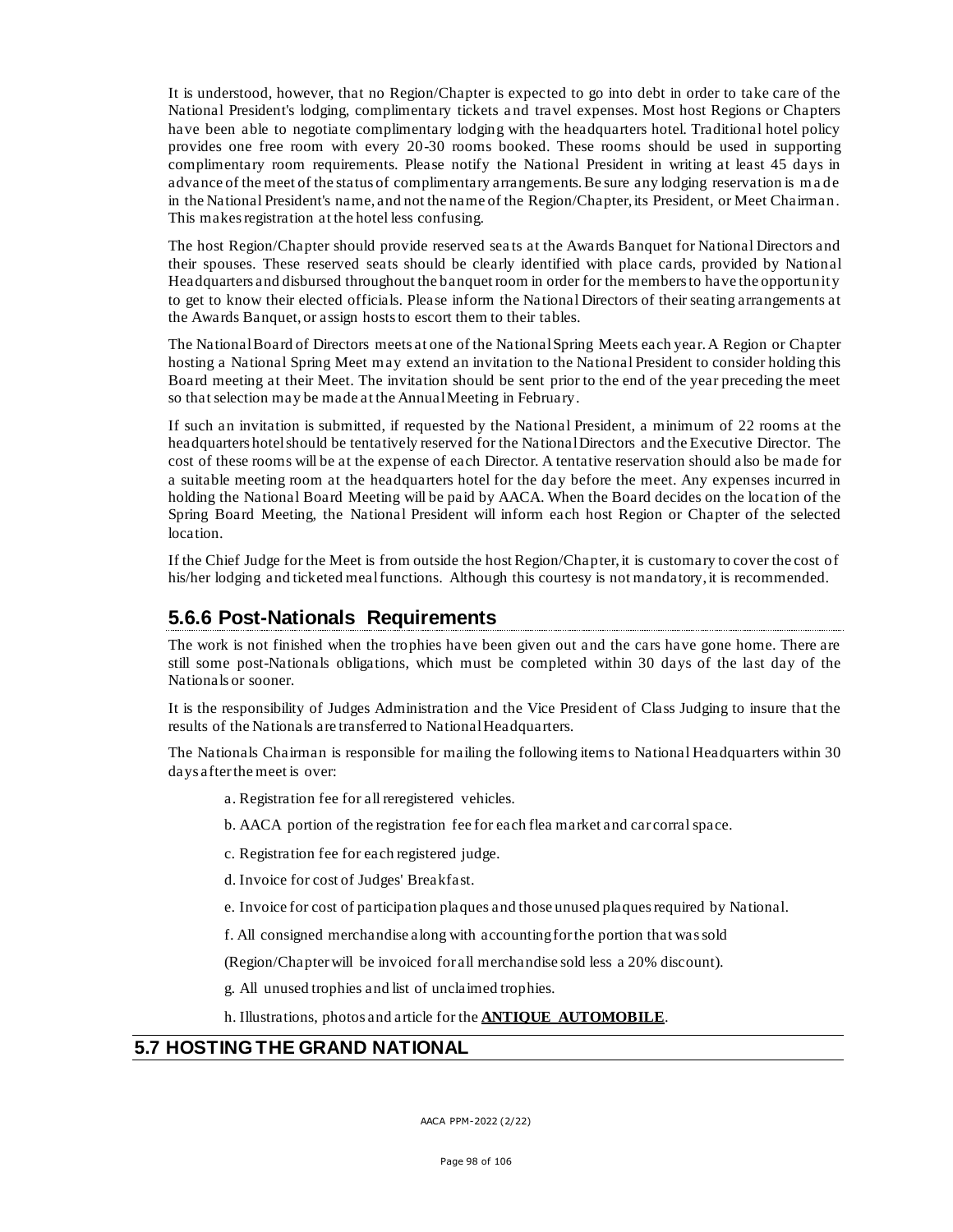It is understood, however, that no Region/Chapter is expected to go into debt in order to take care of the National President's lodging, complimentary tickets and travel expenses. Most host Regions or Chapters have been able to negotiate complimentary lodging with the headquarters hotel. Traditional hotel policy provides one free room with every 20-30 rooms booked. These rooms should be used in supporting complimentary room requirements. Please notify the National President in writing at least 45 days in advance of the meet of the status of complimentary arrangements. Be sure any lodging reservation is made in the National President's name, and not the name of the Region/Chapter, its President, or Meet Chairman. This makes registration at the hotel less confusing.

The host Region/Chapter should provide reserved seats at the Awards Banquet for National Directors and their spouses. These reserved seats should be clearly identified with place cards, provided by National Headquarters and disbursed throughout the banquet room in order for the members to have the opportunity to get to know their elected officials. Please inform the National Directors of their seating arrangements at the Awards Banquet, or assign hosts to escort them to their tables.

The National Board of Directors meets at one of the National Spring Meets each year. A Region or Chapter hosting a National Spring Meet may extend an invitation to the National President to consider holding this Board meeting at their Meet. The invitation should be sent prior to the end of the year preceding the meet so that selection may be made at the Annual Meeting in February.

If such an invitation is submitted, if requested by the National President, a minimum of 22 rooms at the headquarters hotel should be tentatively reserved for the National Directors and the Executive Director. The cost of these rooms will be at the expense of each Director. A tentative reservation should also be made for a suitable meeting room at the headquarters hotel for the day before the meet. Any expenses incurred in holding the National Board Meeting will be paid by AACA. When the Board decides on the location of the Spring Board Meeting, the National President will inform each host Region or Chapter of the selected location.

If the Chief Judge for the Meet is from outside the host Region/Chapter, it is customary to cover the cost of his/her lodging and ticketed meal functions. Although this courtesy is not mandatory, it is recommended.

### 5.6.6 Post-Nationals Requirements

The work is not finished when the trophies have been given out and the cars have gone home. There are still some post-Nationals obligations, which must be completed within 30 days of the last day of the Nationals or sooner.

It is the responsibility of Judges Administration and the Vice President of Class Judging to insure that the results of the Nationals are transferred to National Headquarters.

The Nationals Chairman is responsible for mailing the following items to National Headquarters within 30 days after the meet is over:

a. Registration fee for all reregistered vehicles.

b. AACA portion of the registration fee for each flea market and car corral space.

c. Registration fee for each registered judge.

d. Invoice for cost of Judges' Breakfast.

e. Invoice for cost of participation plaques and those unused plaques required by National.

f. All consigned merchandise along with accounting for the portion that was sold

(Region/Chapter will be invoiced for all merchandise sold less a 20% discount).

g. All unused trophies and list of unclaimed trophies.

h. Illustrations, photos and article for the **ANTIQUE AUTOMOBILE**.

## 5.7 HOSTING THE GRAND NATIONAL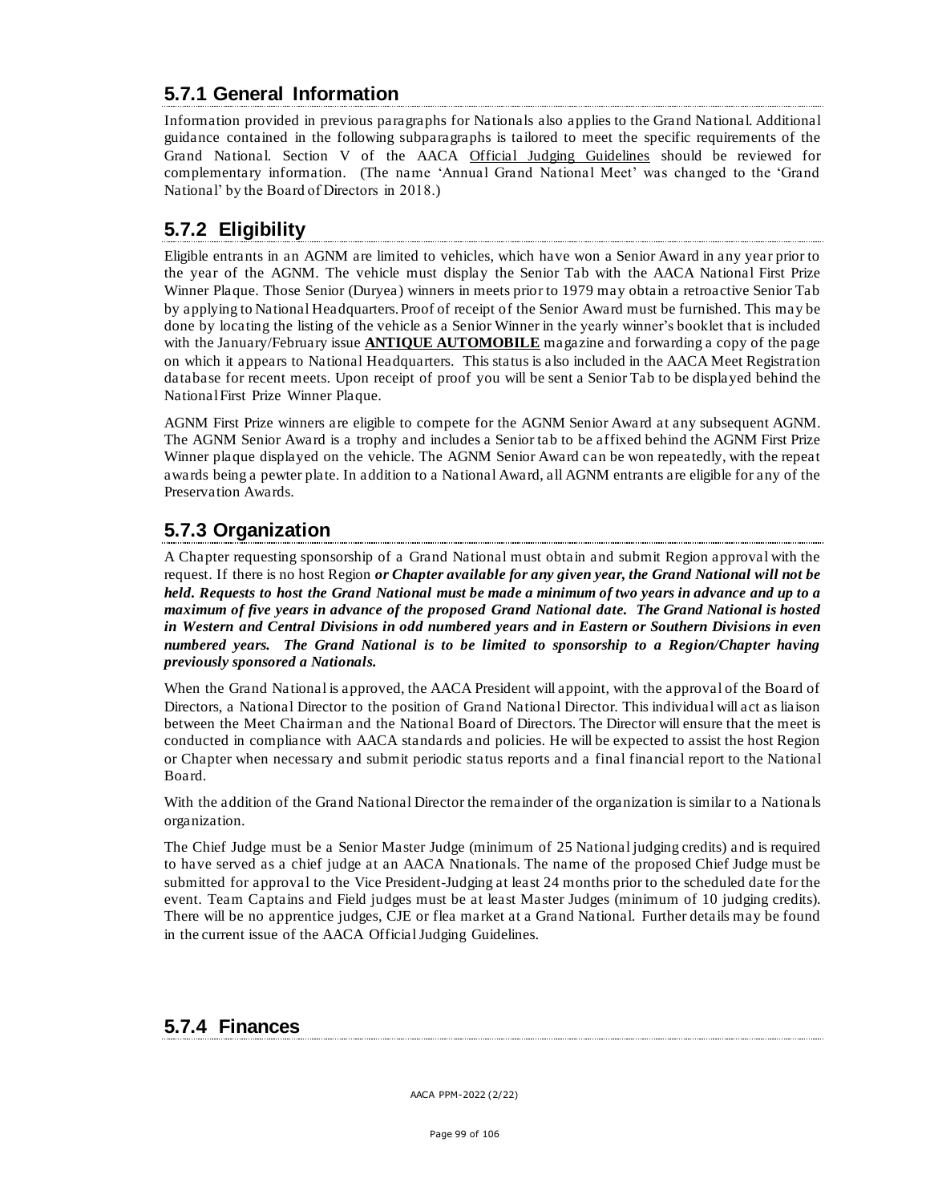### 5.7.1 General Information

Information provided in previous paragraphs for Nationals also applies to the Grand National. Additional guidance contained in the following subparagraphs is tailored to meet the specific requirements of the Grand National. Section V of the AACA Official Judging Guidelines should be reviewed for complementary information. (The name 'Annual Grand National Meet' was changed to the 'Grand National' by the Board of Directors in 2018.)

### 5.7.2 Eligibility

Eligible entrants in an AGNM are limited to vehicles, which have won a Senior Award in any year prior to the year of the AGNM. The vehicle must display the Senior Tab with the AACA National First Prize Winner Plaque. Those Senior (Duryea) winners in meets prior to 1979 may obtain a retroactive Senior Tab by applying to National Headquarters. Proof of receipt of the Senior Award must be furnished. This may be done by locating the listing of the vehicle as a Senior Winner in the yearly winner's booklet that is included with the January/February issue **ANTIQUE AUTOMOBILE** magazine and forwarding a copy of the page on which it appears to National Headquarters. This status is also included in the AACA Meet Registration database for recent meets. Upon receipt of proof you will be sent a Senior Tab to be displayed behind the National First Prize Winner Plaque.

AGNM First Prize winners are eligible to compete for the AGNM Senior Award at any subsequent AGNM. The AGNM Senior Award is a trophy and includes a Senior tab to be affixed behind the AGNM First Prize Winner plaque displayed on the vehicle. The AGNM Senior Award can be won repeatedly, with the repeat awards being a pewter plate. In addition to a National Award, all AGNM entrants are eligible for any of the Preservation Awards.

### 5.7.3 Organization

A Chapter requesting sponsorship of a Grand National must obtain and submit Region approval with the request. If there is no host Region ***or Chapter available for any given year, the Grand National will not be held. Requests to host the Grand National must be made a minimum of two years in advance and up to a maximum of five years in advance of the proposed Grand National date. The Grand National is hosted in Western and Central Divisions in odd numbered years and in Eastern or Southern Divisions in even numbered years. The Grand National is to be limited to sponsorship to a Region/Chapter having previously sponsored a Nationals.***

When the Grand National is approved, the AACA President will appoint, with the approval of the Board of Directors, a National Director to the position of Grand National Director. This individual will act as liaison between the Meet Chairman and the National Board of Directors. The Director will ensure that the meet is conducted in compliance with AACA standards and policies. He will be expected to assist the host Region or Chapter when necessary and submit periodic status reports and a final financial report to the National Board.

With the addition of the Grand National Director the remainder of the organization is similar to a Nationals organization.

The Chief Judge must be a Senior Master Judge (minimum of 25 National judging credits) and is required to have served as a chief judge at an AACA Nnationals. The name of the proposed Chief Judge must be submitted for approval to the Vice President-Judging at least 24 months prior to the scheduled date for the event. Team Captains and Field judges must be at least Master Judges (minimum of 10 judging credits). There will be no apprentice judges, CJE or flea market at a Grand National. Further details may be found in the current issue of the AACA Official Judging Guidelines.

### 5.7.4 Finances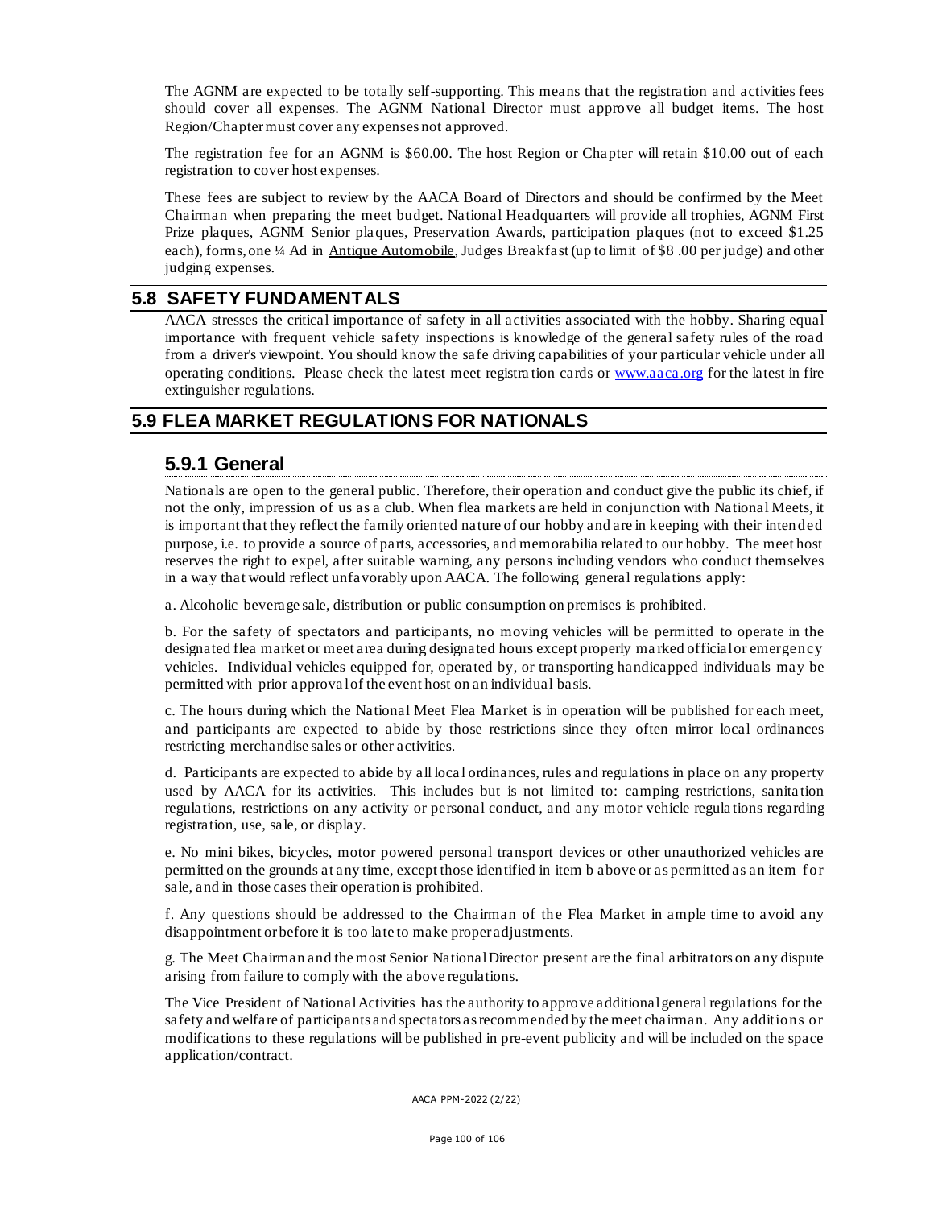The AGNM are expected to be totally self-supporting. This means that the registration and activities fees should cover all expenses. The AGNM National Director must approve all budget items. The host Region/Chapter must cover any expenses not approved.

The registration fee for an AGNM is $60.00. The host Region or Chapter will retain $10.00 out of each registration to cover host expenses.

These fees are subject to review by the AACA Board of Directors and should be confirmed by the Meet Chairman when preparing the meet budget. National Headquarters will provide all trophies, AGNM First Prize plaques, AGNM Senior plaques, Preservation Awards, participation plaques (not to exceed $1.25 each), forms, one ¼ Ad in Antique Automobile, Judges Breakfast (up to limit of $8 .00 per judge) and other judging expenses.

## 5.8 SAFETY FUNDAMENTALS

AACA stresses the critical importance of safety in all activities associated with the hobby. Sharing equal importance with frequent vehicle safety inspections is knowledge of the general safety rules of the road from a driver's viewpoint. You should know the safe driving capabilities of your particular vehicle under all operating conditions. Please check the latest meet registration cards or www.aaca.org for the latest in fire extinguisher regulations.

## 5.9 FLEA MARKET REGULATIONS FOR NATIONALS

### 5.9.1 General

Nationals are open to the general public. Therefore, their operation and conduct give the public its chief, if not the only, impression of us as a club. When flea markets are held in conjunction with National Meets, it is important that they reflect the family oriented nature of our hobby and are in keeping with their intended purpose, i.e. to provide a source of parts, accessories, and memorabilia related to our hobby. The meet host reserves the right to expel, after suitable warning, any persons including vendors who conduct themselves in a way that would reflect unfavorably upon AACA. The following general regulations apply:

a. Alcoholic beverage sale, distribution or public consumption on premises is prohibited.

b. For the safety of spectators and participants, no moving vehicles will be permitted to operate in the designated flea market or meet area during designated hours except properly marked official or emergency vehicles. Individual vehicles equipped for, operated by, or transporting handicapped individuals may be permitted with prior approval of the event host on an individual basis.

c. The hours during which the National Meet Flea Market is in operation will be published for each meet, and participants are expected to abide by those restrictions since they often mirror local ordinances restricting merchandise sales or other activities.

d. Participants are expected to abide by all local ordinances, rules and regulations in place on any property used by AACA for its activities. This includes but is not limited to: camping restrictions, sanitation regulations, restrictions on any activity or personal conduct, and any motor vehicle regulations regarding registration, use, sale, or display.

e. No mini bikes, bicycles, motor powered personal transport devices or other unauthorized vehicles are permitted on the grounds at any time, except those identified in item b above or as permitted as an item for sale, and in those cases their operation is prohibited.

f. Any questions should be addressed to the Chairman of the Flea Market in ample time to avoid any disappointment or before it is too late to make proper adjustments.

g. The Meet Chairman and the most Senior National Director present are the final arbitrators on any dispute arising from failure to comply with the above regulations.

The Vice President of National Activities has the authority to approve additional general regulations for the safety and welfare of participants and spectators as recommended by the meet chairman. Any additions or modifications to these regulations will be published in pre-event publicity and will be included on the space application/contract.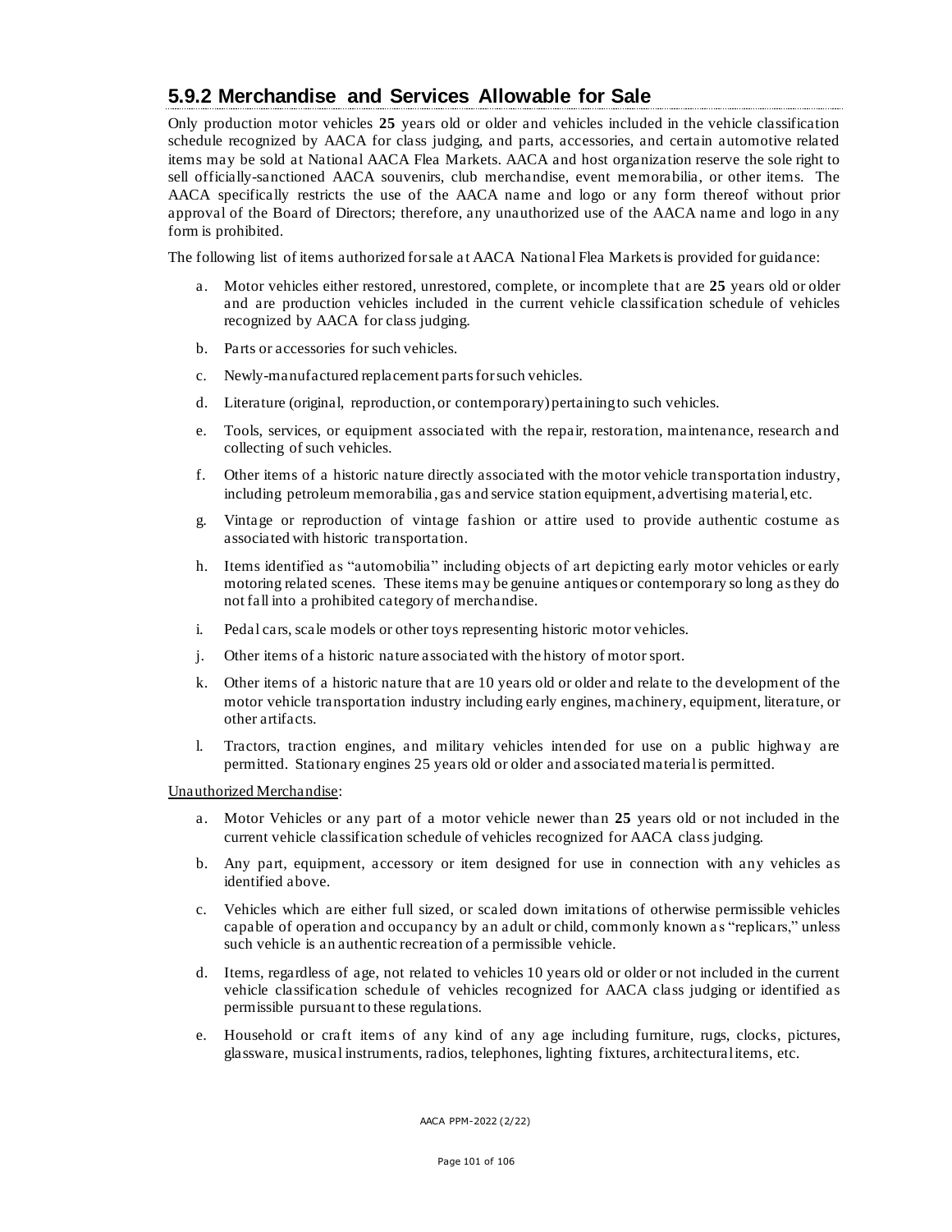### 5.9.2 Merchandise and Services Allowable for Sale

Only production motor vehicles **25** years old or older and vehicles included in the vehicle classification schedule recognized by AACA for class judging, and parts, accessories, and certain automotive related items may be sold at National AACA Flea Markets. AACA and host organization reserve the sole right to sell officially-sanctioned AACA souvenirs, club merchandise, event memorabilia, or other items. The AACA specifically restricts the use of the AACA name and logo or any form thereof without prior approval of the Board of Directors; therefore, any unauthorized use of the AACA name and logo in any form is prohibited.

The following list of items authorized for sale at AACA National Flea Markets is provided for guidance:

a. Motor vehicles either restored, unrestored, complete, or incomplete that are **25** years old or older and are production vehicles included in the current vehicle classification schedule of vehicles recognized by AACA for class judging.

b. Parts or accessories for such vehicles.

c. Newly-manufactured replacement parts for such vehicles.

d. Literature (original, reproduction, or contemporary) pertaining to such vehicles.

e. Tools, services, or equipment associated with the repair, restoration, maintenance, research and collecting of such vehicles.

f. Other items of a historic nature directly associated with the motor vehicle transportation industry, including petroleum memorabilia, gas and service station equipment, advertising material, etc.

g. Vintage or reproduction of vintage fashion or attire used to provide authentic costume as associated with historic transportation.

h. Items identified as "automobilia" including objects of art depicting early motor vehicles or early motoring related scenes. These items may be genuine antiques or contemporary so long as they do not fall into a prohibited category of merchandise.

i. Pedal cars, scale models or other toys representing historic motor vehicles.

j. Other items of a historic nature associated with the history of motor sport.

k. Other items of a historic nature that are 10 years old or older and relate to the development of the motor vehicle transportation industry including early engines, machinery, equipment, literature, or other artifacts.

l. Tractors, traction engines, and military vehicles intended for use on a public highway are permitted. Stationary engines 25 years old or older and associated material is permitted.

<u>Unauthorized Merchandise</u>:

a. Motor Vehicles or any part of a motor vehicle newer than **25** years old or not included in the current vehicle classification schedule of vehicles recognized for AACA class judging.

b. Any part, equipment, accessory or item designed for use in connection with any vehicles as identified above.

c. Vehicles which are either full sized, or scaled down imitations of otherwise permissible vehicles capable of operation and occupancy by an adult or child, commonly known as "replicars," unless such vehicle is an authentic recreation of a permissible vehicle.

d. Items, regardless of age, not related to vehicles 10 years old or older or not included in the current vehicle classification schedule of vehicles recognized for AACA class judging or identified as permissible pursuant to these regulations.

e. Household or craft items of any kind of any age including furniture, rugs, clocks, pictures, glassware, musical instruments, radios, telephones, lighting fixtures, architectural items, etc.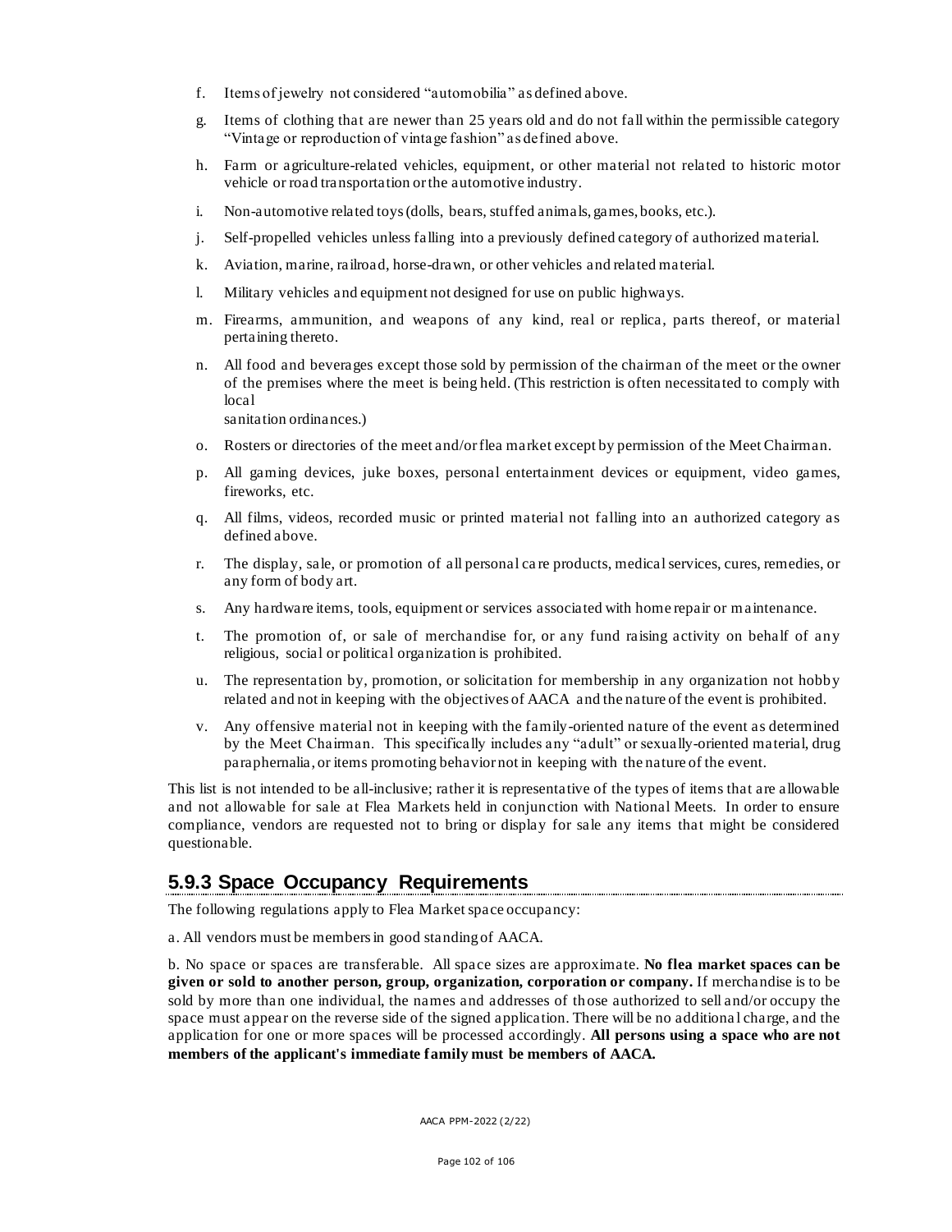f. Items of jewelry not considered "automobilia" as defined above.

g. Items of clothing that are newer than 25 years old and do not fall within the permissible category "Vintage or reproduction of vintage fashion" as defined above.

h. Farm or agriculture-related vehicles, equipment, or other material not related to historic motor vehicle or road transportation or the automotive industry.

i. Non-automotive related toys (dolls, bears, stuffed animals, games, books, etc.).

j. Self-propelled vehicles unless falling into a previously defined category of authorized material.

k. Aviation, marine, railroad, horse-drawn, or other vehicles and related material.

l. Military vehicles and equipment not designed for use on public highways.

m. Firearms, ammunition, and weapons of any kind, real or replica, parts thereof, or material pertaining thereto.

n. All food and beverages except those sold by permission of the chairman of the meet or the owner of the premises where the meet is being held. (This restriction is often necessitated to comply with local sanitation ordinances.)

o. Rosters or directories of the meet and/or flea market except by permission of the Meet Chairman.

p. All gaming devices, juke boxes, personal entertainment devices or equipment, video games, fireworks, etc.

q. All films, videos, recorded music or printed material not falling into an authorized category as defined above.

r. The display, sale, or promotion of all personal care products, medical services, cures, remedies, or any form of body art.

s. Any hardware items, tools, equipment or services associated with home repair or maintenance.

t. The promotion of, or sale of merchandise for, or any fund raising activity on behalf of any religious, social or political organization is prohibited.

u. The representation by, promotion, or solicitation for membership in any organization not hobby related and not in keeping with the objectives of AACA and the nature of the event is prohibited.

v. Any offensive material not in keeping with the family-oriented nature of the event as determined by the Meet Chairman. This specifically includes any "adult" or sexually-oriented material, drug paraphernalia, or items promoting behavior not in keeping with the nature of the event.

This list is not intended to be all-inclusive; rather it is representative of the types of items that are allowable and not allowable for sale at Flea Markets held in conjunction with National Meets. In order to ensure compliance, vendors are requested not to bring or display for sale any items that might be considered questionable.

### 5.9.3 Space Occupancy Requirements

The following regulations apply to Flea Market space occupancy:

a. All vendors must be members in good standing of AACA.

b. No space or spaces are transferable. All space sizes are approximate. **No flea market spaces can be given or sold to another person, group, organization, corporation or company.** If merchandise is to be sold by more than one individual, the names and addresses of those authorized to sell and/or occupy the space must appear on the reverse side of the signed application. There will be no additional charge, and the application for one or more spaces will be processed accordingly. **All persons using a space who are not members of the applicant's immediate family must be members of AACA.**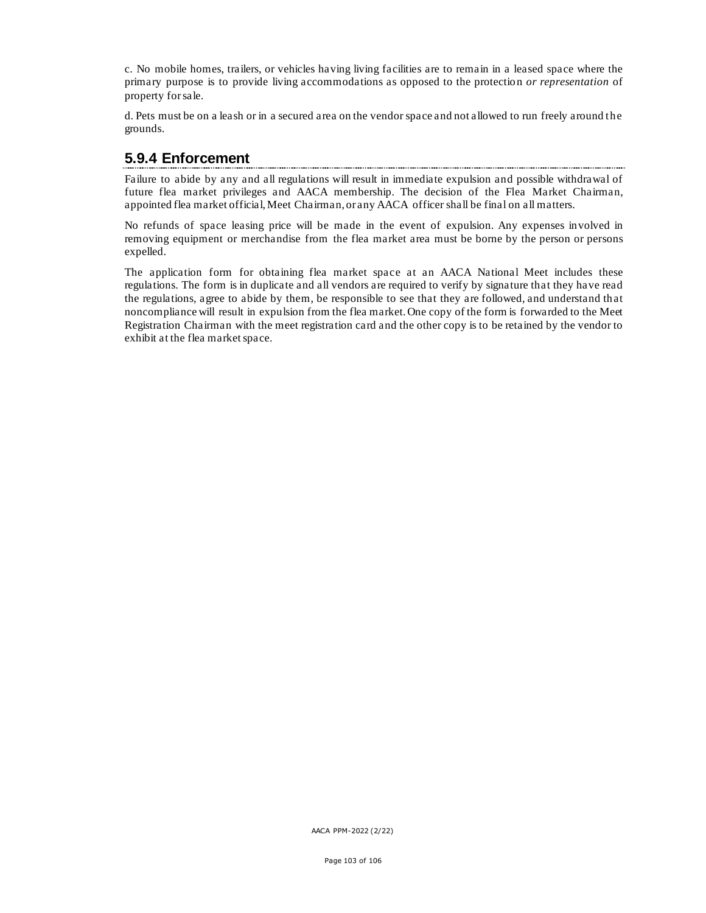c. No mobile homes, trailers, or vehicles having living facilities are to remain in a leased space where the primary purpose is to provide living accommodations as opposed to the protection *or representation* of property for sale.

d. Pets must be on a leash or in a secured area on the vendor space and not allowed to run freely around the grounds.

### 5.9.4 Enforcement

Failure to abide by any and all regulations will result in immediate expulsion and possible withdrawal of future flea market privileges and AACA membership. The decision of the Flea Market Chairman, appointed flea market official, Meet Chairman, or any AACA officer shall be final on all matters.

No refunds of space leasing price will be made in the event of expulsion. Any expenses involved in removing equipment or merchandise from the flea market area must be borne by the person or persons expelled.

The application form for obtaining flea market space at an AACA National Meet includes these regulations. The form is in duplicate and all vendors are required to verify by signature that they have read the regulations, agree to abide by them, be responsible to see that they are followed, and understand that noncompliance will result in expulsion from the flea market. One copy of the form is forwarded to the Meet Registration Chairman with the meet registration card and the other copy is to be retained by the vendor to exhibit at the flea market space.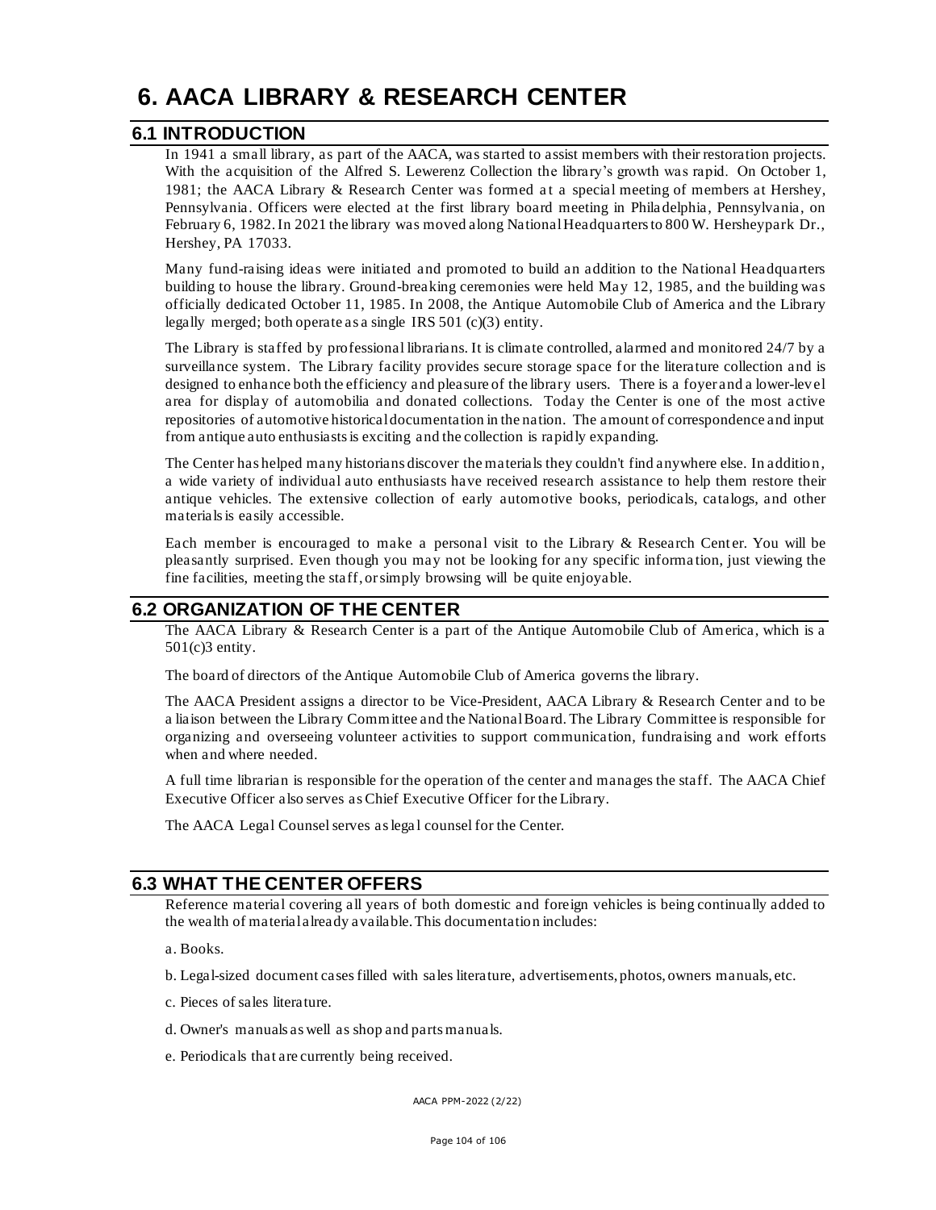# 6. AACA LIBRARY & RESEARCH CENTER

## 6.1 INTRODUCTION

In 1941 a small library, as part of the AACA, was started to assist members with their restoration projects. With the acquisition of the Alfred S. Lewerenz Collection the library's growth was rapid. On October 1, 1981; the AACA Library & Research Center was formed at a special meeting of members at Hershey, Pennsylvania. Officers were elected at the first library board meeting in Philadelphia, Pennsylvania, on February 6, 1982. In 2021 the library was moved along National Headquarters to 800 W. Hersheypark Dr., Hershey, PA 17033.

Many fund-raising ideas were initiated and promoted to build an addition to the National Headquarters building to house the library. Ground-breaking ceremonies were held May 12, 1985, and the building was officially dedicated October 11, 1985. In 2008, the Antique Automobile Club of America and the Library legally merged; both operate as a single IRS 501 (c)(3) entity.

The Library is staffed by professional librarians. It is climate controlled, alarmed and monitored 24/7 by a surveillance system. The Library facility provides secure storage space for the literature collection and is designed to enhance both the efficiency and pleasure of the library users. There is a foyer and a lower-level area for display of automobilia and donated collections. Today the Center is one of the most active repositories of automotive historical documentation in the nation. The amount of correspondence and input from antique auto enthusiasts is exciting and the collection is rapidly expanding.

The Center has helped many historians discover the materials they couldn't find anywhere else. In addition, a wide variety of individual auto enthusiasts have received research assistance to help them restore their antique vehicles. The extensive collection of early automotive books, periodicals, catalogs, and other materials is easily accessible.

Each member is encouraged to make a personal visit to the Library & Research Center. You will be pleasantly surprised. Even though you may not be looking for any specific information, just viewing the fine facilities, meeting the staff, or simply browsing will be quite enjoyable.

## 6.2 ORGANIZATION OF THE CENTER

The AACA Library & Research Center is a part of the Antique Automobile Club of America, which is a 501(c)3 entity.

The board of directors of the Antique Automobile Club of America governs the library.

The AACA President assigns a director to be Vice-President, AACA Library & Research Center and to be a liaison between the Library Committee and the National Board. The Library Committee is responsible for organizing and overseeing volunteer activities to support communication, fundraising and work efforts when and where needed.

A full time librarian is responsible for the operation of the center and manages the staff. The AACA Chief Executive Officer also serves as Chief Executive Officer for the Library.

The AACA Legal Counsel serves as legal counsel for the Center.

## 6.3 WHAT THE CENTER OFFERS

Reference material covering all years of both domestic and foreign vehicles is being continually added to the wealth of material already available. This documentation includes:

a. Books.

b. Legal-sized document cases filled with sales literature, advertisements, photos, owners manuals, etc.

c. Pieces of sales literature.

d. Owner's manuals as well as shop and parts manuals.

e. Periodicals that are currently being received.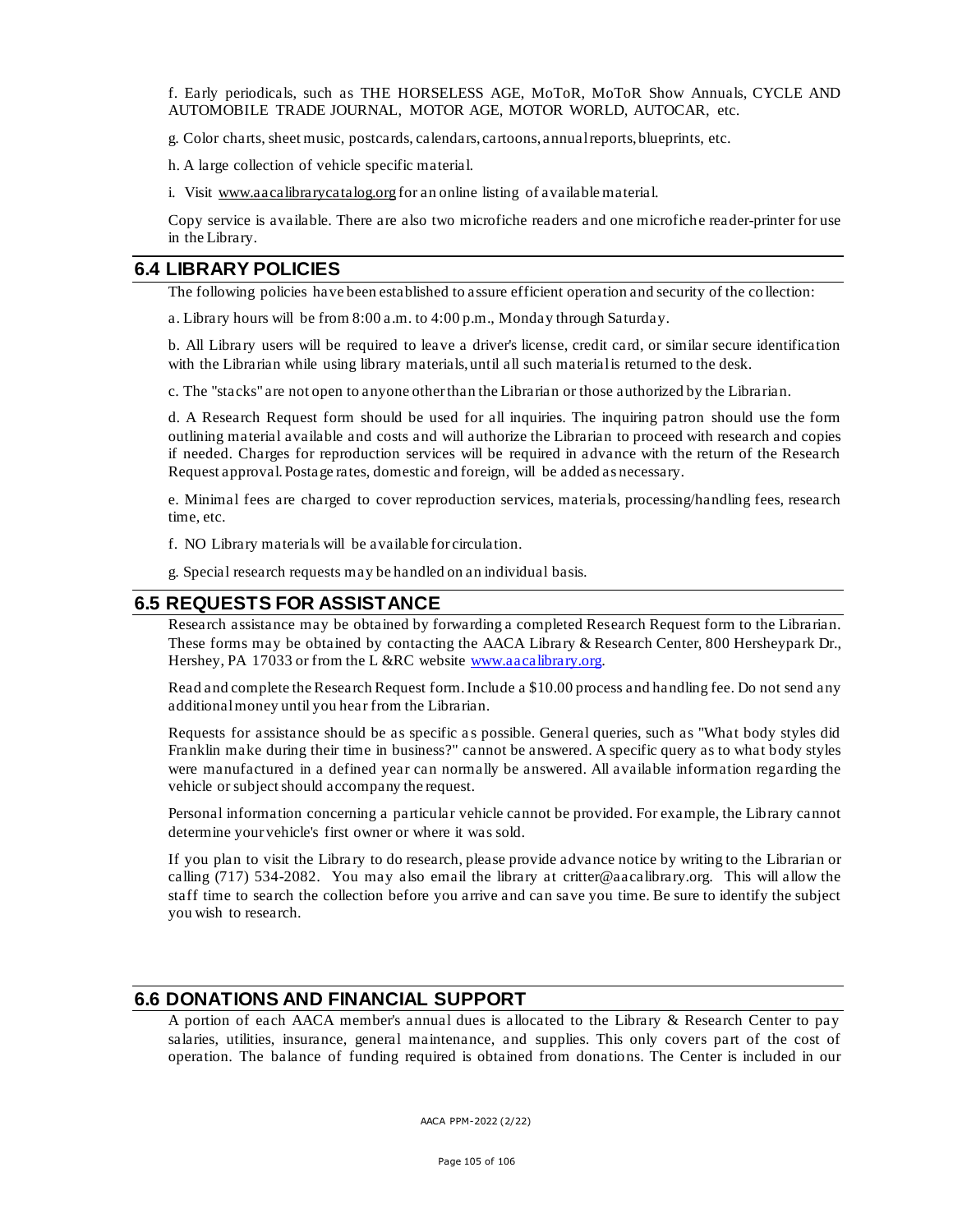f. Early periodicals, such as THE HORSELESS AGE, MoToR, MoToR Show Annuals, CYCLE AND AUTOMOBILE TRADE JOURNAL, MOTOR AGE, MOTOR WORLD, AUTOCAR, etc.

g. Color charts, sheet music, postcards, calendars, cartoons, annual reports, blueprints, etc.

h. A large collection of vehicle specific material.

i. Visit www.aacalibrarycatalog.org for an online listing of available material.

Copy service is available. There are also two microfiche readers and one microfiche reader-printer for use in the Library.

## 6.4 LIBRARY POLICIES

The following policies have been established to assure efficient operation and security of the collection:

a. Library hours will be from 8:00 a.m. to 4:00 p.m., Monday through Saturday.

b. All Library users will be required to leave a driver's license, credit card, or similar secure identification with the Librarian while using library materials, until all such material is returned to the desk.

c. The "stacks" are not open to anyone other than the Librarian or those authorized by the Librarian.

d. A Research Request form should be used for all inquiries. The inquiring patron should use the form outlining material available and costs and will authorize the Librarian to proceed with research and copies if needed. Charges for reproduction services will be required in advance with the return of the Research Request approval. Postage rates, domestic and foreign, will be added as necessary.

e. Minimal fees are charged to cover reproduction services, materials, processing/handling fees, research time, etc.

f. NO Library materials will be available for circulation.

g. Special research requests may be handled on an individual basis.

## 6.5 REQUESTS FOR ASSISTANCE

Research assistance may be obtained by forwarding a completed Research Request form to the Librarian. These forms may be obtained by contacting the AACA Library & Research Center, 800 Hersheypark Dr., Hershey, PA 17033 or from the L &RC website www.aacalibrary.org.

Read and complete the Research Request form. Include a $10.00 process and handling fee. Do not send any additional money until you hear from the Librarian.

Requests for assistance should be as specific as possible. General queries, such as "What body styles did Franklin make during their time in business?" cannot be answered. A specific query as to what body styles were manufactured in a defined year can normally be answered. All available information regarding the vehicle or subject should accompany the request.

Personal information concerning a particular vehicle cannot be provided. For example, the Library cannot determine your vehicle's first owner or where it was sold.

If you plan to visit the Library to do research, please provide advance notice by writing to the Librarian or calling (717) 534-2082. You may also email the library at critter@aacalibrary.org. This will allow the staff time to search the collection before you arrive and can save you time. Be sure to identify the subject you wish to research.

## 6.6 DONATIONS AND FINANCIAL SUPPORT

A portion of each AACA member's annual dues is allocated to the Library & Research Center to pay salaries, utilities, insurance, general maintenance, and supplies. This only covers part of the cost of operation. The balance of funding required is obtained from donations. The Center is included in our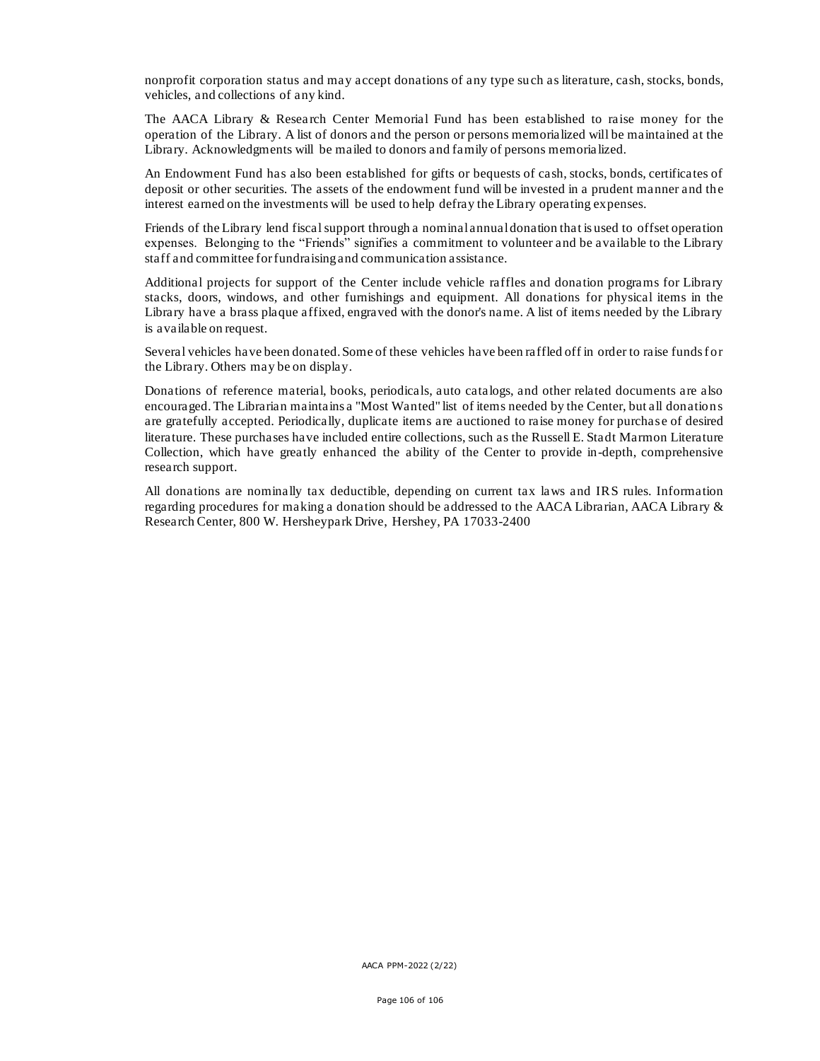nonprofit corporation status and may accept donations of any type such as literature, cash, stocks, bonds, vehicles, and collections of any kind.

The AACA Library & Research Center Memorial Fund has been established to raise money for the operation of the Library. A list of donors and the person or persons memorialized will be maintained at the Library. Acknowledgments will be mailed to donors and family of persons memorialized.

An Endowment Fund has also been established for gifts or bequests of cash, stocks, bonds, certificates of deposit or other securities. The assets of the endowment fund will be invested in a prudent manner and the interest earned on the investments will be used to help defray the Library operating expenses.

Friends of the Library lend fiscal support through a nominal annual donation that is used to offset operation expenses. Belonging to the "Friends" signifies a commitment to volunteer and be available to the Library staff and committee for fundraising and communication assistance.

Additional projects for support of the Center include vehicle raffles and donation programs for Library stacks, doors, windows, and other furnishings and equipment. All donations for physical items in the Library have a brass plaque affixed, engraved with the donor's name. A list of items needed by the Library is available on request.

Several vehicles have been donated. Some of these vehicles have been raffled off in order to raise funds for the Library. Others may be on display.

Donations of reference material, books, periodicals, auto catalogs, and other related documents are also encouraged. The Librarian maintains a "Most Wanted" list of items needed by the Center, but all donations are gratefully accepted. Periodically, duplicate items are auctioned to raise money for purchase of desired literature. These purchases have included entire collections, such as the Russell E. Stadt Marmon Literature Collection, which have greatly enhanced the ability of the Center to provide in-depth, comprehensive research support.

All donations are nominally tax deductible, depending on current tax laws and IRS rules. Information regarding procedures for making a donation should be addressed to the AACA Librarian, AACA Library & Research Center, 800 W. Hersheypark Drive, Hershey, PA 17033-2400